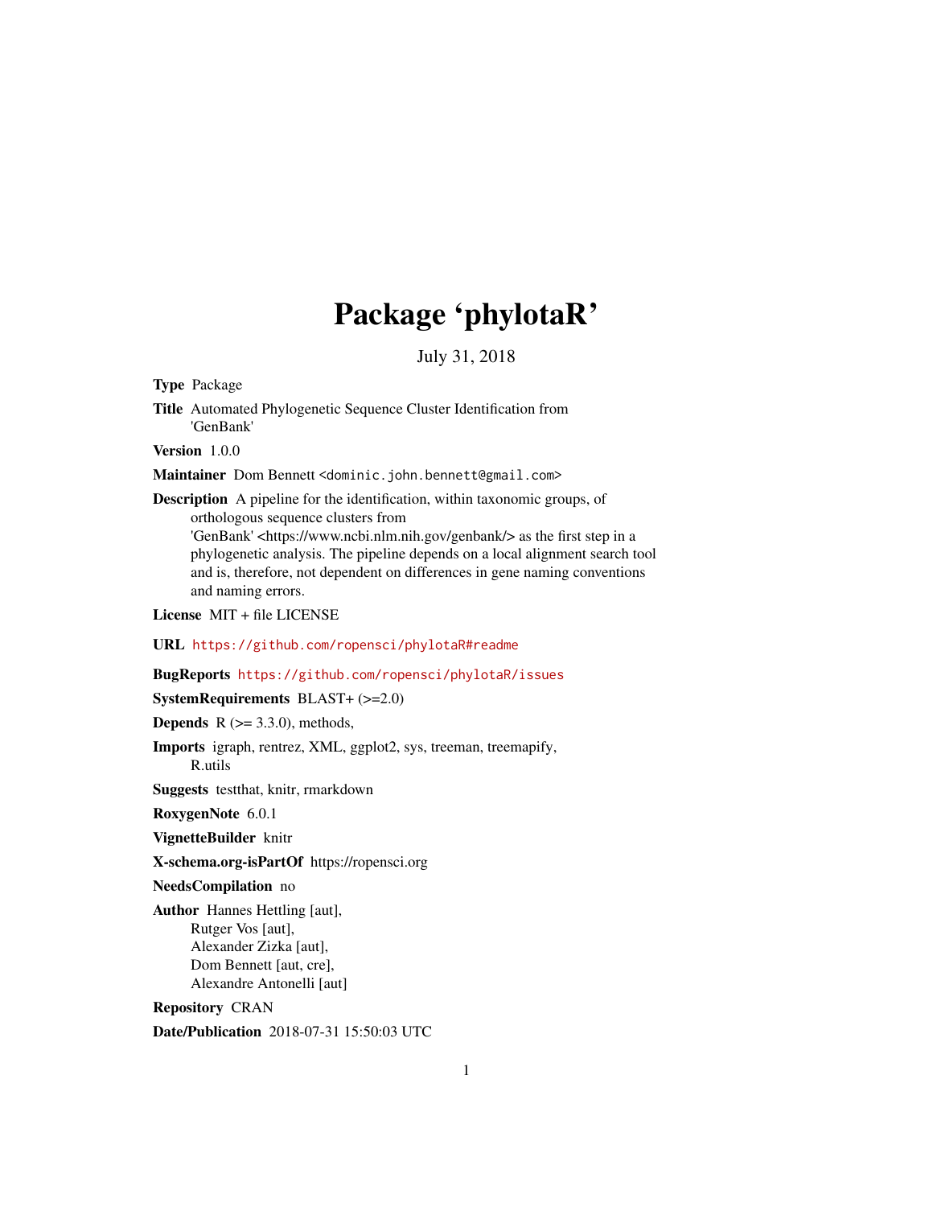# Package 'phylotaR'

July 31, 2018

**Type** Package

**Title** Automated Phylogenetic Sequence Cluster Identification from 'GenBank'

**Version** 1.0.0

**Maintainer** Dom Bennett <dominic.john.bennett@gmail.com>

**Description** A pipeline for the identification, within taxonomic groups, of orthologous sequence clusters from 'GenBank' <https://www.ncbi.nlm.nih.gov/genbank/> as the first step in a phylogenetic analysis. The pipeline depends on a local alignment search tool and is, therefore, not dependent on differences in gene naming conventions and naming errors.

**License** MIT + file LICENSE

**URL** https://github.com/ropensci/phylotaR#readme

**BugReports** https://github.com/ropensci/phylotaR/issues

**SystemRequirements** BLAST+ (>=2.0)

**Depends** R (>= 3.3.0), methods,

**Imports** igraph, rentrez, XML, ggplot2, sys, treeman, treemapify, R.utils

**Suggests** testthat, knitr, rmarkdown

**RoxygenNote** 6.0.1

**VignetteBuilder** knitr

**X-schema.org-isPartOf** https://ropensci.org

**NeedsCompilation** no

**Author** Hannes Hettling [aut],
Rutger Vos [aut],
Alexander Zizka [aut],
Dom Bennett [aut, cre],
Alexandre Antonelli [aut]

**Repository** CRAN

**Date/Publication** 2018-07-31 15:50:03 UTC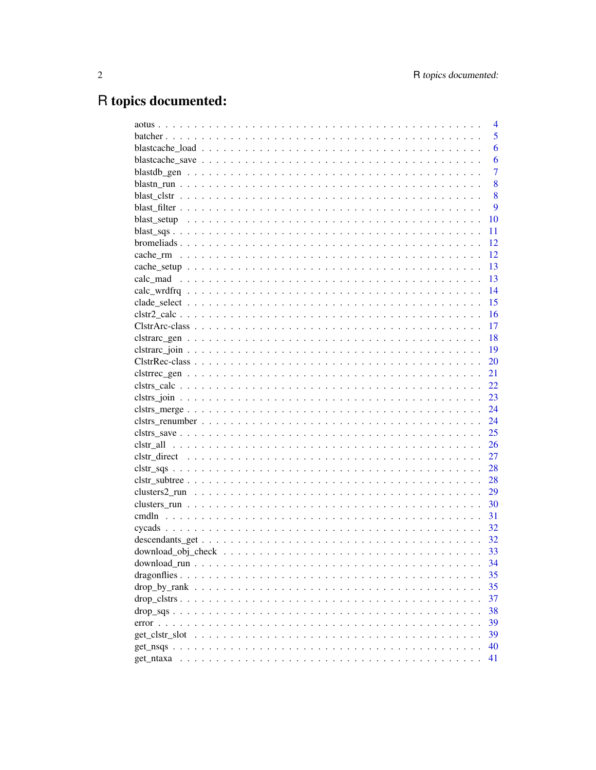# R topics documented:

| | |
|---|---|
| aotus | 4 |
| batcher | 5 |
| blastcache_load | 6 |
| blastcache_save | 6 |
| blastdb_gen | 7 |
| blastn_run | 8 |
| blast_clstr | 8 |
| blast_filter | 9 |
| blast_setup | 10 |
| blast_sqs | 11 |
| bromeliads | 12 |
| cache_rm | 12 |
| cache_setup | 13 |
| calc_mad | 13 |
| calc_wrdfrq | 14 |
| clade_select | 15 |
| clstr2_calc | 16 |
| ClstrArc-class | 17 |
| clstrarc_gen | 18 |
| clstrarc_join | 19 |
| ClstrRec-class | 20 |
| clstrrec_gen | 21 |
| clstrs_calc | 22 |
| clstrs_join | 23 |
| clstrs_merge | 24 |
| clstrs_renumber | 24 |
| clstrs_save | 25 |
| clstr_all | 26 |
| clstr_direct | 27 |
| clstr_sqs | 28 |
| clstr_subtree | 28 |
| clusters2_run | 29 |
| clusters_run | 30 |
| cmdln | 31 |
| cycads | 32 |
| descendants_get | 32 |
| download_obj_check | 33 |
| download_run | 34 |
| dragonflies | 35 |
| drop_by_rank | 35 |
| drop_clstrs | 37 |
| drop_sqs | 38 |
| error | 39 |
| get_clstr_slot | 39 |
| get_nsqs | 40 |
| get_ntaxa | 41 |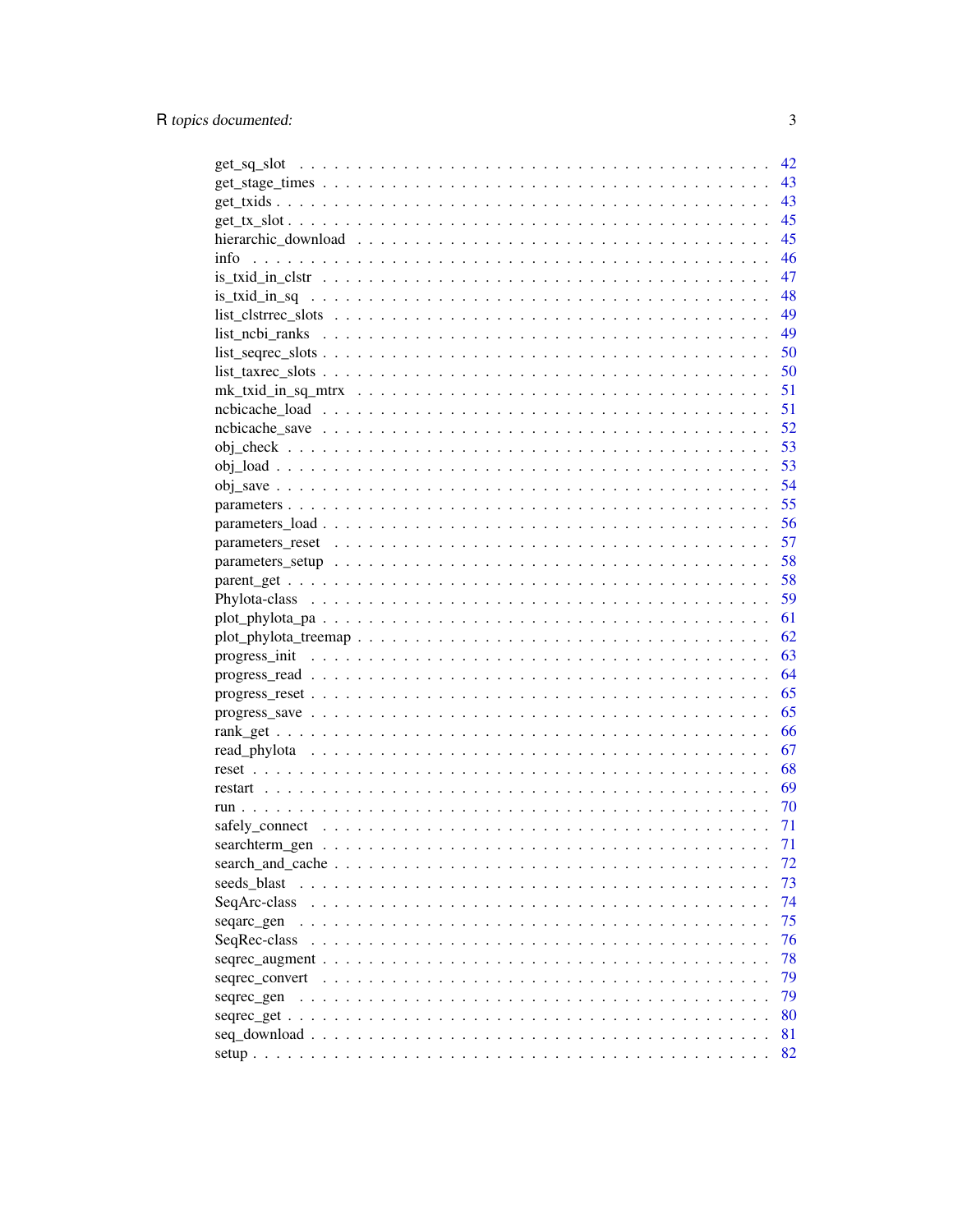| | |
|---|---|
| get_sq_slot | 42 |
| get_stage_times | 43 |
| get_txids | 43 |
| get_tx_slot | 45 |
| hierarchic_download | 45 |
| info | 46 |
| is_txid_in_clstr | 47 |
| is_txid_in_sq | 48 |
| list_clstrrec_slots | 49 |
| list_ncbi_ranks | 49 |
| list_seqrec_slots | 50 |
| list_taxrec_slots | 50 |
| mk_txid_in_sq_mtrx | 51 |
| ncbicache_load | 51 |
| ncbicache_save | 52 |
| obj_check | 53 |
| obj_load | 53 |
| obj_save | 54 |
| parameters | 55 |
| parameters_load | 56 |
| parameters_reset | 57 |
| parameters_setup | 58 |
| parent_get | 58 |
| Phylota-class | 59 |
| plot_phylota_pa | 61 |
| plot_phylota_treemap | 62 |
| progress_init | 63 |
| progress_read | 64 |
| progress_reset | 65 |
| progress_save | 65 |
| rank_get | 66 |
| read_phylota | 67 |
| reset | 68 |
| restart | 69 |
| run | 70 |
| safely_connect | 71 |
| searchterm_gen | 71 |
| search_and_cache | 72 |
| seeds_blast | 73 |
| SeqArc-class | 74 |
| seqarc_gen | 75 |
| SeqRec-class | 76 |
| seqrec_augment | 78 |
| seqrec_convert | 79 |
| seqrec_gen | 79 |
| seqrec_get | 80 |
| seq_download | 81 |
| setup | 82 |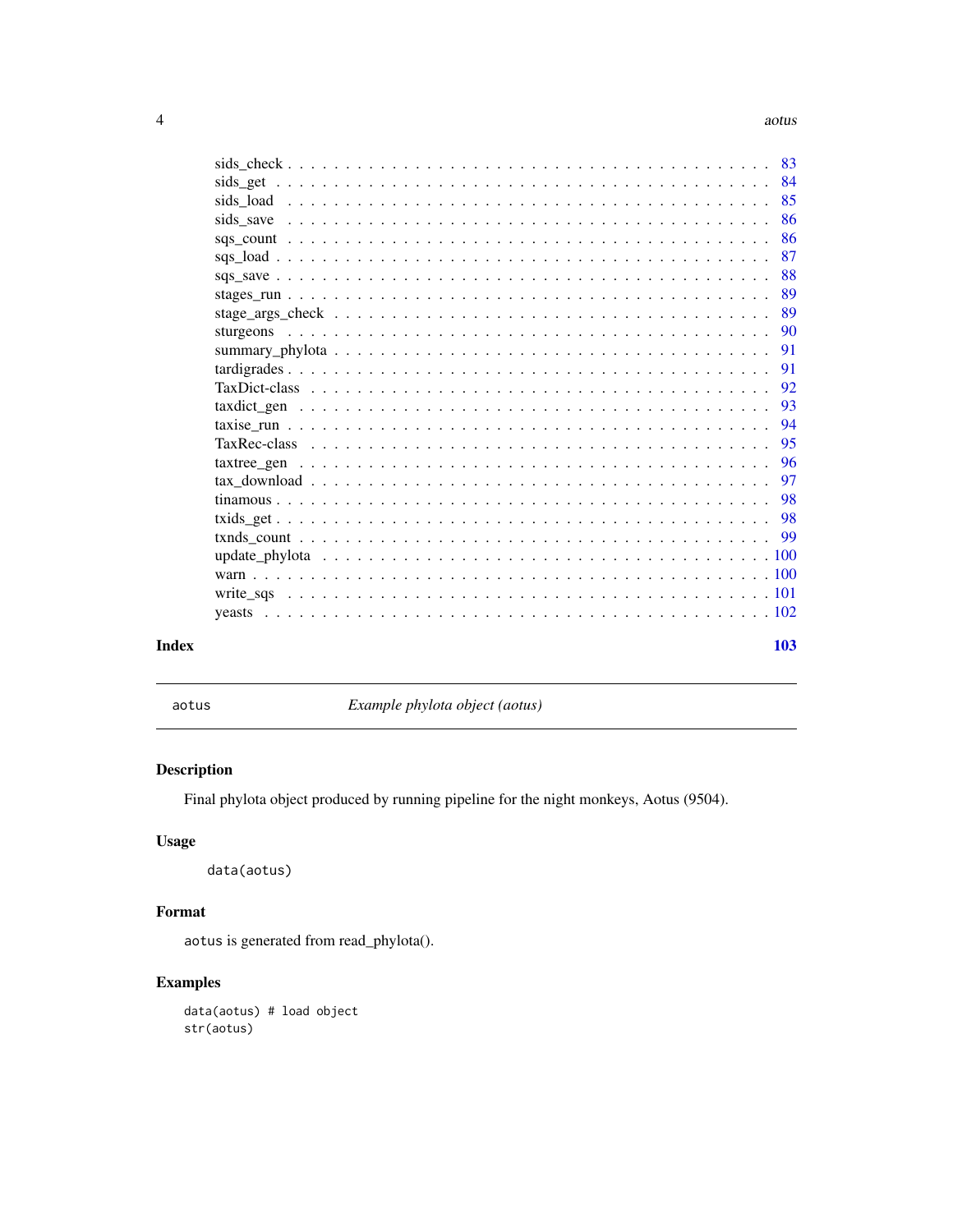sids_check . . . . . . . . . . . . . . . . . . . . . . . . . . . . . . . . . . . . . . 83
sids_get . . . . . . . . . . . . . . . . . . . . . . . . . . . . . . . . . . . . . . . 84
sids_load . . . . . . . . . . . . . . . . . . . . . . . . . . . . . . . . . . . . . . . 85
sids_save . . . . . . . . . . . . . . . . . . . . . . . . . . . . . . . . . . . . . . . 86
sqs_count . . . . . . . . . . . . . . . . . . . . . . . . . . . . . . . . . . . . . . . 86
sqs_load . . . . . . . . . . . . . . . . . . . . . . . . . . . . . . . . . . . . . . . 87
sqs_save . . . . . . . . . . . . . . . . . . . . . . . . . . . . . . . . . . . . . . . 88
stages_run . . . . . . . . . . . . . . . . . . . . . . . . . . . . . . . . . . . . . . 89
stage_args_check . . . . . . . . . . . . . . . . . . . . . . . . . . . . . . . . . . 89
sturgeons . . . . . . . . . . . . . . . . . . . . . . . . . . . . . . . . . . . . . . 90
summary_phylota . . . . . . . . . . . . . . . . . . . . . . . . . . . . . . . . . . . 91
tardigrades . . . . . . . . . . . . . . . . . . . . . . . . . . . . . . . . . . . . . 91
TaxDict-class . . . . . . . . . . . . . . . . . . . . . . . . . . . . . . . . . . . . 92
taxdict_gen . . . . . . . . . . . . . . . . . . . . . . . . . . . . . . . . . . . . . 93
taxise_run . . . . . . . . . . . . . . . . . . . . . . . . . . . . . . . . . . . . . . 94
TaxRec-class . . . . . . . . . . . . . . . . . . . . . . . . . . . . . . . . . . . . . 95
taxtree_gen . . . . . . . . . . . . . . . . . . . . . . . . . . . . . . . . . . . . . 96
tax_download . . . . . . . . . . . . . . . . . . . . . . . . . . . . . . . . . . . . 97
tinamous . . . . . . . . . . . . . . . . . . . . . . . . . . . . . . . . . . . . . . . 98
txids_get . . . . . . . . . . . . . . . . . . . . . . . . . . . . . . . . . . . . . . 98
txnds_count . . . . . . . . . . . . . . . . . . . . . . . . . . . . . . . . . . . . . 99
update_phylota . . . . . . . . . . . . . . . . . . . . . . . . . . . . . . . . . . . 100
warn . . . . . . . . . . . . . . . . . . . . . . . . . . . . . . . . . . . . . . . . . 100
write_sqs . . . . . . . . . . . . . . . . . . . . . . . . . . . . . . . . . . . . . . 101
yeasts . . . . . . . . . . . . . . . . . . . . . . . . . . . . . . . . . . . . . . . . 102

**Index** **103**

---

`aotus` *Example phylota object (aotus)*

---

### Description

Final phylota object produced by running pipeline for the night monkeys, Aotus (9504).

### Usage

```
data(aotus)
```

### Format

`aotus` is generated from read_phylota().

### Examples

```
data(aotus) # load object
str(aotus)
```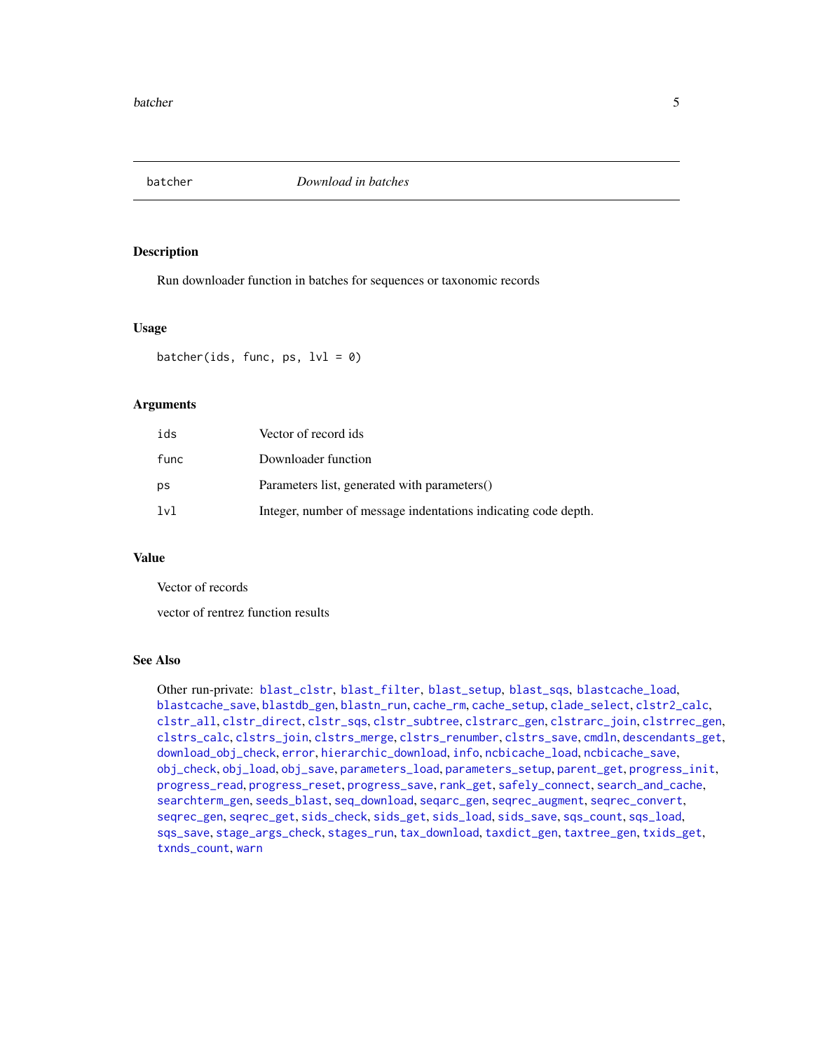## batcher — *Download in batches*

### Description

Run downloader function in batches for sequences or taxonomic records

### Usage

```
batcher(ids, func, ps, lvl = 0)
```

### Arguments

| | |
|---|---|
| ids | Vector of record ids |
| func | Downloader function |
| ps | Parameters list, generated with parameters() |
| lvl | Integer, number of message indentations indicating code depth. |

### Value

Vector of records

vector of rentrez function results

### See Also

Other run-private: blast_clstr, blast_filter, blast_setup, blast_sqs, blastcache_load, blastcache_save, blastdb_gen, blastn_run, cache_rm, cache_setup, clade_select, clstr2_calc, clstr_all, clstr_direct, clstr_sqs, clstr_subtree, clstrarc_gen, clstrarc_join, clstrrec_gen, clstrs_calc, clstrs_join, clstrs_merge, clstrs_renumber, clstrs_save, cmdln, descendants_get, download_obj_check, error, hierarchic_download, info, ncbicache_load, ncbicache_save, obj_check, obj_load, obj_save, parameters_load, parameters_setup, parent_get, progress_init, progress_read, progress_reset, progress_save, rank_get, safely_connect, search_and_cache, searchterm_gen, seeds_blast, seq_download, seqarc_gen, seqrec_augment, seqrec_convert, seqrec_gen, seqrec_get, sids_check, sids_get, sids_load, sids_save, sqs_count, sqs_load, sqs_save, stage_args_check, stages_run, tax_download, taxdict_gen, taxtree_gen, txids_get, txnds_count, warn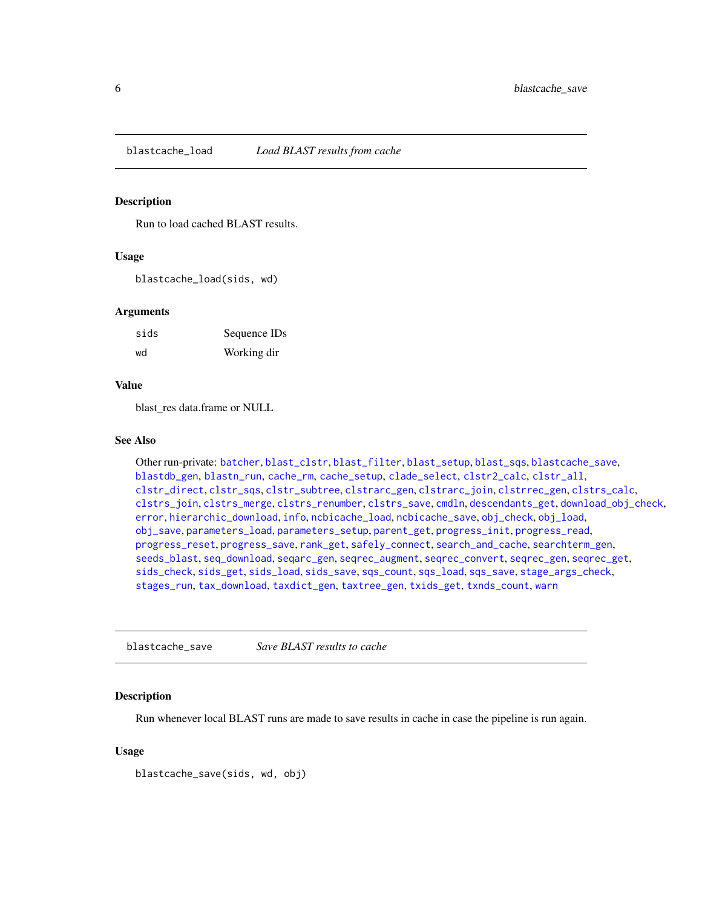## blastcache_load — *Load BLAST results from cache*

### Description

Run to load cached BLAST results.

### Usage

```
blastcache_load(sids, wd)
```

### Arguments

| | |
|---|---|
| `sids` | Sequence IDs |
| `wd` | Working dir |

### Value

blast_res data.frame or NULL

### See Also

Other run-private: `batcher`, `blast_clstr`, `blast_filter`, `blast_setup`, `blast_sqs`, `blastcache_save`, `blastdb_gen`, `blastn_run`, `cache_rm`, `cache_setup`, `clade_select`, `clstr2_calc`, `clstr_all`, `clstr_direct`, `clstr_sqs`, `clstr_subtree`, `clstrarc_gen`, `clstrarc_join`, `clstrrec_gen`, `clstrs_calc`, `clstrs_join`, `clstrs_merge`, `clstrs_renumber`, `clstrs_save`, `cmdln`, `descendants_get`, `download_obj_check`, `error`, `hierarchic_download`, `info`, `ncbicache_load`, `ncbicache_save`, `obj_check`, `obj_load`, `obj_save`, `parameters_load`, `parameters_setup`, `parent_get`, `progress_init`, `progress_read`, `progress_reset`, `progress_save`, `rank_get`, `safely_connect`, `search_and_cache`, `searchterm_gen`, `seeds_blast`, `seq_download`, `seqarc_gen`, `seqrec_augment`, `seqrec_convert`, `seqrec_gen`, `seqrec_get`, `sids_check`, `sids_get`, `sids_load`, `sids_save`, `sqs_count`, `sqs_load`, `sqs_save`, `stage_args_check`, `stages_run`, `tax_download`, `taxdict_gen`, `taxtree_gen`, `txids_get`, `txnds_count`, `warn`

## blastcache_save — *Save BLAST results to cache*

### Description

Run whenever local BLAST runs are made to save results in cache in case the pipeline is run again.

### Usage

```
blastcache_save(sids, wd, obj)
```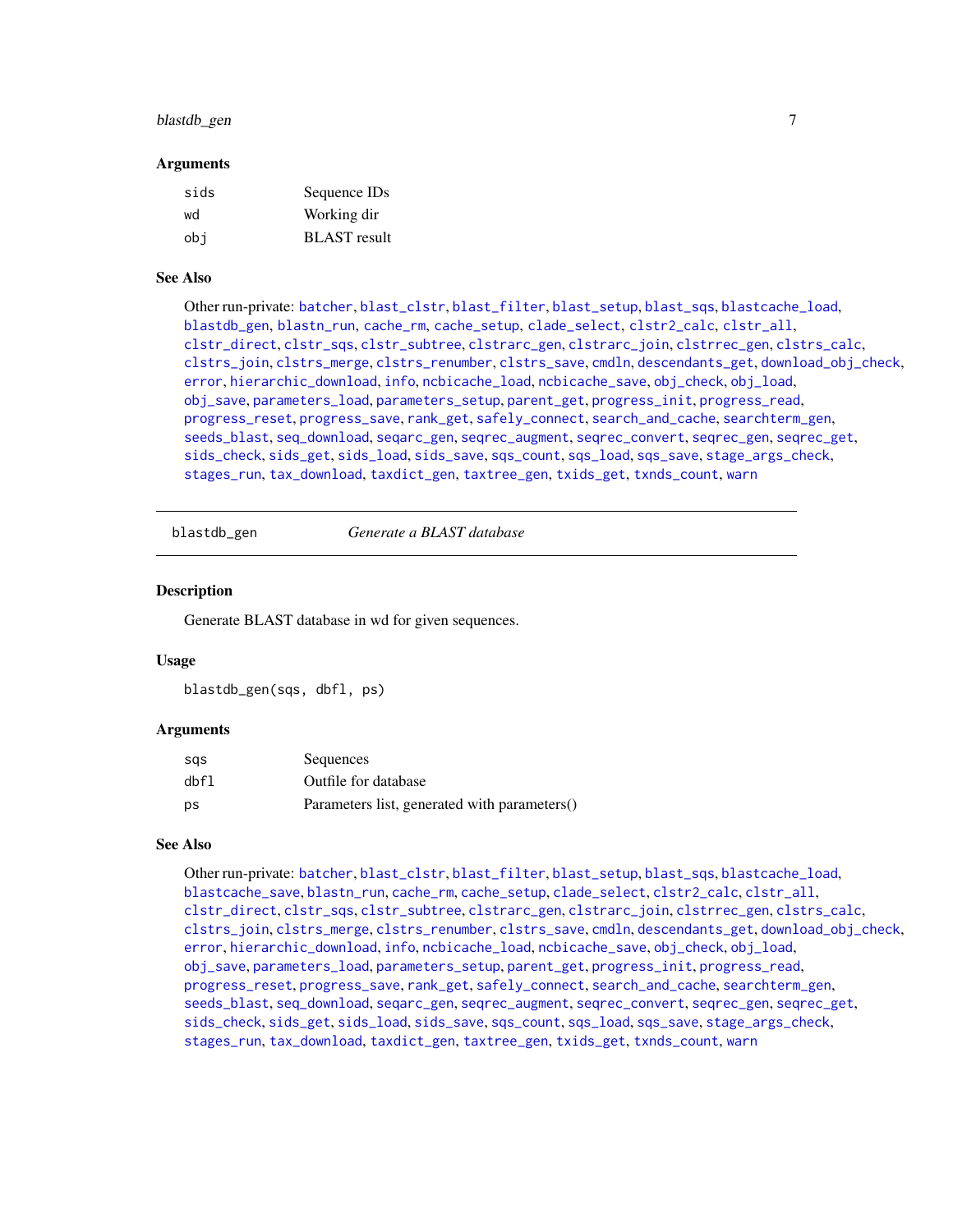### Arguments

| | |
|---|---|
| sids | Sequence IDs |
| wd | Working dir |
| obj | BLAST result |

### See Also

Other run-private: batcher, blast_clstr, blast_filter, blast_setup, blast_sqs, blastcache_load, blastdb_gen, blastn_run, cache_rm, cache_setup, clade_select, clstr2_calc, clstr_all, clstr_direct, clstr_sqs, clstr_subtree, clstrarc_gen, clstrarc_join, clstrrec_gen, clstrs_calc, clstrs_join, clstrs_merge, clstrs_renumber, clstrs_save, cmdln, descendants_get, download_obj_check, error, hierarchic_download, info, ncbicache_load, ncbicache_save, obj_check, obj_load, obj_save, parameters_load, parameters_setup, parent_get, progress_init, progress_read, progress_reset, progress_save, rank_get, safely_connect, search_and_cache, searchterm_gen, seeds_blast, seq_download, seqarc_gen, seqrec_augment, seqrec_convert, seqrec_gen, seqrec_get, sids_check, sids_get, sids_load, sids_save, sqs_count, sqs_load, sqs_save, stage_args_check, stages_run, tax_download, taxdict_gen, taxtree_gen, txids_get, txnds_count, warn

---

## blastdb_gen — *Generate a BLAST database*

### Description

Generate BLAST database in wd for given sequences.

### Usage

```
blastdb_gen(sqs, dbfl, ps)
```

### Arguments

| | |
|---|---|
| sqs | Sequences |
| dbfl | Outfile for database |
| ps | Parameters list, generated with parameters() |

### See Also

Other run-private: batcher, blast_clstr, blast_filter, blast_setup, blast_sqs, blastcache_load, blastcache_save, blastn_run, cache_rm, cache_setup, clade_select, clstr2_calc, clstr_all, clstr_direct, clstr_sqs, clstr_subtree, clstrarc_gen, clstrarc_join, clstrrec_gen, clstrs_calc, clstrs_join, clstrs_merge, clstrs_renumber, clstrs_save, cmdln, descendants_get, download_obj_check, error, hierarchic_download, info, ncbicache_load, ncbicache_save, obj_check, obj_load, obj_save, parameters_load, parameters_setup, parent_get, progress_init, progress_read, progress_reset, progress_save, rank_get, safely_connect, search_and_cache, searchterm_gen, seeds_blast, seq_download, seqarc_gen, seqrec_augment, seqrec_convert, seqrec_gen, seqrec_get, sids_check, sids_get, sids_load, sids_save, sqs_count, sqs_load, sqs_save, stage_args_check, stages_run, tax_download, taxdict_gen, taxtree_gen, txids_get, txnds_count, warn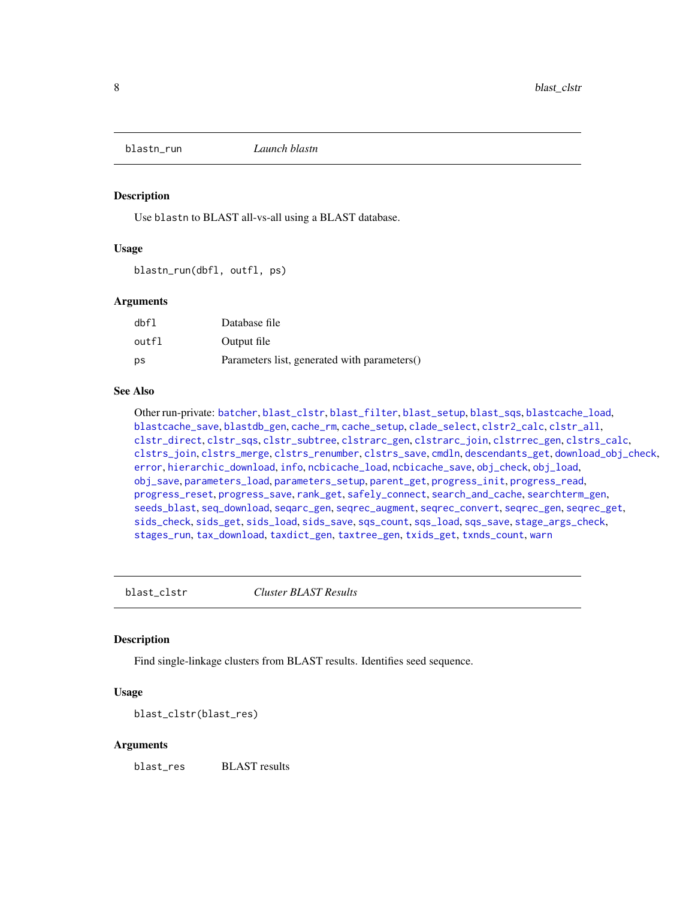## blastn_run — *Launch blastn*

### Description

Use blastn to BLAST all-vs-all using a BLAST database.

### Usage

```
blastn_run(dbfl, outfl, ps)
```

### Arguments

| | |
|---|---|
| dbfl | Database file |
| outfl | Output file |
| ps | Parameters list, generated with parameters() |

### See Also

Other run-private: batcher, blast_clstr, blast_filter, blast_setup, blast_sqs, blastcache_load, blastcache_save, blastdb_gen, cache_rm, cache_setup, clade_select, clstr2_calc, clstr_all, clstr_direct, clstr_sqs, clstr_subtree, clstrarc_gen, clstrarc_join, clstrrec_gen, clstrs_calc, clstrs_join, clstrs_merge, clstrs_renumber, clstrs_save, cmdln, descendants_get, download_obj_check, error, hierarchic_download, info, ncbicache_load, ncbicache_save, obj_check, obj_load, obj_save, parameters_load, parameters_setup, parent_get, progress_init, progress_read, progress_reset, progress_save, rank_get, safely_connect, search_and_cache, searchterm_gen, seeds_blast, seq_download, seqarc_gen, seqrec_augment, seqrec_convert, seqrec_gen, seqrec_get, sids_check, sids_get, sids_load, sids_save, sqs_count, sqs_load, sqs_save, stage_args_check, stages_run, tax_download, taxdict_gen, taxtree_gen, txids_get, txnds_count, warn

## blast_clstr — *Cluster BLAST Results*

### Description

Find single-linkage clusters from BLAST results. Identifies seed sequence.

### Usage

```
blast_clstr(blast_res)
```

### Arguments

| | |
|---|---|
| blast_res | BLAST results |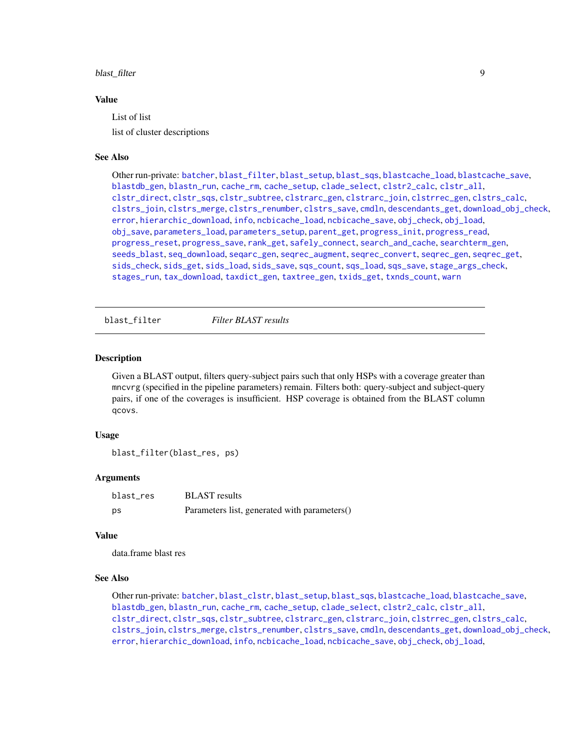### Value

List of list

list of cluster descriptions

### See Also

Other run-private: `batcher`, `blast_filter`, `blast_setup`, `blast_sqs`, `blastcache_load`, `blastcache_save`, `blastdb_gen`, `blastn_run`, `cache_rm`, `cache_setup`, `clade_select`, `clstr2_calc`, `clstr_all`, `clstr_direct`, `clstr_sqs`, `clstr_subtree`, `clstrarc_gen`, `clstrarc_join`, `clstrrec_gen`, `clstrs_calc`, `clstrs_join`, `clstrs_merge`, `clstrs_renumber`, `clstrs_save`, `cmdln`, `descendants_get`, `download_obj_check`, `error`, `hierarchic_download`, `info`, `ncbicache_load`, `ncbicache_save`, `obj_check`, `obj_load`, `obj_save`, `parameters_load`, `parameters_setup`, `parent_get`, `progress_init`, `progress_read`, `progress_reset`, `progress_save`, `rank_get`, `safely_connect`, `search_and_cache`, `searchterm_gen`, `seeds_blast`, `seq_download`, `seqarc_gen`, `seqrec_augment`, `seqrec_convert`, `seqrec_gen`, `seqrec_get`, `sids_check`, `sids_get`, `sids_load`, `sids_save`, `sqs_count`, `sqs_load`, `sqs_save`, `stage_args_check`, `stages_run`, `tax_download`, `taxdict_gen`, `taxtree_gen`, `txids_get`, `txnds_count`, `warn`

---

## `blast_filter` *Filter BLAST results*

### Description

Given a BLAST output, filters query-subject pairs such that only HSPs with a coverage greater than `mncvrg` (specified in the pipeline parameters) remain. Filters both: query-subject and subject-query pairs, if one of the coverages is insufficient. HSP coverage is obtained from the BLAST column `qcovs`.

### Usage

```
blast_filter(blast_res, ps)
```

### Arguments

| | |
|---|---|
| `blast_res` | BLAST results |
| `ps` | Parameters list, generated with parameters() |

### Value

data.frame blast res

### See Also

Other run-private: `batcher`, `blast_clstr`, `blast_setup`, `blast_sqs`, `blastcache_load`, `blastcache_save`, `blastdb_gen`, `blastn_run`, `cache_rm`, `cache_setup`, `clade_select`, `clstr2_calc`, `clstr_all`, `clstr_direct`, `clstr_sqs`, `clstr_subtree`, `clstrarc_gen`, `clstrarc_join`, `clstrrec_gen`, `clstrs_calc`, `clstrs_join`, `clstrs_merge`, `clstrs_renumber`, `clstrs_save`, `cmdln`, `descendants_get`, `download_obj_check`, `error`, `hierarchic_download`, `info`, `ncbicache_load`, `ncbicache_save`, `obj_check`, `obj_load`,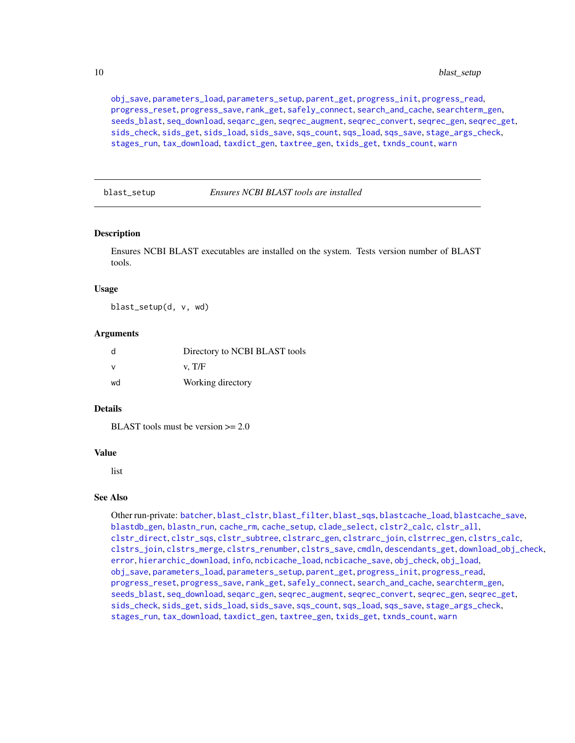obj_save, parameters_load, parameters_setup, parent_get, progress_init, progress_read, progress_reset, progress_save, rank_get, safely_connect, search_and_cache, searchterm_gen, seeds_blast, seq_download, seqarc_gen, seqrec_augment, seqrec_convert, seqrec_gen, seqrec_get, sids_check, sids_get, sids_load, sids_save, sqs_count, sqs_load, sqs_save, stage_args_check, stages_run, tax_download, taxdict_gen, taxtree_gen, txids_get, txnds_count, warn

---

## blast_setup — *Ensures NCBI BLAST tools are installed*

### Description

Ensures NCBI BLAST executables are installed on the system. Tests version number of BLAST tools.

### Usage

```
blast_setup(d, v, wd)
```

### Arguments

| | |
|---|---|
| d | Directory to NCBI BLAST tools |
| v | v, T/F |
| wd | Working directory |

### Details

BLAST tools must be version >= 2.0

### Value

list

### See Also

Other run-private: batcher, blast_clstr, blast_filter, blast_sqs, blastcache_load, blastcache_save, blastdb_gen, blastn_run, cache_rm, cache_setup, clade_select, clstr2_calc, clstr_all, clstr_direct, clstr_sqs, clstr_subtree, clstrarc_gen, clstrarc_join, clstrrec_gen, clstrs_calc, clstrs_join, clstrs_merge, clstrs_renumber, clstrs_save, cmdln, descendants_get, download_obj_check, error, hierarchic_download, info, ncbicache_load, ncbicache_save, obj_check, obj_load, obj_save, parameters_load, parameters_setup, parent_get, progress_init, progress_read, progress_reset, progress_save, rank_get, safely_connect, search_and_cache, searchterm_gen, seeds_blast, seq_download, seqarc_gen, seqrec_augment, seqrec_convert, seqrec_gen, seqrec_get, sids_check, sids_get, sids_load, sids_save, sqs_count, sqs_load, sqs_save, stage_args_check, stages_run, tax_download, taxdict_gen, taxtree_gen, txids_get, txnds_count, warn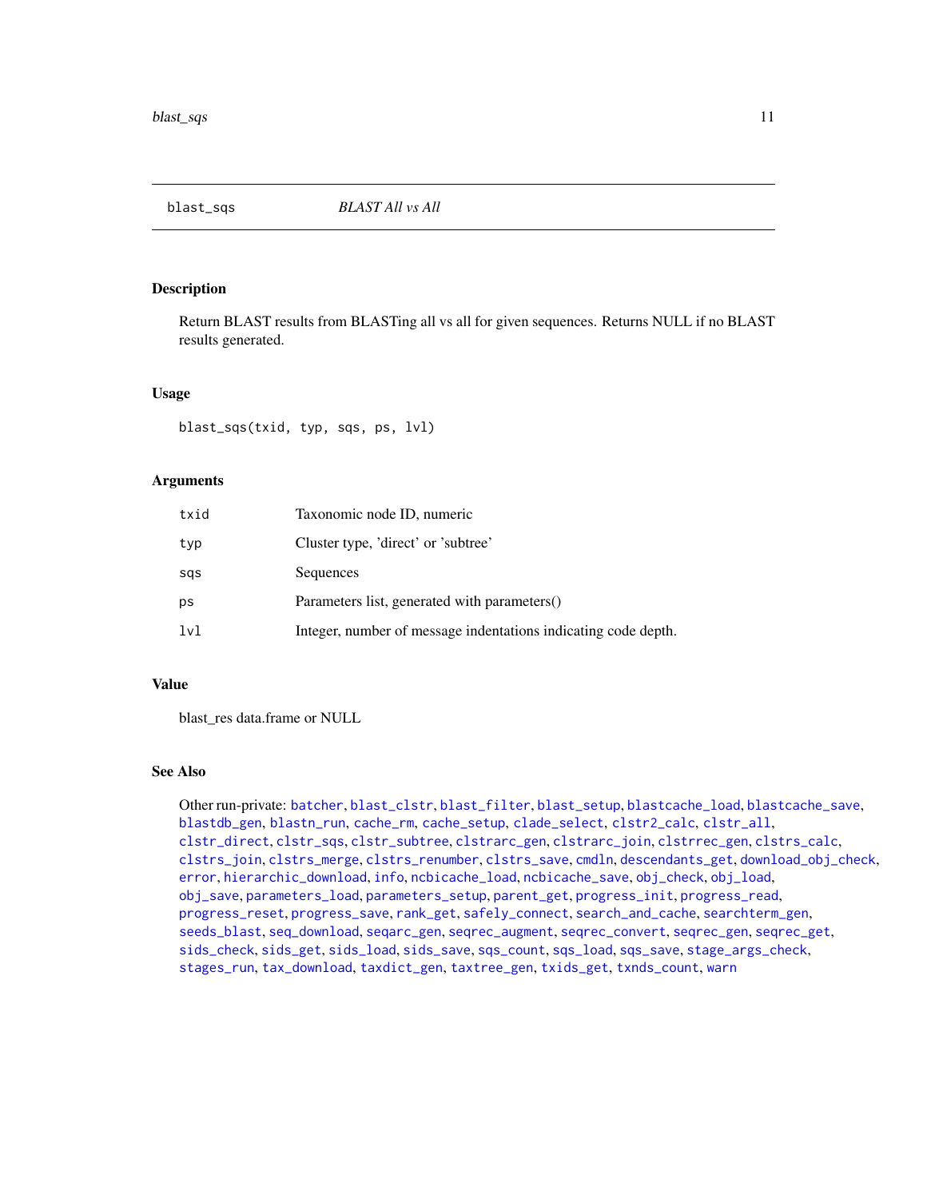## blast_sqs *BLAST All vs All*

### Description

Return BLAST results from BLASTing all vs all for given sequences. Returns NULL if no BLAST results generated.

### Usage

```
blast_sqs(txid, typ, sqs, ps, lvl)
```

### Arguments

| | |
|---|---|
| txid | Taxonomic node ID, numeric |
| typ | Cluster type, 'direct' or 'subtree' |
| sqs | Sequences |
| ps | Parameters list, generated with parameters() |
| lvl | Integer, number of message indentations indicating code depth. |

### Value

blast_res data.frame or NULL

### See Also

Other run-private: batcher, blast_clstr, blast_filter, blast_setup, blastcache_load, blastcache_save, blastdb_gen, blastn_run, cache_rm, cache_setup, clade_select, clstr2_calc, clstr_all, clstr_direct, clstr_sqs, clstr_subtree, clstrarc_gen, clstrarc_join, clstrrec_gen, clstrs_calc, clstrs_join, clstrs_merge, clstrs_renumber, clstrs_save, cmdln, descendants_get, download_obj_check, error, hierarchic_download, info, ncbicache_load, ncbicache_save, obj_check, obj_load, obj_save, parameters_load, parameters_setup, parent_get, progress_init, progress_read, progress_reset, progress_save, rank_get, safely_connect, search_and_cache, searchterm_gen, seeds_blast, seq_download, seqarc_gen, seqrec_augment, seqrec_convert, seqrec_gen, seqrec_get, sids_check, sids_get, sids_load, sids_save, sqs_count, sqs_load, sqs_save, stage_args_check, stages_run, tax_download, taxdict_gen, taxtree_gen, txids_get, txnds_count, warn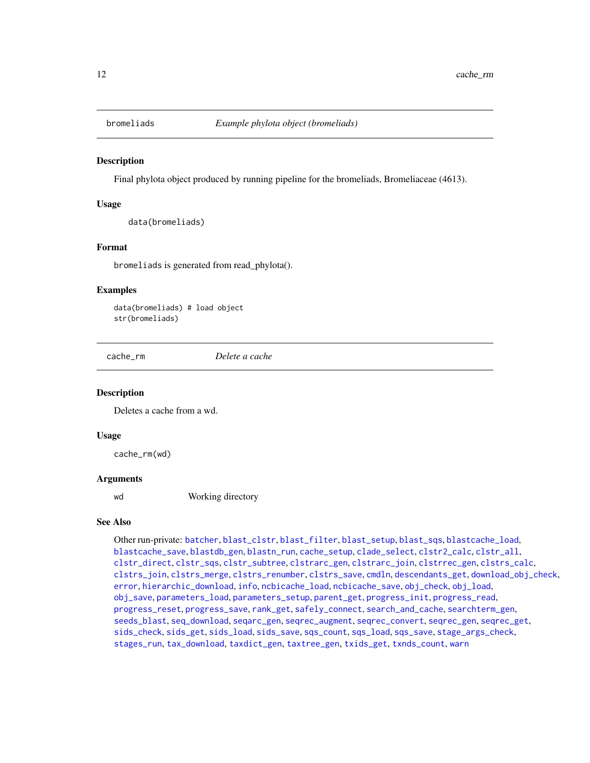## bromeliads — *Example phylota object (bromeliads)*

### Description

Final phylota object produced by running pipeline for the bromeliads, Bromeliaceae (4613).

### Usage

```
data(bromeliads)
```

### Format

`bromeliads` is generated from read_phylota().

### Examples

```
data(bromeliads) # load object
str(bromeliads)
```

## cache_rm — *Delete a cache*

### Description

Deletes a cache from a wd.

### Usage

```
cache_rm(wd)
```

### Arguments

| | |
|---|---|
| wd | Working directory |

### See Also

Other run-private: batcher, blast_clstr, blast_filter, blast_setup, blast_sqs, blastcache_load, blastcache_save, blastdb_gen, blastn_run, cache_setup, clade_select, clstr2_calc, clstr_all, clstr_direct, clstr_sqs, clstr_subtree, clstrarc_gen, clstrarc_join, clstrrec_gen, clstrs_calc, clstrs_join, clstrs_merge, clstrs_renumber, clstrs_save, cmdln, descendants_get, download_obj_check, error, hierarchic_download, info, ncbicache_load, ncbicache_save, obj_check, obj_load, obj_save, parameters_load, parameters_setup, parent_get, progress_init, progress_read, progress_reset, progress_save, rank_get, safely_connect, search_and_cache, searchterm_gen, seeds_blast, seq_download, seqarc_gen, seqrec_augment, seqrec_convert, seqrec_gen, seqrec_get, sids_check, sids_get, sids_load, sids_save, sqs_count, sqs_load, sqs_save, stage_args_check, stages_run, tax_download, taxdict_gen, taxtree_gen, txids_get, txnds_count, warn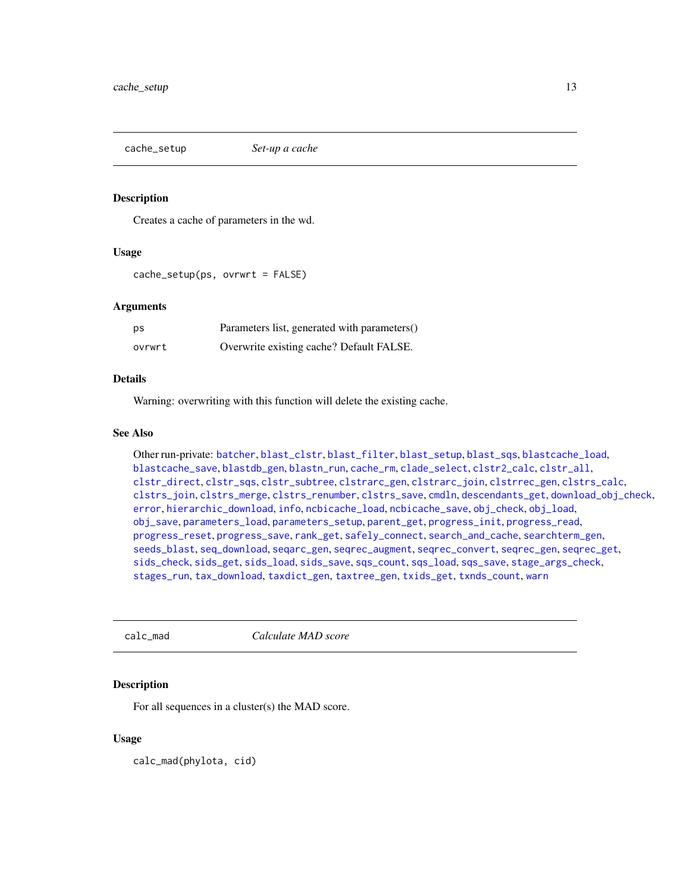## cache_setup — *Set-up a cache*

### Description

Creates a cache of parameters in the wd.

### Usage

```
cache_setup(ps, ovrwrt = FALSE)
```

### Arguments

| | |
|---|---|
| ps | Parameters list, generated with parameters() |
| ovrwrt | Overwrite existing cache? Default FALSE. |

### Details

Warning: overwriting with this function will delete the existing cache.

### See Also

Other run-private: batcher, blast_clstr, blast_filter, blast_setup, blast_sqs, blastcache_load, blastcache_save, blastdb_gen, blastn_run, cache_rm, clade_select, clstr2_calc, clstr_all, clstr_direct, clstr_sqs, clstr_subtree, clstrarc_gen, clstrarc_join, clstrrec_gen, clstrs_calc, clstrs_join, clstrs_merge, clstrs_renumber, clstrs_save, cmdln, descendants_get, download_obj_check, error, hierarchic_download, info, ncbicache_load, ncbicache_save, obj_check, obj_load, obj_save, parameters_load, parameters_setup, parent_get, progress_init, progress_read, progress_reset, progress_save, rank_get, safely_connect, search_and_cache, searchterm_gen, seeds_blast, seq_download, seqarc_gen, seqrec_augment, seqrec_convert, seqrec_gen, seqrec_get, sids_check, sids_get, sids_load, sids_save, sqs_count, sqs_load, sqs_save, stage_args_check, stages_run, tax_download, taxdict_gen, taxtree_gen, txids_get, txnds_count, warn

## calc_mad — *Calculate MAD score*

### Description

For all sequences in a cluster(s) the MAD score.

### Usage

```
calc_mad(phylota, cid)
```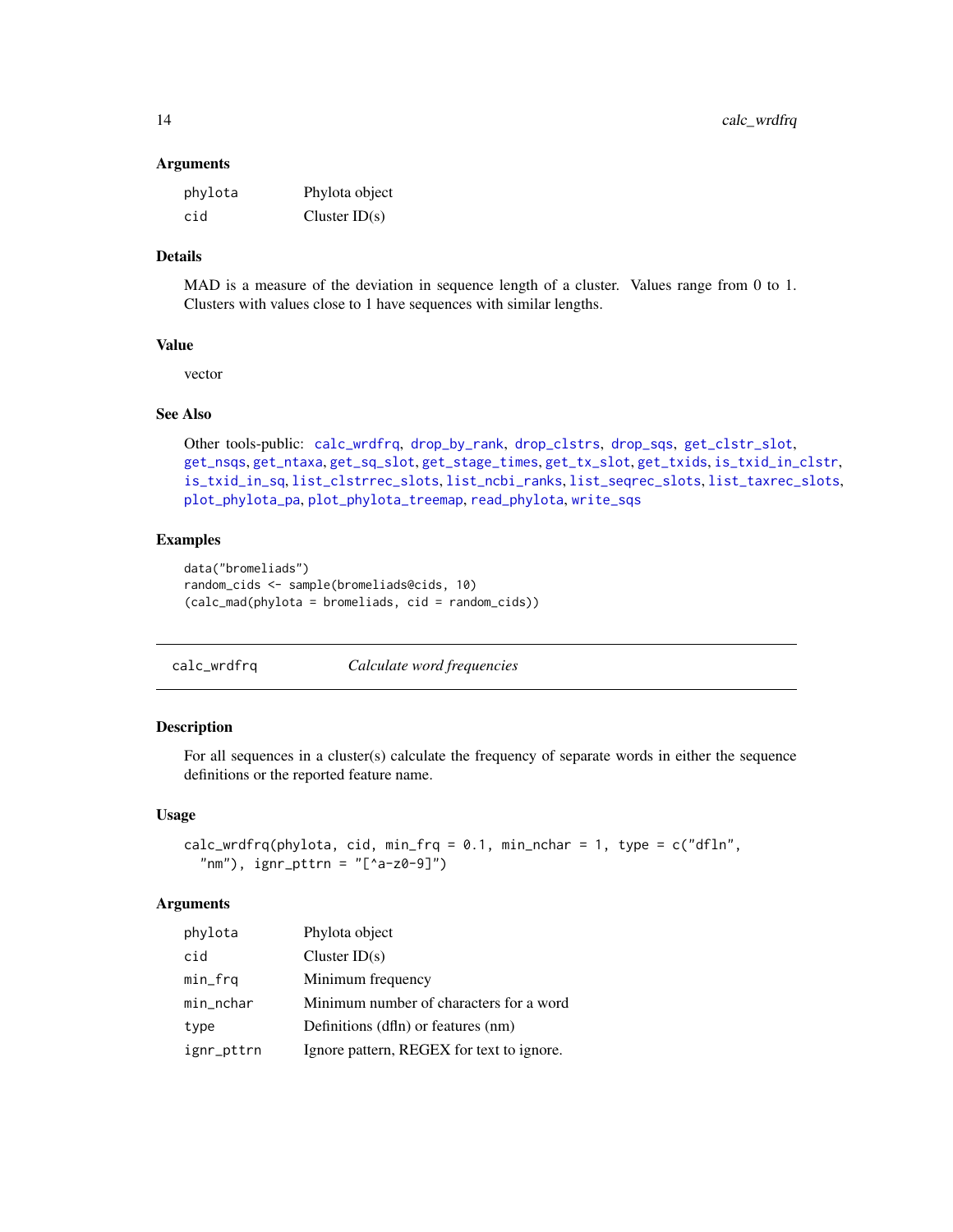### Arguments

| | |
|---|---|
| `phylota` | Phylota object |
| `cid` | Cluster ID(s) |

### Details

MAD is a measure of the deviation in sequence length of a cluster. Values range from 0 to 1. Clusters with values close to 1 have sequences with similar lengths.

### Value

vector

### See Also

Other tools-public: `calc_wrdfrq`, `drop_by_rank`, `drop_clstrs`, `drop_sqs`, `get_clstr_slot`, `get_nsqs`, `get_ntaxa`, `get_sq_slot`, `get_stage_times`, `get_tx_slot`, `get_txids`, `is_txid_in_clstr`, `is_txid_in_sq`, `list_clstrrec_slots`, `list_ncbi_ranks`, `list_seqrec_slots`, `list_taxrec_slots`, `plot_phylota_pa`, `plot_phylota_treemap`, `read_phylota`, `write_sqs`

### Examples

```
data("bromeliads")
random_cids <- sample(bromeliads@cids, 10)
(calc_mad(phylota = bromeliads, cid = random_cids))
```

---

## `calc_wrdfrq` *Calculate word frequencies*

---

### Description

For all sequences in a cluster(s) calculate the frequency of separate words in either the sequence definitions or the reported feature name.

### Usage

```
calc_wrdfrq(phylota, cid, min_frq = 0.1, min_nchar = 1, type = c("dfln",
  "nm"), ignr_pttrn = "[^a-z0-9]")
```

### Arguments

| | |
|---|---|
| `phylota` | Phylota object |
| `cid` | Cluster ID(s) |
| `min_frq` | Minimum frequency |
| `min_nchar` | Minimum number of characters for a word |
| `type` | Definitions (dfln) or features (nm) |
| `ignr_pttrn` | Ignore pattern, REGEX for text to ignore. |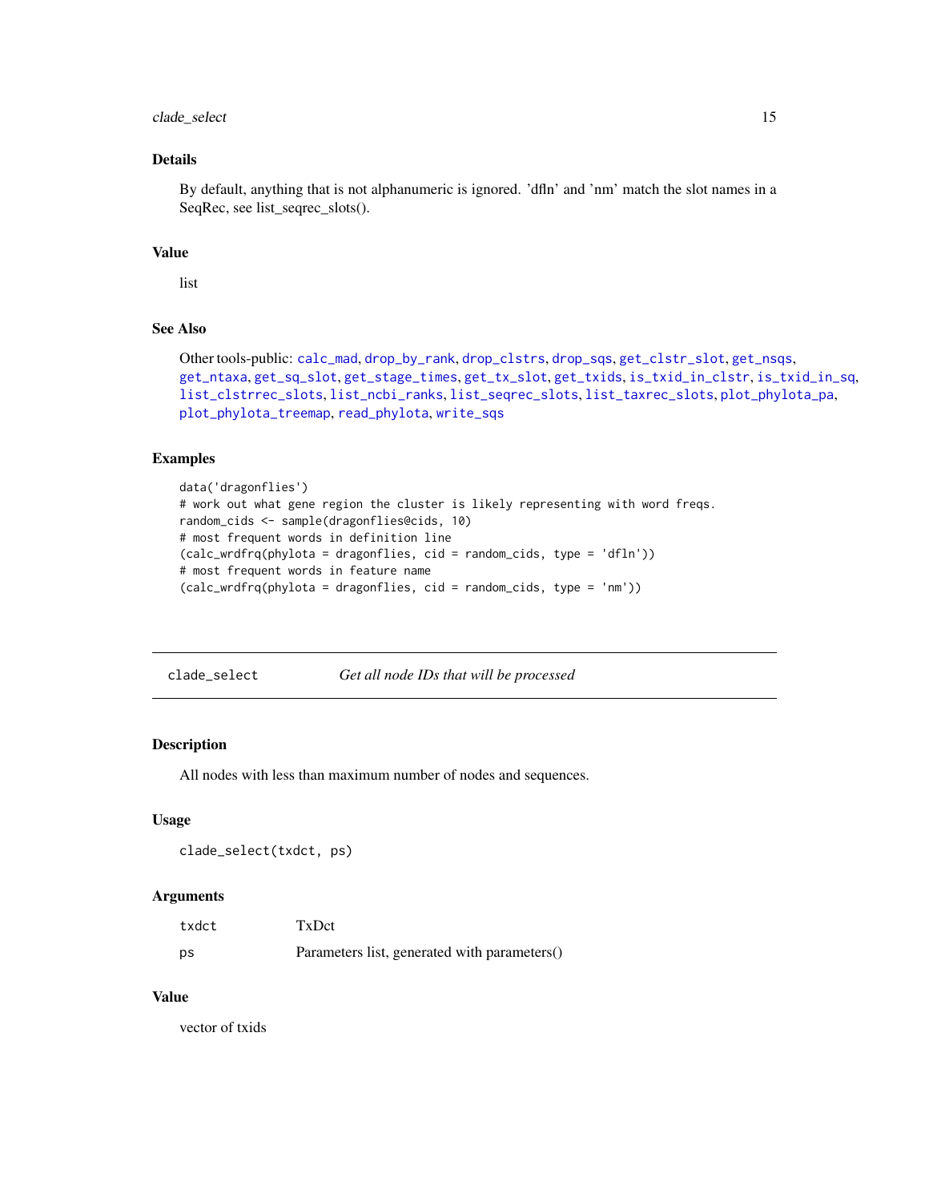### Details

By default, anything that is not alphanumeric is ignored. 'dfln' and 'nm' match the slot names in a SeqRec, see list_seqrec_slots().

### Value

list

### See Also

Other tools-public: calc_mad, drop_by_rank, drop_clstrs, drop_sqs, get_clstr_slot, get_nsqs, get_ntaxa, get_sq_slot, get_stage_times, get_tx_slot, get_txids, is_txid_in_clstr, is_txid_in_sq, list_clstrrec_slots, list_ncbi_ranks, list_seqrec_slots, list_taxrec_slots, plot_phylota_pa, plot_phylota_treemap, read_phylota, write_sqs

### Examples

```
data('dragonflies')
# work out what gene region the cluster is likely representing with word freqs.
random_cids <- sample(dragonflies@cids, 10)
# most frequent words in definition line
(calc_wrdfrq(phylota = dragonflies, cid = random_cids, type = 'dfln'))
# most frequent words in feature name
(calc_wrdfrq(phylota = dragonflies, cid = random_cids, type = 'nm'))
```

---

## clade_select *Get all node IDs that will be processed*

### Description

All nodes with less than maximum number of nodes and sequences.

### Usage

```
clade_select(txdct, ps)
```

### Arguments

| | |
|---|---|
| txdct | TxDct |
| ps | Parameters list, generated with parameters() |

### Value

vector of txids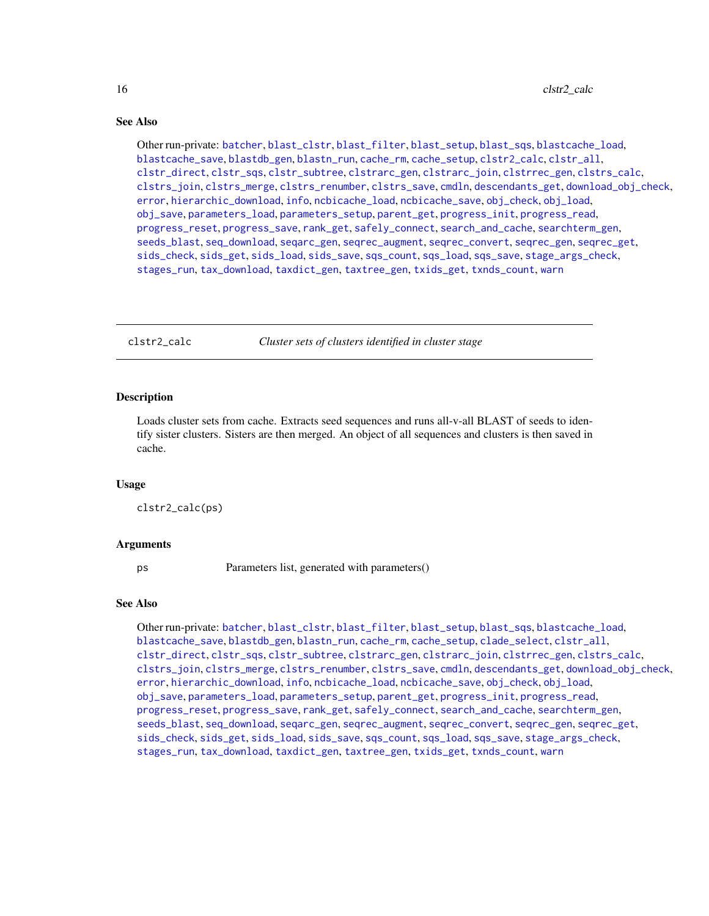## See Also

Other run-private: batcher, blast_clstr, blast_filter, blast_setup, blast_sqs, blastcache_load, blastcache_save, blastdb_gen, blastn_run, cache_rm, cache_setup, clstr2_calc, clstr_all, clstr_direct, clstr_sqs, clstr_subtree, clstrarc_gen, clstrarc_join, clstrrec_gen, clstrs_calc, clstrs_join, clstrs_merge, clstrs_renumber, clstrs_save, cmdln, descendants_get, download_obj_check, error, hierarchic_download, info, ncbicache_load, ncbicache_save, obj_check, obj_load, obj_save, parameters_load, parameters_setup, parent_get, progress_init, progress_read, progress_reset, progress_save, rank_get, safely_connect, search_and_cache, searchterm_gen, seeds_blast, seq_download, seqarc_gen, seqrec_augment, seqrec_convert, seqrec_gen, seqrec_get, sids_check, sids_get, sids_load, sids_save, sqs_count, sqs_load, sqs_save, stage_args_check, stages_run, tax_download, taxdict_gen, taxtree_gen, txids_get, txnds_count, warn

---

# clstr2_calc — *Cluster sets of clusters identified in cluster stage*

## Description

Loads cluster sets from cache. Extracts seed sequences and runs all-v-all BLAST of seeds to identify sister clusters. Sisters are then merged. An object of all sequences and clusters is then saved in cache.

## Usage

```
clstr2_calc(ps)
```

## Arguments

| | |
|---|---|
| ps | Parameters list, generated with parameters() |

## See Also

Other run-private: batcher, blast_clstr, blast_filter, blast_setup, blast_sqs, blastcache_load, blastcache_save, blastdb_gen, blastn_run, cache_rm, cache_setup, clade_select, clstr_all, clstr_direct, clstr_sqs, clstr_subtree, clstrarc_gen, clstrarc_join, clstrrec_gen, clstrs_calc, clstrs_join, clstrs_merge, clstrs_renumber, clstrs_save, cmdln, descendants_get, download_obj_check, error, hierarchic_download, info, ncbicache_load, ncbicache_save, obj_check, obj_load, obj_save, parameters_load, parameters_setup, parent_get, progress_init, progress_read, progress_reset, progress_save, rank_get, safely_connect, search_and_cache, searchterm_gen, seeds_blast, seq_download, seqarc_gen, seqrec_augment, seqrec_convert, seqrec_gen, seqrec_get, sids_check, sids_get, sids_load, sids_save, sqs_count, sqs_load, sqs_save, stage_args_check, stages_run, tax_download, taxdict_gen, taxtree_gen, txids_get, txnds_count, warn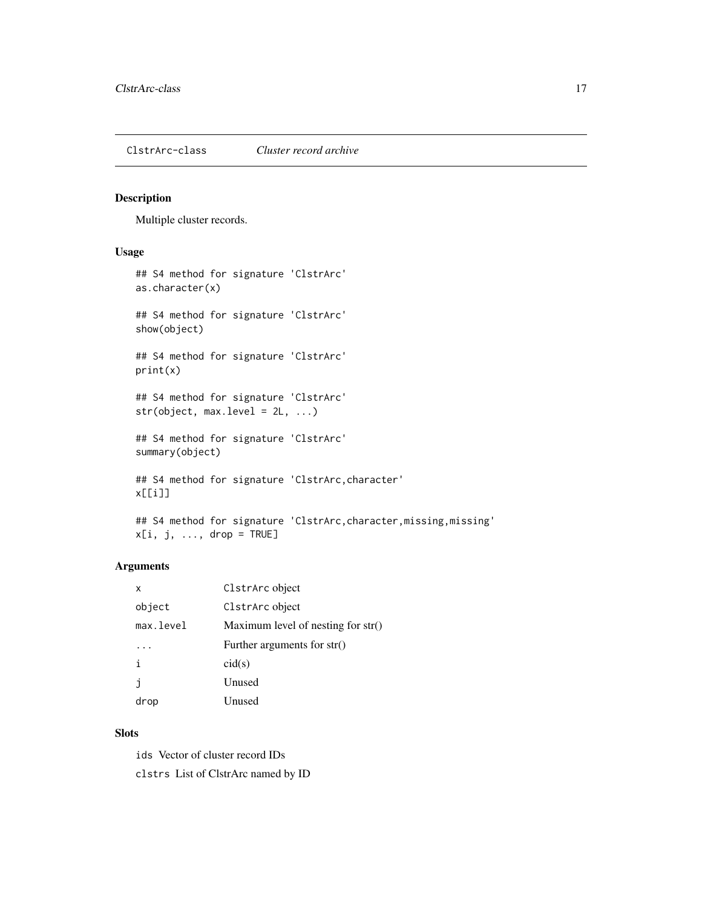ClstrArc-class *Cluster record archive*

## Description

Multiple cluster records.

## Usage

```
## S4 method for signature 'ClstrArc'
as.character(x)

## S4 method for signature 'ClstrArc'
show(object)

## S4 method for signature 'ClstrArc'
print(x)

## S4 method for signature 'ClstrArc'
str(object, max.level = 2L, ...)

## S4 method for signature 'ClstrArc'
summary(object)

## S4 method for signature 'ClstrArc,character'
x[[i]]

## S4 method for signature 'ClstrArc,character,missing,missing'
x[i, j, ..., drop = TRUE]
```

## Arguments

| | |
|---|---|
| x | ClstrArc object |
| object | ClstrArc object |
| max.level | Maximum level of nesting for str() |
| ... | Further arguments for str() |
| i | cid(s) |
| j | Unused |
| drop | Unused |

## Slots

`ids` Vector of cluster record IDs

`clstrs` List of ClstrArc named by ID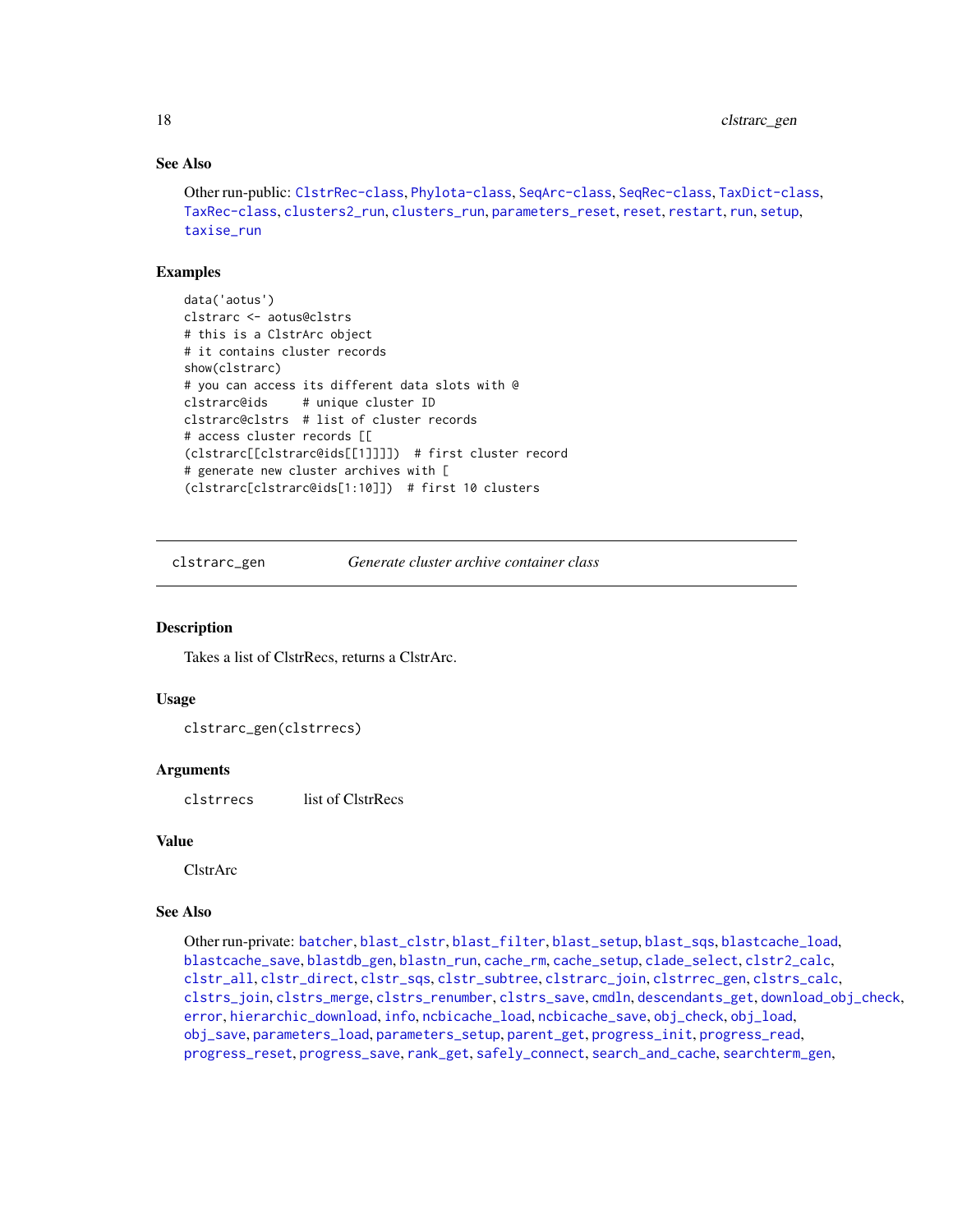### See Also

Other run-public: ClstrRec-class, Phylota-class, SeqArc-class, SeqRec-class, TaxDict-class, TaxRec-class, clusters2_run, clusters_run, parameters_reset, reset, restart, run, setup, taxise_run

### Examples

```
data('aotus')
clstrarc <- aotus@clstrs
# this is a ClstrArc object
# it contains cluster records
show(clstrarc)
# you can access its different data slots with @
clstrarc@ids     # unique cluster ID
clstrarc@clstrs  # list of cluster records
# access cluster records [[
(clstrarc[[clstrarc@ids[[1]]]])  # first cluster record
# generate new cluster archives with [
(clstrarc[clstrarc@ids[1:10]])  # first 10 clusters
```

---

## clstrarc_gen — *Generate cluster archive container class*

### Description

Takes a list of ClstrRecs, returns a ClstrArc.

### Usage

```
clstrarc_gen(clstrrecs)
```

### Arguments

| | |
|---|---|
| clstrrecs | list of ClstrRecs |

### Value

ClstrArc

### See Also

Other run-private: batcher, blast_clstr, blast_filter, blast_setup, blast_sqs, blastcache_load, blastcache_save, blastdb_gen, blastn_run, cache_rm, cache_setup, clade_select, clstr2_calc, clstr_all, clstr_direct, clstr_sqs, clstr_subtree, clstrarc_join, clstrrec_gen, clstrs_calc, clstrs_join, clstrs_merge, clstrs_renumber, clstrs_save, cmdln, descendants_get, download_obj_check, error, hierarchic_download, info, ncbicache_load, ncbicache_save, obj_check, obj_load, obj_save, parameters_load, parameters_setup, parent_get, progress_init, progress_read, progress_reset, progress_save, rank_get, safely_connect, search_and_cache, searchterm_gen,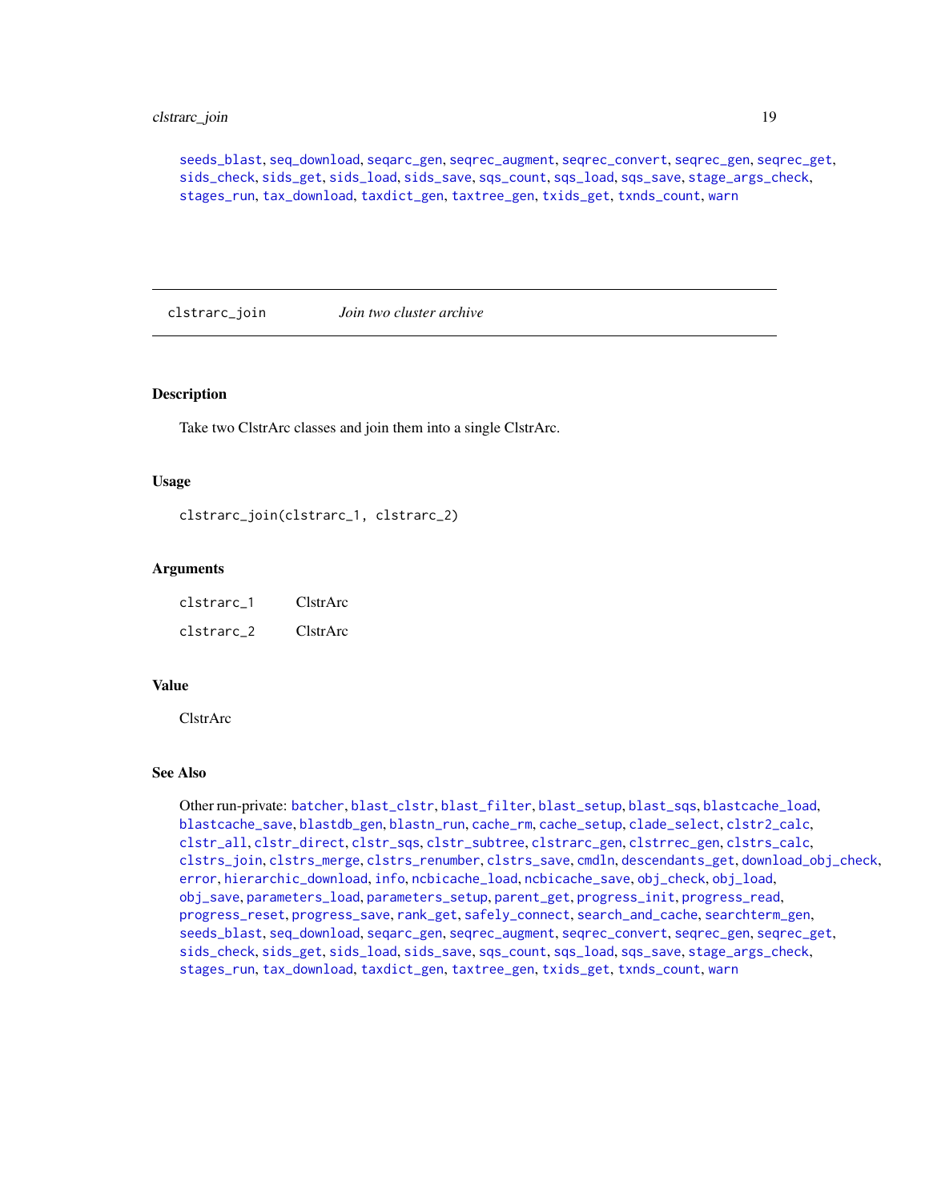seeds_blast, seq_download, seqarc_gen, seqrec_augment, seqrec_convert, seqrec_gen, seqrec_get, sids_check, sids_get, sids_load, sids_save, sqs_count, sqs_load, sqs_save, stage_args_check, stages_run, tax_download, taxdict_gen, taxtree_gen, txids_get, txnds_count, warn

---

## clstrarc_join — *Join two cluster archive*

### Description

Take two ClstrArc classes and join them into a single ClstrArc.

### Usage

```
clstrarc_join(clstrarc_1, clstrarc_2)
```

### Arguments

| | |
|---|---|
| clstrarc_1 | ClstrArc |
| clstrarc_2 | ClstrArc |

### Value

ClstrArc

### See Also

Other run-private: batcher, blast_clstr, blast_filter, blast_setup, blast_sqs, blastcache_load, blastcache_save, blastdb_gen, blastn_run, cache_rm, cache_setup, clade_select, clstr2_calc, clstr_all, clstr_direct, clstr_sqs, clstr_subtree, clstrarc_gen, clstrrec_gen, clstrs_calc, clstrs_join, clstrs_merge, clstrs_renumber, clstrs_save, cmdln, descendants_get, download_obj_check, error, hierarchic_download, info, ncbicache_load, ncbicache_save, obj_check, obj_load, obj_save, parameters_load, parameters_setup, parent_get, progress_init, progress_read, progress_reset, progress_save, rank_get, safely_connect, search_and_cache, searchterm_gen, seeds_blast, seq_download, seqarc_gen, seqrec_augment, seqrec_convert, seqrec_gen, seqrec_get, sids_check, sids_get, sids_load, sids_save, sqs_count, sqs_load, sqs_save, stage_args_check, stages_run, tax_download, taxdict_gen, taxtree_gen, txids_get, txnds_count, warn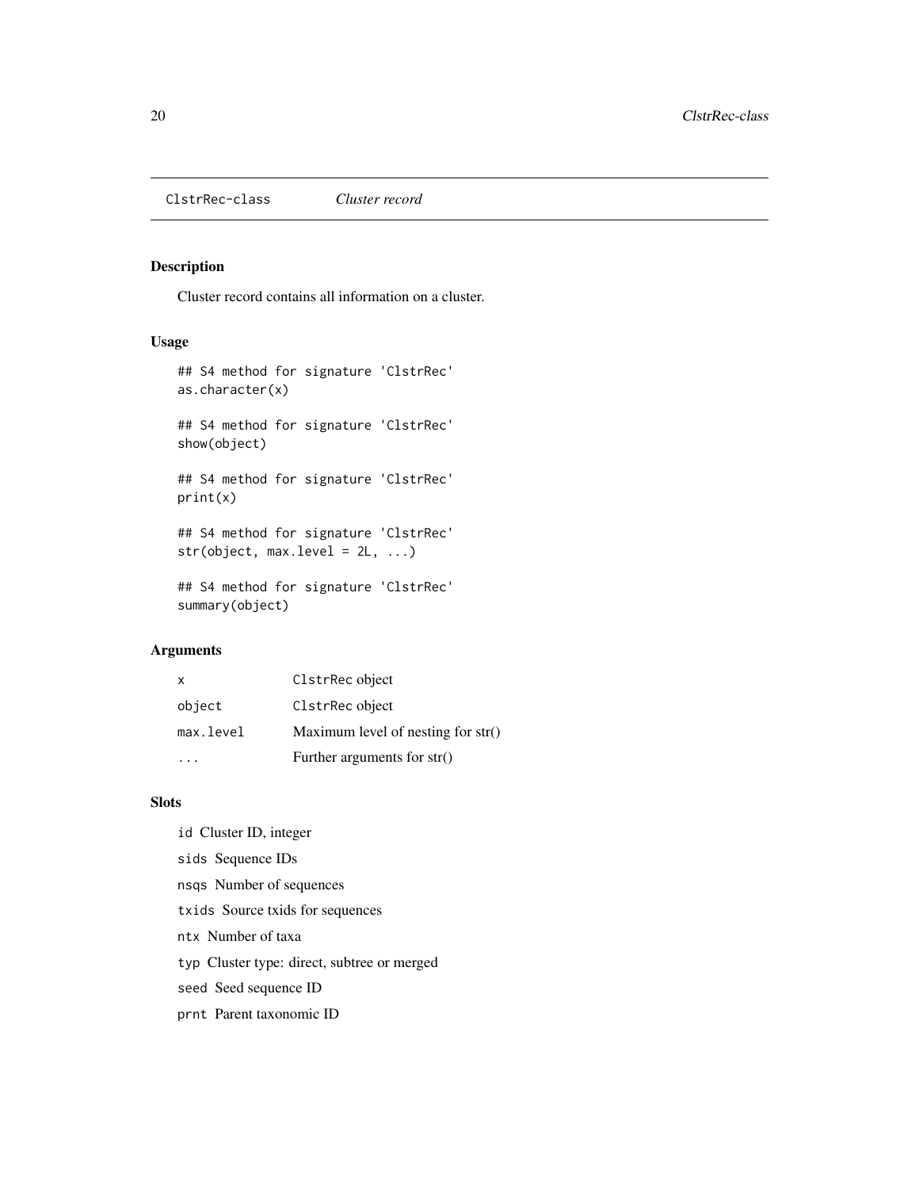# ClstrRec-class *Cluster record*

## Description

Cluster record contains all information on a cluster.

## Usage

```
## S4 method for signature 'ClstrRec'
as.character(x)

## S4 method for signature 'ClstrRec'
show(object)

## S4 method for signature 'ClstrRec'
print(x)

## S4 method for signature 'ClstrRec'
str(object, max.level = 2L, ...)

## S4 method for signature 'ClstrRec'
summary(object)
```

## Arguments

| | |
|---|---|
| `x` | `ClstrRec` object |
| `object` | `ClstrRec` object |
| `max.level` | Maximum level of nesting for str() |
| `...` | Further arguments for str() |

## Slots

- `id` Cluster ID, integer
- `sids` Sequence IDs
- `nsqs` Number of sequences
- `txids` Source txids for sequences
- `ntx` Number of taxa
- `typ` Cluster type: direct, subtree or merged
- `seed` Seed sequence ID
- `prnt` Parent taxonomic ID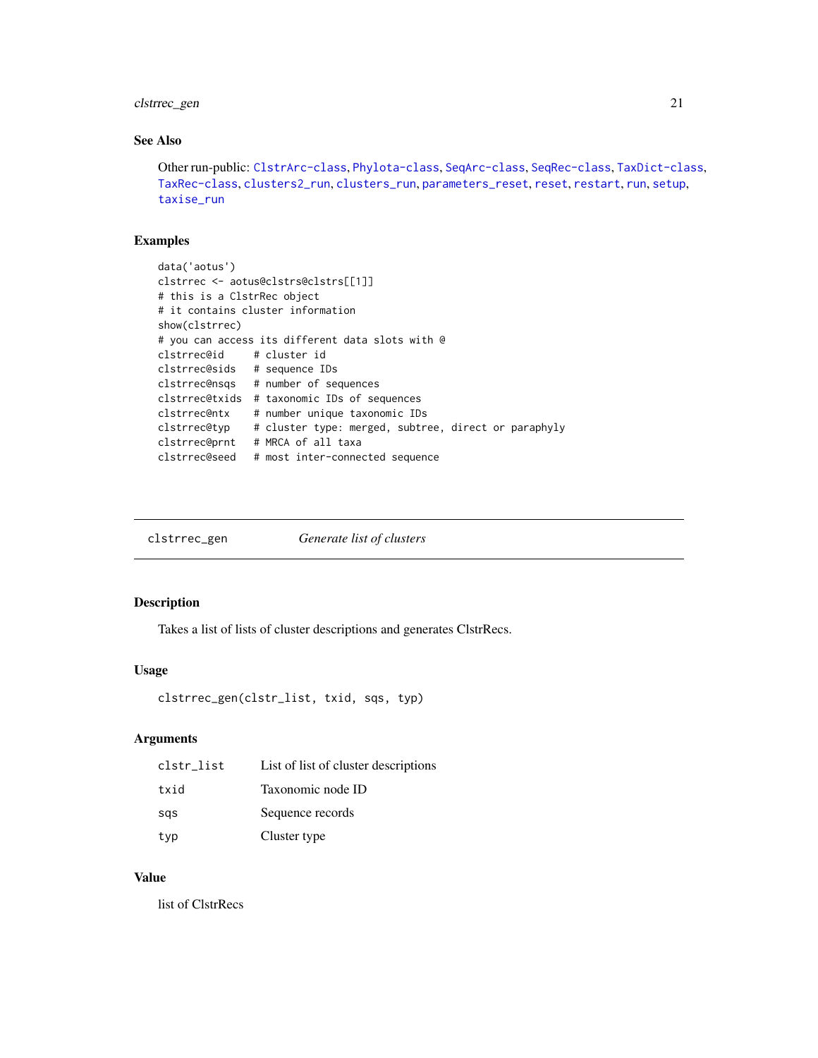## See Also

Other run-public: ClstrArc-class, Phylota-class, SeqArc-class, SeqRec-class, TaxDict-class, TaxRec-class, clusters2_run, clusters_run, parameters_reset, reset, restart, run, setup, taxise_run

## Examples

```
data('aotus')
clstrrec <- aotus@clstrs@clstrs[[1]]
# this is a ClstrRec object
# it contains cluster information
show(clstrrec)
# you can access its different data slots with @
clstrrec@id     # cluster id
clstrrec@sids   # sequence IDs
clstrrec@nsqs   # number of sequences
clstrrec@txids  # taxonomic IDs of sequences
clstrrec@ntx    # number unique taxonomic IDs
clstrrec@typ    # cluster type: merged, subtree, direct or paraphyly
clstrrec@prnt   # MRCA of all taxa
clstrrec@seed   # most inter-connected sequence
```

---

# clstrrec_gen — *Generate list of clusters*

## Description

Takes a list of lists of cluster descriptions and generates ClstrRecs.

## Usage

```
clstrrec_gen(clstr_list, txid, sqs, typ)
```

## Arguments

| | |
|---|---|
| clstr_list | List of list of cluster descriptions |
| txid | Taxonomic node ID |
| sqs | Sequence records |
| typ | Cluster type |

## Value

list of ClstrRecs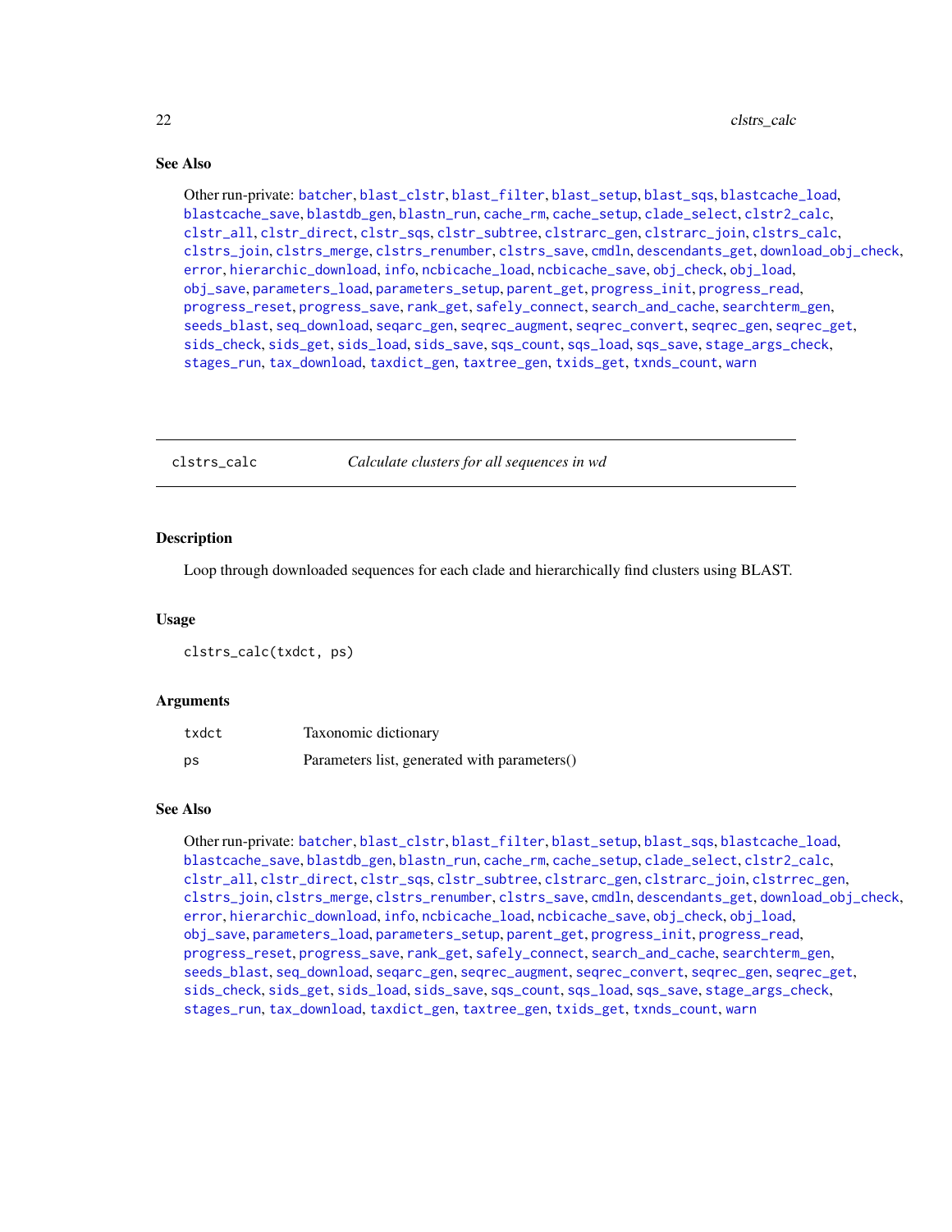## See Also

Other run-private: batcher, blast_clstr, blast_filter, blast_setup, blast_sqs, blastcache_load, blastcache_save, blastdb_gen, blastn_run, cache_rm, cache_setup, clade_select, clstr2_calc, clstr_all, clstr_direct, clstr_sqs, clstr_subtree, clstrarc_gen, clstrarc_join, clstrs_calc, clstrs_join, clstrs_merge, clstrs_renumber, clstrs_save, cmdln, descendants_get, download_obj_check, error, hierarchic_download, info, ncbicache_load, ncbicache_save, obj_check, obj_load, obj_save, parameters_load, parameters_setup, parent_get, progress_init, progress_read, progress_reset, progress_save, rank_get, safely_connect, search_and_cache, searchterm_gen, seeds_blast, seq_download, seqarc_gen, seqrec_augment, seqrec_convert, seqrec_gen, seqrec_get, sids_check, sids_get, sids_load, sids_save, sqs_count, sqs_load, sqs_save, stage_args_check, stages_run, tax_download, taxdict_gen, taxtree_gen, txids_get, txnds_count, warn

---

# clstrs_calc — *Calculate clusters for all sequences in wd*

## Description

Loop through downloaded sequences for each clade and hierarchically find clusters using BLAST.

## Usage

```
clstrs_calc(txdct, ps)
```

## Arguments

| | |
|---|---|
| txdct | Taxonomic dictionary |
| ps | Parameters list, generated with parameters() |

## See Also

Other run-private: batcher, blast_clstr, blast_filter, blast_setup, blast_sqs, blastcache_load, blastcache_save, blastdb_gen, blastn_run, cache_rm, cache_setup, clade_select, clstr2_calc, clstr_all, clstr_direct, clstr_sqs, clstr_subtree, clstrarc_gen, clstrarc_join, clstrrec_gen, clstrs_join, clstrs_merge, clstrs_renumber, clstrs_save, cmdln, descendants_get, download_obj_check, error, hierarchic_download, info, ncbicache_load, ncbicache_save, obj_check, obj_load, obj_save, parameters_load, parameters_setup, parent_get, progress_init, progress_read, progress_reset, progress_save, rank_get, safely_connect, search_and_cache, searchterm_gen, seeds_blast, seq_download, seqarc_gen, seqrec_augment, seqrec_convert, seqrec_gen, seqrec_get, sids_check, sids_get, sids_load, sids_save, sqs_count, sqs_load, sqs_save, stage_args_check, stages_run, tax_download, taxdict_gen, taxtree_gen, txids_get, txnds_count, warn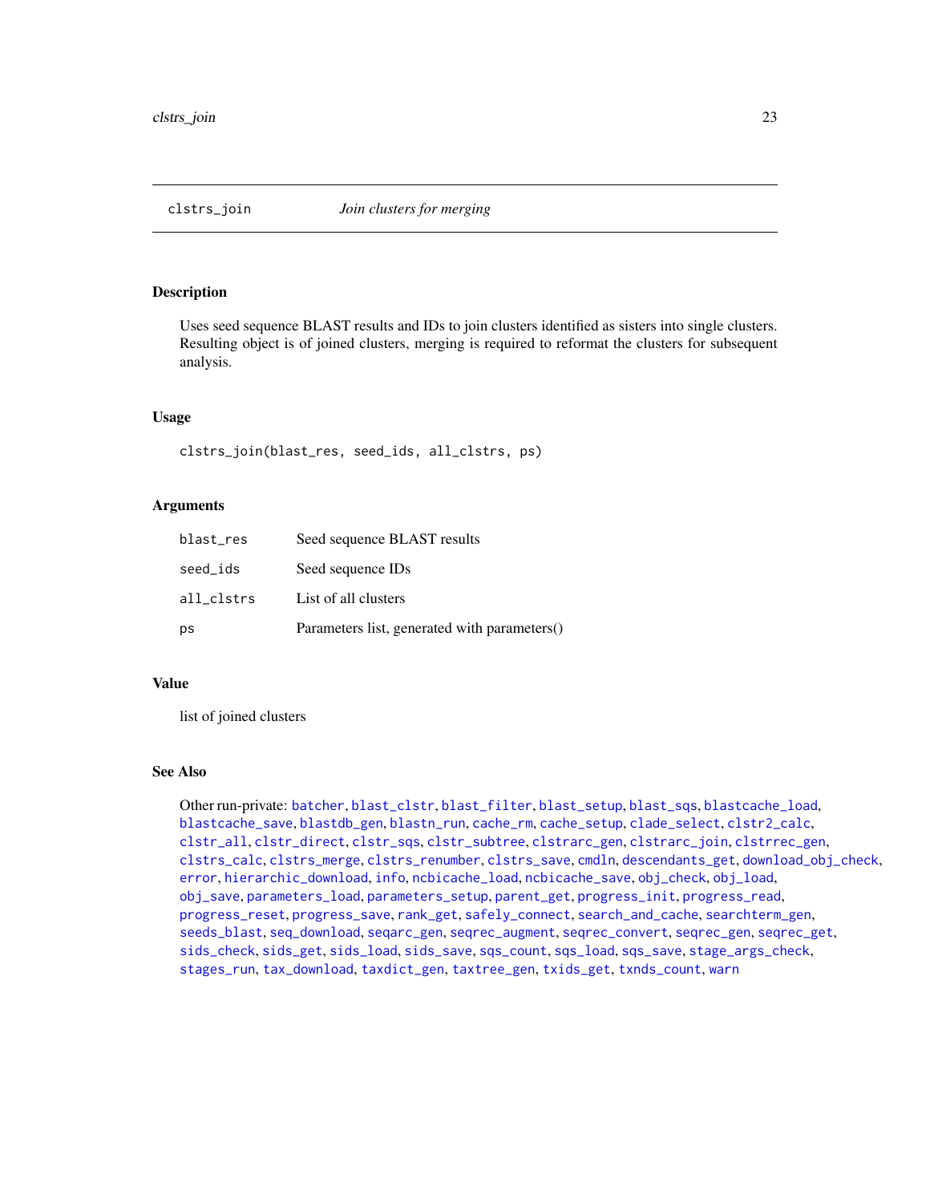## clstrs_join *Join clusters for merging*

### Description

Uses seed sequence BLAST results and IDs to join clusters identified as sisters into single clusters. Resulting object is of joined clusters, merging is required to reformat the clusters for subsequent analysis.

### Usage

```
clstrs_join(blast_res, seed_ids, all_clstrs, ps)
```

### Arguments

| | |
|---|---|
| blast_res | Seed sequence BLAST results |
| seed_ids | Seed sequence IDs |
| all_clstrs | List of all clusters |
| ps | Parameters list, generated with parameters() |

### Value

list of joined clusters

### See Also

Other run-private: batcher, blast_clstr, blast_filter, blast_setup, blast_sqs, blastcache_load, blastcache_save, blastdb_gen, blastn_run, cache_rm, cache_setup, clade_select, clstr2_calc, clstr_all, clstr_direct, clstr_sqs, clstr_subtree, clstrarc_gen, clstrarc_join, clstrrec_gen, clstrs_calc, clstrs_merge, clstrs_renumber, clstrs_save, cmdln, descendants_get, download_obj_check, error, hierarchic_download, info, ncbicache_load, ncbicache_save, obj_check, obj_load, obj_save, parameters_load, parameters_setup, parent_get, progress_init, progress_read, progress_reset, progress_save, rank_get, safely_connect, search_and_cache, searchterm_gen, seeds_blast, seq_download, seqarc_gen, seqrec_augment, seqrec_convert, seqrec_gen, seqrec_get, sids_check, sids_get, sids_load, sids_save, sqs_count, sqs_load, sqs_save, stage_args_check, stages_run, tax_download, taxdict_gen, taxtree_gen, txids_get, txnds_count, warn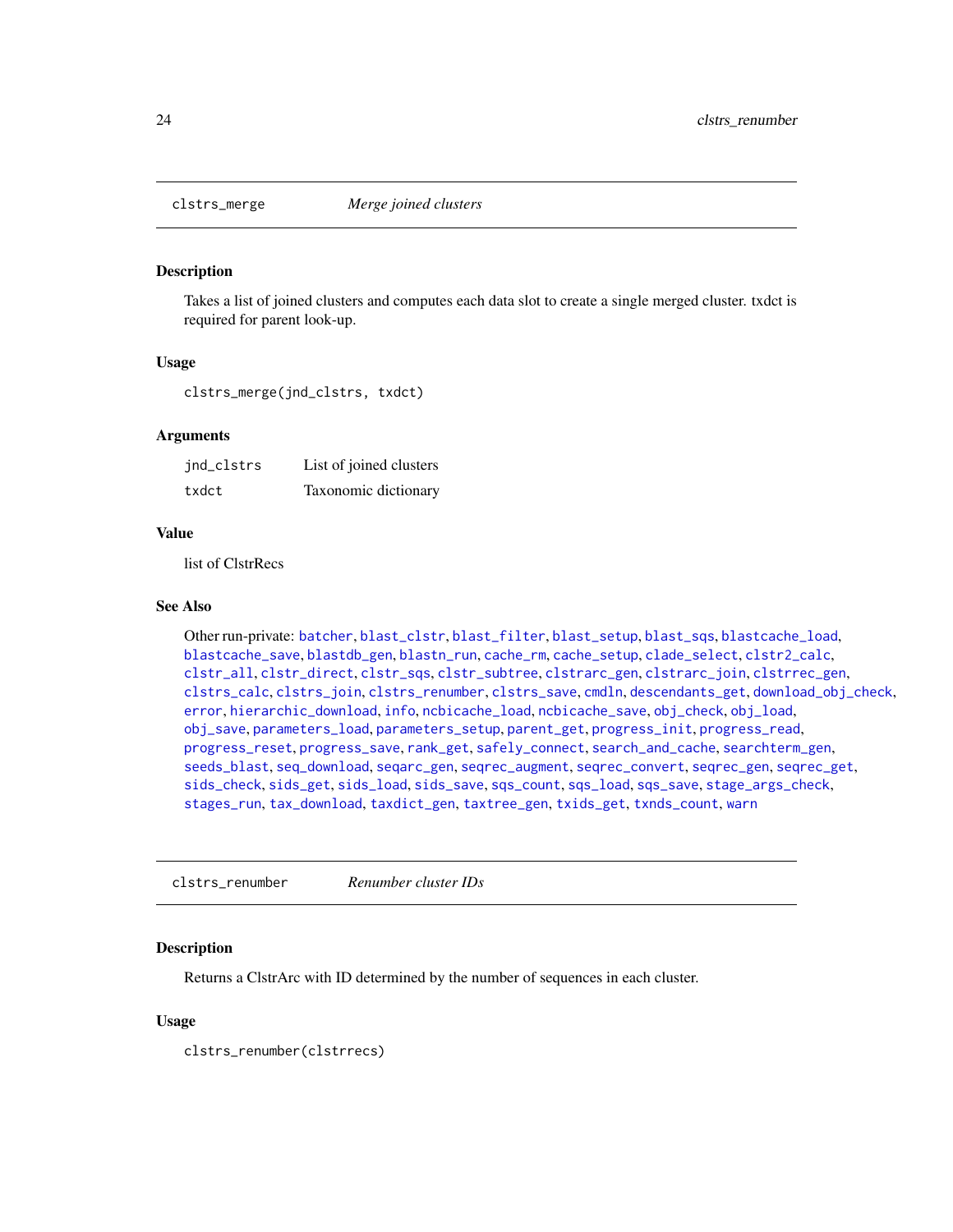## clstrs_merge *Merge joined clusters*

### Description

Takes a list of joined clusters and computes each data slot to create a single merged cluster. txdct is required for parent look-up.

### Usage

```
clstrs_merge(jnd_clstrs, txdct)
```

### Arguments

| | |
|---|---|
| jnd_clstrs | List of joined clusters |
| txdct | Taxonomic dictionary |

### Value

list of ClstrRecs

### See Also

Other run-private: batcher, blast_clstr, blast_filter, blast_setup, blast_sqs, blastcache_load, blastcache_save, blastdb_gen, blastn_run, cache_rm, cache_setup, clade_select, clstr2_calc, clstr_all, clstr_direct, clstr_sqs, clstr_subtree, clstrarc_gen, clstrarc_join, clstrrec_gen, clstrs_calc, clstrs_join, clstrs_renumber, clstrs_save, cmdln, descendants_get, download_obj_check, error, hierarchic_download, info, ncbicache_load, ncbicache_save, obj_check, obj_load, obj_save, parameters_load, parameters_setup, parent_get, progress_init, progress_read, progress_reset, progress_save, rank_get, safely_connect, search_and_cache, searchterm_gen, seeds_blast, seq_download, seqarc_gen, seqrec_augment, seqrec_convert, seqrec_gen, seqrec_get, sids_check, sids_get, sids_load, sids_save, sqs_count, sqs_load, sqs_save, stage_args_check, stages_run, tax_download, taxdict_gen, taxtree_gen, txids_get, txnds_count, warn

## clstrs_renumber *Renumber cluster IDs*

### Description

Returns a ClstrArc with ID determined by the number of sequences in each cluster.

### Usage

```
clstrs_renumber(clstrrecs)
```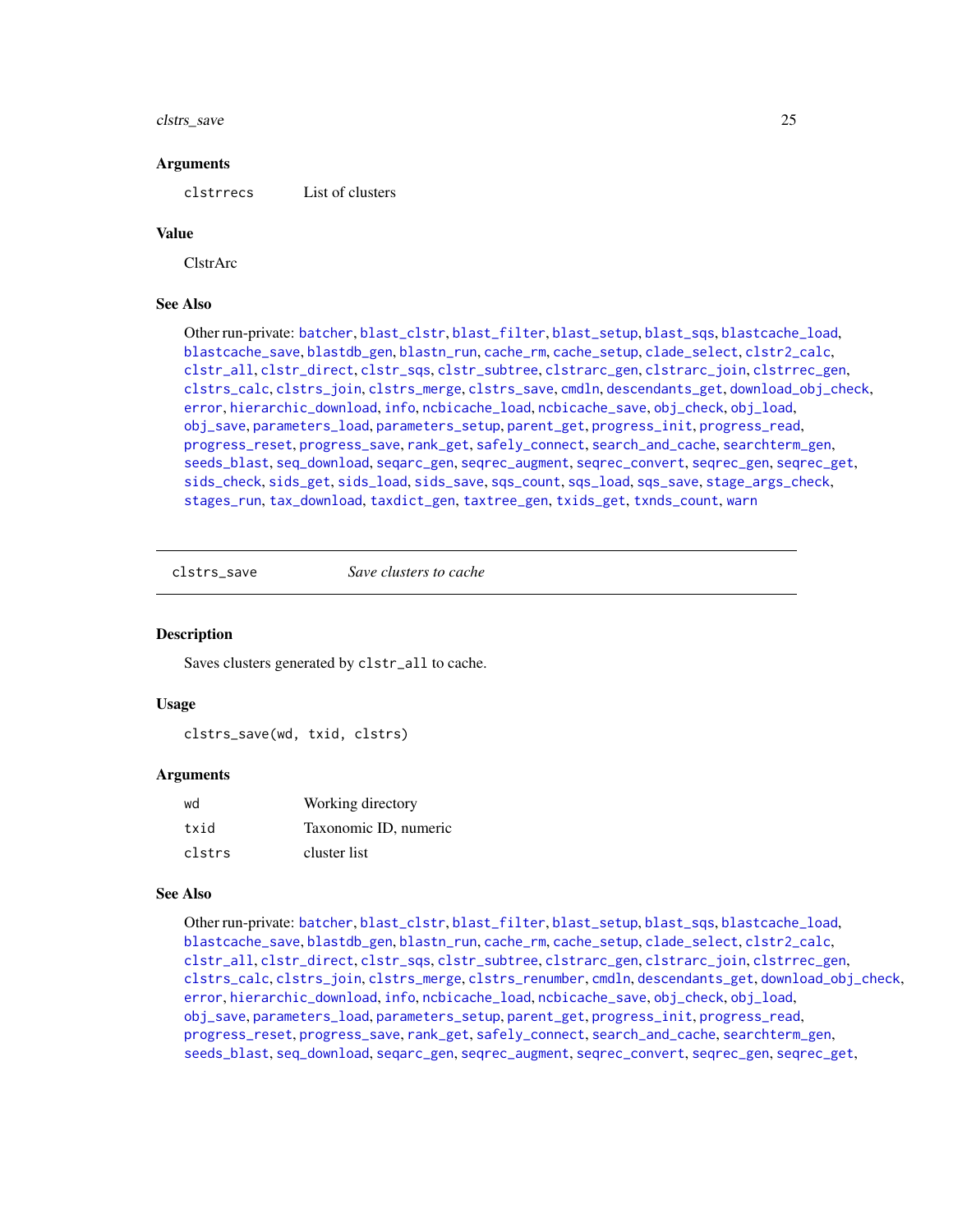## Arguments

| | |
|---|---|
| clstrrecs | List of clusters |

## Value

ClstrArc

## See Also

Other run-private: batcher, blast_clstr, blast_filter, blast_setup, blast_sqs, blastcache_load, blastcache_save, blastdb_gen, blastn_run, cache_rm, cache_setup, clade_select, clstr2_calc, clstr_all, clstr_direct, clstr_sqs, clstr_subtree, clstrarc_gen, clstrarc_join, clstrrec_gen, clstrs_calc, clstrs_join, clstrs_merge, clstrs_save, cmdln, descendants_get, download_obj_check, error, hierarchic_download, info, ncbicache_load, ncbicache_save, obj_check, obj_load, obj_save, parameters_load, parameters_setup, parent_get, progress_init, progress_read, progress_reset, progress_save, rank_get, safely_connect, search_and_cache, searchterm_gen, seeds_blast, seq_download, seqarc_gen, seqrec_augment, seqrec_convert, seqrec_gen, seqrec_get, sids_check, sids_get, sids_load, sids_save, sqs_count, sqs_load, sqs_save, stage_args_check, stages_run, tax_download, taxdict_gen, taxtree_gen, txids_get, txnds_count, warn

---

# clstrs_save — *Save clusters to cache*

## Description

Saves clusters generated by clstr_all to cache.

## Usage

```
clstrs_save(wd, txid, clstrs)
```

## Arguments

| | |
|---|---|
| wd | Working directory |
| txid | Taxonomic ID, numeric |
| clstrs | cluster list |

## See Also

Other run-private: batcher, blast_clstr, blast_filter, blast_setup, blast_sqs, blastcache_load, blastcache_save, blastdb_gen, blastn_run, cache_rm, cache_setup, clade_select, clstr2_calc, clstr_all, clstr_direct, clstr_sqs, clstr_subtree, clstrarc_gen, clstrarc_join, clstrrec_gen, clstrs_calc, clstrs_join, clstrs_merge, clstrs_renumber, cmdln, descendants_get, download_obj_check, error, hierarchic_download, info, ncbicache_load, ncbicache_save, obj_check, obj_load, obj_save, parameters_load, parameters_setup, parent_get, progress_init, progress_read, progress_reset, progress_save, rank_get, safely_connect, search_and_cache, searchterm_gen, seeds_blast, seq_download, seqarc_gen, seqrec_augment, seqrec_convert, seqrec_gen, seqrec_get,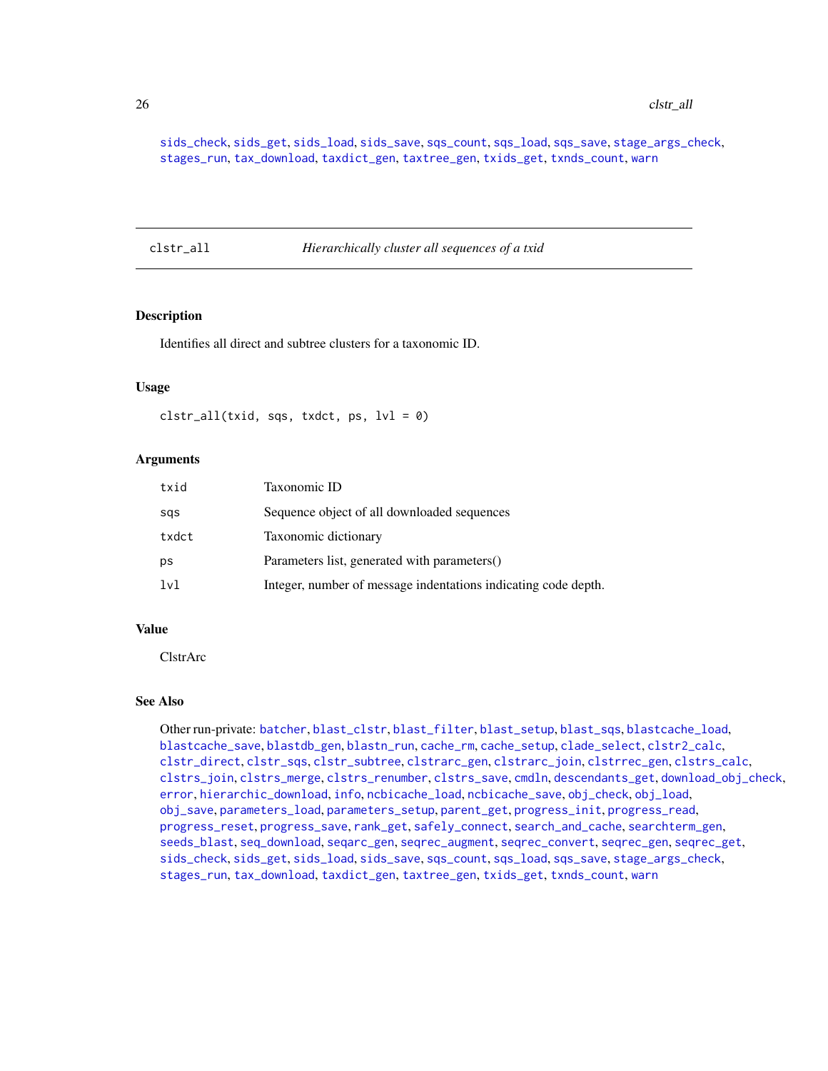sids_check, sids_get, sids_load, sids_save, sqs_count, sqs_load, sqs_save, stage_args_check, stages_run, tax_download, taxdict_gen, taxtree_gen, txids_get, txnds_count, warn

---

## clstr_all — *Hierarchically cluster all sequences of a txid*

### Description

Identifies all direct and subtree clusters for a taxonomic ID.

### Usage

```
clstr_all(txid, sqs, txdct, ps, lvl = 0)
```

### Arguments

| | |
|---|---|
| txid | Taxonomic ID |
| sqs | Sequence object of all downloaded sequences |
| txdct | Taxonomic dictionary |
| ps | Parameters list, generated with parameters() |
| lvl | Integer, number of message indentations indicating code depth. |

### Value

ClstrArc

### See Also

Other run-private: batcher, blast_clstr, blast_filter, blast_setup, blast_sqs, blastcache_load, blastcache_save, blastdb_gen, blastn_run, cache_rm, cache_setup, clade_select, clstr2_calc, clstr_direct, clstr_sqs, clstr_subtree, clstrarc_gen, clstrarc_join, clstrrec_gen, clstrs_calc, clstrs_join, clstrs_merge, clstrs_renumber, clstrs_save, cmdln, descendants_get, download_obj_check, error, hierarchic_download, info, ncbicache_load, ncbicache_save, obj_check, obj_load, obj_save, parameters_load, parameters_setup, parent_get, progress_init, progress_read, progress_reset, progress_save, rank_get, safely_connect, search_and_cache, searchterm_gen, seeds_blast, seq_download, seqarc_gen, seqrec_augment, seqrec_convert, seqrec_gen, seqrec_get, sids_check, sids_get, sids_load, sids_save, sqs_count, sqs_load, sqs_save, stage_args_check, stages_run, tax_download, taxdict_gen, taxtree_gen, txids_get, txnds_count, warn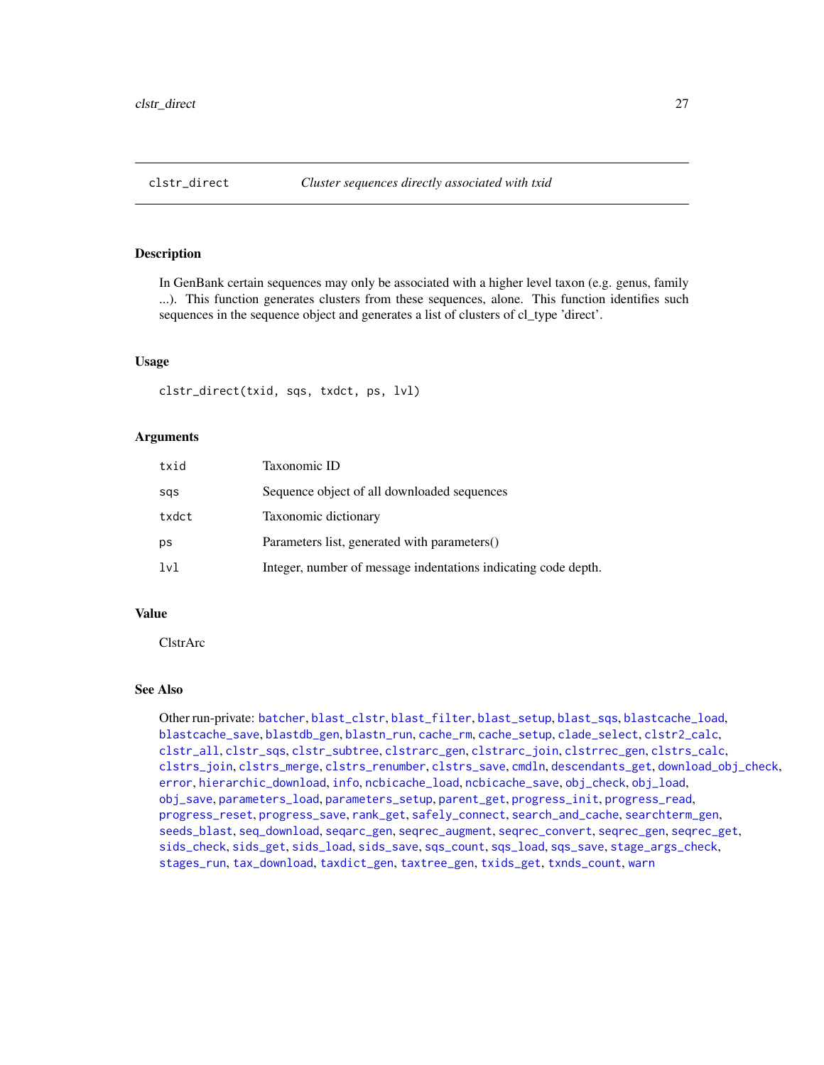## clstr_direct — *Cluster sequences directly associated with txid*

### Description

In GenBank certain sequences may only be associated with a higher level taxon (e.g. genus, family ...). This function generates clusters from these sequences, alone. This function identifies such sequences in the sequence object and generates a list of clusters of cl_type 'direct'.

### Usage

```
clstr_direct(txid, sqs, txdct, ps, lvl)
```

### Arguments

| | |
|---|---|
| txid | Taxonomic ID |
| sqs | Sequence object of all downloaded sequences |
| txdct | Taxonomic dictionary |
| ps | Parameters list, generated with parameters() |
| lvl | Integer, number of message indentations indicating code depth. |

### Value

ClstrArc

### See Also

Other run-private: batcher, blast_clstr, blast_filter, blast_setup, blast_sqs, blastcache_load, blastcache_save, blastdb_gen, blastn_run, cache_rm, cache_setup, clade_select, clstr2_calc, clstr_all, clstr_sqs, clstr_subtree, clstrarc_gen, clstrarc_join, clstrrec_gen, clstrs_calc, clstrs_join, clstrs_merge, clstrs_renumber, clstrs_save, cmdln, descendants_get, download_obj_check, error, hierarchic_download, info, ncbicache_load, ncbicache_save, obj_check, obj_load, obj_save, parameters_load, parameters_setup, parent_get, progress_init, progress_read, progress_reset, progress_save, rank_get, safely_connect, search_and_cache, searchterm_gen, seeds_blast, seq_download, seqarc_gen, seqrec_augment, seqrec_convert, seqrec_gen, seqrec_get, sids_check, sids_get, sids_load, sids_save, sqs_count, sqs_load, sqs_save, stage_args_check, stages_run, tax_download, taxdict_gen, taxtree_gen, txids_get, txnds_count, warn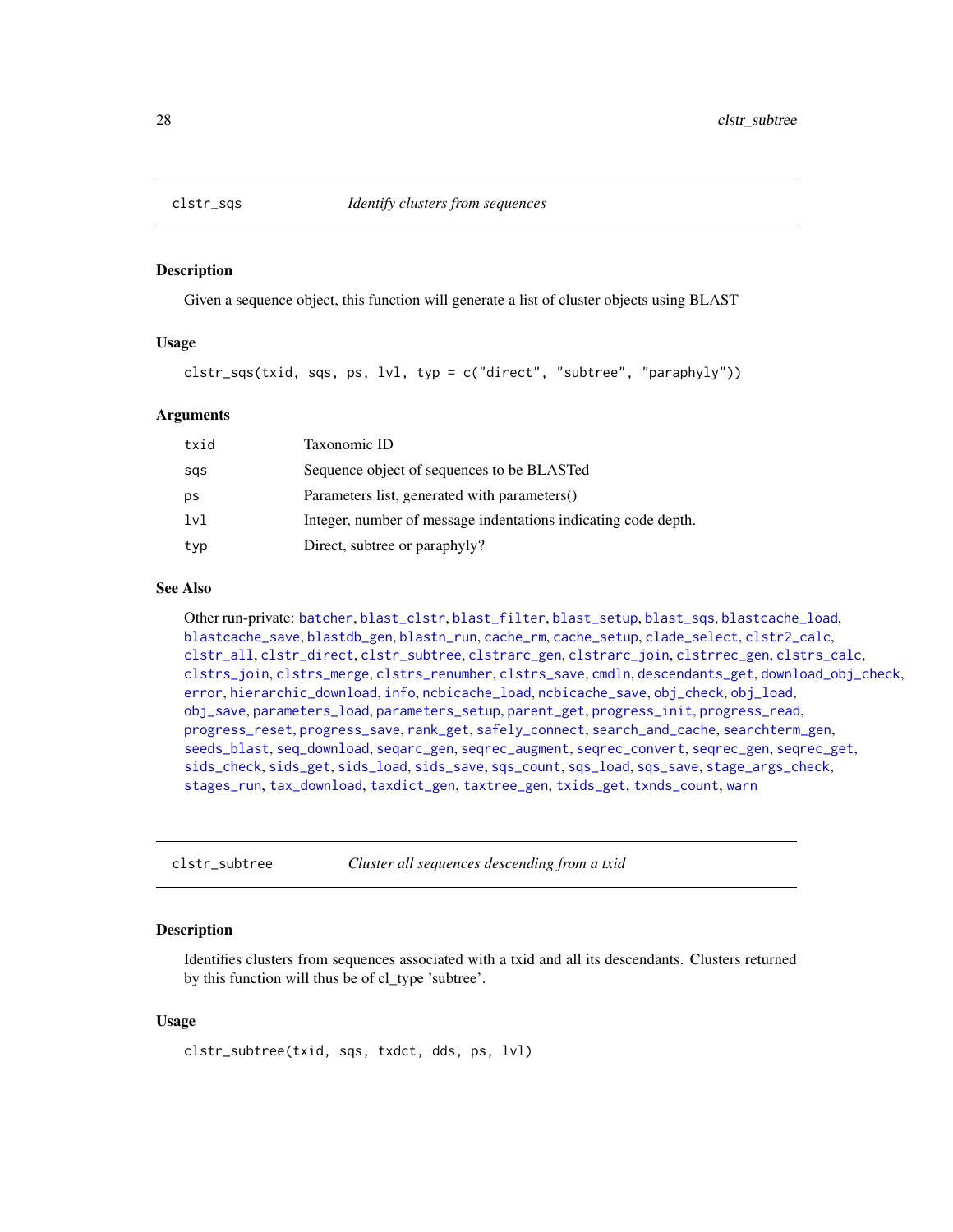## clstr_sqs — *Identify clusters from sequences*

### Description

Given a sequence object, this function will generate a list of cluster objects using BLAST

### Usage

```
clstr_sqs(txid, sqs, ps, lvl, typ = c("direct", "subtree", "paraphyly"))
```

### Arguments

| | |
|---|---|
| txid | Taxonomic ID |
| sqs | Sequence object of sequences to be BLASTed |
| ps | Parameters list, generated with parameters() |
| lvl | Integer, number of message indentations indicating code depth. |
| typ | Direct, subtree or paraphyly? |

### See Also

Other run-private: batcher, blast_clstr, blast_filter, blast_setup, blast_sqs, blastcache_load, blastcache_save, blastdb_gen, blastn_run, cache_rm, cache_setup, clade_select, clstr2_calc, clstr_all, clstr_direct, clstr_subtree, clstrarc_gen, clstrarc_join, clstrrec_gen, clstrs_calc, clstrs_join, clstrs_merge, clstrs_renumber, clstrs_save, cmdln, descendants_get, download_obj_check, error, hierarchic_download, info, ncbicache_load, ncbicache_save, obj_check, obj_load, obj_save, parameters_load, parameters_setup, parent_get, progress_init, progress_read, progress_reset, progress_save, rank_get, safely_connect, search_and_cache, searchterm_gen, seeds_blast, seq_download, seqarc_gen, seqrec_augment, seqrec_convert, seqrec_gen, seqrec_get, sids_check, sids_get, sids_load, sids_save, sqs_count, sqs_load, sqs_save, stage_args_check, stages_run, tax_download, taxdict_gen, taxtree_gen, txids_get, txnds_count, warn

## clstr_subtree — *Cluster all sequences descending from a txid*

### Description

Identifies clusters from sequences associated with a txid and all its descendants. Clusters returned by this function will thus be of cl_type 'subtree'.

### Usage

```
clstr_subtree(txid, sqs, txdct, dds, ps, lvl)
```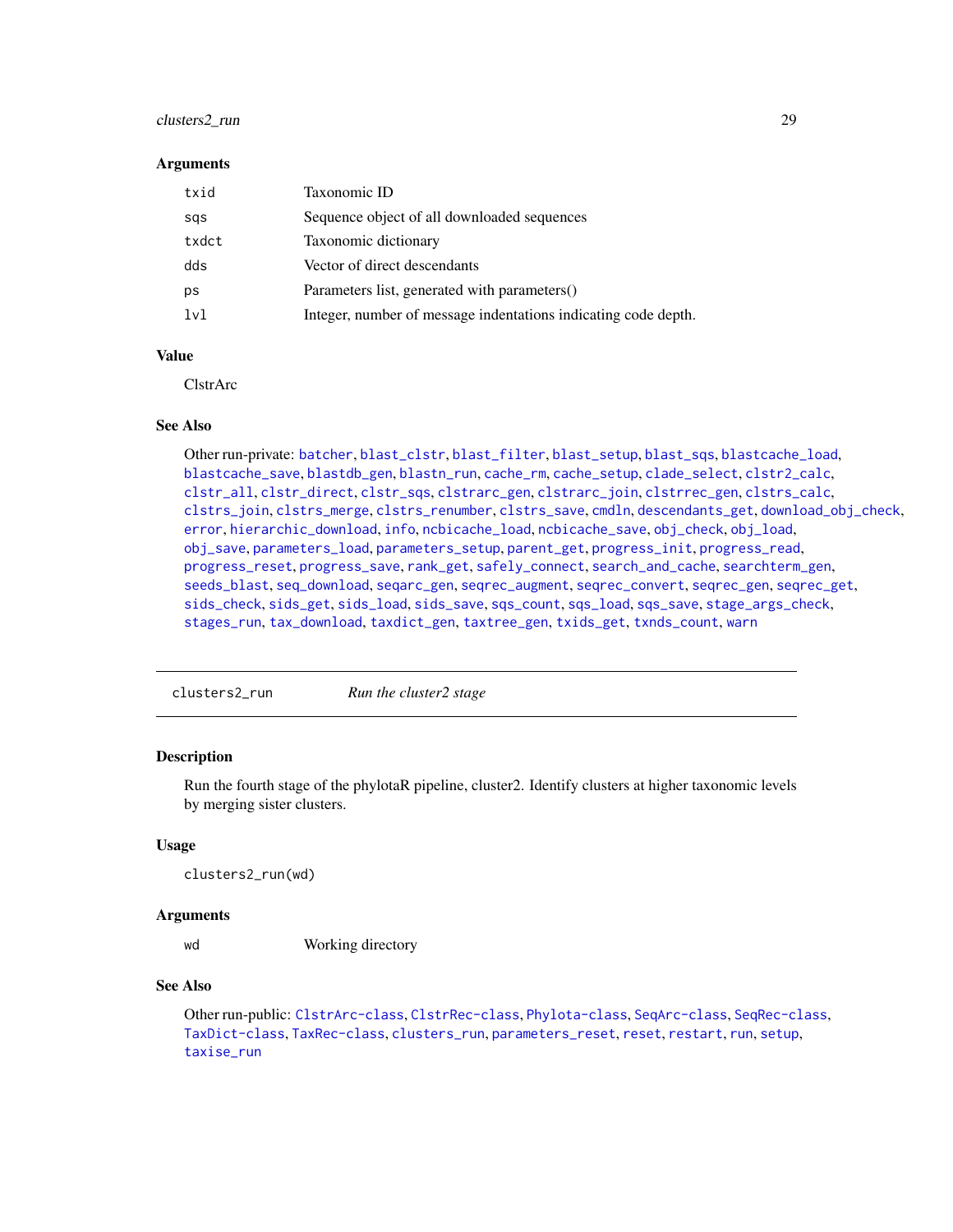### Arguments

| | |
|---|---|
| txid | Taxonomic ID |
| sqs | Sequence object of all downloaded sequences |
| txdct | Taxonomic dictionary |
| dds | Vector of direct descendants |
| ps | Parameters list, generated with parameters() |
| lvl | Integer, number of message indentations indicating code depth. |

### Value

ClstrArc

### See Also

Other run-private: batcher, blast_clstr, blast_filter, blast_setup, blast_sqs, blastcache_load, blastcache_save, blastdb_gen, blastn_run, cache_rm, cache_setup, clade_select, clstr2_calc, clstr_all, clstr_direct, clstr_sqs, clstrarc_gen, clstrarc_join, clstrrec_gen, clstrs_calc, clstrs_join, clstrs_merge, clstrs_renumber, clstrs_save, cmdln, descendants_get, download_obj_check, error, hierarchic_download, info, ncbicache_load, ncbicache_save, obj_check, obj_load, obj_save, parameters_load, parameters_setup, parent_get, progress_init, progress_read, progress_reset, progress_save, rank_get, safely_connect, search_and_cache, searchterm_gen, seeds_blast, seq_download, seqarc_gen, seqrec_augment, seqrec_convert, seqrec_gen, seqrec_get, sids_check, sids_get, sids_load, sids_save, sqs_count, sqs_load, sqs_save, stage_args_check, stages_run, tax_download, taxdict_gen, taxtree_gen, txids_get, txnds_count, warn

---

## clusters2_run — *Run the cluster2 stage*

### Description

Run the fourth stage of the phylotaR pipeline, cluster2. Identify clusters at higher taxonomic levels by merging sister clusters.

### Usage

```
clusters2_run(wd)
```

### Arguments

| | |
|---|---|
| wd | Working directory |

### See Also

Other run-public: ClstrArc-class, ClstrRec-class, Phylota-class, SeqArc-class, SeqRec-class, TaxDict-class, TaxRec-class, clusters_run, parameters_reset, reset, restart, run, setup, taxise_run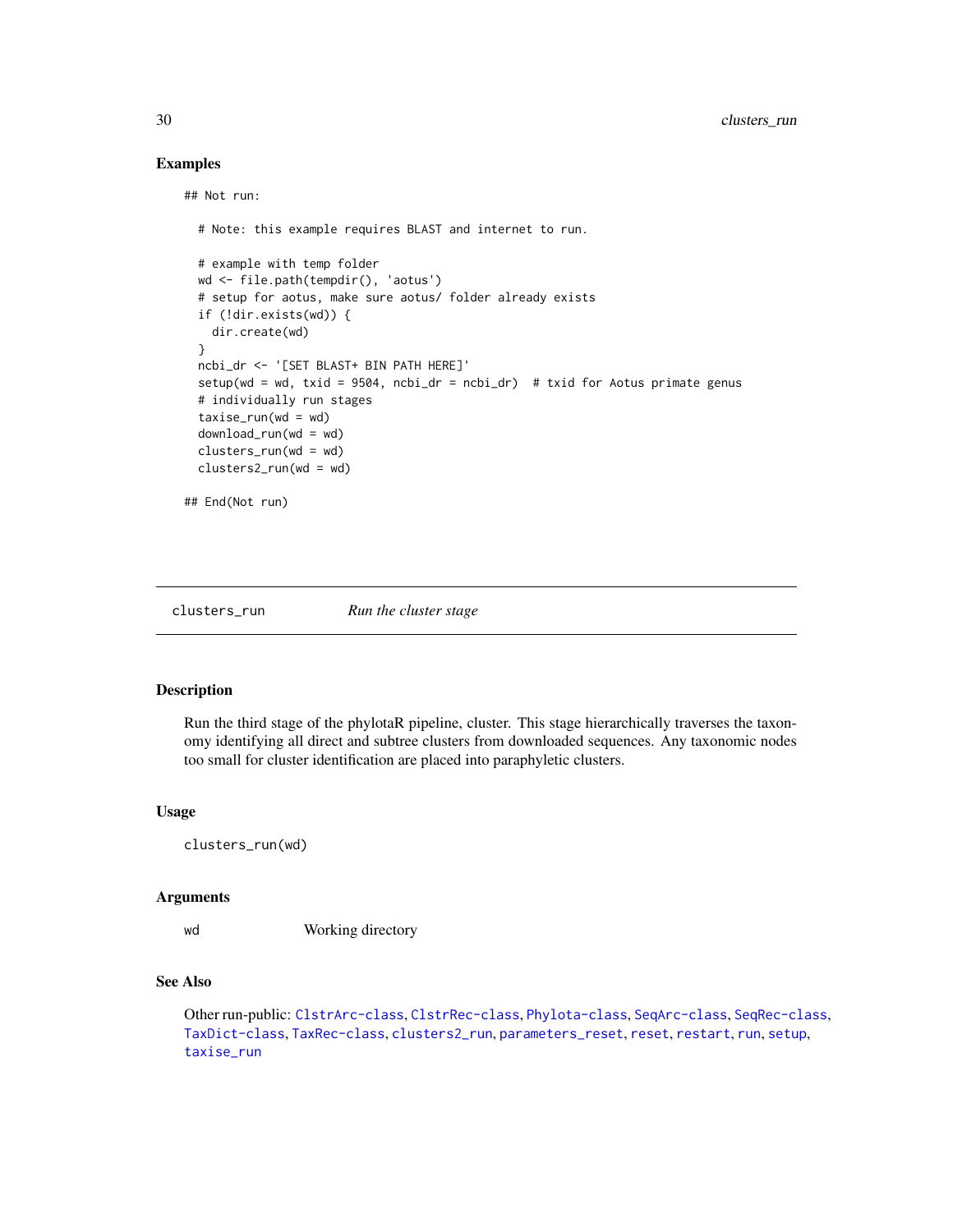## Examples

```
## Not run:

  # Note: this example requires BLAST and internet to run.

  # example with temp folder
  wd <- file.path(tempdir(), 'aotus')
  # setup for aotus, make sure aotus/ folder already exists
  if (!dir.exists(wd)) {
    dir.create(wd)
  }
  ncbi_dr <- '[SET BLAST+ BIN PATH HERE]'
  setup(wd = wd, txid = 9504, ncbi_dr = ncbi_dr)  # txid for Aotus primate genus
  # individually run stages
  taxise_run(wd = wd)
  download_run(wd = wd)
  clusters_run(wd = wd)
  clusters2_run(wd = wd)

## End(Not run)
```

---

# clusters_run — *Run the cluster stage*

## Description

Run the third stage of the phylotaR pipeline, cluster. This stage hierarchically traverses the taxonomy identifying all direct and subtree clusters from downloaded sequences. Any taxonomic nodes too small for cluster identification are placed into paraphyletic clusters.

## Usage

```
clusters_run(wd)
```

## Arguments

| | |
|---|---|
| wd | Working directory |

## See Also

Other run-public: ClstrArc-class, ClstrRec-class, Phylota-class, SeqArc-class, SeqRec-class, TaxDict-class, TaxRec-class, clusters2_run, parameters_reset, reset, restart, run, setup, taxise_run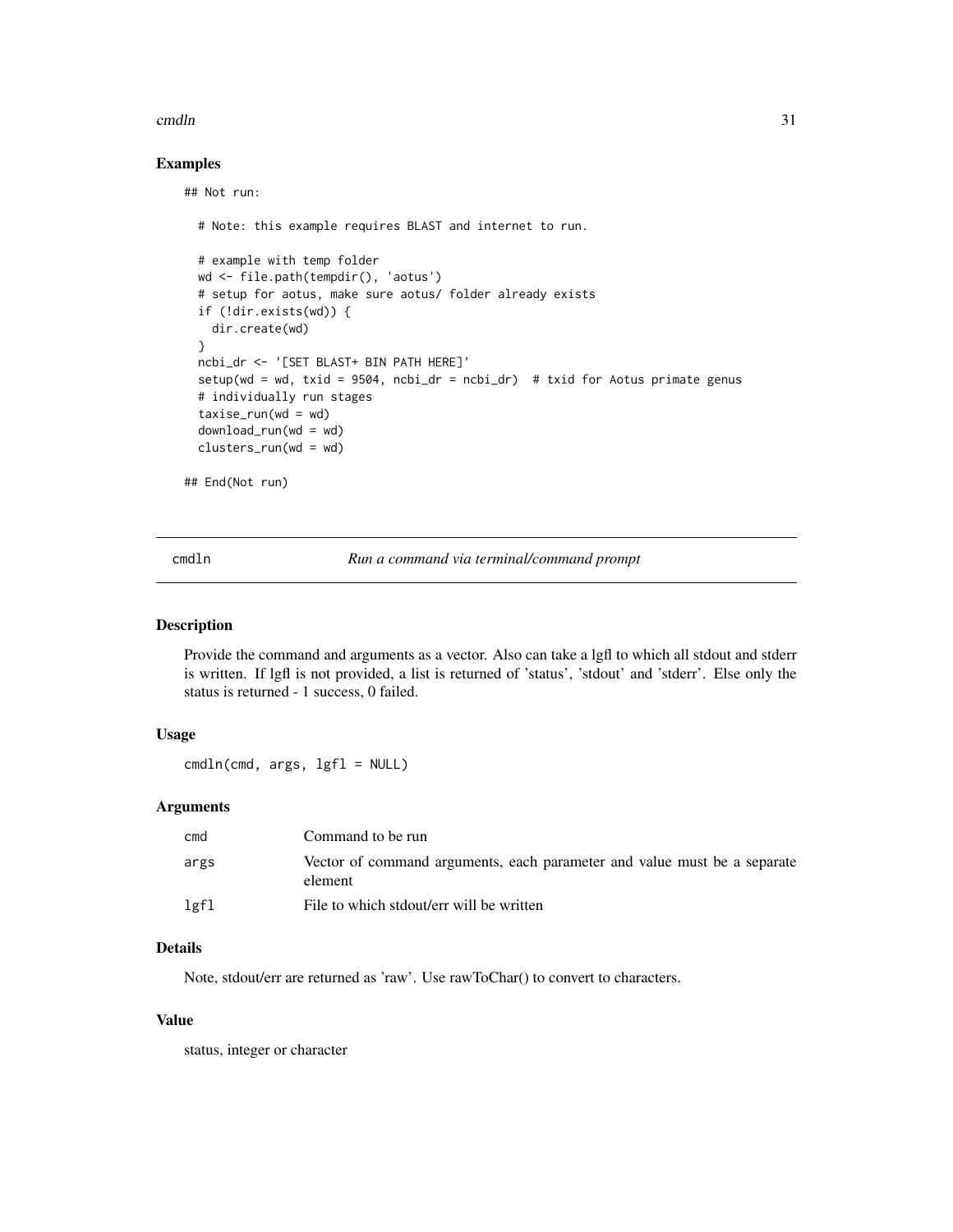### Examples

```
## Not run:

  # Note: this example requires BLAST and internet to run.

  # example with temp folder
  wd <- file.path(tempdir(), 'aotus')
  # setup for aotus, make sure aotus/ folder already exists
  if (!dir.exists(wd)) {
    dir.create(wd)
  }
  ncbi_dr <- '[SET BLAST+ BIN PATH HERE]'
  setup(wd = wd, txid = 9504, ncbi_dr = ncbi_dr)  # txid for Aotus primate genus
  # individually run stages
  taxise_run(wd = wd)
  download_run(wd = wd)
  clusters_run(wd = wd)

## End(Not run)
```

---

## cmdln — *Run a command via terminal/command prompt*

### Description

Provide the command and arguments as a vector. Also can take a lgfl to which all stdout and stderr is written. If lgfl is not provided, a list is returned of 'status', 'stdout' and 'stderr'. Else only the status is returned - 1 success, 0 failed.

### Usage

```
cmdln(cmd, args, lgfl = NULL)
```

### Arguments

| | |
|---|---|
| `cmd` | Command to be run |
| `args` | Vector of command arguments, each parameter and value must be a separate element |
| `lgfl` | File to which stdout/err will be written |

### Details

Note, stdout/err are returned as 'raw'. Use rawToChar() to convert to characters.

### Value

status, integer or character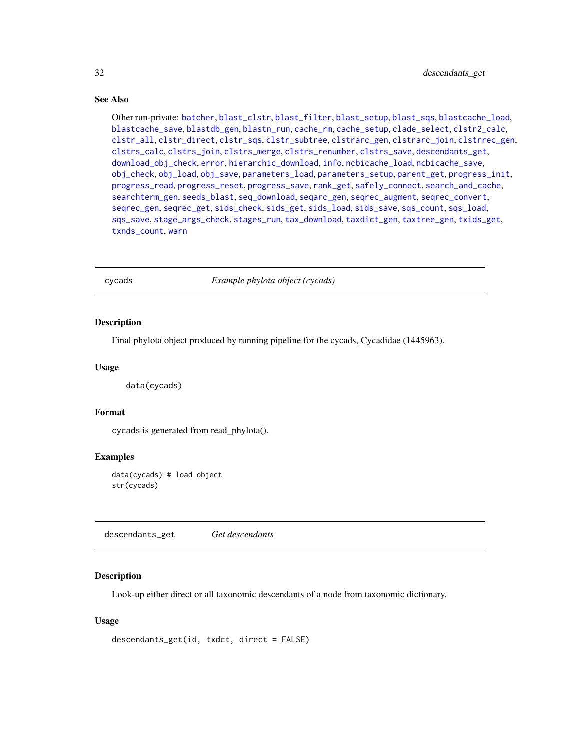## See Also

Other run-private: batcher, blast_clstr, blast_filter, blast_setup, blast_sqs, blastcache_load, blastcache_save, blastdb_gen, blastn_run, cache_rm, cache_setup, clade_select, clstr2_calc, clstr_all, clstr_direct, clstr_sqs, clstr_subtree, clstrarc_gen, clstrarc_join, clstrrec_gen, clstrs_calc, clstrs_join, clstrs_merge, clstrs_renumber, clstrs_save, descendants_get, download_obj_check, error, hierarchic_download, info, ncbicache_load, ncbicache_save, obj_check, obj_load, obj_save, parameters_load, parameters_setup, parent_get, progress_init, progress_read, progress_reset, progress_save, rank_get, safely_connect, search_and_cache, searchterm_gen, seeds_blast, seq_download, seqarc_gen, seqrec_augment, seqrec_convert, seqrec_gen, seqrec_get, sids_check, sids_get, sids_load, sids_save, sqs_count, sqs_load, sqs_save, stage_args_check, stages_run, tax_download, taxdict_gen, taxtree_gen, txids_get, txnds_count, warn

---

# cycads — *Example phylota object (cycads)*

## Description

Final phylota object produced by running pipeline for the cycads, Cycadidae (1445963).

## Usage

```
data(cycads)
```

## Format

cycads is generated from read_phylota().

## Examples

```
data(cycads) # load object
str(cycads)
```

---

# descendants_get — *Get descendants*

## Description

Look-up either direct or all taxonomic descendants of a node from taxonomic dictionary.

## Usage

```
descendants_get(id, txdct, direct = FALSE)
```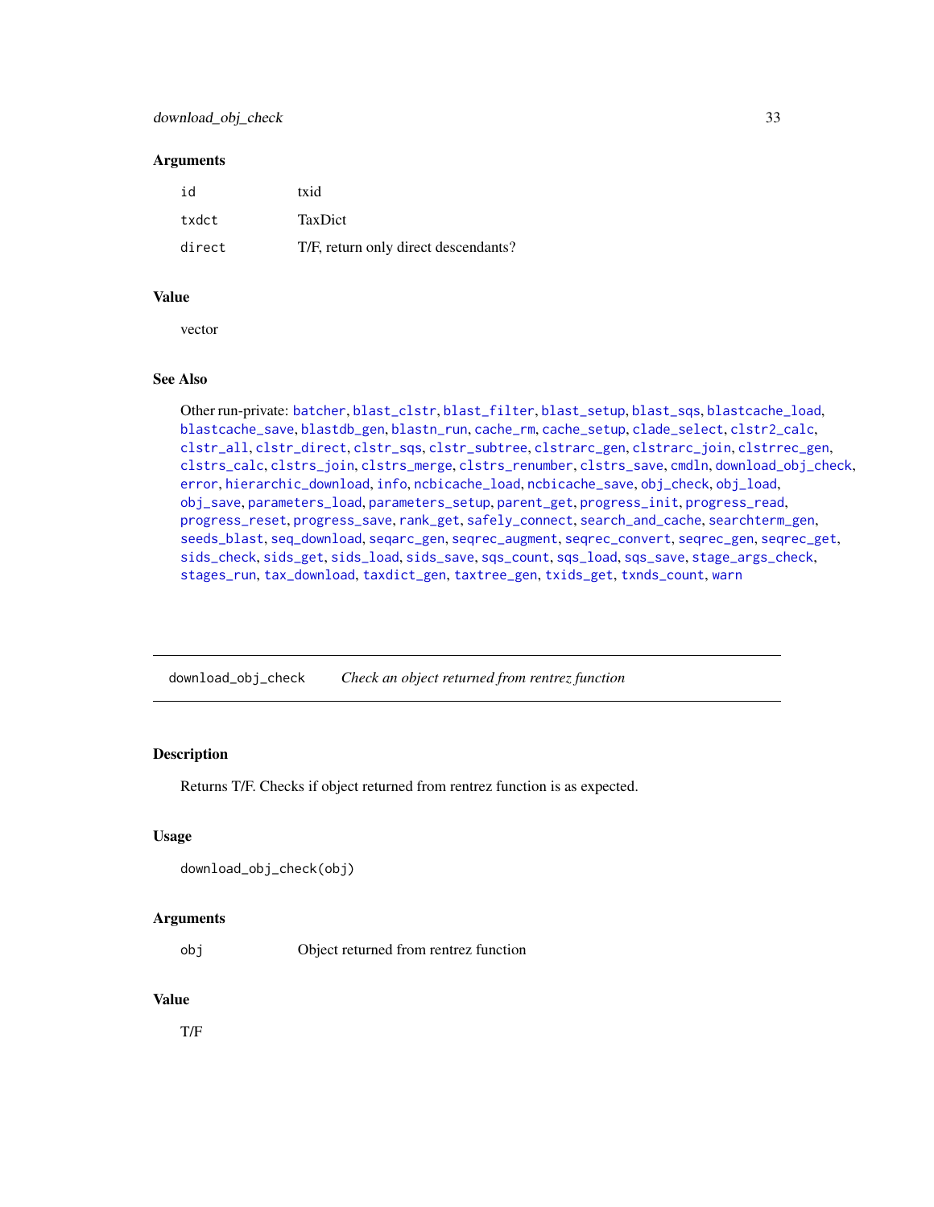### Arguments

| | |
|---|---|
| id | txid |
| txdct | TaxDict |
| direct | T/F, return only direct descendants? |

### Value

vector

### See Also

Other run-private: batcher, blast_clstr, blast_filter, blast_setup, blast_sqs, blastcache_load, blastcache_save, blastdb_gen, blastn_run, cache_rm, cache_setup, clade_select, clstr2_calc, clstr_all, clstr_direct, clstr_sqs, clstr_subtree, clstrarc_gen, clstrarc_join, clstrrec_gen, clstrs_calc, clstrs_join, clstrs_merge, clstrs_renumber, clstrs_save, cmdln, download_obj_check, error, hierarchic_download, info, ncbicache_load, ncbicache_save, obj_check, obj_load, obj_save, parameters_load, parameters_setup, parent_get, progress_init, progress_read, progress_reset, progress_save, rank_get, safely_connect, search_and_cache, searchterm_gen, seeds_blast, seq_download, seqarc_gen, seqrec_augment, seqrec_convert, seqrec_gen, seqrec_get, sids_check, sids_get, sids_load, sids_save, sqs_count, sqs_load, sqs_save, stage_args_check, stages_run, tax_download, taxdict_gen, taxtree_gen, txids_get, txnds_count, warn

---

## download_obj_check — *Check an object returned from rentrez function*

### Description

Returns T/F. Checks if object returned from rentrez function is as expected.

### Usage

```
download_obj_check(obj)
```

### Arguments

| | |
|---|---|
| obj | Object returned from rentrez function |

### Value

T/F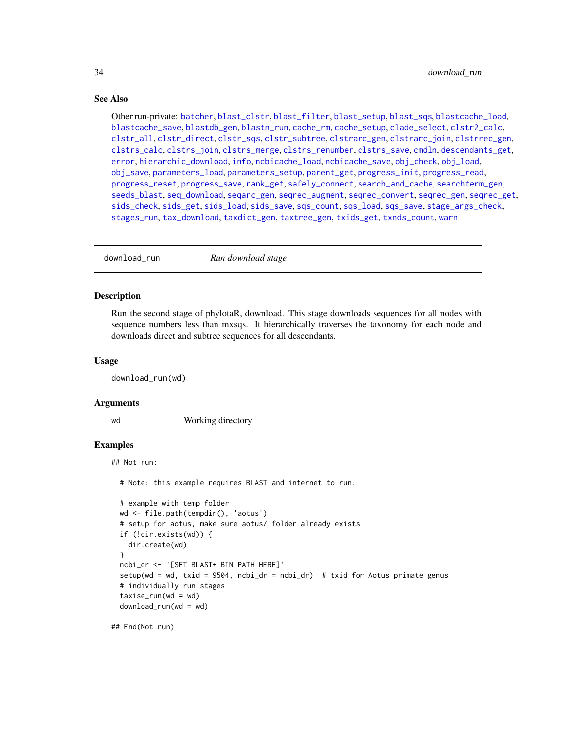### See Also

Other run-private: batcher, blast_clstr, blast_filter, blast_setup, blast_sqs, blastcache_load, blastcache_save, blastdb_gen, blastn_run, cache_rm, cache_setup, clade_select, clstr2_calc, clstr_all, clstr_direct, clstr_sqs, clstr_subtree, clstrarc_gen, clstrarc_join, clstrrec_gen, clstrs_calc, clstrs_join, clstrs_merge, clstrs_renumber, clstrs_save, cmdln, descendants_get, error, hierarchic_download, info, ncbicache_load, ncbicache_save, obj_check, obj_load, obj_save, parameters_load, parameters_setup, parent_get, progress_init, progress_read, progress_reset, progress_save, rank_get, safely_connect, search_and_cache, searchterm_gen, seeds_blast, seq_download, seqarc_gen, seqrec_augment, seqrec_convert, seqrec_gen, seqrec_get, sids_check, sids_get, sids_load, sids_save, sqs_count, sqs_load, sqs_save, stage_args_check, stages_run, tax_download, taxdict_gen, taxtree_gen, txids_get, txnds_count, warn

---

## download_run — *Run download stage*

### Description

Run the second stage of phylotaR, download. This stage downloads sequences for all nodes with sequence numbers less than mxsqs. It hierarchically traverses the taxonomy for each node and downloads direct and subtree sequences for all descendants.

### Usage

```
download_run(wd)
```

### Arguments

| | |
|---|---|
| wd | Working directory |

### Examples

```
## Not run:

  # Note: this example requires BLAST and internet to run.

  # example with temp folder
  wd <- file.path(tempdir(), 'aotus')
  # setup for aotus, make sure aotus/ folder already exists
  if (!dir.exists(wd)) {
    dir.create(wd)
  }
  ncbi_dr <- '[SET BLAST+ BIN PATH HERE]'
  setup(wd = wd, txid = 9504, ncbi_dr = ncbi_dr)  # txid for Aotus primate genus
  # individually run stages
  taxise_run(wd = wd)
  download_run(wd = wd)

## End(Not run)
```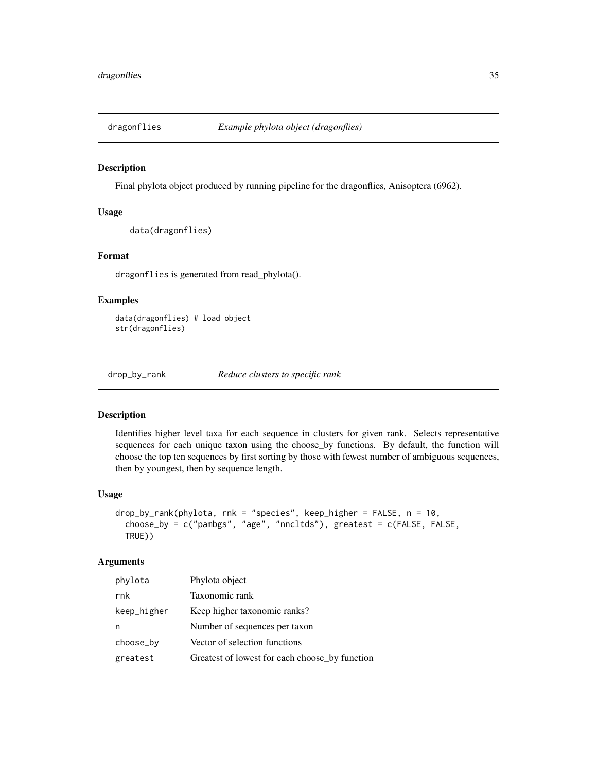## dragonflies — *Example phylota object (dragonflies)*

### Description

Final phylota object produced by running pipeline for the dragonflies, Anisoptera (6962).

### Usage

```
data(dragonflies)
```

### Format

dragonflies is generated from read_phylota().

### Examples

```
data(dragonflies) # load object
str(dragonflies)
```

## drop_by_rank — *Reduce clusters to specific rank*

### Description

Identifies higher level taxa for each sequence in clusters for given rank. Selects representative sequences for each unique taxon using the choose_by functions. By default, the function will choose the top ten sequences by first sorting by those with fewest number of ambiguous sequences, then by youngest, then by sequence length.

### Usage

```
drop_by_rank(phylota, rnk = "species", keep_higher = FALSE, n = 10,
  choose_by = c("pambgs", "age", "nncltds"), greatest = c(FALSE, FALSE,
  TRUE))
```

### Arguments

| | |
|---|---|
| phylota | Phylota object |
| rnk | Taxonomic rank |
| keep_higher | Keep higher taxonomic ranks? |
| n | Number of sequences per taxon |
| choose_by | Vector of selection functions |
| greatest | Greatest of lowest for each choose_by function |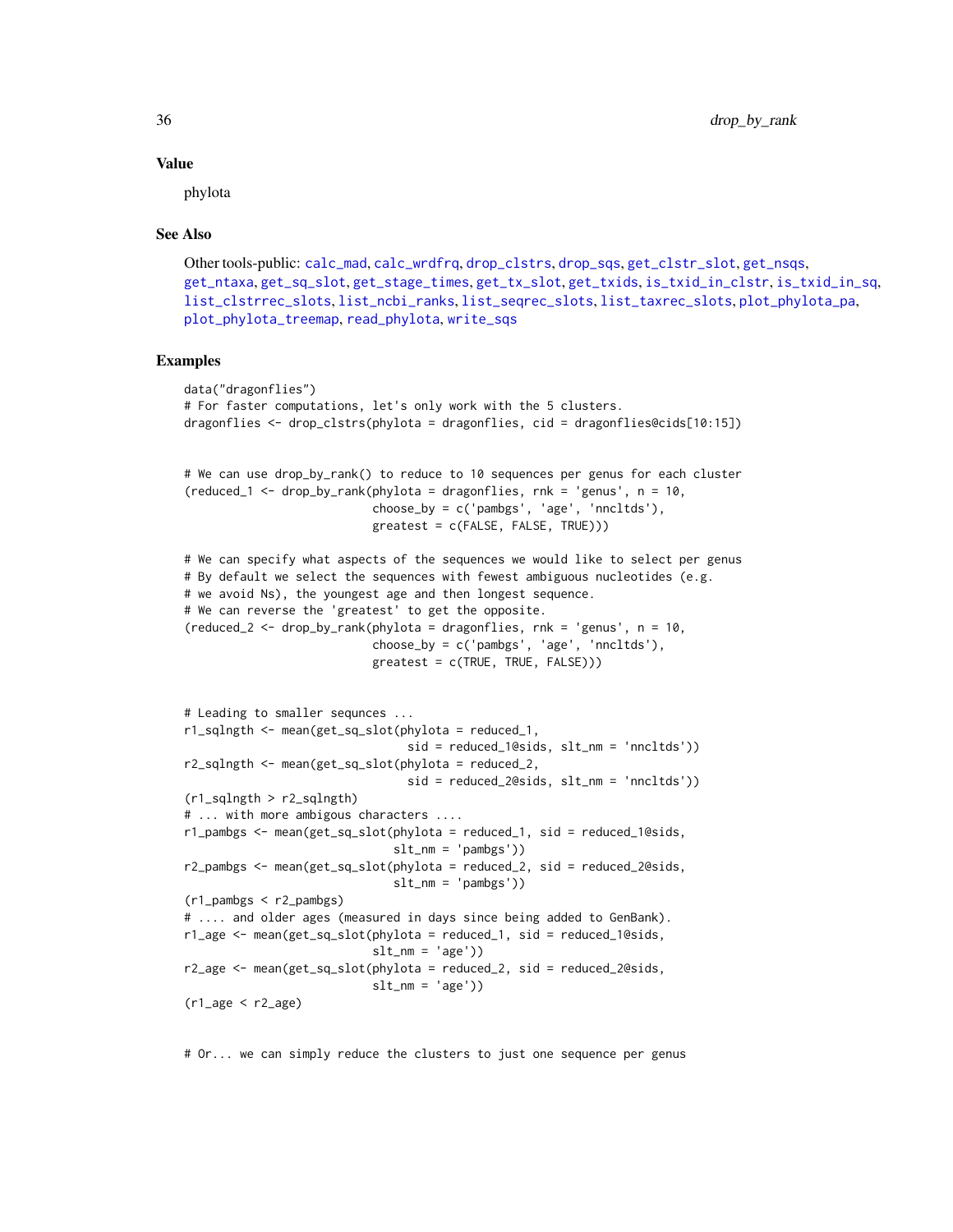## Value

phylota

## See Also

Other tools-public: calc_mad, calc_wrdfrq, drop_clstrs, drop_sqs, get_clstr_slot, get_nsqs, get_ntaxa, get_sq_slot, get_stage_times, get_tx_slot, get_txids, is_txid_in_clstr, is_txid_in_sq, list_clstrrec_slots, list_ncbi_ranks, list_seqrec_slots, list_taxrec_slots, plot_phylota_pa, plot_phylota_treemap, read_phylota, write_sqs

## Examples

```
data("dragonflies")
# For faster computations, let's only work with the 5 clusters.
dragonflies <- drop_clstrs(phylota = dragonflies, cid = dragonflies@cids[10:15])


# We can use drop_by_rank() to reduce to 10 sequences per genus for each cluster
(reduced_1 <- drop_by_rank(phylota = dragonflies, rnk = 'genus', n = 10,
                           choose_by = c('pambgs', 'age', 'nncltds'),
                           greatest = c(FALSE, FALSE, TRUE)))

# We can specify what aspects of the sequences we would like to select per genus
# By default we select the sequences with fewest ambiguous nucleotides (e.g.
# we avoid Ns), the youngest age and then longest sequence.
# We can reverse the 'greatest' to get the opposite.
(reduced_2 <- drop_by_rank(phylota = dragonflies, rnk = 'genus', n = 10,
                           choose_by = c('pambgs', 'age', 'nncltds'),
                           greatest = c(TRUE, TRUE, FALSE)))


# Leading to smaller sequnces ...
r1_sqlngth <- mean(get_sq_slot(phylota = reduced_1,
                               sid = reduced_1@sids, slt_nm = 'nncltds'))
r2_sqlngth <- mean(get_sq_slot(phylota = reduced_2,
                               sid = reduced_2@sids, slt_nm = 'nncltds'))
(r1_sqlngth > r2_sqlngth)
# ... with more ambigous characters ....
r1_pambgs <- mean(get_sq_slot(phylota = reduced_1, sid = reduced_1@sids,
                              slt_nm = 'pambgs'))
r2_pambgs <- mean(get_sq_slot(phylota = reduced_2, sid = reduced_2@sids,
                              slt_nm = 'pambgs'))
(r1_pambgs < r2_pambgs)
# .... and older ages (measured in days since being added to GenBank).
r1_age <- mean(get_sq_slot(phylota = reduced_1, sid = reduced_1@sids,
                           slt_nm = 'age'))
r2_age <- mean(get_sq_slot(phylota = reduced_2, sid = reduced_2@sids,
                           slt_nm = 'age'))
(r1_age < r2_age)


# Or... we can simply reduce the clusters to just one sequence per genus
```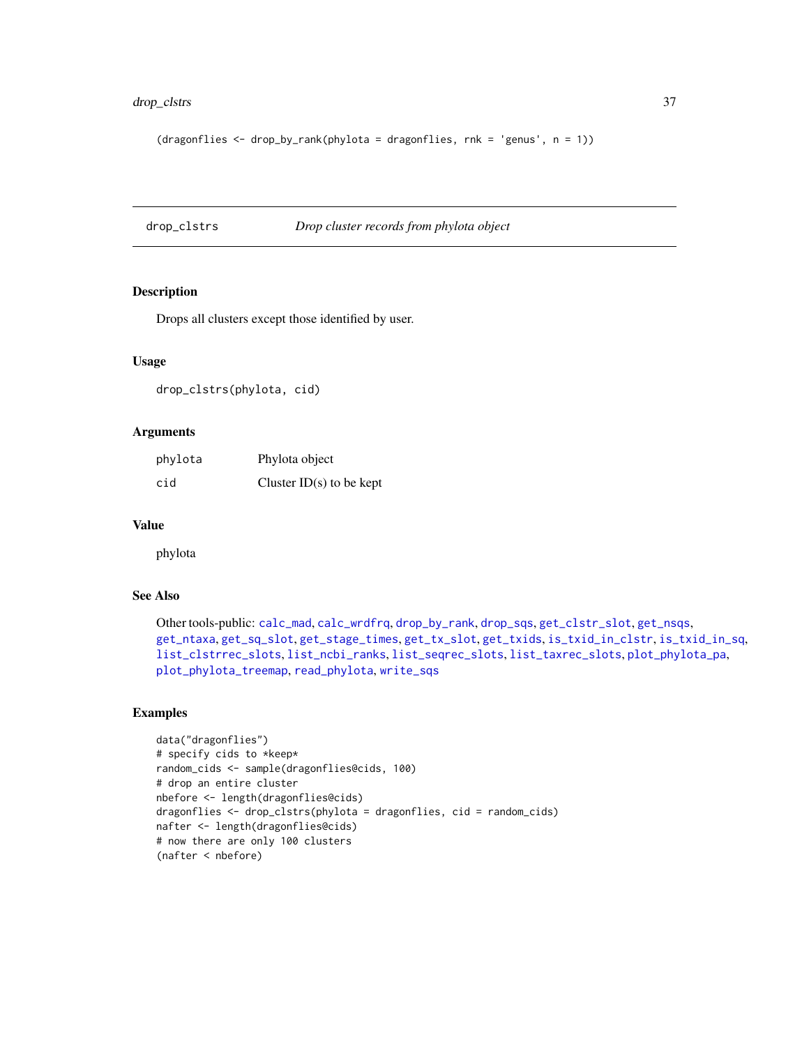```
(dragonflies <- drop_by_rank(phylota = dragonflies, rnk = 'genus', n = 1))
```

---

## drop_clstrs — *Drop cluster records from phylota object*

### Description

Drops all clusters except those identified by user.

### Usage

```
drop_clstrs(phylota, cid)
```

### Arguments

| | |
|---|---|
| `phylota` | Phylota object |
| `cid` | Cluster ID(s) to be kept |

### Value

phylota

### See Also

Other tools-public: `calc_mad`, `calc_wrdfrq`, `drop_by_rank`, `drop_sqs`, `get_clstr_slot`, `get_nsqs`, `get_ntaxa`, `get_sq_slot`, `get_stage_times`, `get_tx_slot`, `get_txids`, `is_txid_in_clstr`, `is_txid_in_sq`, `list_clstrrec_slots`, `list_ncbi_ranks`, `list_seqrec_slots`, `list_taxrec_slots`, `plot_phylota_pa`, `plot_phylota_treemap`, `read_phylota`, `write_sqs`

### Examples

```
data("dragonflies")
# specify cids to *keep*
random_cids <- sample(dragonflies@cids, 100)
# drop an entire cluster
nbefore <- length(dragonflies@cids)
dragonflies <- drop_clstrs(phylota = dragonflies, cid = random_cids)
nafter <- length(dragonflies@cids)
# now there are only 100 clusters
(nafter < nbefore)
```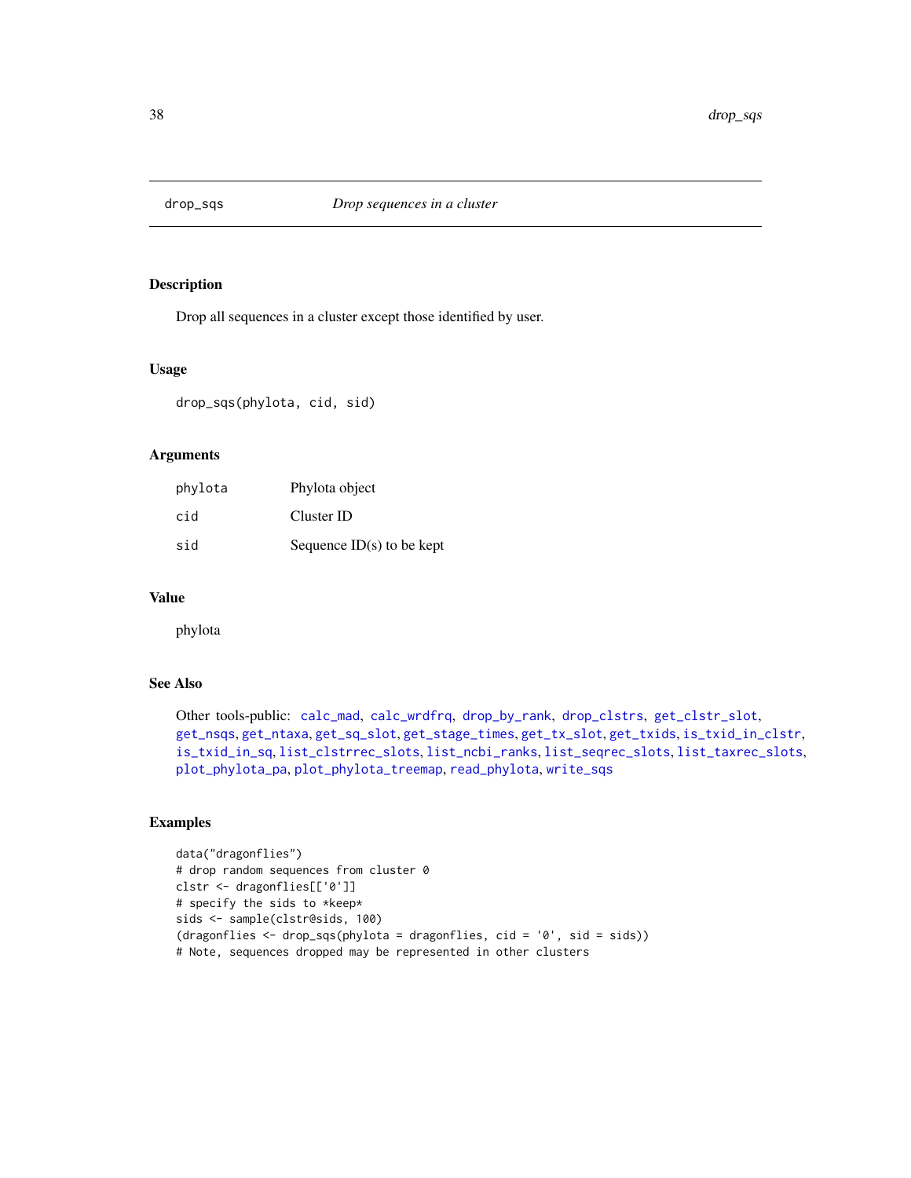# drop_sqs *Drop sequences in a cluster*

## Description

Drop all sequences in a cluster except those identified by user.

## Usage

```
drop_sqs(phylota, cid, sid)
```

## Arguments

| | |
|---|---|
| phylota | Phylota object |
| cid | Cluster ID |
| sid | Sequence ID(s) to be kept |

## Value

phylota

## See Also

Other tools-public: calc_mad, calc_wrdfrq, drop_by_rank, drop_clstrs, get_clstr_slot, get_nsqs, get_ntaxa, get_sq_slot, get_stage_times, get_tx_slot, get_txids, is_txid_in_clstr, is_txid_in_sq, list_clstrrec_slots, list_ncbi_ranks, list_seqrec_slots, list_taxrec_slots, plot_phylota_pa, plot_phylota_treemap, read_phylota, write_sqs

## Examples

```
data("dragonflies")
# drop random sequences from cluster 0
clstr <- dragonflies[['0']]
# specify the sids to *keep*
sids <- sample(clstr@sids, 100)
(dragonflies <- drop_sqs(phylota = dragonflies, cid = '0', sid = sids))
# Note, sequences dropped may be represented in other clusters
```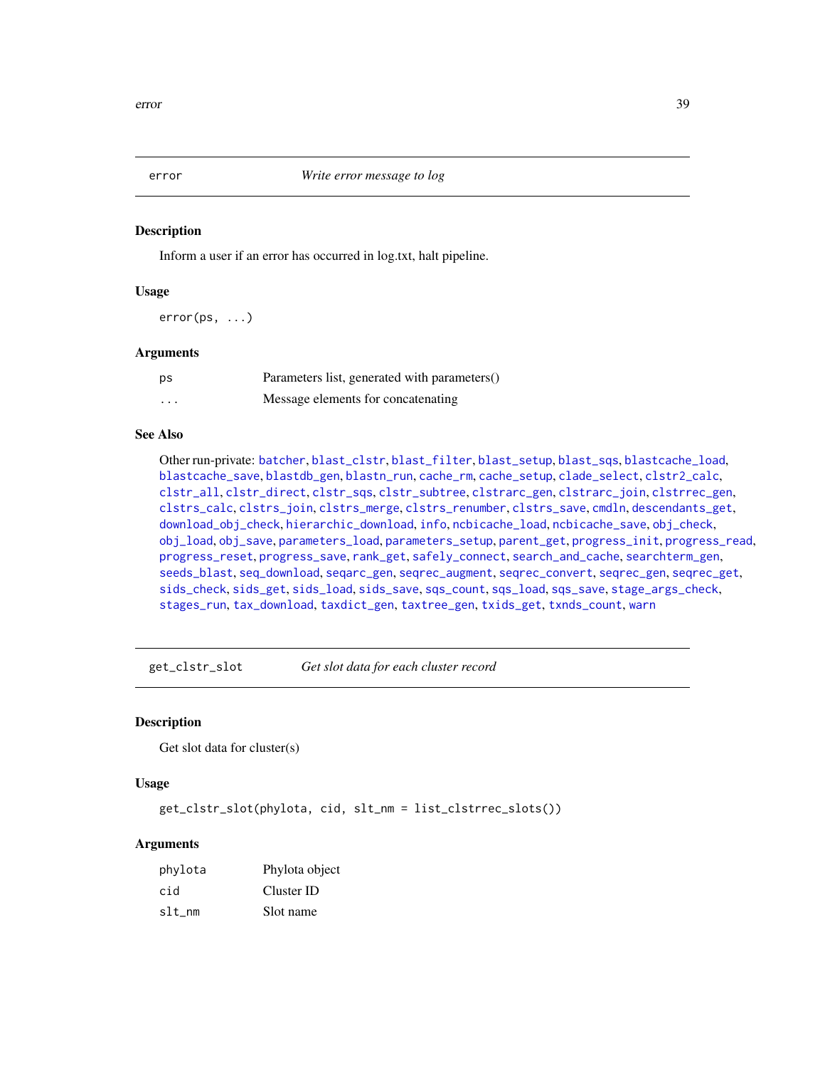## error *Write error message to log*

### Description

Inform a user if an error has occurred in log.txt, halt pipeline.

### Usage

```
error(ps, ...)
```

### Arguments

| | |
|---|---|
| ps | Parameters list, generated with parameters() |
| ... | Message elements for concatenating |

### See Also

Other run-private: batcher, blast_clstr, blast_filter, blast_setup, blast_sqs, blastcache_load, blastcache_save, blastdb_gen, blastn_run, cache_rm, cache_setup, clade_select, clstr2_calc, clstr_all, clstr_direct, clstr_sqs, clstr_subtree, clstrarc_gen, clstrarc_join, clstrrec_gen, clstrs_calc, clstrs_join, clstrs_merge, clstrs_renumber, clstrs_save, cmdln, descendants_get, download_obj_check, hierarchic_download, info, ncbicache_load, ncbicache_save, obj_check, obj_load, obj_save, parameters_load, parameters_setup, parent_get, progress_init, progress_read, progress_reset, progress_save, rank_get, safely_connect, search_and_cache, searchterm_gen, seeds_blast, seq_download, seqarc_gen, seqrec_augment, seqrec_convert, seqrec_gen, seqrec_get, sids_check, sids_get, sids_load, sids_save, sqs_count, sqs_load, sqs_save, stage_args_check, stages_run, tax_download, taxdict_gen, taxtree_gen, txids_get, txnds_count, warn

## get_clstr_slot *Get slot data for each cluster record*

### Description

Get slot data for cluster(s)

### Usage

```
get_clstr_slot(phylota, cid, slt_nm = list_clstrrec_slots())
```

### Arguments

| | |
|---|---|
| phylota | Phylota object |
| cid | Cluster ID |
| slt_nm | Slot name |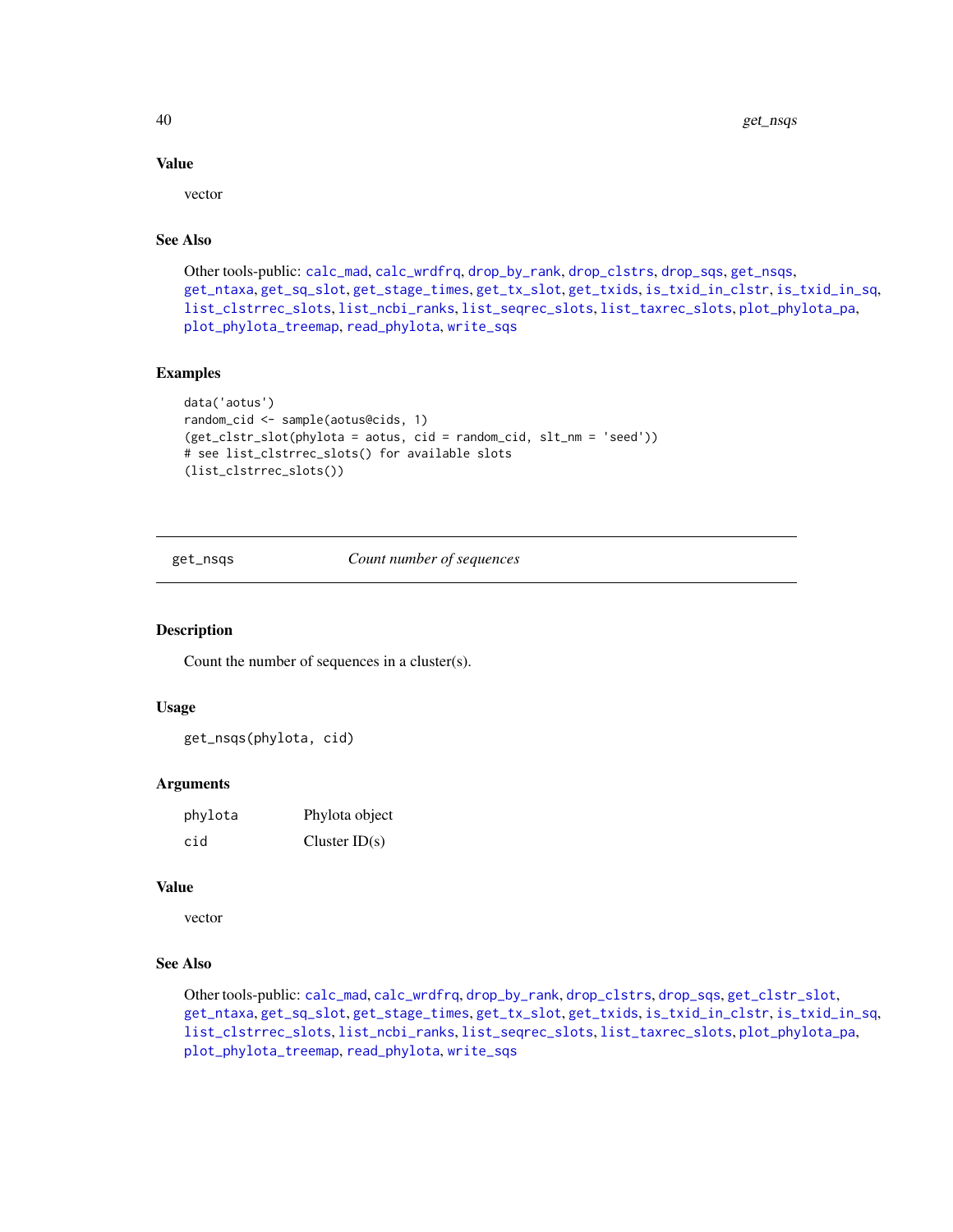## Value

vector

## See Also

Other tools-public: calc_mad, calc_wrdfrq, drop_by_rank, drop_clstrs, drop_sqs, get_nsqs, get_ntaxa, get_sq_slot, get_stage_times, get_tx_slot, get_txids, is_txid_in_clstr, is_txid_in_sq, list_clstrrec_slots, list_ncbi_ranks, list_seqrec_slots, list_taxrec_slots, plot_phylota_pa, plot_phylota_treemap, read_phylota, write_sqs

## Examples

```
data('aotus')
random_cid <- sample(aotus@cids, 1)
(get_clstr_slot(phylota = aotus, cid = random_cid, slt_nm = 'seed'))
# see list_clstrrec_slots() for available slots
(list_clstrrec_slots())
```

---

# get_nsqs — *Count number of sequences*

## Description

Count the number of sequences in a cluster(s).

## Usage

```
get_nsqs(phylota, cid)
```

## Arguments

| | |
|---|---|
| phylota | Phylota object |
| cid | Cluster ID(s) |

## Value

vector

## See Also

Other tools-public: calc_mad, calc_wrdfrq, drop_by_rank, drop_clstrs, drop_sqs, get_clstr_slot, get_ntaxa, get_sq_slot, get_stage_times, get_tx_slot, get_txids, is_txid_in_clstr, is_txid_in_sq, list_clstrrec_slots, list_ncbi_ranks, list_seqrec_slots, list_taxrec_slots, plot_phylota_pa, plot_phylota_treemap, read_phylota, write_sqs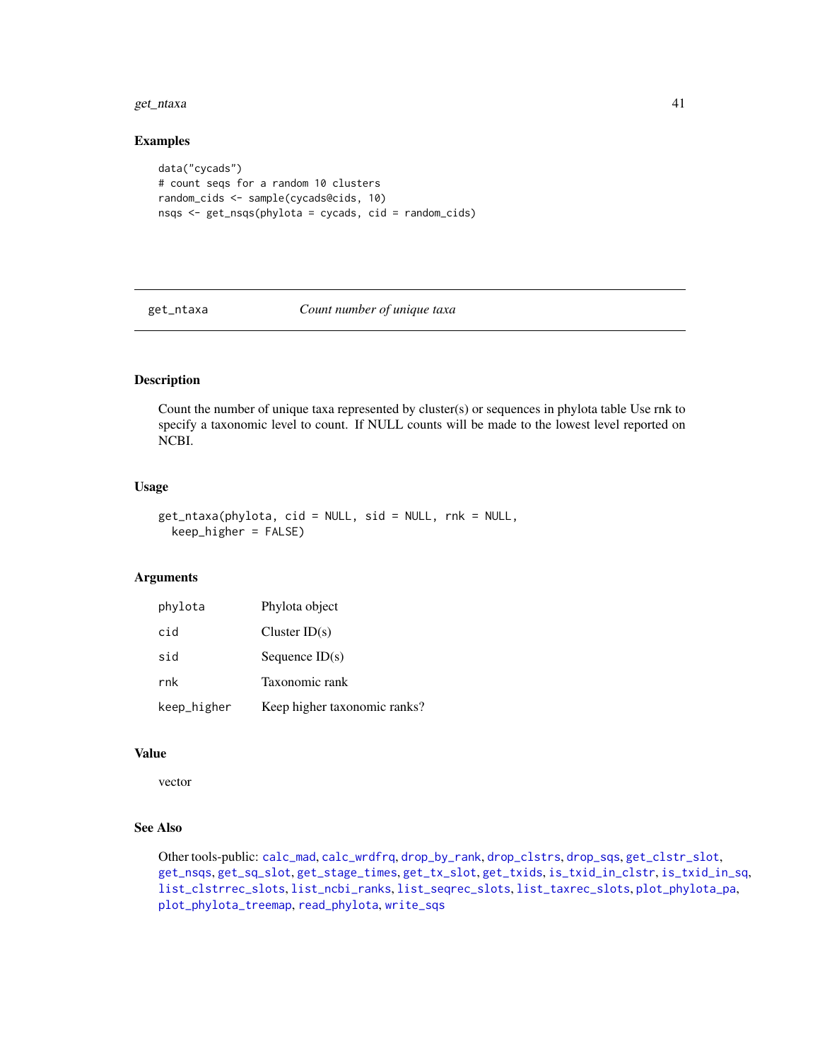## Examples

```
data("cycads")
# count seqs for a random 10 clusters
random_cids <- sample(cycads@cids, 10)
nsqs <- get_nsqs(phylota = cycads, cid = random_cids)
```

---

# get_ntaxa — *Count number of unique taxa*

---

## Description

Count the number of unique taxa represented by cluster(s) or sequences in phylota table Use rnk to specify a taxonomic level to count. If NULL counts will be made to the lowest level reported on NCBI.

## Usage

```
get_ntaxa(phylota, cid = NULL, sid = NULL, rnk = NULL,
  keep_higher = FALSE)
```

## Arguments

| | |
|---|---|
| phylota | Phylota object |
| cid | Cluster ID(s) |
| sid | Sequence ID(s) |
| rnk | Taxonomic rank |
| keep_higher | Keep higher taxonomic ranks? |

## Value

vector

## See Also

Other tools-public: calc_mad, calc_wrdfrq, drop_by_rank, drop_clstrs, drop_sqs, get_clstr_slot, get_nsqs, get_sq_slot, get_stage_times, get_tx_slot, get_txids, is_txid_in_clstr, is_txid_in_sq, list_clstrrec_slots, list_ncbi_ranks, list_seqrec_slots, list_taxrec_slots, plot_phylota_pa, plot_phylota_treemap, read_phylota, write_sqs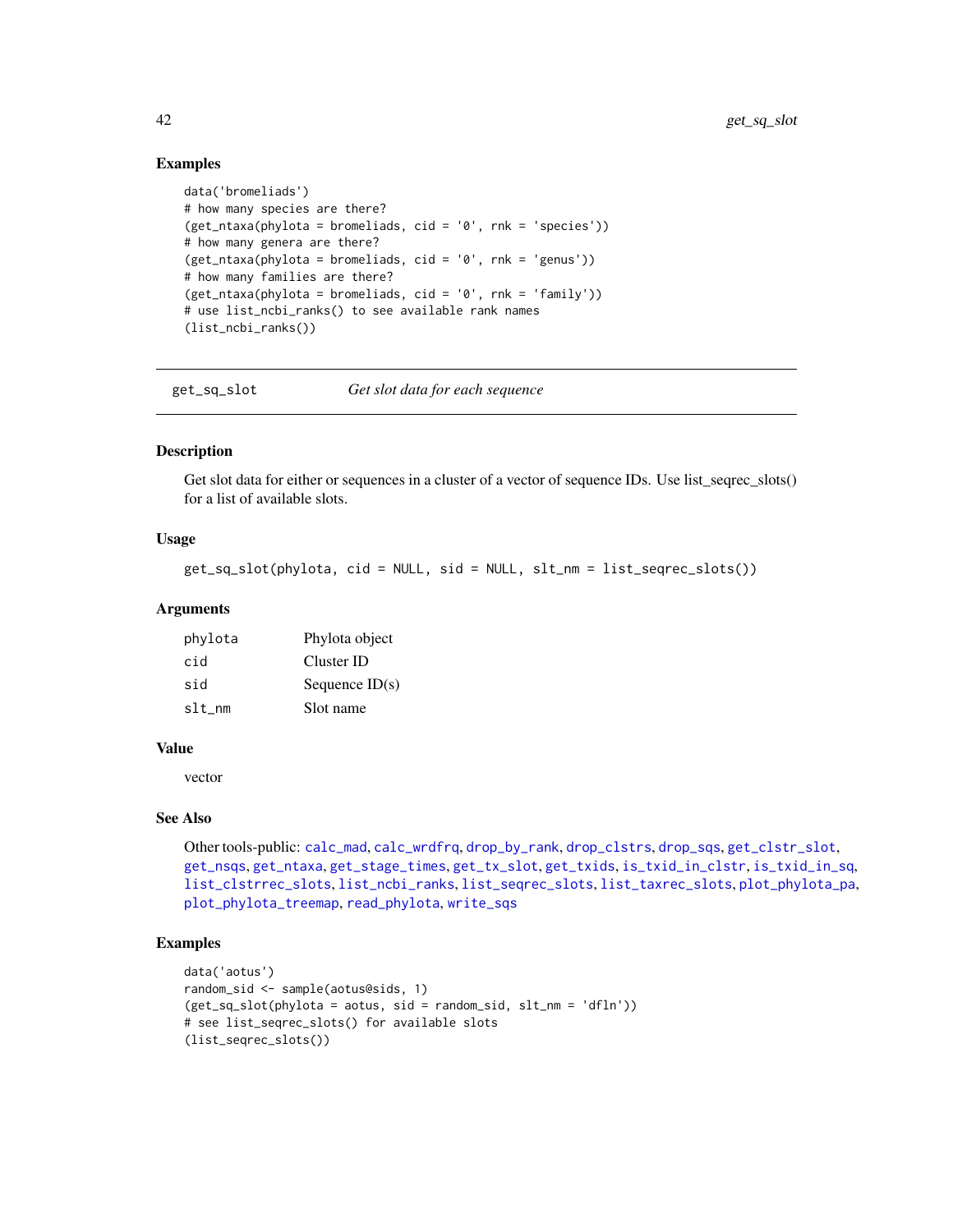### Examples

```
data('bromeliads')
# how many species are there?
(get_ntaxa(phylota = bromeliads, cid = '0', rnk = 'species'))
# how many genera are there?
(get_ntaxa(phylota = bromeliads, cid = '0', rnk = 'genus'))
# how many families are there?
(get_ntaxa(phylota = bromeliads, cid = '0', rnk = 'family'))
# use list_ncbi_ranks() to see available rank names
(list_ncbi_ranks())
```

---

## get_sq_slot *Get slot data for each sequence*

---

### Description

Get slot data for either or sequences in a cluster of a vector of sequence IDs. Use list_seqrec_slots() for a list of available slots.

### Usage

```
get_sq_slot(phylota, cid = NULL, sid = NULL, slt_nm = list_seqrec_slots())
```

### Arguments

| | |
|---|---|
| phylota | Phylota object |
| cid | Cluster ID |
| sid | Sequence ID(s) |
| slt_nm | Slot name |

### Value

vector

### See Also

Other tools-public: calc_mad, calc_wrdfrq, drop_by_rank, drop_clstrs, drop_sqs, get_clstr_slot, get_nsqs, get_ntaxa, get_stage_times, get_tx_slot, get_txids, is_txid_in_clstr, is_txid_in_sq, list_clstrrec_slots, list_ncbi_ranks, list_seqrec_slots, list_taxrec_slots, plot_phylota_pa, plot_phylota_treemap, read_phylota, write_sqs

### Examples

```
data('aotus')
random_sid <- sample(aotus@sids, 1)
(get_sq_slot(phylota = aotus, sid = random_sid, slt_nm = 'dfln'))
# see list_seqrec_slots() for available slots
(list_seqrec_slots())
```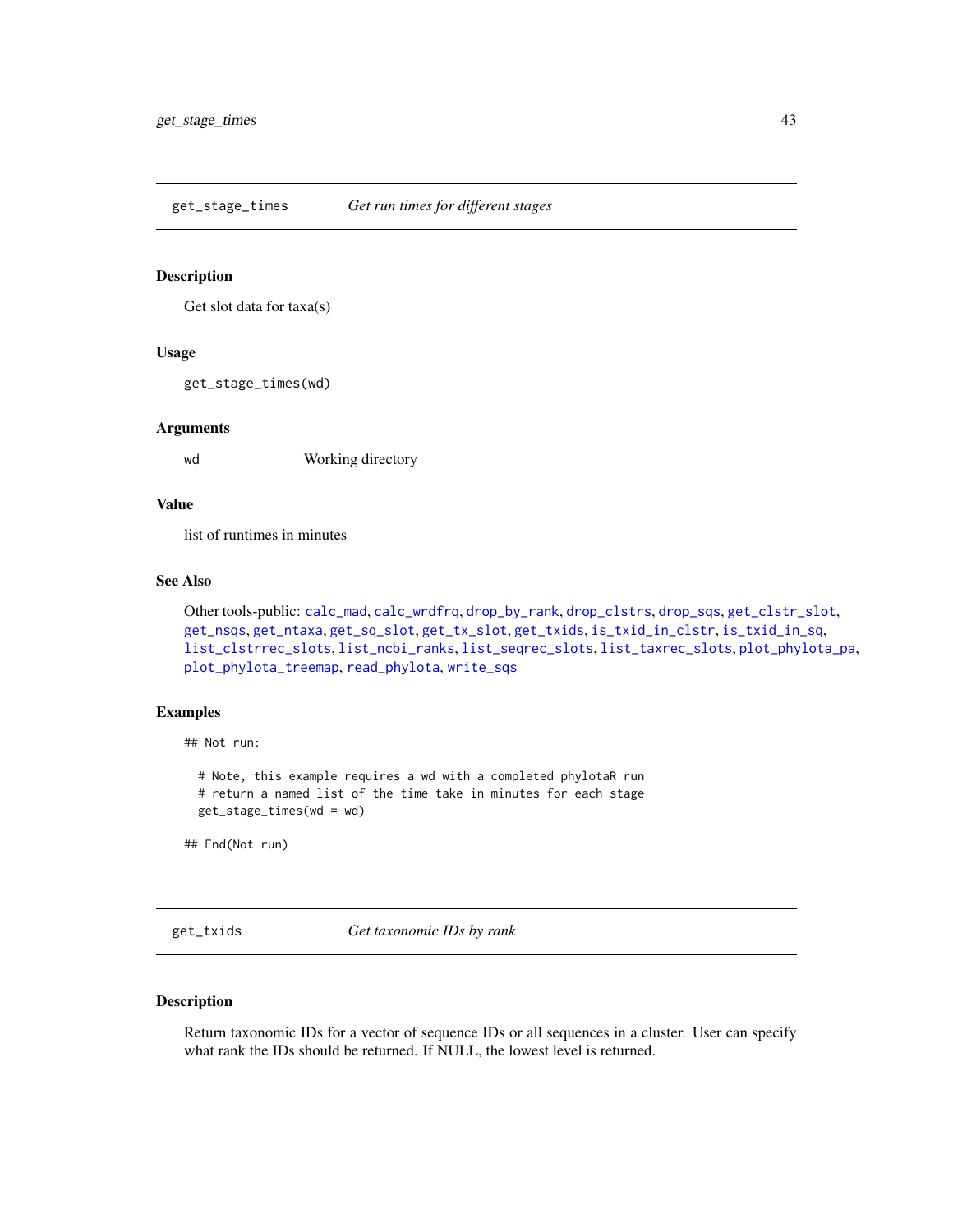## get_stage_times — *Get run times for different stages*

### Description

Get slot data for taxa(s)

### Usage

```
get_stage_times(wd)
```

### Arguments

| | |
|---|---|
| wd | Working directory |

### Value

list of runtimes in minutes

### See Also

Other tools-public: calc_mad, calc_wrdfrq, drop_by_rank, drop_clstrs, drop_sqs, get_clstr_slot, get_nsqs, get_ntaxa, get_sq_slot, get_tx_slot, get_txids, is_txid_in_clstr, is_txid_in_sq, list_clstrrec_slots, list_ncbi_ranks, list_seqrec_slots, list_taxrec_slots, plot_phylota_pa, plot_phylota_treemap, read_phylota, write_sqs

### Examples

```
## Not run:

  # Note, this example requires a wd with a completed phylotaR run
  # return a named list of the time take in minutes for each stage
  get_stage_times(wd = wd)

## End(Not run)
```

## get_txids — *Get taxonomic IDs by rank*

### Description

Return taxonomic IDs for a vector of sequence IDs or all sequences in a cluster. User can specify what rank the IDs should be returned. If NULL, the lowest level is returned.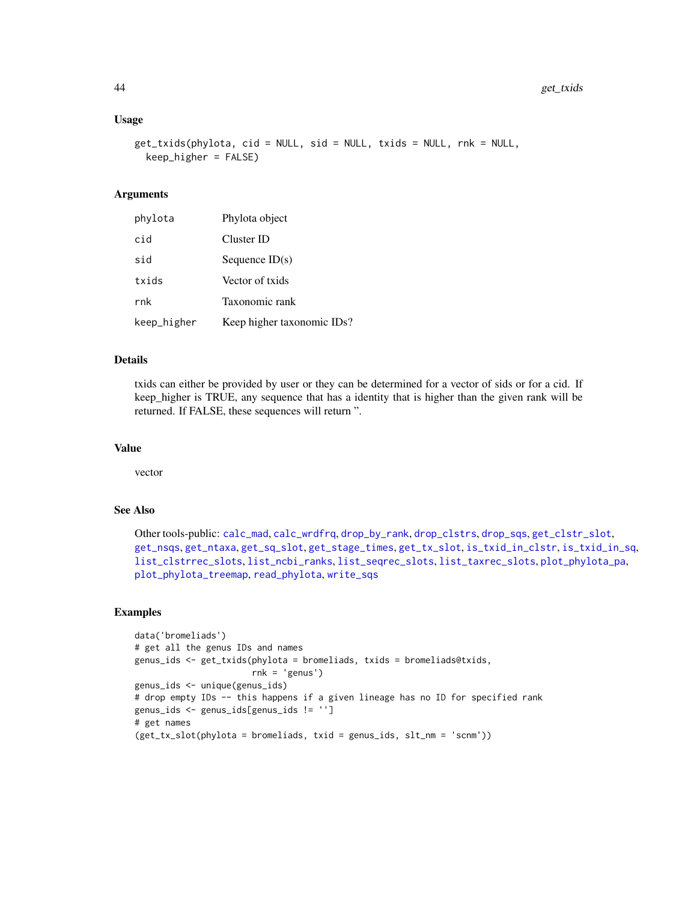## Usage

```
get_txids(phylota, cid = NULL, sid = NULL, txids = NULL, rnk = NULL,
  keep_higher = FALSE)
```

## Arguments

| | |
|---|---|
| phylota | Phylota object |
| cid | Cluster ID |
| sid | Sequence ID(s) |
| txids | Vector of txids |
| rnk | Taxonomic rank |
| keep_higher | Keep higher taxonomic IDs? |

## Details

txids can either be provided by user or they can be determined for a vector of sids or for a cid. If keep_higher is TRUE, any sequence that has a identity that is higher than the given rank will be returned. If FALSE, these sequences will return ''.

## Value

vector

## See Also

Other tools-public: calc_mad, calc_wrdfrq, drop_by_rank, drop_clstrs, drop_sqs, get_clstr_slot, get_nsqs, get_ntaxa, get_sq_slot, get_stage_times, get_tx_slot, is_txid_in_clstr, is_txid_in_sq, list_clstrrec_slots, list_ncbi_ranks, list_seqrec_slots, list_taxrec_slots, plot_phylota_pa, plot_phylota_treemap, read_phylota, write_sqs

## Examples

```
data('bromeliads')
# get all the genus IDs and names
genus_ids <- get_txids(phylota = bromeliads, txids = bromeliads@txids,
                       rnk = 'genus')
genus_ids <- unique(genus_ids)
# drop empty IDs -- this happens if a given lineage has no ID for specified rank
genus_ids <- genus_ids[genus_ids != '']
# get names
(get_tx_slot(phylota = bromeliads, txid = genus_ids, slt_nm = 'scnm'))
```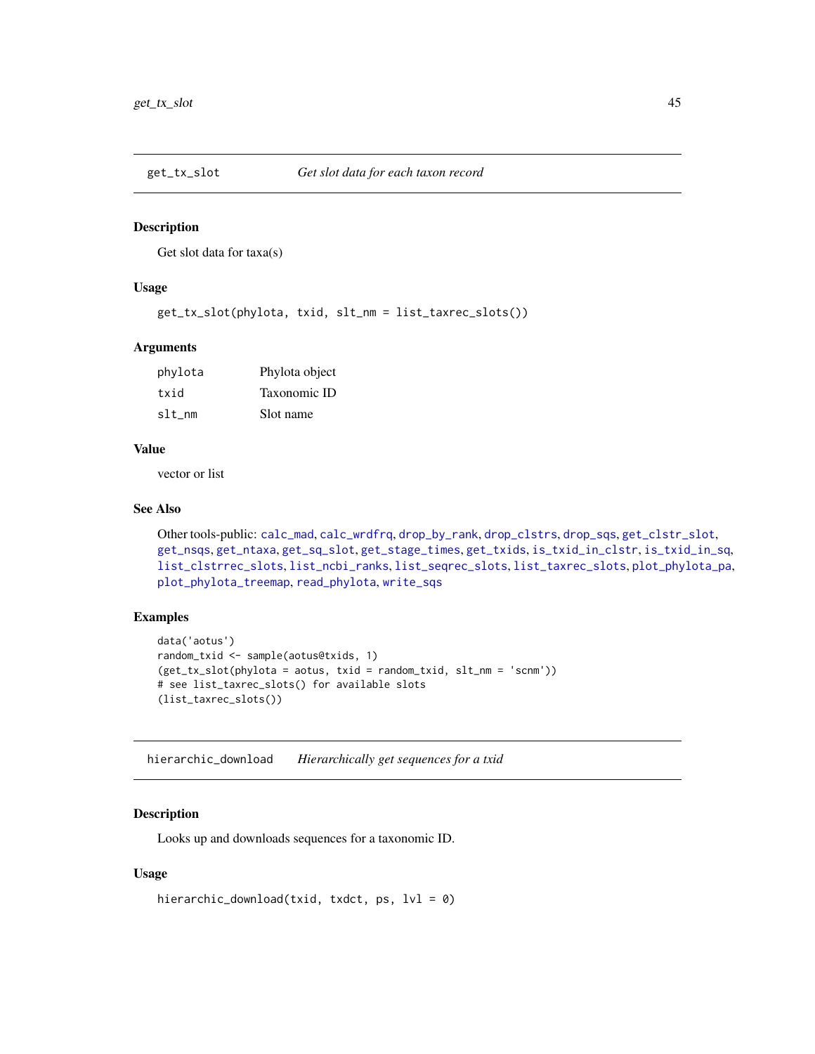## get_tx_slot *Get slot data for each taxon record*

### Description

Get slot data for taxa(s)

### Usage

```
get_tx_slot(phylota, txid, slt_nm = list_taxrec_slots())
```

### Arguments

| | |
|---|---|
| phylota | Phylota object |
| txid | Taxonomic ID |
| slt_nm | Slot name |

### Value

vector or list

### See Also

Other tools-public: calc_mad, calc_wrdfrq, drop_by_rank, drop_clstrs, drop_sqs, get_clstr_slot, get_nsqs, get_ntaxa, get_sq_slot, get_stage_times, get_txids, is_txid_in_clstr, is_txid_in_sq, list_clstrrec_slots, list_ncbi_ranks, list_seqrec_slots, list_taxrec_slots, plot_phylota_pa, plot_phylota_treemap, read_phylota, write_sqs

### Examples

```
data('aotus')
random_txid <- sample(aotus@txids, 1)
(get_tx_slot(phylota = aotus, txid = random_txid, slt_nm = 'scnm'))
# see list_taxrec_slots() for available slots
(list_taxrec_slots())
```

## hierarchic_download *Hierarchically get sequences for a txid*

### Description

Looks up and downloads sequences for a taxonomic ID.

### Usage

```
hierarchic_download(txid, txdct, ps, lvl = 0)
```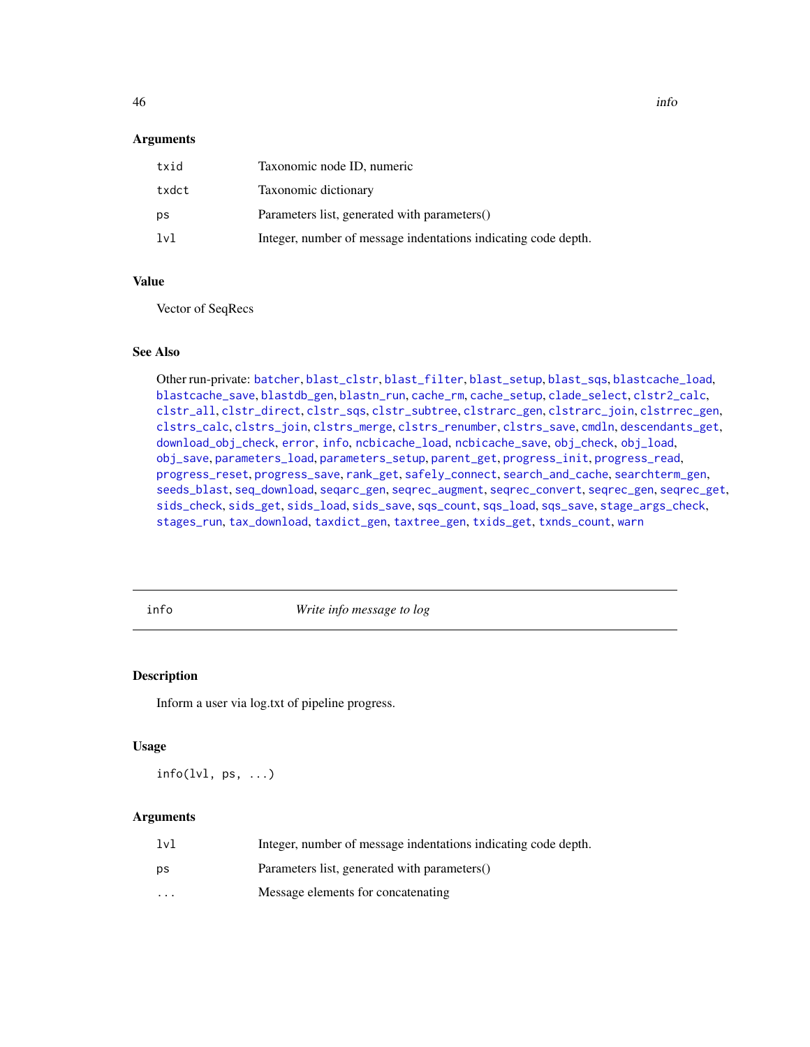### Arguments

| | |
|---|---|
| txid | Taxonomic node ID, numeric |
| txdct | Taxonomic dictionary |
| ps | Parameters list, generated with parameters() |
| lvl | Integer, number of message indentations indicating code depth. |

### Value

Vector of SeqRecs

### See Also

Other run-private: batcher, blast_clstr, blast_filter, blast_setup, blast_sqs, blastcache_load, blastcache_save, blastdb_gen, blastn_run, cache_rm, cache_setup, clade_select, clstr2_calc, clstr_all, clstr_direct, clstr_sqs, clstr_subtree, clstrarc_gen, clstrarc_join, clstrrec_gen, clstrs_calc, clstrs_join, clstrs_merge, clstrs_renumber, clstrs_save, cmdln, descendants_get, download_obj_check, error, info, ncbicache_load, ncbicache_save, obj_check, obj_load, obj_save, parameters_load, parameters_setup, parent_get, progress_init, progress_read, progress_reset, progress_save, rank_get, safely_connect, search_and_cache, searchterm_gen, seeds_blast, seq_download, seqarc_gen, seqrec_augment, seqrec_convert, seqrec_gen, seqrec_get, sids_check, sids_get, sids_load, sids_save, sqs_count, sqs_load, sqs_save, stage_args_check, stages_run, tax_download, taxdict_gen, taxtree_gen, txids_get, txnds_count, warn

---

## info — *Write info message to log*

### Description

Inform a user via log.txt of pipeline progress.

### Usage

```
info(lvl, ps, ...)
```

### Arguments

| | |
|---|---|
| lvl | Integer, number of message indentations indicating code depth. |
| ps | Parameters list, generated with parameters() |
| ... | Message elements for concatenating |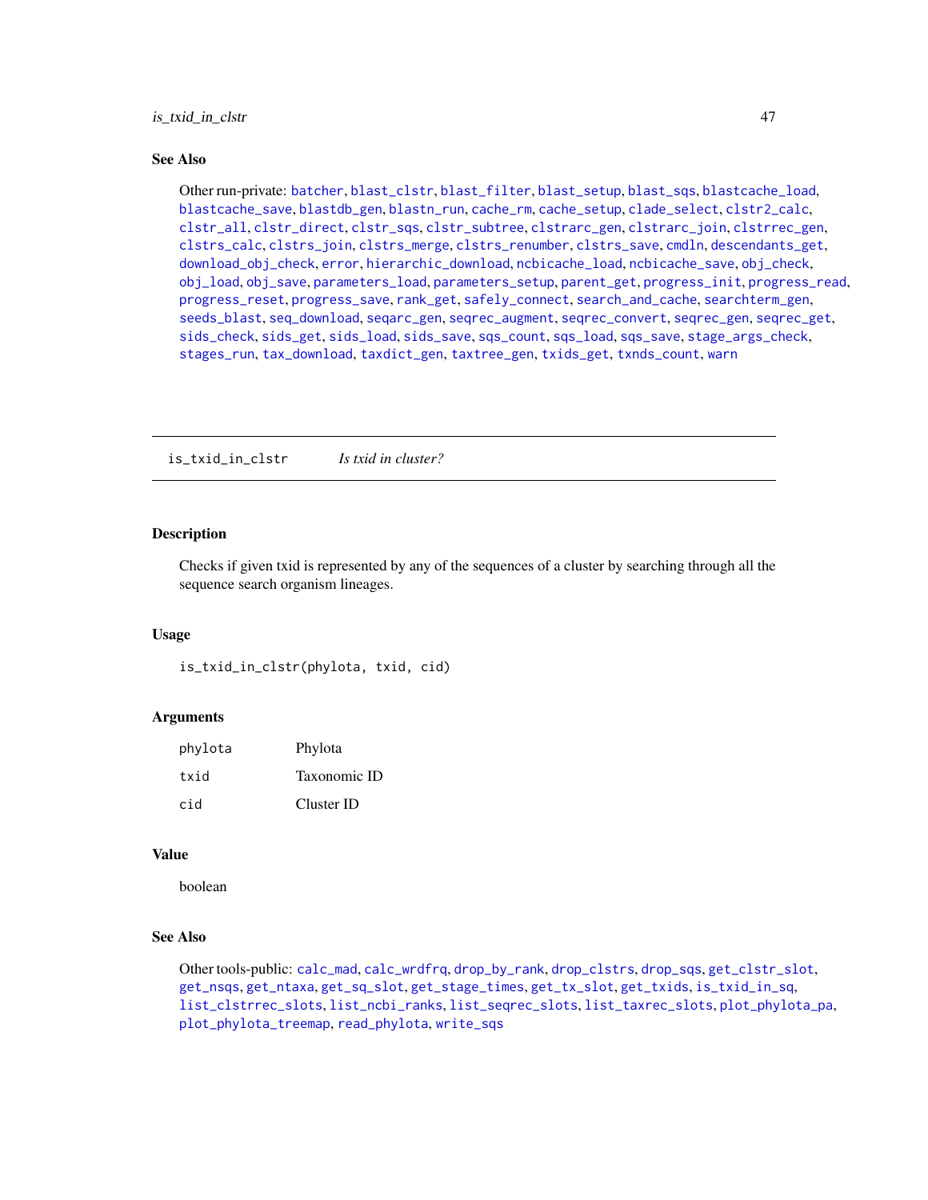## See Also

Other run-private: batcher, blast_clstr, blast_filter, blast_setup, blast_sqs, blastcache_load, blastcache_save, blastdb_gen, blastn_run, cache_rm, cache_setup, clade_select, clstr2_calc, clstr_all, clstr_direct, clstr_sqs, clstr_subtree, clstrarc_gen, clstrarc_join, clstrrec_gen, clstrs_calc, clstrs_join, clstrs_merge, clstrs_renumber, clstrs_save, cmdln, descendants_get, download_obj_check, error, hierarchic_download, ncbicache_load, ncbicache_save, obj_check, obj_load, obj_save, parameters_load, parameters_setup, parent_get, progress_init, progress_read, progress_reset, progress_save, rank_get, safely_connect, search_and_cache, searchterm_gen, seeds_blast, seq_download, seqarc_gen, seqrec_augment, seqrec_convert, seqrec_gen, seqrec_get, sids_check, sids_get, sids_load, sids_save, sqs_count, sqs_load, sqs_save, stage_args_check, stages_run, tax_download, taxdict_gen, taxtree_gen, txids_get, txnds_count, warn

---

# is_txid_in_clstr — *Is txid in cluster?*

## Description

Checks if given txid is represented by any of the sequences of a cluster by searching through all the sequence search organism lineages.

## Usage

```
is_txid_in_clstr(phylota, txid, cid)
```

## Arguments

| | |
|---|---|
| phylota | Phylota |
| txid | Taxonomic ID |
| cid | Cluster ID |

## Value

boolean

## See Also

Other tools-public: calc_mad, calc_wrdfrq, drop_by_rank, drop_clstrs, drop_sqs, get_clstr_slot, get_nsqs, get_ntaxa, get_sq_slot, get_stage_times, get_tx_slot, get_txids, is_txid_in_sq, list_clstrrec_slots, list_ncbi_ranks, list_seqrec_slots, list_taxrec_slots, plot_phylota_pa, plot_phylota_treemap, read_phylota, write_sqs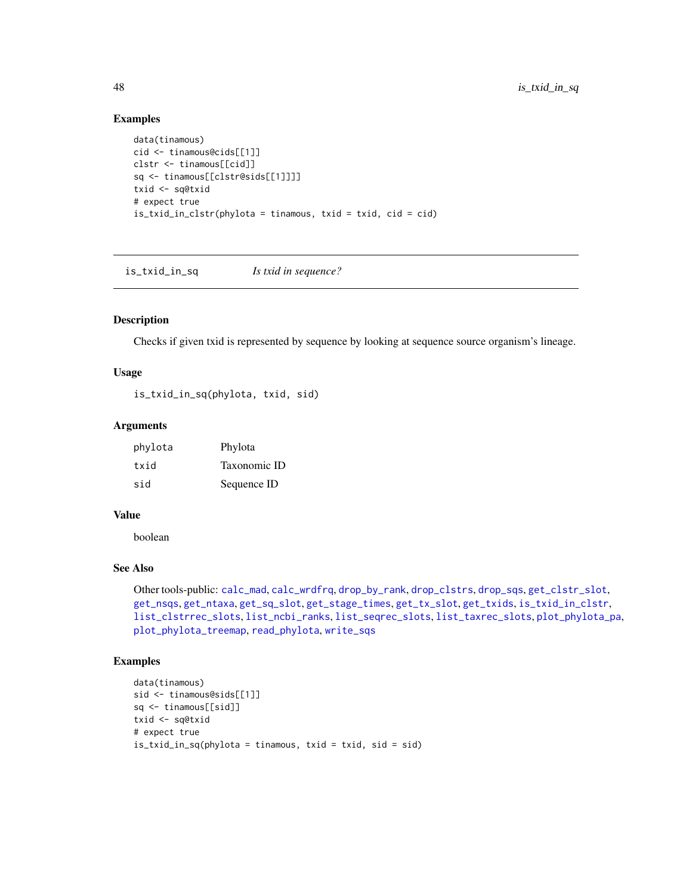## Examples

```
data(tinamous)
cid <- tinamous@cids[[1]]
clstr <- tinamous[[cid]]
sq <- tinamous[[clstr@sids[[1]]]]
txid <- sq@txid
# expect true
is_txid_in_clstr(phylota = tinamous, txid = txid, cid = cid)
```

---

# is_txid_in_sq    *Is txid in sequence?*

---

## Description

Checks if given txid is represented by sequence by looking at sequence source organism's lineage.

## Usage

```
is_txid_in_sq(phylota, txid, sid)
```

## Arguments

| | |
|---|---|
| phylota | Phylota |
| txid | Taxonomic ID |
| sid | Sequence ID |

## Value

boolean

## See Also

Other tools-public: calc_mad, calc_wrdfrq, drop_by_rank, drop_clstrs, drop_sqs, get_clstr_slot, get_nsqs, get_ntaxa, get_sq_slot, get_stage_times, get_tx_slot, get_txids, is_txid_in_clstr, list_clstrrec_slots, list_ncbi_ranks, list_seqrec_slots, list_taxrec_slots, plot_phylota_pa, plot_phylota_treemap, read_phylota, write_sqs

## Examples

```
data(tinamous)
sid <- tinamous@sids[[1]]
sq <- tinamous[[sid]]
txid <- sq@txid
# expect true
is_txid_in_sq(phylota = tinamous, txid = txid, sid = sid)
```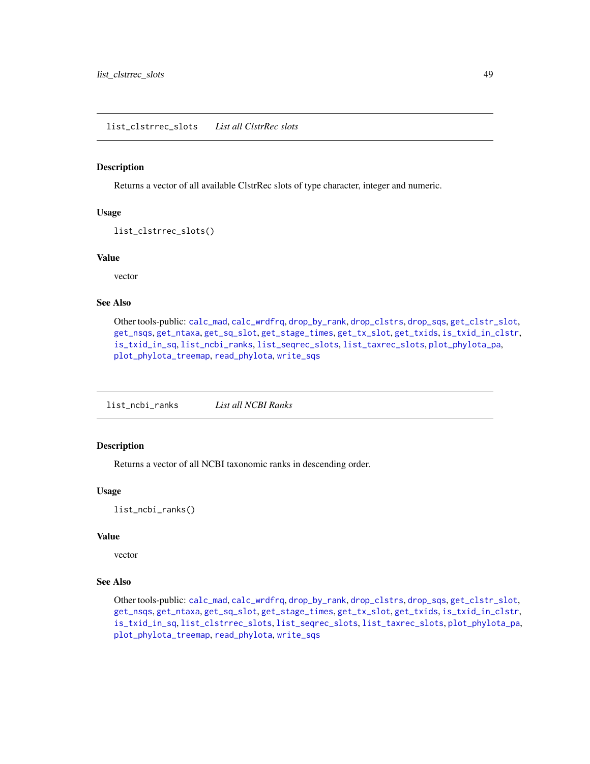## list_clstrrec_slots *List all ClstrRec slots*

### Description

Returns a vector of all available ClstrRec slots of type character, integer and numeric.

### Usage

```
list_clstrrec_slots()
```

### Value

vector

### See Also

Other tools-public: calc_mad, calc_wrdfrq, drop_by_rank, drop_clstrs, drop_sqs, get_clstr_slot, get_nsqs, get_ntaxa, get_sq_slot, get_stage_times, get_tx_slot, get_txids, is_txid_in_clstr, is_txid_in_sq, list_ncbi_ranks, list_seqrec_slots, list_taxrec_slots, plot_phylota_pa, plot_phylota_treemap, read_phylota, write_sqs

## list_ncbi_ranks *List all NCBI Ranks*

### Description

Returns a vector of all NCBI taxonomic ranks in descending order.

### Usage

```
list_ncbi_ranks()
```

### Value

vector

### See Also

Other tools-public: calc_mad, calc_wrdfrq, drop_by_rank, drop_clstrs, drop_sqs, get_clstr_slot, get_nsqs, get_ntaxa, get_sq_slot, get_stage_times, get_tx_slot, get_txids, is_txid_in_clstr, is_txid_in_sq, list_clstrrec_slots, list_seqrec_slots, list_taxrec_slots, plot_phylota_pa, plot_phylota_treemap, read_phylota, write_sqs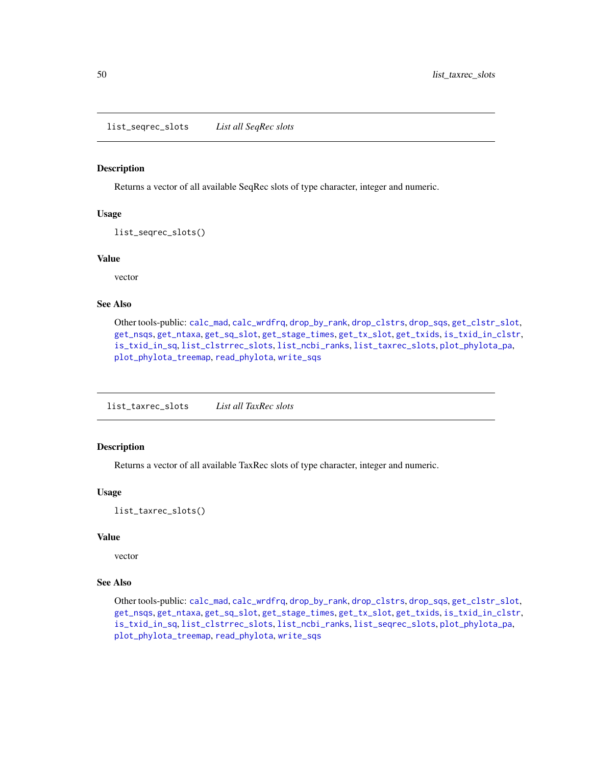## list_seqrec_slots    *List all SeqRec slots*

### Description

Returns a vector of all available SeqRec slots of type character, integer and numeric.

### Usage

```
list_seqrec_slots()
```

### Value

vector

### See Also

Other tools-public: calc_mad, calc_wrdfrq, drop_by_rank, drop_clstrs, drop_sqs, get_clstr_slot, get_nsqs, get_ntaxa, get_sq_slot, get_stage_times, get_tx_slot, get_txids, is_txid_in_clstr, is_txid_in_sq, list_clstrrec_slots, list_ncbi_ranks, list_taxrec_slots, plot_phylota_pa, plot_phylota_treemap, read_phylota, write_sqs

## list_taxrec_slots    *List all TaxRec slots*

### Description

Returns a vector of all available TaxRec slots of type character, integer and numeric.

### Usage

```
list_taxrec_slots()
```

### Value

vector

### See Also

Other tools-public: calc_mad, calc_wrdfrq, drop_by_rank, drop_clstrs, drop_sqs, get_clstr_slot, get_nsqs, get_ntaxa, get_sq_slot, get_stage_times, get_tx_slot, get_txids, is_txid_in_clstr, is_txid_in_sq, list_clstrrec_slots, list_ncbi_ranks, list_seqrec_slots, plot_phylota_pa, plot_phylota_treemap, read_phylota, write_sqs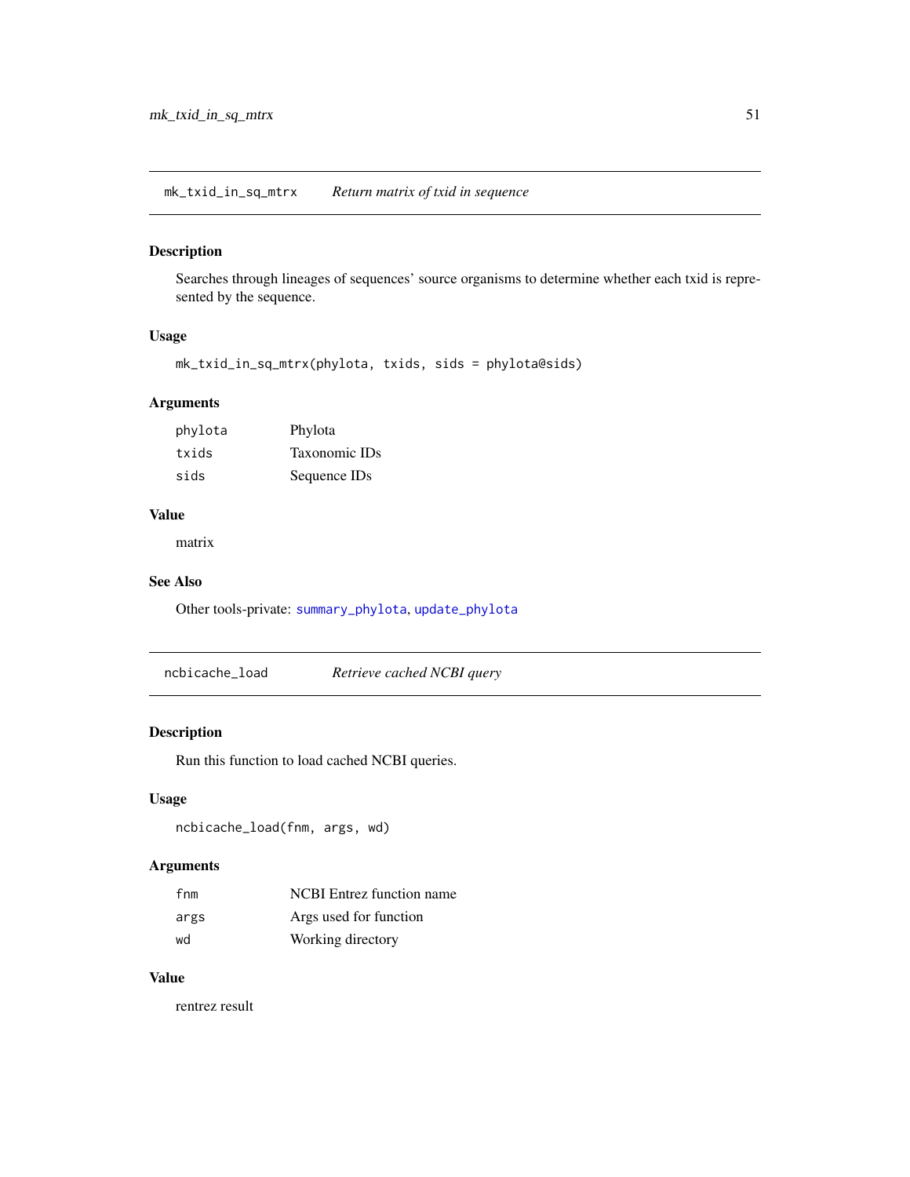## mk_txid_in_sq_mtrx — *Return matrix of txid in sequence*

### Description

Searches through lineages of sequences' source organisms to determine whether each txid is represented by the sequence.

### Usage

```
mk_txid_in_sq_mtrx(phylota, txids, sids = phylota@sids)
```

### Arguments

| | |
|---|---|
| phylota | Phylota |
| txids | Taxonomic IDs |
| sids | Sequence IDs |

### Value

matrix

### See Also

Other tools-private: summary_phylota, update_phylota

## ncbicache_load — *Retrieve cached NCBI query*

### Description

Run this function to load cached NCBI queries.

### Usage

```
ncbicache_load(fnm, args, wd)
```

### Arguments

| | |
|---|---|
| fnm | NCBI Entrez function name |
| args | Args used for function |
| wd | Working directory |

### Value

rentrez result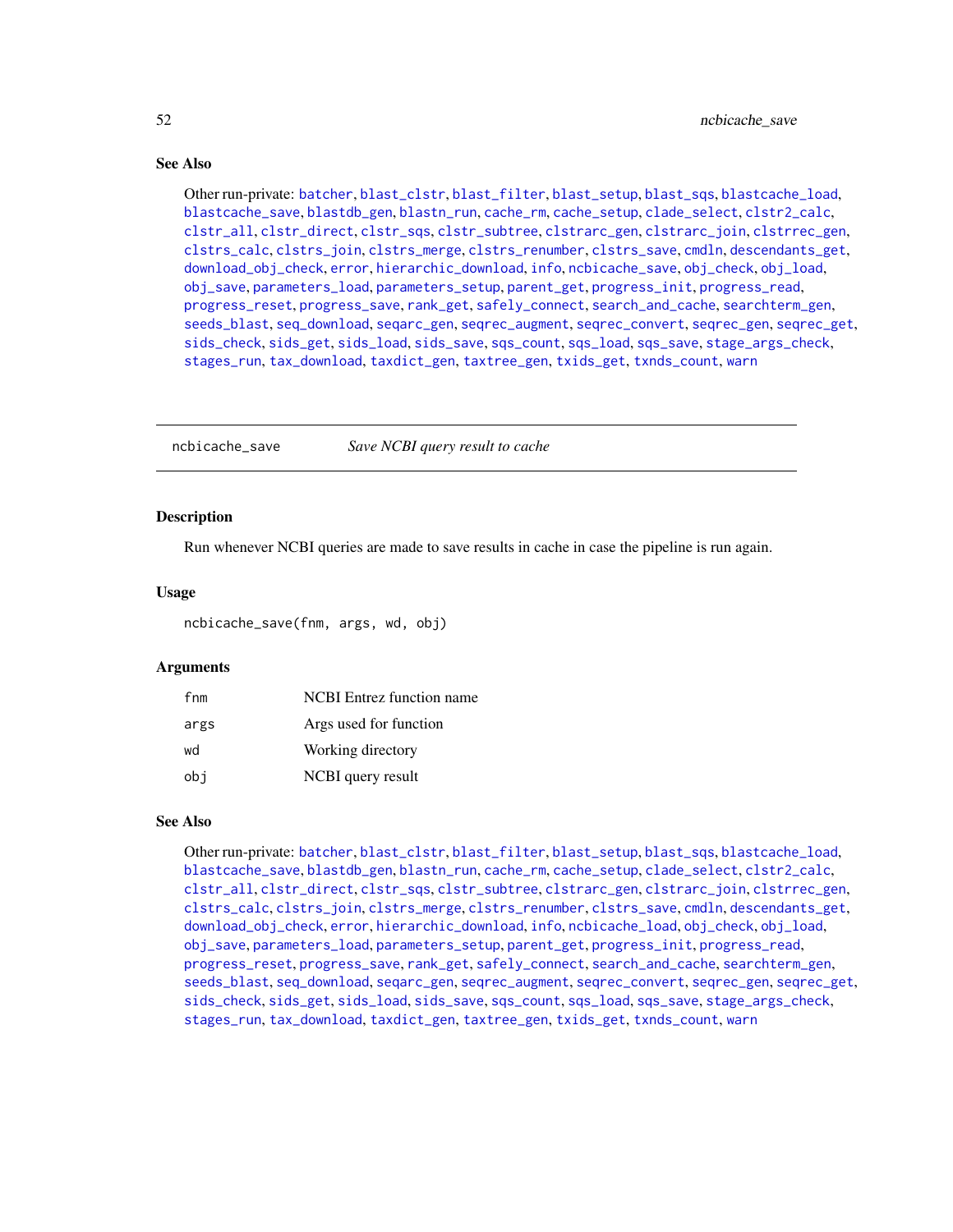### See Also

Other run-private: batcher, blast_clstr, blast_filter, blast_setup, blast_sqs, blastcache_load, blastcache_save, blastdb_gen, blastn_run, cache_rm, cache_setup, clade_select, clstr2_calc, clstr_all, clstr_direct, clstr_sqs, clstr_subtree, clstrarc_gen, clstrarc_join, clstrrec_gen, clstrs_calc, clstrs_join, clstrs_merge, clstrs_renumber, clstrs_save, cmdln, descendants_get, download_obj_check, error, hierarchic_download, info, ncbicache_save, obj_check, obj_load, obj_save, parameters_load, parameters_setup, parent_get, progress_init, progress_read, progress_reset, progress_save, rank_get, safely_connect, search_and_cache, searchterm_gen, seeds_blast, seq_download, seqarc_gen, seqrec_augment, seqrec_convert, seqrec_gen, seqrec_get, sids_check, sids_get, sids_load, sids_save, sqs_count, sqs_load, sqs_save, stage_args_check, stages_run, tax_download, taxdict_gen, taxtree_gen, txids_get, txnds_count, warn

---

## ncbicache_save — *Save NCBI query result to cache*

### Description

Run whenever NCBI queries are made to save results in cache in case the pipeline is run again.

### Usage

```
ncbicache_save(fnm, args, wd, obj)
```

### Arguments

| | |
|---|---|
| fnm | NCBI Entrez function name |
| args | Args used for function |
| wd | Working directory |
| obj | NCBI query result |

### See Also

Other run-private: batcher, blast_clstr, blast_filter, blast_setup, blast_sqs, blastcache_load, blastcache_save, blastdb_gen, blastn_run, cache_rm, cache_setup, clade_select, clstr2_calc, clstr_all, clstr_direct, clstr_sqs, clstr_subtree, clstrarc_gen, clstrarc_join, clstrrec_gen, clstrs_calc, clstrs_join, clstrs_merge, clstrs_renumber, clstrs_save, cmdln, descendants_get, download_obj_check, error, hierarchic_download, info, ncbicache_load, obj_check, obj_load, obj_save, parameters_load, parameters_setup, parent_get, progress_init, progress_read, progress_reset, progress_save, rank_get, safely_connect, search_and_cache, searchterm_gen, seeds_blast, seq_download, seqarc_gen, seqrec_augment, seqrec_convert, seqrec_gen, seqrec_get, sids_check, sids_get, sids_load, sids_save, sqs_count, sqs_load, sqs_save, stage_args_check, stages_run, tax_download, taxdict_gen, taxtree_gen, txids_get, txnds_count, warn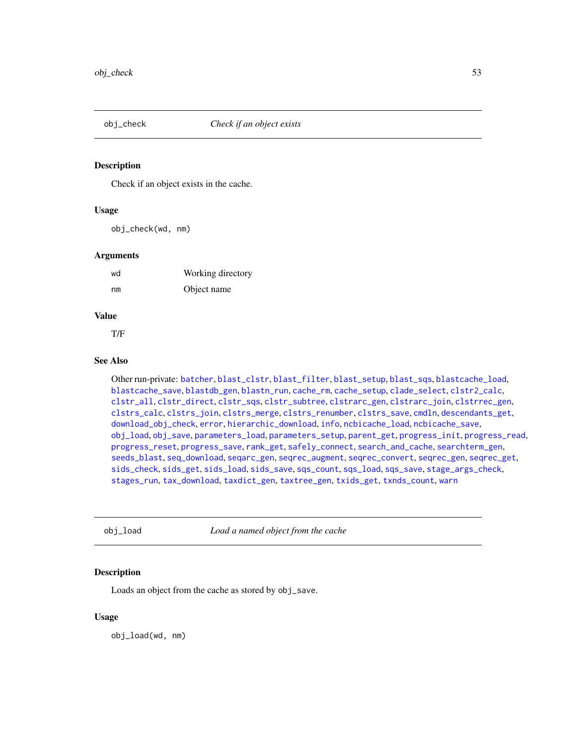## obj_check — *Check if an object exists*

### Description

Check if an object exists in the cache.

### Usage

```
obj_check(wd, nm)
```

### Arguments

| | |
|---|---|
| wd | Working directory |
| nm | Object name |

### Value

T/F

### See Also

Other run-private: batcher, blast_clstr, blast_filter, blast_setup, blast_sqs, blastcache_load, blastcache_save, blastdb_gen, blastn_run, cache_rm, cache_setup, clade_select, clstr2_calc, clstr_all, clstr_direct, clstr_sqs, clstr_subtree, clstrarc_gen, clstrarc_join, clstrrec_gen, clstrs_calc, clstrs_join, clstrs_merge, clstrs_renumber, clstrs_save, cmdln, descendants_get, download_obj_check, error, hierarchic_download, info, ncbicache_load, ncbicache_save, obj_load, obj_save, parameters_load, parameters_setup, parent_get, progress_init, progress_read, progress_reset, progress_save, rank_get, safely_connect, search_and_cache, searchterm_gen, seeds_blast, seq_download, seqarc_gen, seqrec_augment, seqrec_convert, seqrec_gen, seqrec_get, sids_check, sids_get, sids_load, sids_save, sqs_count, sqs_load, sqs_save, stage_args_check, stages_run, tax_download, taxdict_gen, taxtree_gen, txids_get, txnds_count, warn

## obj_load — *Load a named object from the cache*

### Description

Loads an object from the cache as stored by obj_save.

### Usage

```
obj_load(wd, nm)
```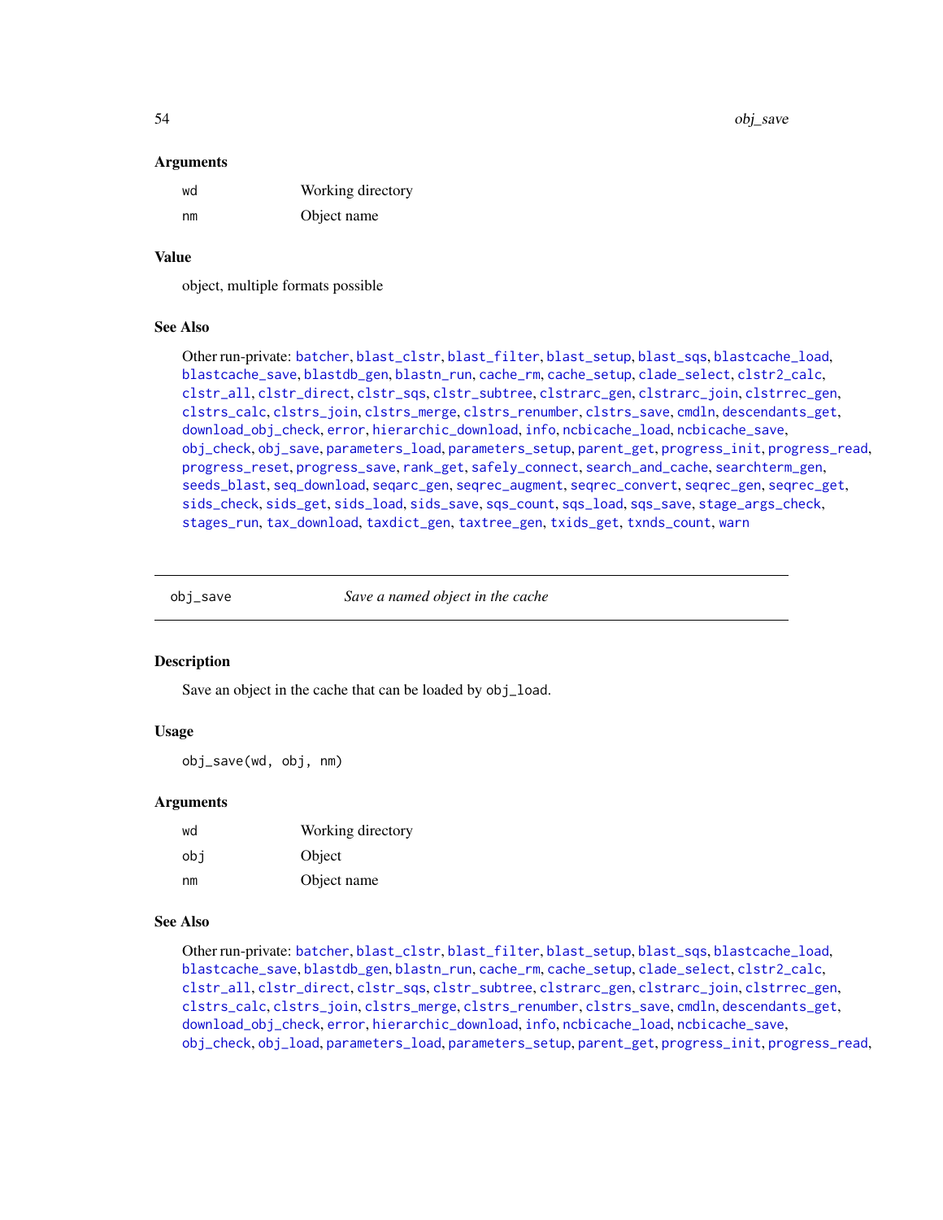### Arguments

| | |
|---|---|
| wd | Working directory |
| nm | Object name |

### Value

object, multiple formats possible

### See Also

Other run-private: batcher, blast_clstr, blast_filter, blast_setup, blast_sqs, blastcache_load, blastcache_save, blastdb_gen, blastn_run, cache_rm, cache_setup, clade_select, clstr2_calc, clstr_all, clstr_direct, clstr_sqs, clstr_subtree, clstrarc_gen, clstrarc_join, clstrrec_gen, clstrs_calc, clstrs_join, clstrs_merge, clstrs_renumber, clstrs_save, cmdln, descendants_get, download_obj_check, error, hierarchic_download, info, ncbicache_load, ncbicache_save, obj_check, obj_save, parameters_load, parameters_setup, parent_get, progress_init, progress_read, progress_reset, progress_save, rank_get, safely_connect, search_and_cache, searchterm_gen, seeds_blast, seq_download, seqarc_gen, seqrec_augment, seqrec_convert, seqrec_gen, seqrec_get, sids_check, sids_get, sids_load, sids_save, sqs_count, sqs_load, sqs_save, stage_args_check, stages_run, tax_download, taxdict_gen, taxtree_gen, txids_get, txnds_count, warn

---

## obj_save — *Save a named object in the cache*

### Description

Save an object in the cache that can be loaded by obj_load.

### Usage

```
obj_save(wd, obj, nm)
```

### Arguments

| | |
|---|---|
| wd | Working directory |
| obj | Object |
| nm | Object name |

### See Also

Other run-private: batcher, blast_clstr, blast_filter, blast_setup, blast_sqs, blastcache_load, blastcache_save, blastdb_gen, blastn_run, cache_rm, cache_setup, clade_select, clstr2_calc, clstr_all, clstr_direct, clstr_sqs, clstr_subtree, clstrarc_gen, clstrarc_join, clstrrec_gen, clstrs_calc, clstrs_join, clstrs_merge, clstrs_renumber, clstrs_save, cmdln, descendants_get, download_obj_check, error, hierarchic_download, info, ncbicache_load, ncbicache_save, obj_check, obj_load, parameters_load, parameters_setup, parent_get, progress_init, progress_read,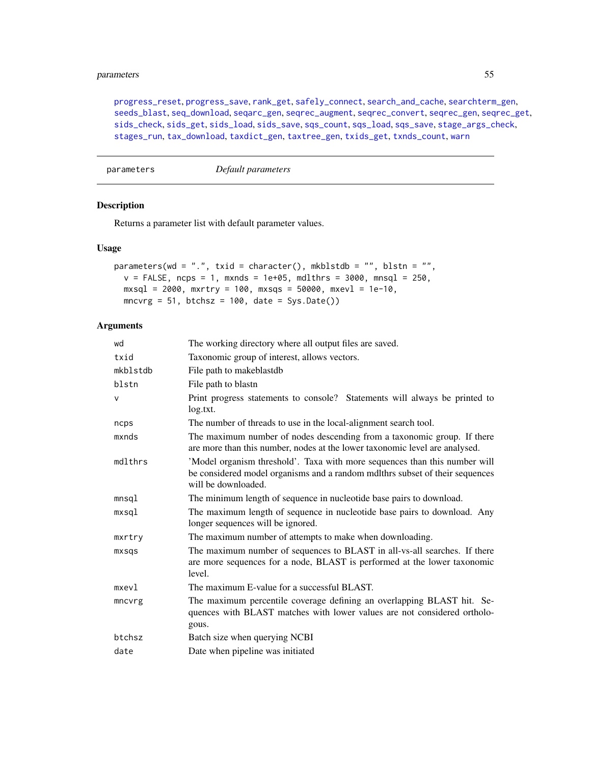progress_reset, progress_save, rank_get, safely_connect, search_and_cache, searchterm_gen, seeds_blast, seq_download, seqarc_gen, seqrec_augment, seqrec_convert, seqrec_gen, seqrec_get, sids_check, sids_get, sids_load, sids_save, sqs_count, sqs_load, sqs_save, stage_args_check, stages_run, tax_download, taxdict_gen, taxtree_gen, txids_get, txnds_count, warn

---

parameters *Default parameters*

---

## Description

Returns a parameter list with default parameter values.

## Usage

```
parameters(wd = ".", txid = character(), mkblstdb = "", blstn = "",
  v = FALSE, ncps = 1, mxnds = 1e+05, mdlthrs = 3000, mnsql = 250,
  mxsql = 2000, mxrtry = 100, mxsqs = 50000, mxevl = 1e-10,
  mncvrg = 51, btchsz = 100, date = Sys.Date())
```

## Arguments

| | |
|---|---|
| wd | The working directory where all output files are saved. |
| txid | Taxonomic group of interest, allows vectors. |
| mkblstdb | File path to makeblastdb |
| blstn | File path to blastn |
| v | Print progress statements to console? Statements will always be printed to log.txt. |
| ncps | The number of threads to use in the local-alignment search tool. |
| mxnds | The maximum number of nodes descending from a taxonomic group. If there are more than this number, nodes at the lower taxonomic level are analysed. |
| mdlthrs | 'Model organism threshold'. Taxa with more sequences than this number will be considered model organisms and a random mdlthrs subset of their sequences will be downloaded. |
| mnsql | The minimum length of sequence in nucleotide base pairs to download. |
| mxsql | The maximum length of sequence in nucleotide base pairs to download. Any longer sequences will be ignored. |
| mxrtry | The maximum number of attempts to make when downloading. |
| mxsqs | The maximum number of sequences to BLAST in all-vs-all searches. If there are more sequences for a node, BLAST is performed at the lower taxonomic level. |
| mxevl | The maximum E-value for a successful BLAST. |
| mncvrg | The maximum percentile coverage defining an overlapping BLAST hit. Sequences with BLAST matches with lower values are not considered orthologous. |
| btchsz | Batch size when querying NCBI |
| date | Date when pipeline was initiated |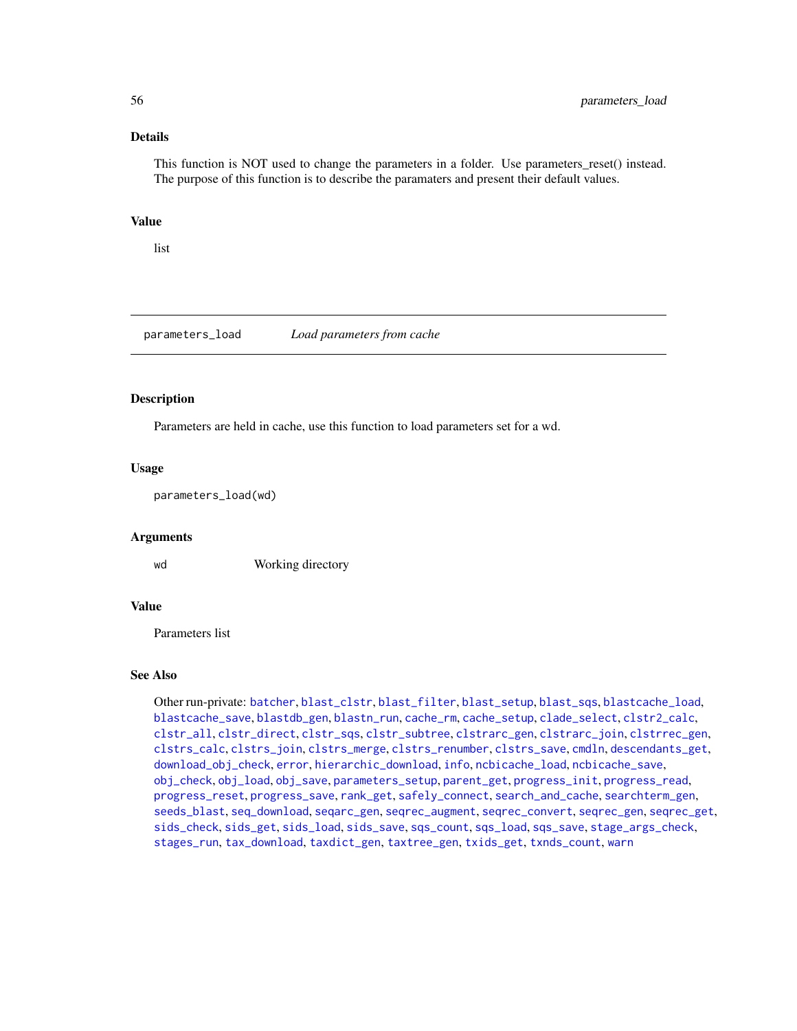### Details

This function is NOT used to change the parameters in a folder. Use parameters_reset() instead. The purpose of this function is to describe the paramaters and present their default values.

### Value

list

---

## parameters_load — *Load parameters from cache*

### Description

Parameters are held in cache, use this function to load parameters set for a wd.

### Usage

```
parameters_load(wd)
```

### Arguments

| | |
|---|---|
| wd | Working directory |

### Value

Parameters list

### See Also

Other run-private: batcher, blast_clstr, blast_filter, blast_setup, blast_sqs, blastcache_load, blastcache_save, blastdb_gen, blastn_run, cache_rm, cache_setup, clade_select, clstr2_calc, clstr_all, clstr_direct, clstr_sqs, clstr_subtree, clstrarc_gen, clstrarc_join, clstrrec_gen, clstrs_calc, clstrs_join, clstrs_merge, clstrs_renumber, clstrs_save, cmdln, descendants_get, download_obj_check, error, hierarchic_download, info, ncbicache_load, ncbicache_save, obj_check, obj_load, obj_save, parameters_setup, parent_get, progress_init, progress_read, progress_reset, progress_save, rank_get, safely_connect, search_and_cache, searchterm_gen, seeds_blast, seq_download, seqarc_gen, seqrec_augment, seqrec_convert, seqrec_gen, seqrec_get, sids_check, sids_get, sids_load, sids_save, sqs_count, sqs_load, sqs_save, stage_args_check, stages_run, tax_download, taxdict_gen, taxtree_gen, txids_get, txnds_count, warn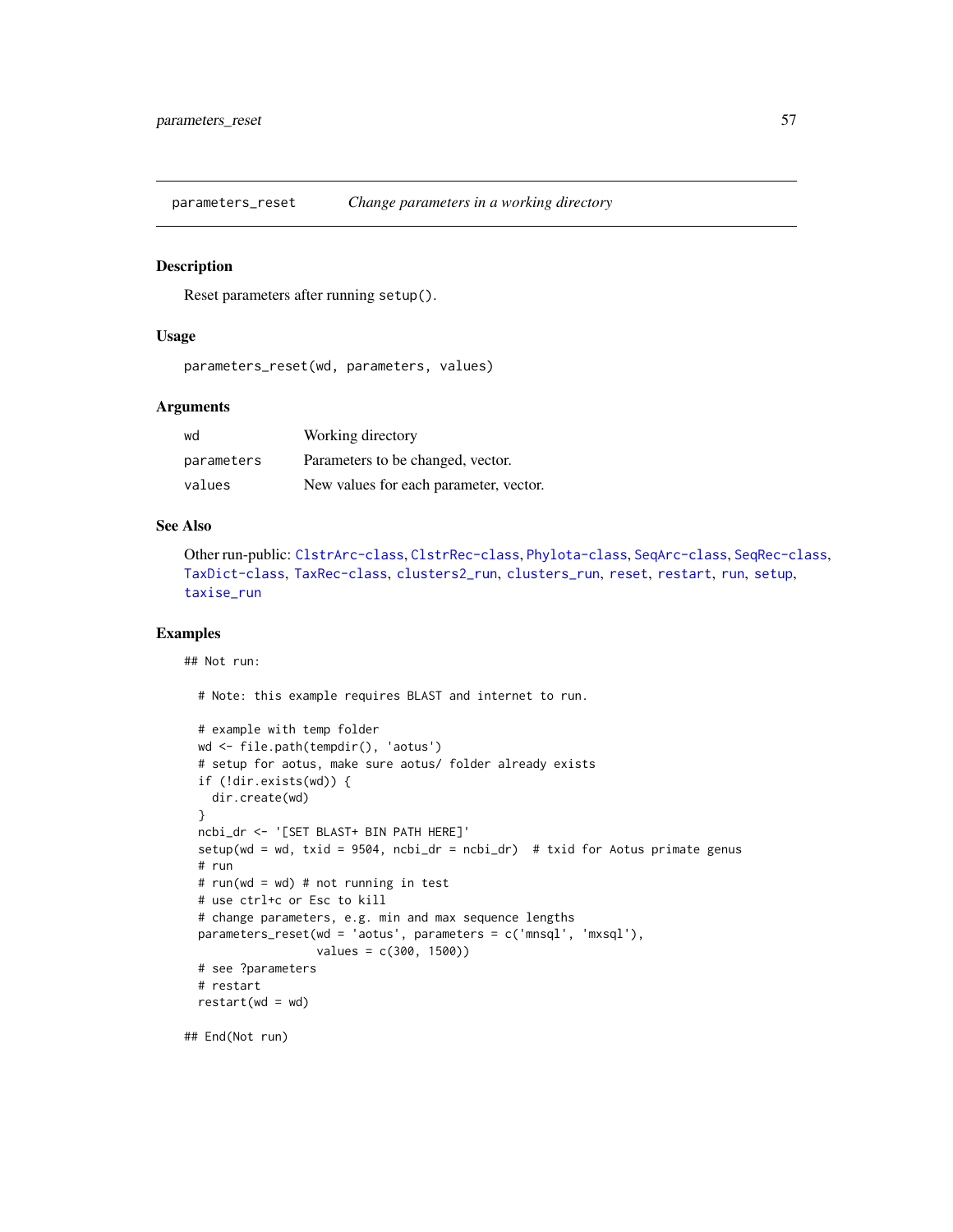# parameters_reset — *Change parameters in a working directory*

## Description

Reset parameters after running `setup()`.

## Usage

```
parameters_reset(wd, parameters, values)
```

## Arguments

| | |
|---|---|
| `wd` | Working directory |
| `parameters` | Parameters to be changed, vector. |
| `values` | New values for each parameter, vector. |

## See Also

Other run-public: `ClstrArc-class`, `ClstrRec-class`, `Phylota-class`, `SeqArc-class`, `SeqRec-class`, `TaxDict-class`, `TaxRec-class`, `clusters2_run`, `clusters_run`, `reset`, `restart`, `run`, `setup`, `taxise_run`

## Examples

```
## Not run:

  # Note: this example requires BLAST and internet to run.

  # example with temp folder
  wd <- file.path(tempdir(), 'aotus')
  # setup for aotus, make sure aotus/ folder already exists
  if (!dir.exists(wd)) {
    dir.create(wd)
  }
  ncbi_dr <- '[SET BLAST+ BIN PATH HERE]'
  setup(wd = wd, txid = 9504, ncbi_dr = ncbi_dr)  # txid for Aotus primate genus
  # run
  # run(wd = wd) # not running in test
  # use ctrl+c or Esc to kill
  # change parameters, e.g. min and max sequence lengths
  parameters_reset(wd = 'aotus', parameters = c('mnsql', 'mxsql'),
                   values = c(300, 1500))
  # see ?parameters
  # restart
  restart(wd = wd)

## End(Not run)
```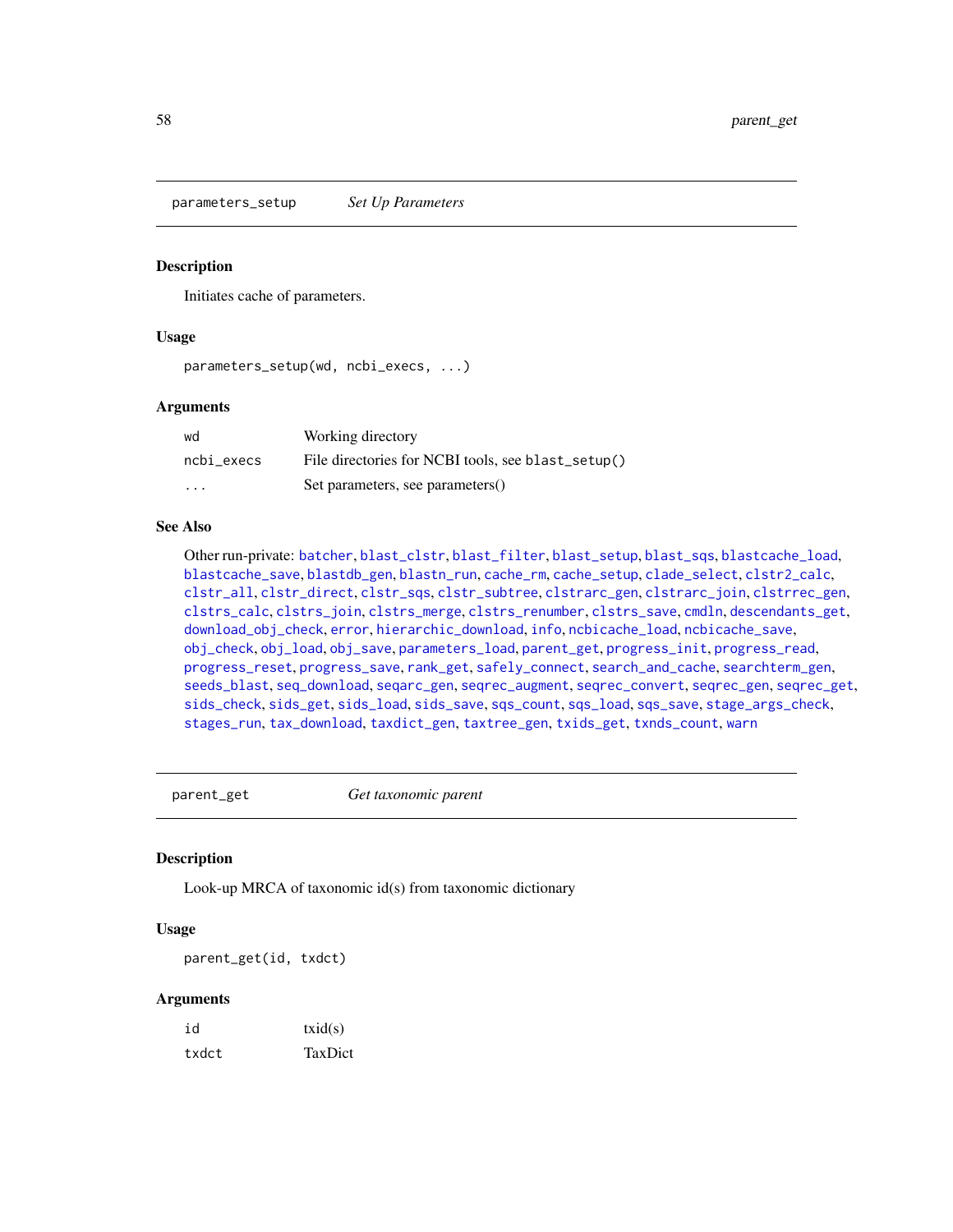## parameters_setup *Set Up Parameters*

### Description

Initiates cache of parameters.

### Usage

```
parameters_setup(wd, ncbi_execs, ...)
```

### Arguments

| | |
|---|---|
| wd | Working directory |
| ncbi_execs | File directories for NCBI tools, see blast_setup() |
| ... | Set parameters, see parameters() |

### See Also

Other run-private: batcher, blast_clstr, blast_filter, blast_setup, blast_sqs, blastcache_load, blastcache_save, blastdb_gen, blastn_run, cache_rm, cache_setup, clade_select, clstr2_calc, clstr_all, clstr_direct, clstr_sqs, clstr_subtree, clstrarc_gen, clstrarc_join, clstrrec_gen, clstrs_calc, clstrs_join, clstrs_merge, clstrs_renumber, clstrs_save, cmdln, descendants_get, download_obj_check, error, hierarchic_download, info, ncbicache_load, ncbicache_save, obj_check, obj_load, obj_save, parameters_load, parent_get, progress_init, progress_read, progress_reset, progress_save, rank_get, safely_connect, search_and_cache, searchterm_gen, seeds_blast, seq_download, seqarc_gen, seqrec_augment, seqrec_convert, seqrec_gen, seqrec_get, sids_check, sids_get, sids_load, sids_save, sqs_count, sqs_load, sqs_save, stage_args_check, stages_run, tax_download, taxdict_gen, taxtree_gen, txids_get, txnds_count, warn

## parent_get *Get taxonomic parent*

### Description

Look-up MRCA of taxonomic id(s) from taxonomic dictionary

### Usage

```
parent_get(id, txdct)
```

### Arguments

| | |
|---|---|
| id | txid(s) |
| txdct | TaxDict |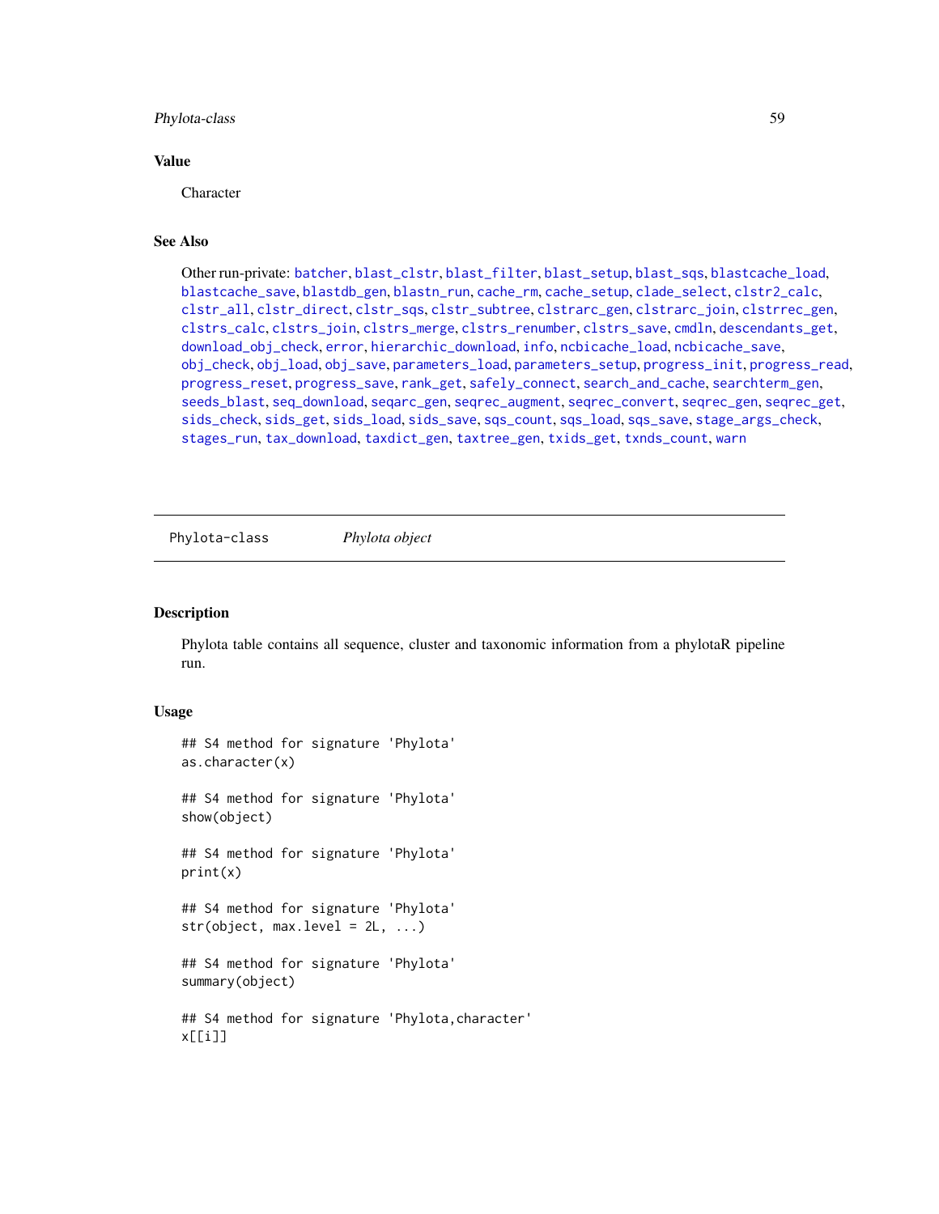### Value

Character

### See Also

Other run-private: batcher, blast_clstr, blast_filter, blast_setup, blast_sqs, blastcache_load, blastcache_save, blastdb_gen, blastn_run, cache_rm, cache_setup, clade_select, clstr2_calc, clstr_all, clstr_direct, clstr_sqs, clstr_subtree, clstrarc_gen, clstrarc_join, clstrrec_gen, clstrs_calc, clstrs_join, clstrs_merge, clstrs_renumber, clstrs_save, cmdln, descendants_get, download_obj_check, error, hierarchic_download, info, ncbicache_load, ncbicache_save, obj_check, obj_load, obj_save, parameters_load, parameters_setup, progress_init, progress_read, progress_reset, progress_save, rank_get, safely_connect, search_and_cache, searchterm_gen, seeds_blast, seq_download, seqarc_gen, seqrec_augment, seqrec_convert, seqrec_gen, seqrec_get, sids_check, sids_get, sids_load, sids_save, sqs_count, sqs_load, sqs_save, stage_args_check, stages_run, tax_download, taxdict_gen, taxtree_gen, txids_get, txnds_count, warn

---

## Phylota-class *Phylota object*

### Description

Phylota table contains all sequence, cluster and taxonomic information from a phylotaR pipeline run.

### Usage

```
## S4 method for signature 'Phylota'
as.character(x)

## S4 method for signature 'Phylota'
show(object)

## S4 method for signature 'Phylota'
print(x)

## S4 method for signature 'Phylota'
str(object, max.level = 2L, ...)

## S4 method for signature 'Phylota'
summary(object)

## S4 method for signature 'Phylota,character'
x[[i]]
```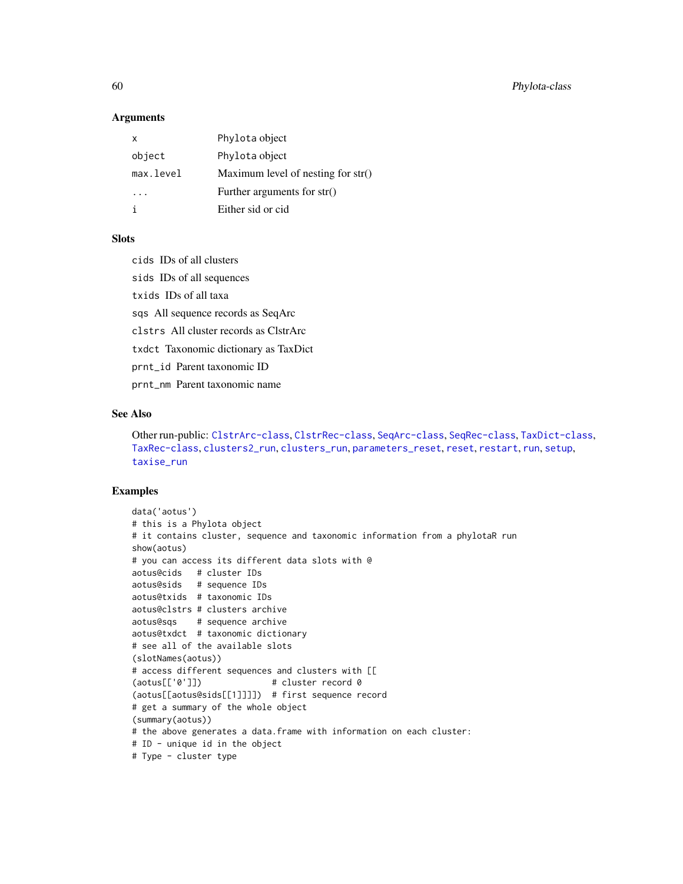### Arguments

| | |
|---|---|
| x | Phylota object |
| object | Phylota object |
| max.level | Maximum level of nesting for str() |
| ... | Further arguments for str() |
| i | Either sid or cid |

### Slots

- `cids` IDs of all clusters
- `sids` IDs of all sequences
- `txids` IDs of all taxa
- `sqs` All sequence records as SeqArc
- `clstrs` All cluster records as ClstrArc
- `txdct` Taxonomic dictionary as TaxDict
- `prnt_id` Parent taxonomic ID
- `prnt_nm` Parent taxonomic name

### See Also

Other run-public: ClstrArc-class, ClstrRec-class, SeqArc-class, SeqRec-class, TaxDict-class, TaxRec-class, clusters2_run, clusters_run, parameters_reset, reset, restart, run, setup, taxise_run

### Examples

```
data('aotus')
# this is a Phylota object
# it contains cluster, sequence and taxonomic information from a phylotaR run
show(aotus)
# you can access its different data slots with @
aotus@cids   # cluster IDs
aotus@sids   # sequence IDs
aotus@txids  # taxonomic IDs
aotus@clstrs # clusters archive
aotus@sqs    # sequence archive
aotus@txdct  # taxonomic dictionary
# see all of the available slots
(slotNames(aotus))
# access different sequences and clusters with [[
(aotus[['0']])              # cluster record 0
(aotus[[aotus@sids[[1]]]])  # first sequence record
# get a summary of the whole object
(summary(aotus))
# the above generates a data.frame with information on each cluster:
# ID - unique id in the object
# Type - cluster type
```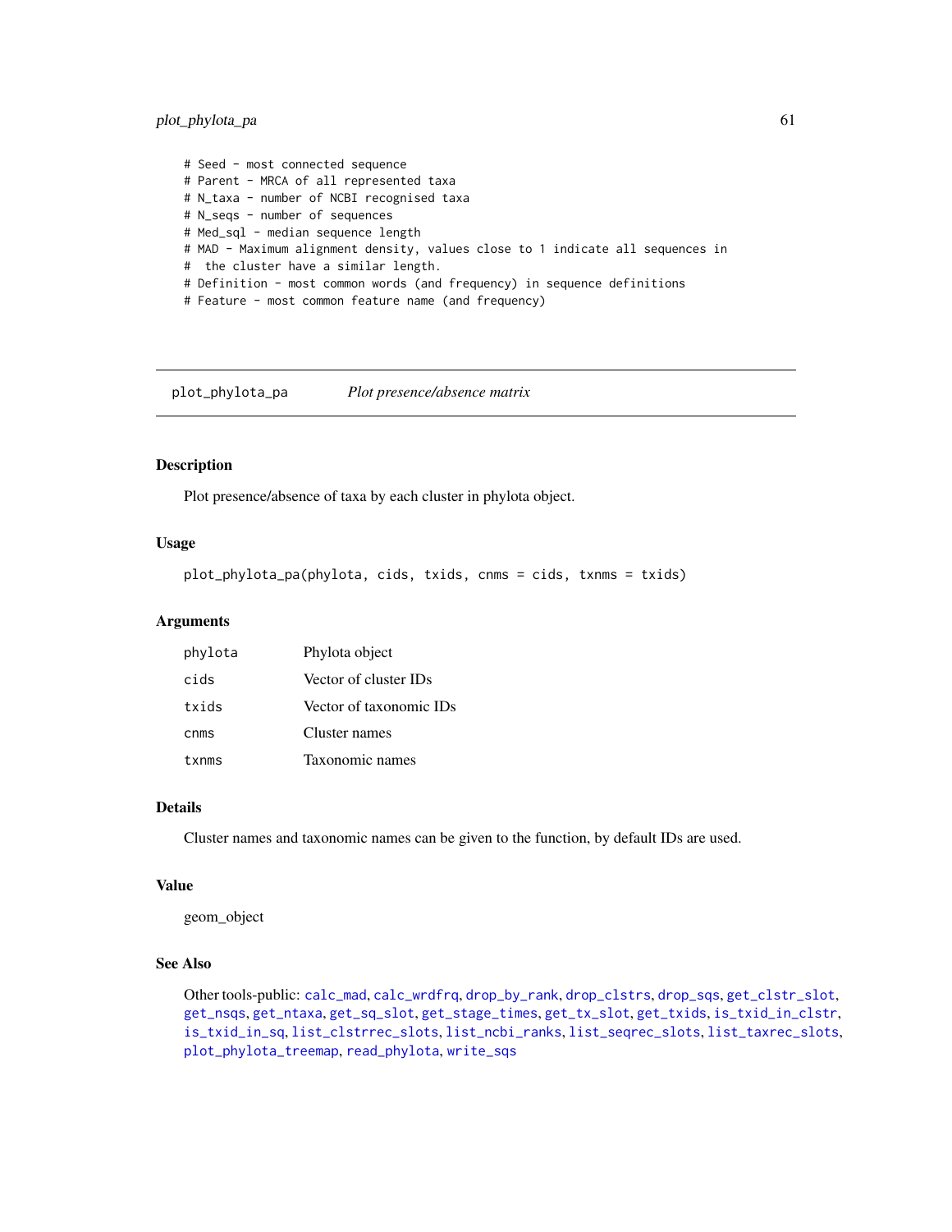```
# Seed - most connected sequence
# Parent - MRCA of all represented taxa
# N_taxa - number of NCBI recognised taxa
# N_seqs - number of sequences
# Med_sql - median sequence length
# MAD - Maximum alignment density, values close to 1 indicate all sequences in
#  the cluster have a similar length.
# Definition - most common words (and frequency) in sequence definitions
# Feature - most common feature name (and frequency)
```

---

## plot_phylota_pa    *Plot presence/absence matrix*

---

### Description

Plot presence/absence of taxa by each cluster in phylota object.

### Usage

```
plot_phylota_pa(phylota, cids, txids, cnms = cids, txnms = txids)
```

### Arguments

| | |
|---|---|
| phylota | Phylota object |
| cids | Vector of cluster IDs |
| txids | Vector of taxonomic IDs |
| cnms | Cluster names |
| txnms | Taxonomic names |

### Details

Cluster names and taxonomic names can be given to the function, by default IDs are used.

### Value

geom_object

### See Also

Other tools-public: calc_mad, calc_wrdfrq, drop_by_rank, drop_clstrs, drop_sqs, get_clstr_slot, get_nsqs, get_ntaxa, get_sq_slot, get_stage_times, get_tx_slot, get_txids, is_txid_in_clstr, is_txid_in_sq, list_clstrrec_slots, list_ncbi_ranks, list_seqrec_slots, list_taxrec_slots, plot_phylota_treemap, read_phylota, write_sqs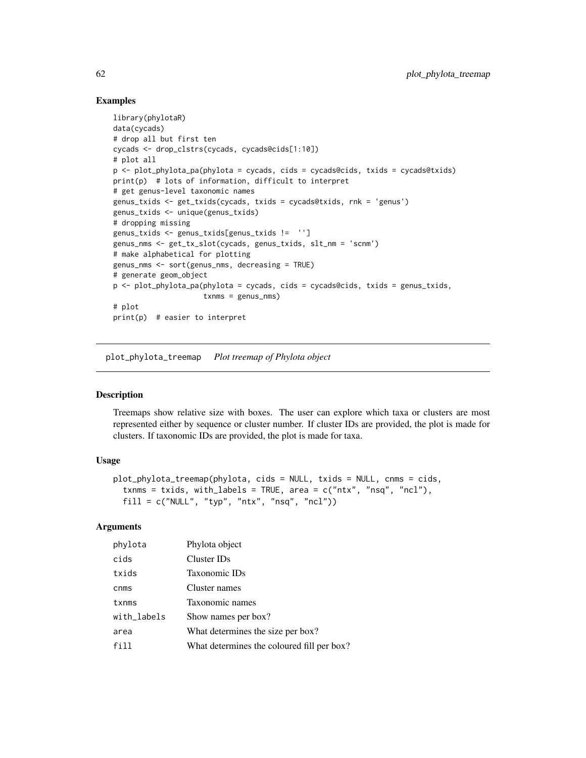## Examples

```
library(phylotaR)
data(cycads)
# drop all but first ten
cycads <- drop_clstrs(cycads, cycads@cids[1:10])
# plot all
p <- plot_phylota_pa(phylota = cycads, cids = cycads@cids, txids = cycads@txids)
print(p)  # lots of information, difficult to interpret
# get genus-level taxonomic names
genus_txids <- get_txids(cycads, txids = cycads@txids, rnk = 'genus')
genus_txids <- unique(genus_txids)
# dropping missing
genus_txids <- genus_txids[genus_txids !=  '']
genus_nms <- get_tx_slot(cycads, genus_txids, slt_nm = 'scnm')
# make alphabetical for plotting
genus_nms <- sort(genus_nms, decreasing = TRUE)
# generate geom_object
p <- plot_phylota_pa(phylota = cycads, cids = cycads@cids, txids = genus_txids,
                     txnms = genus_nms)
# plot
print(p)  # easier to interpret
```

---

# plot_phylota_treemap *Plot treemap of Phylota object*

## Description

Treemaps show relative size with boxes. The user can explore which taxa or clusters are most represented either by sequence or cluster number. If cluster IDs are provided, the plot is made for clusters. If taxonomic IDs are provided, the plot is made for taxa.

## Usage

```
plot_phylota_treemap(phylota, cids = NULL, txids = NULL, cnms = cids,
  txnms = txids, with_labels = TRUE, area = c("ntx", "nsq", "ncl"),
  fill = c("NULL", "typ", "ntx", "nsq", "ncl"))
```

## Arguments

| | |
|---|---|
| phylota | Phylota object |
| cids | Cluster IDs |
| txids | Taxonomic IDs |
| cnms | Cluster names |
| txnms | Taxonomic names |
| with_labels | Show names per box? |
| area | What determines the size per box? |
| fill | What determines the coloured fill per box? |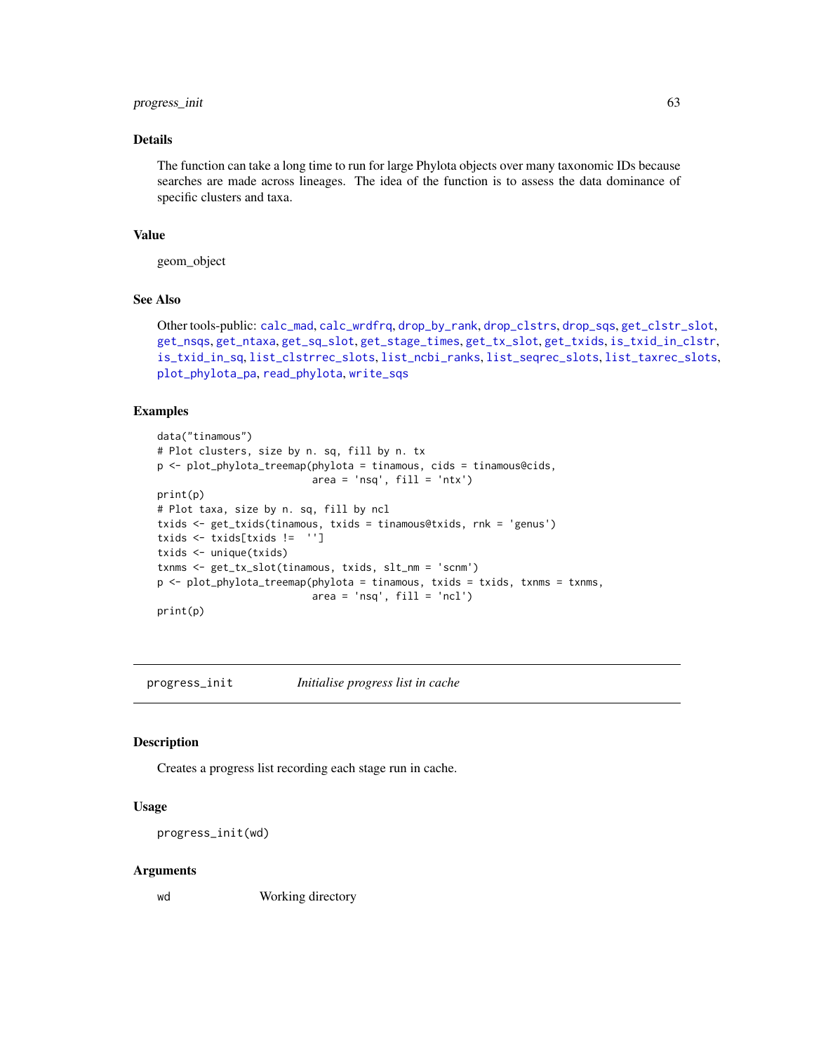### Details

The function can take a long time to run for large Phylota objects over many taxonomic IDs because searches are made across lineages. The idea of the function is to assess the data dominance of specific clusters and taxa.

### Value

geom_object

### See Also

Other tools-public: calc_mad, calc_wrdfrq, drop_by_rank, drop_clstrs, drop_sqs, get_clstr_slot, get_nsqs, get_ntaxa, get_sq_slot, get_stage_times, get_tx_slot, get_txids, is_txid_in_clstr, is_txid_in_sq, list_clstrrec_slots, list_ncbi_ranks, list_seqrec_slots, list_taxrec_slots, plot_phylota_pa, read_phylota, write_sqs

### Examples

```
data("tinamous")
# Plot clusters, size by n. sq, fill by n. tx
p <- plot_phylota_treemap(phylota = tinamous, cids = tinamous@cids,
                          area = 'nsq', fill = 'ntx')
print(p)
# Plot taxa, size by n. sq, fill by ncl
txids <- get_txids(tinamous, txids = tinamous@txids, rnk = 'genus')
txids <- txids[txids !=  '']
txids <- unique(txids)
txnms <- get_tx_slot(tinamous, txids, slt_nm = 'scnm')
p <- plot_phylota_treemap(phylota = tinamous, txids = txids, txnms = txnms,
                          area = 'nsq', fill = 'ncl')
print(p)
```

---

## progress_init *Initialise progress list in cache*

### Description

Creates a progress list recording each stage run in cache.

### Usage

```
progress_init(wd)
```

### Arguments

| | |
|---|---|
| wd | Working directory |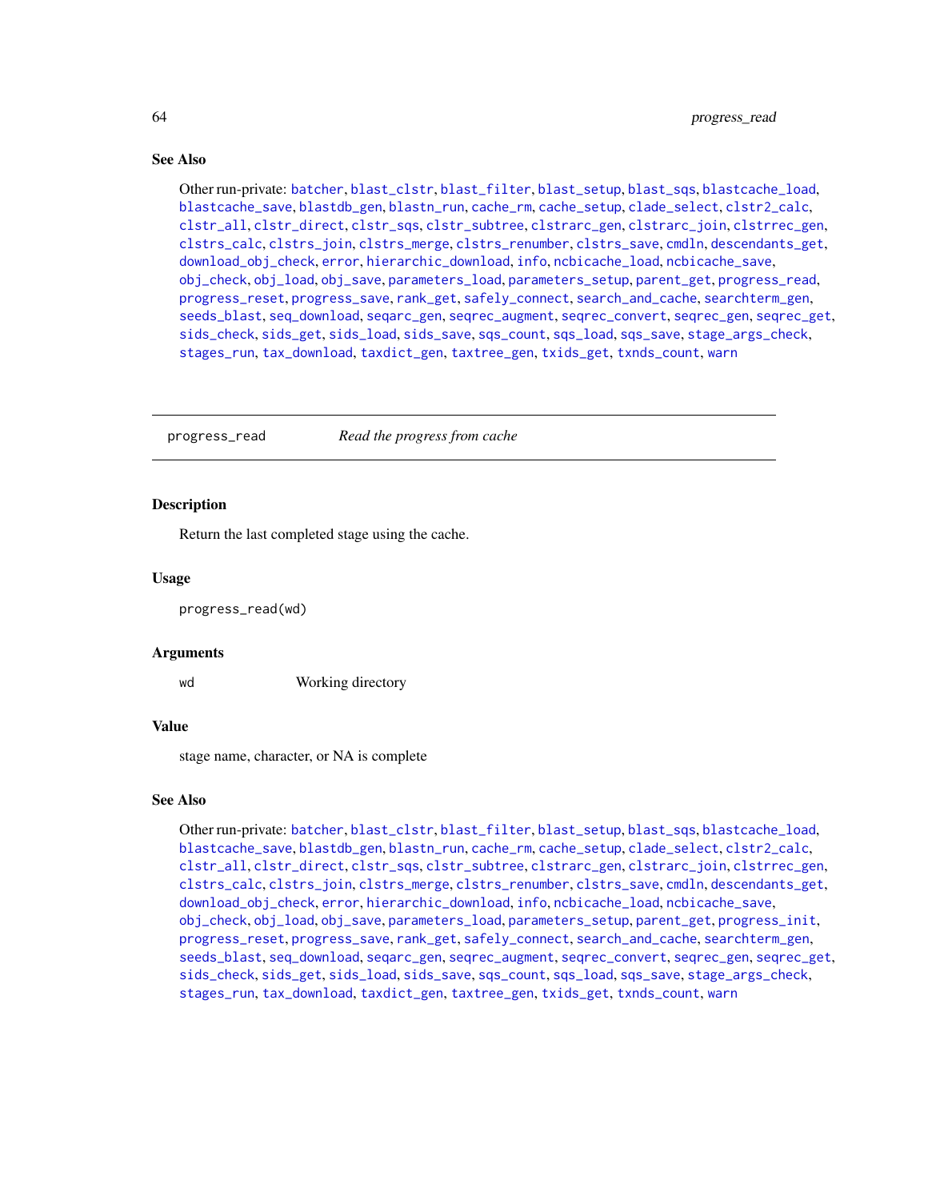## See Also

Other run-private: batcher, blast_clstr, blast_filter, blast_setup, blast_sqs, blastcache_load, blastcache_save, blastdb_gen, blastn_run, cache_rm, cache_setup, clade_select, clstr2_calc, clstr_all, clstr_direct, clstr_sqs, clstr_subtree, clstrarc_gen, clstrarc_join, clstrrec_gen, clstrs_calc, clstrs_join, clstrs_merge, clstrs_renumber, clstrs_save, cmdln, descendants_get, download_obj_check, error, hierarchic_download, info, ncbicache_load, ncbicache_save, obj_check, obj_load, obj_save, parameters_load, parameters_setup, parent_get, progress_read, progress_reset, progress_save, rank_get, safely_connect, search_and_cache, searchterm_gen, seeds_blast, seq_download, seqarc_gen, seqrec_augment, seqrec_convert, seqrec_gen, seqrec_get, sids_check, sids_get, sids_load, sids_save, sqs_count, sqs_load, sqs_save, stage_args_check, stages_run, tax_download, taxdict_gen, taxtree_gen, txids_get, txnds_count, warn

---

# progress_read — *Read the progress from cache*

## Description

Return the last completed stage using the cache.

## Usage

```
progress_read(wd)
```

## Arguments

| | |
|---|---|
| wd | Working directory |

## Value

stage name, character, or NA is complete

## See Also

Other run-private: batcher, blast_clstr, blast_filter, blast_setup, blast_sqs, blastcache_load, blastcache_save, blastdb_gen, blastn_run, cache_rm, cache_setup, clade_select, clstr2_calc, clstr_all, clstr_direct, clstr_sqs, clstr_subtree, clstrarc_gen, clstrarc_join, clstrrec_gen, clstrs_calc, clstrs_join, clstrs_merge, clstrs_renumber, clstrs_save, cmdln, descendants_get, download_obj_check, error, hierarchic_download, info, ncbicache_load, ncbicache_save, obj_check, obj_load, obj_save, parameters_load, parameters_setup, parent_get, progress_init, progress_reset, progress_save, rank_get, safely_connect, search_and_cache, searchterm_gen, seeds_blast, seq_download, seqarc_gen, seqrec_augment, seqrec_convert, seqrec_gen, seqrec_get, sids_check, sids_get, sids_load, sids_save, sqs_count, sqs_load, sqs_save, stage_args_check, stages_run, tax_download, taxdict_gen, taxtree_gen, txids_get, txnds_count, warn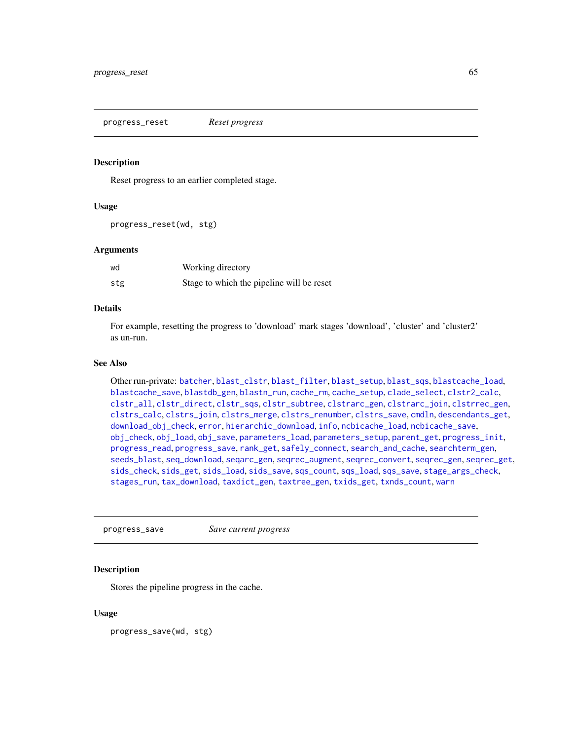## progress_reset — *Reset progress*

### Description

Reset progress to an earlier completed stage.

### Usage

```
progress_reset(wd, stg)
```

### Arguments

| | |
|---|---|
| wd | Working directory |
| stg | Stage to which the pipeline will be reset |

### Details

For example, resetting the progress to 'download' mark stages 'download', 'cluster' and 'cluster2' as un-run.

### See Also

Other run-private: batcher, blast_clstr, blast_filter, blast_setup, blast_sqs, blastcache_load, blastcache_save, blastdb_gen, blastn_run, cache_rm, cache_setup, clade_select, clstr2_calc, clstr_all, clstr_direct, clstr_sqs, clstr_subtree, clstrarc_gen, clstrarc_join, clstrrec_gen, clstrs_calc, clstrs_join, clstrs_merge, clstrs_renumber, clstrs_save, cmdln, descendants_get, download_obj_check, error, hierarchic_download, info, ncbicache_load, ncbicache_save, obj_check, obj_load, obj_save, parameters_load, parameters_setup, parent_get, progress_init, progress_read, progress_save, rank_get, safely_connect, search_and_cache, searchterm_gen, seeds_blast, seq_download, seqarc_gen, seqrec_augment, seqrec_convert, seqrec_gen, seqrec_get, sids_check, sids_get, sids_load, sids_save, sqs_count, sqs_load, sqs_save, stage_args_check, stages_run, tax_download, taxdict_gen, taxtree_gen, txids_get, txnds_count, warn

## progress_save — *Save current progress*

### Description

Stores the pipeline progress in the cache.

### Usage

```
progress_save(wd, stg)
```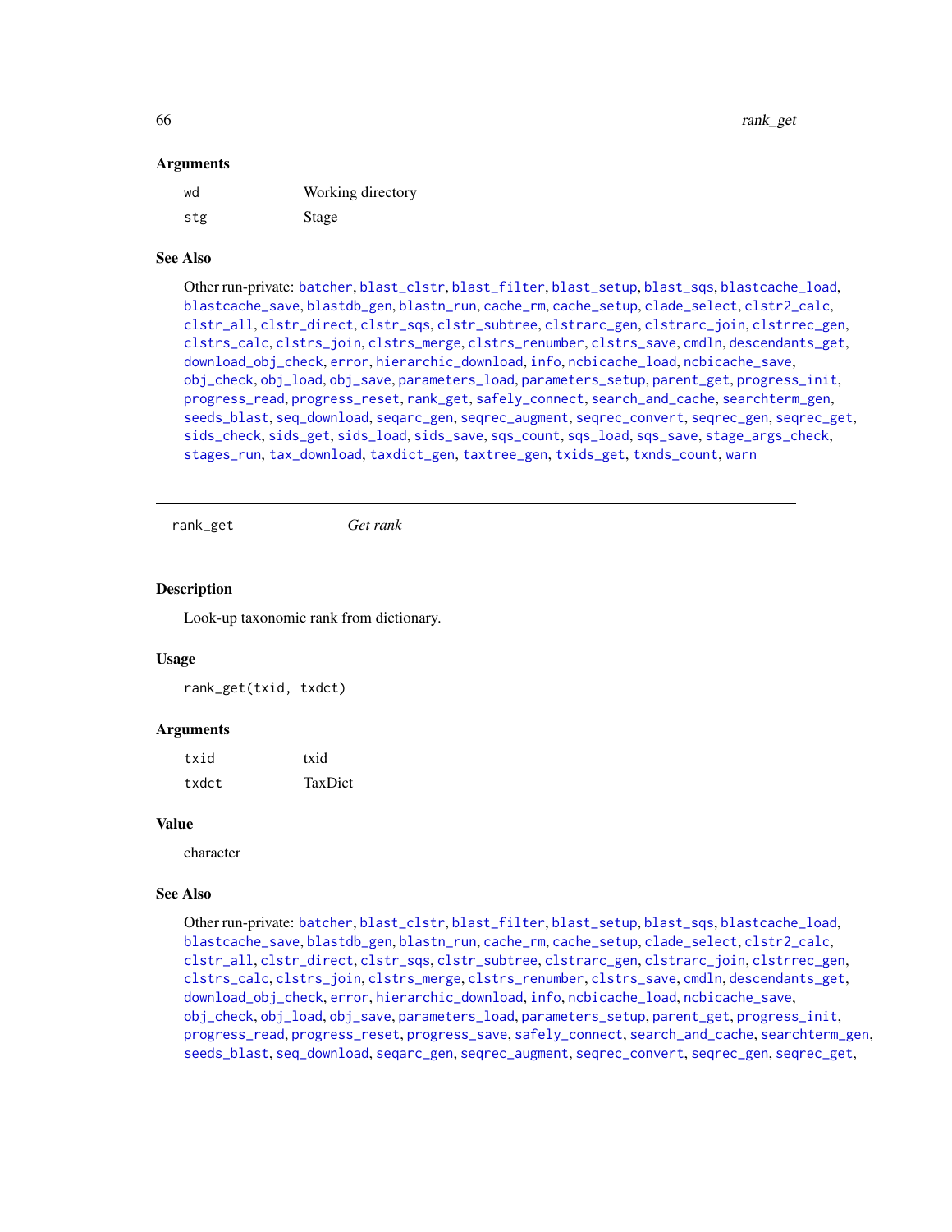### Arguments

| | |
|---|---|
| wd | Working directory |
| stg | Stage |

### See Also

Other run-private: batcher, blast_clstr, blast_filter, blast_setup, blast_sqs, blastcache_load, blastcache_save, blastdb_gen, blastn_run, cache_rm, cache_setup, clade_select, clstr2_calc, clstr_all, clstr_direct, clstr_sqs, clstr_subtree, clstrarc_gen, clstrarc_join, clstrrec_gen, clstrs_calc, clstrs_join, clstrs_merge, clstrs_renumber, clstrs_save, cmdln, descendants_get, download_obj_check, error, hierarchic_download, info, ncbicache_load, ncbicache_save, obj_check, obj_load, obj_save, parameters_load, parameters_setup, parent_get, progress_init, progress_read, progress_reset, rank_get, safely_connect, search_and_cache, searchterm_gen, seeds_blast, seq_download, seqarc_gen, seqrec_augment, seqrec_convert, seqrec_gen, seqrec_get, sids_check, sids_get, sids_load, sids_save, sqs_count, sqs_load, sqs_save, stage_args_check, stages_run, tax_download, taxdict_gen, taxtree_gen, txids_get, txnds_count, warn

---

## rank_get — *Get rank*

### Description

Look-up taxonomic rank from dictionary.

### Usage

```
rank_get(txid, txdct)
```

### Arguments

| | |
|---|---|
| txid | txid |
| txdct | TaxDict |

### Value

character

### See Also

Other run-private: batcher, blast_clstr, blast_filter, blast_setup, blast_sqs, blastcache_load, blastcache_save, blastdb_gen, blastn_run, cache_rm, cache_setup, clade_select, clstr2_calc, clstr_all, clstr_direct, clstr_sqs, clstr_subtree, clstrarc_gen, clstrarc_join, clstrrec_gen, clstrs_calc, clstrs_join, clstrs_merge, clstrs_renumber, clstrs_save, cmdln, descendants_get, download_obj_check, error, hierarchic_download, info, ncbicache_load, ncbicache_save, obj_check, obj_load, obj_save, parameters_load, parameters_setup, parent_get, progress_init, progress_read, progress_reset, progress_save, safely_connect, search_and_cache, searchterm_gen, seeds_blast, seq_download, seqarc_gen, seqrec_augment, seqrec_convert, seqrec_gen, seqrec_get,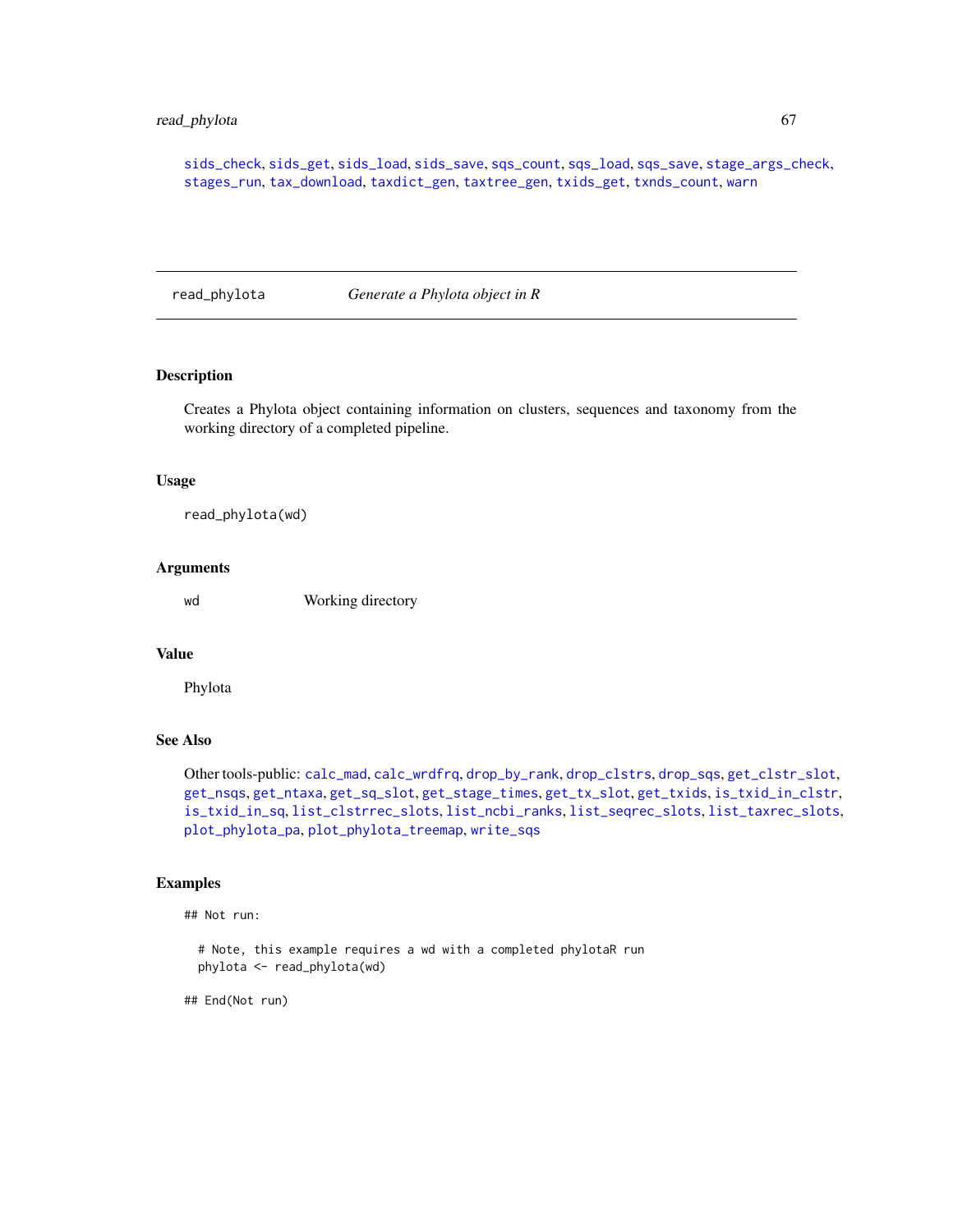sids_check, sids_get, sids_load, sids_save, sqs_count, sqs_load, sqs_save, stage_args_check, stages_run, tax_download, taxdict_gen, taxtree_gen, txids_get, txnds_count, warn

---

## read_phylota — *Generate a Phylota object in R*

### Description

Creates a Phylota object containing information on clusters, sequences and taxonomy from the working directory of a completed pipeline.

### Usage

```
read_phylota(wd)
```

### Arguments

| | |
|---|---|
| wd | Working directory |

### Value

Phylota

### See Also

Other tools-public: calc_mad, calc_wrdfrq, drop_by_rank, drop_clstrs, drop_sqs, get_clstr_slot, get_nsqs, get_ntaxa, get_sq_slot, get_stage_times, get_tx_slot, get_txids, is_txid_in_clstr, is_txid_in_sq, list_clstrrec_slots, list_ncbi_ranks, list_seqrec_slots, list_taxrec_slots, plot_phylota_pa, plot_phylota_treemap, write_sqs

### Examples

```
## Not run:

  # Note, this example requires a wd with a completed phylotaR run
  phylota <- read_phylota(wd)

## End(Not run)
```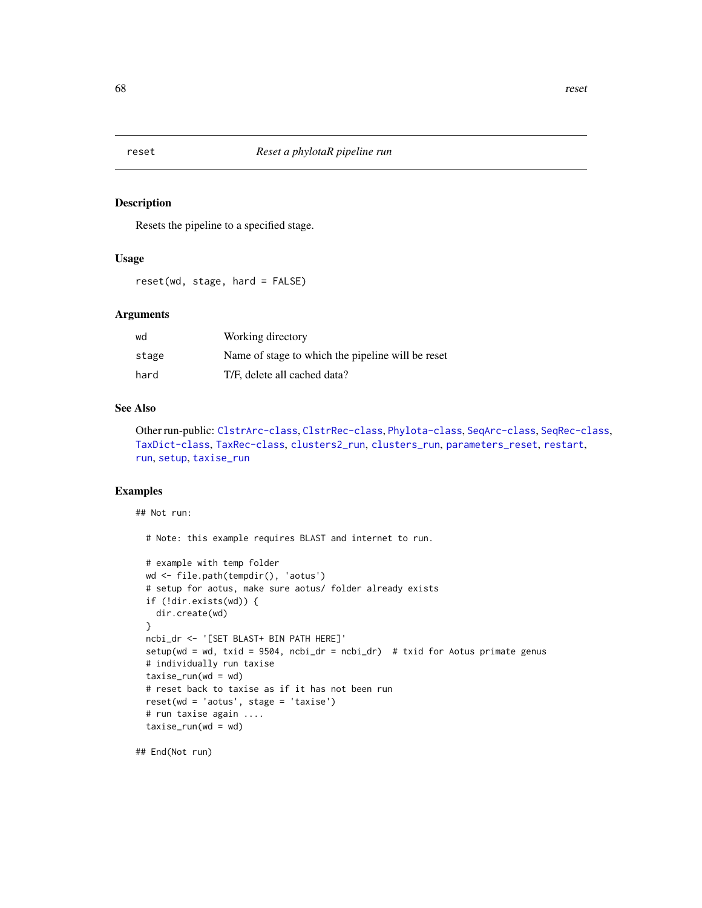# reset — *Reset a phylotaR pipeline run*

## Description

Resets the pipeline to a specified stage.

## Usage

```
reset(wd, stage, hard = FALSE)
```

## Arguments

| | |
|---|---|
| wd | Working directory |
| stage | Name of stage to which the pipeline will be reset |
| hard | T/F, delete all cached data? |

## See Also

Other run-public: ClstrArc-class, ClstrRec-class, Phylota-class, SeqArc-class, SeqRec-class, TaxDict-class, TaxRec-class, clusters2_run, clusters_run, parameters_reset, restart, run, setup, taxise_run

## Examples

```
## Not run:

  # Note: this example requires BLAST and internet to run.

  # example with temp folder
  wd <- file.path(tempdir(), 'aotus')
  # setup for aotus, make sure aotus/ folder already exists
  if (!dir.exists(wd)) {
    dir.create(wd)
  }
  ncbi_dr <- '[SET BLAST+ BIN PATH HERE]'
  setup(wd = wd, txid = 9504, ncbi_dr = ncbi_dr)  # txid for Aotus primate genus
  # individually run taxise
  taxise_run(wd = wd)
  # reset back to taxise as if it has not been run
  reset(wd = 'aotus', stage = 'taxise')
  # run taxise again ....
  taxise_run(wd = wd)

## End(Not run)
```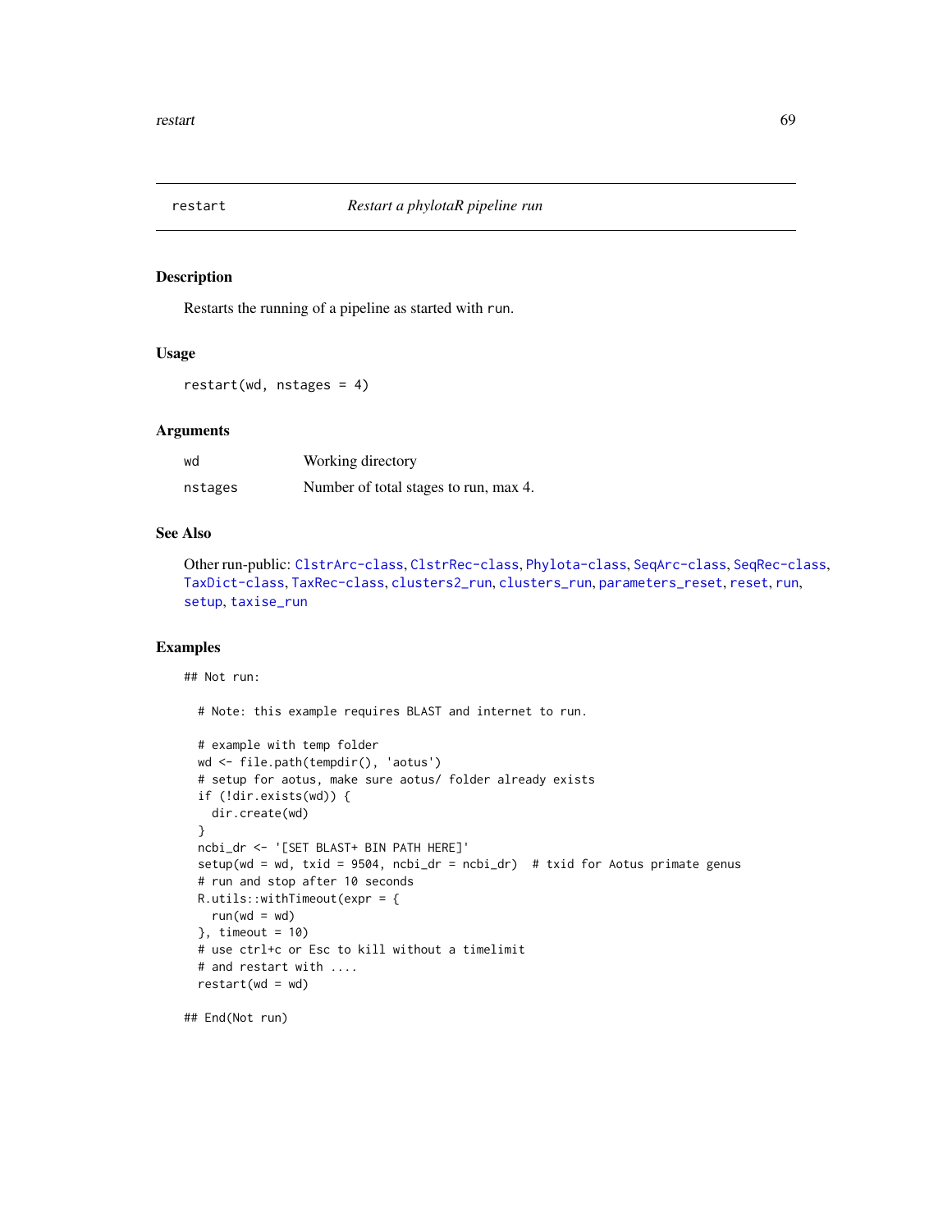restart *Restart a phylotaR pipeline run*

## Description

Restarts the running of a pipeline as started with `run`.

## Usage

```
restart(wd, nstages = 4)
```

## Arguments

| | |
|---|---|
| `wd` | Working directory |
| `nstages` | Number of total stages to run, max 4. |

## See Also

Other run-public: ClstrArc-class, ClstrRec-class, Phylota-class, SeqArc-class, SeqRec-class, TaxDict-class, TaxRec-class, clusters2_run, clusters_run, parameters_reset, reset, run, setup, taxise_run

## Examples

```
## Not run:

  # Note: this example requires BLAST and internet to run.

  # example with temp folder
  wd <- file.path(tempdir(), 'aotus')
  # setup for aotus, make sure aotus/ folder already exists
  if (!dir.exists(wd)) {
    dir.create(wd)
  }
  ncbi_dr <- '[SET BLAST+ BIN PATH HERE]'
  setup(wd = wd, txid = 9504, ncbi_dr = ncbi_dr)  # txid for Aotus primate genus
  # run and stop after 10 seconds
  R.utils::withTimeout(expr = {
    run(wd = wd)
  }, timeout = 10)
  # use ctrl+c or Esc to kill without a timelimit
  # and restart with ....
  restart(wd = wd)

## End(Not run)
```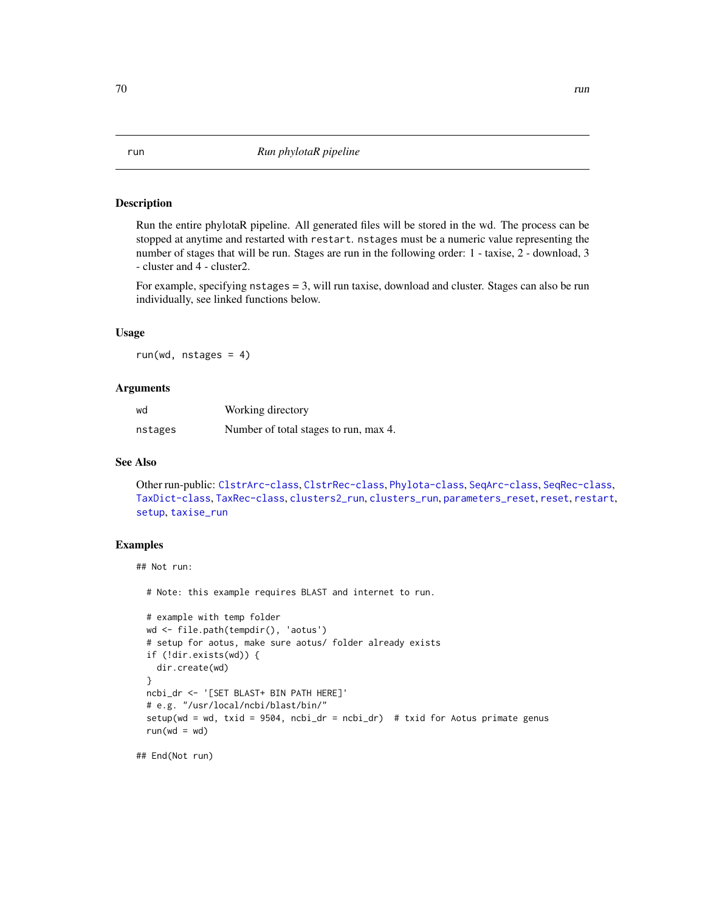# run — Run phylotaR pipeline

## Description

Run the entire phylotaR pipeline. All generated files will be stored in the wd. The process can be stopped at anytime and restarted with `restart`. `nstages` must be a numeric value representing the number of stages that will be run. Stages are run in the following order: 1 - taxise, 2 - download, 3 - cluster and 4 - cluster2.

For example, specifying `nstages` = 3, will run taxise, download and cluster. Stages can also be run individually, see linked functions below.

## Usage

```
run(wd, nstages = 4)
```

## Arguments

| | |
|---|---|
| `wd` | Working directory |
| `nstages` | Number of total stages to run, max 4. |

## See Also

Other run-public: `ClstrArc-class`, `ClstrRec-class`, `Phylota-class`, `SeqArc-class`, `SeqRec-class`, `TaxDict-class`, `TaxRec-class`, `clusters2_run`, `clusters_run`, `parameters_reset`, `reset`, `restart`, `setup`, `taxise_run`

## Examples

```
## Not run:

  # Note: this example requires BLAST and internet to run.

  # example with temp folder
  wd <- file.path(tempdir(), 'aotus')
  # setup for aotus, make sure aotus/ folder already exists
  if (!dir.exists(wd)) {
    dir.create(wd)
  }
  ncbi_dr <- '[SET BLAST+ BIN PATH HERE]'
  # e.g. "/usr/local/ncbi/blast/bin/"
  setup(wd = wd, txid = 9504, ncbi_dr = ncbi_dr)  # txid for Aotus primate genus
  run(wd = wd)

## End(Not run)
```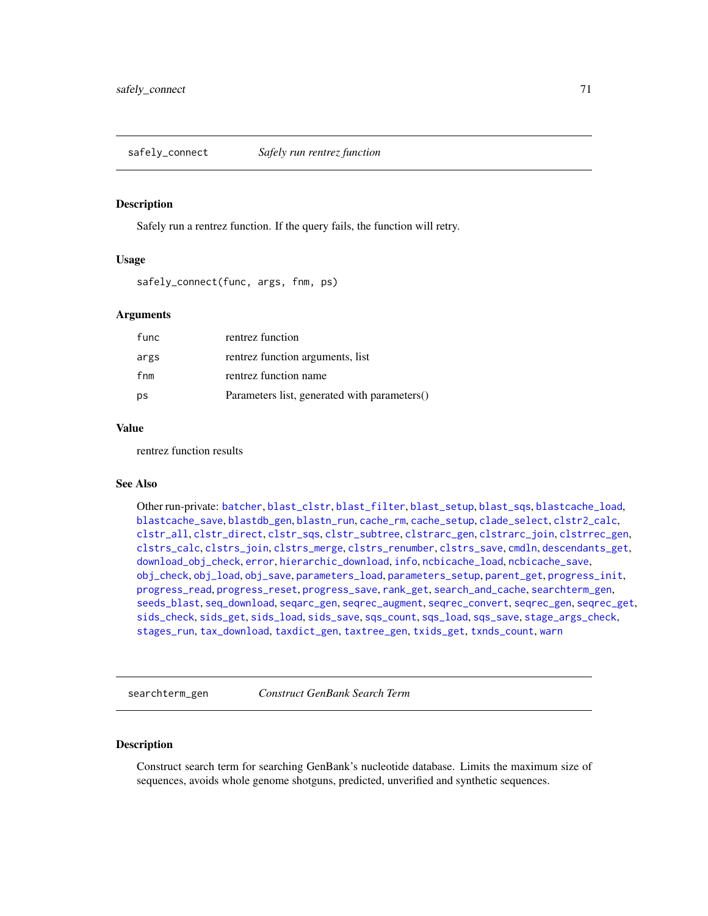## safely_connect — *Safely run rentrez function*

### Description

Safely run a rentrez function. If the query fails, the function will retry.

### Usage

```
safely_connect(func, args, fnm, ps)
```

### Arguments

| | |
|---|---|
| func | rentrez function |
| args | rentrez function arguments, list |
| fnm | rentrez function name |
| ps | Parameters list, generated with parameters() |

### Value

rentrez function results

### See Also

Other run-private: batcher, blast_clstr, blast_filter, blast_setup, blast_sqs, blastcache_load, blastcache_save, blastdb_gen, blastn_run, cache_rm, cache_setup, clade_select, clstr2_calc, clstr_all, clstr_direct, clstr_sqs, clstr_subtree, clstrarc_gen, clstrarc_join, clstrrec_gen, clstrs_calc, clstrs_join, clstrs_merge, clstrs_renumber, clstrs_save, cmdln, descendants_get, download_obj_check, error, hierarchic_download, info, ncbicache_load, ncbicache_save, obj_check, obj_load, obj_save, parameters_load, parameters_setup, parent_get, progress_init, progress_read, progress_reset, progress_save, rank_get, search_and_cache, searchterm_gen, seeds_blast, seq_download, seqarc_gen, seqrec_augment, seqrec_convert, seqrec_gen, seqrec_get, sids_check, sids_get, sids_load, sids_save, sqs_count, sqs_load, sqs_save, stage_args_check, stages_run, tax_download, taxdict_gen, taxtree_gen, txids_get, txnds_count, warn

## searchterm_gen — *Construct GenBank Search Term*

### Description

Construct search term for searching GenBank's nucleotide database. Limits the maximum size of sequences, avoids whole genome shotguns, predicted, unverified and synthetic sequences.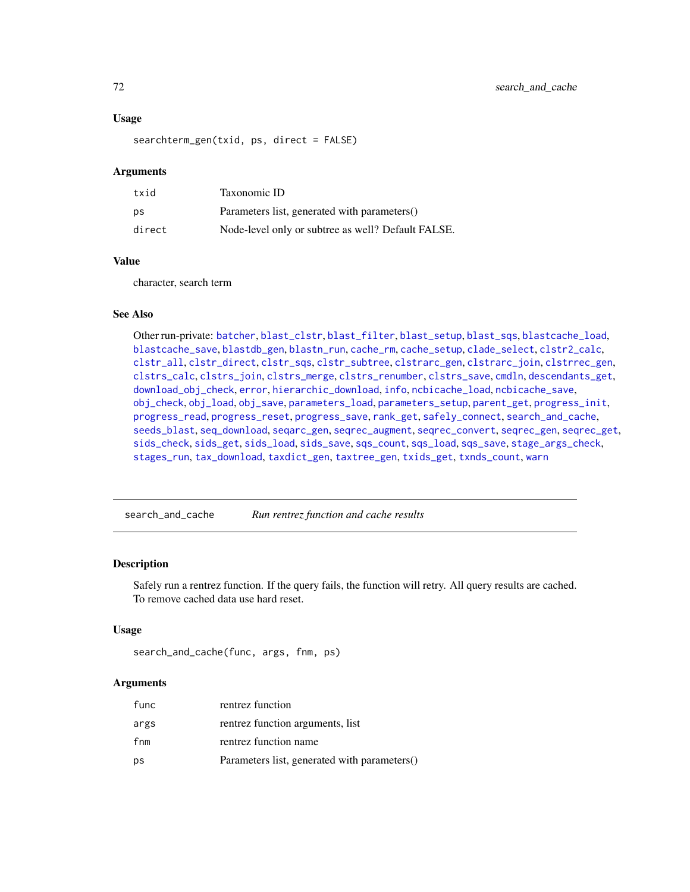### Usage

```
searchterm_gen(txid, ps, direct = FALSE)
```

### Arguments

| | |
|---|---|
| txid | Taxonomic ID |
| ps | Parameters list, generated with parameters() |
| direct | Node-level only or subtree as well? Default FALSE. |

### Value

character, search term

### See Also

Other run-private: batcher, blast_clstr, blast_filter, blast_setup, blast_sqs, blastcache_load, blastcache_save, blastdb_gen, blastn_run, cache_rm, cache_setup, clade_select, clstr2_calc, clstr_all, clstr_direct, clstr_sqs, clstr_subtree, clstrarc_gen, clstrarc_join, clstrrec_gen, clstrs_calc, clstrs_join, clstrs_merge, clstrs_renumber, clstrs_save, cmdln, descendants_get, download_obj_check, error, hierarchic_download, info, ncbicache_load, ncbicache_save, obj_check, obj_load, obj_save, parameters_load, parameters_setup, parent_get, progress_init, progress_read, progress_reset, progress_save, rank_get, safely_connect, search_and_cache, seeds_blast, seq_download, seqarc_gen, seqrec_augment, seqrec_convert, seqrec_gen, seqrec_get, sids_check, sids_get, sids_load, sids_save, sqs_count, sqs_load, sqs_save, stage_args_check, stages_run, tax_download, taxdict_gen, taxtree_gen, txids_get, txnds_count, warn

---

## search_and_cache — *Run rentrez function and cache results*

### Description

Safely run a rentrez function. If the query fails, the function will retry. All query results are cached. To remove cached data use hard reset.

### Usage

```
search_and_cache(func, args, fnm, ps)
```

### Arguments

| | |
|---|---|
| func | rentrez function |
| args | rentrez function arguments, list |
| fnm | rentrez function name |
| ps | Parameters list, generated with parameters() |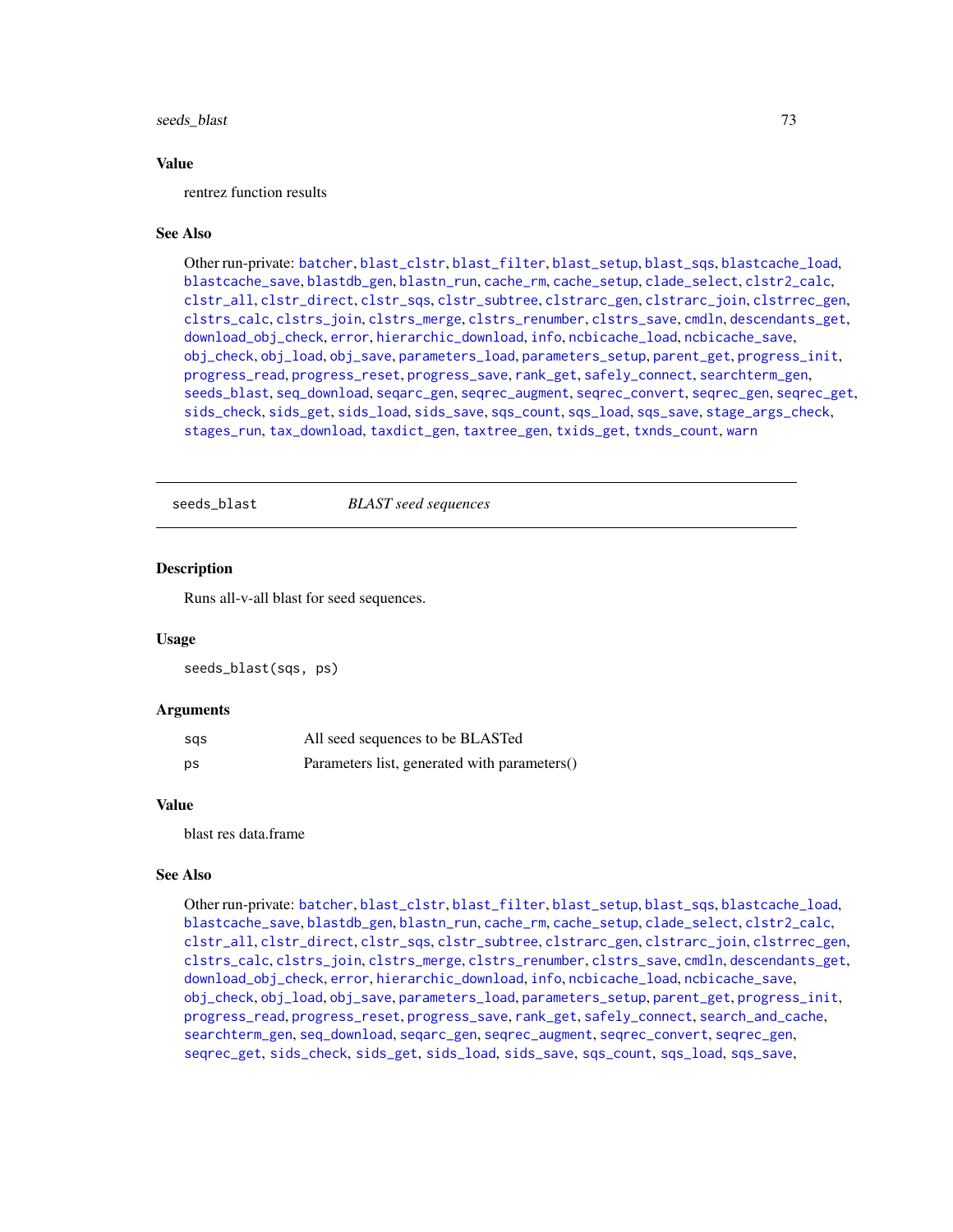## Value

rentrez function results

## See Also

Other run-private: batcher, blast_clstr, blast_filter, blast_setup, blast_sqs, blastcache_load, blastcache_save, blastdb_gen, blastn_run, cache_rm, cache_setup, clade_select, clstr2_calc, clstr_all, clstr_direct, clstr_sqs, clstr_subtree, clstrarc_gen, clstrarc_join, clstrrec_gen, clstrs_calc, clstrs_join, clstrs_merge, clstrs_renumber, clstrs_save, cmdln, descendants_get, download_obj_check, error, hierarchic_download, info, ncbicache_load, ncbicache_save, obj_check, obj_load, obj_save, parameters_load, parameters_setup, parent_get, progress_init, progress_read, progress_reset, progress_save, rank_get, safely_connect, searchterm_gen, seeds_blast, seq_download, seqarc_gen, seqrec_augment, seqrec_convert, seqrec_gen, seqrec_get, sids_check, sids_get, sids_load, sids_save, sqs_count, sqs_load, sqs_save, stage_args_check, stages_run, tax_download, taxdict_gen, taxtree_gen, txids_get, txnds_count, warn

---

# seeds_blast — *BLAST seed sequences*

## Description

Runs all-v-all blast for seed sequences.

## Usage

```
seeds_blast(sqs, ps)
```

## Arguments

| | |
|---|---|
| sqs | All seed sequences to be BLASTed |
| ps | Parameters list, generated with parameters() |

## Value

blast res data.frame

## See Also

Other run-private: batcher, blast_clstr, blast_filter, blast_setup, blast_sqs, blastcache_load, blastcache_save, blastdb_gen, blastn_run, cache_rm, cache_setup, clade_select, clstr2_calc, clstr_all, clstr_direct, clstr_sqs, clstr_subtree, clstrarc_gen, clstrarc_join, clstrrec_gen, clstrs_calc, clstrs_join, clstrs_merge, clstrs_renumber, clstrs_save, cmdln, descendants_get, download_obj_check, error, hierarchic_download, info, ncbicache_load, ncbicache_save, obj_check, obj_load, obj_save, parameters_load, parameters_setup, parent_get, progress_init, progress_read, progress_reset, progress_save, rank_get, safely_connect, search_and_cache, searchterm_gen, seq_download, seqarc_gen, seqrec_augment, seqrec_convert, seqrec_gen, seqrec_get, sids_check, sids_get, sids_load, sids_save, sqs_count, sqs_load, sqs_save,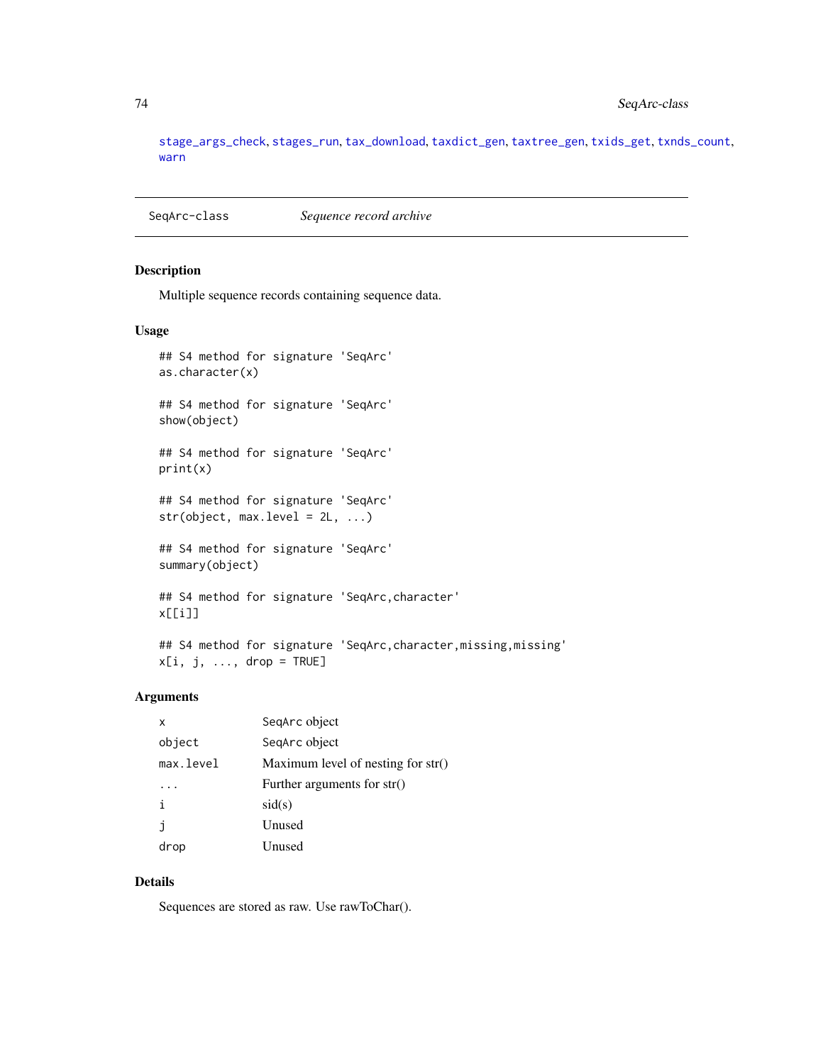stage_args_check, stages_run, tax_download, taxdict_gen, taxtree_gen, txids_get, txnds_count, warn

---

## SeqArc-class *Sequence record archive*

---

### Description

Multiple sequence records containing sequence data.

### Usage

```
## S4 method for signature 'SeqArc'
as.character(x)

## S4 method for signature 'SeqArc'
show(object)

## S4 method for signature 'SeqArc'
print(x)

## S4 method for signature 'SeqArc'
str(object, max.level = 2L, ...)

## S4 method for signature 'SeqArc'
summary(object)

## S4 method for signature 'SeqArc,character'
x[[i]]

## S4 method for signature 'SeqArc,character,missing,missing'
x[i, j, ..., drop = TRUE]
```

### Arguments

| | |
|---|---|
| x | SeqArc object |
| object | SeqArc object |
| max.level | Maximum level of nesting for str() |
| ... | Further arguments for str() |
| i | sid(s) |
| j | Unused |
| drop | Unused |

### Details

Sequences are stored as raw. Use rawToChar().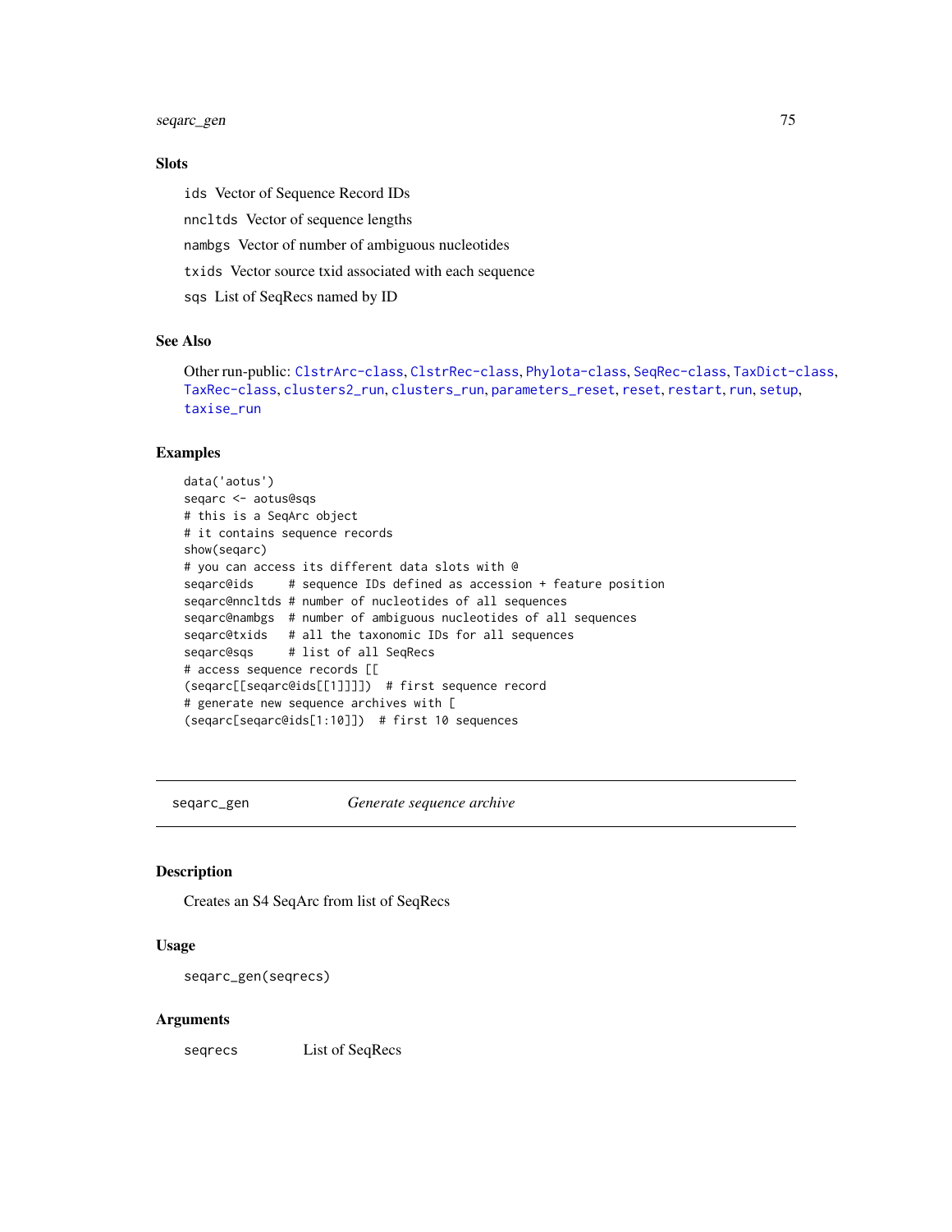### Slots

- `ids` Vector of Sequence Record IDs
- `nncltds` Vector of sequence lengths
- `nambgs` Vector of number of ambiguous nucleotides
- `txids` Vector source txid associated with each sequence
- `sqs` List of SeqRecs named by ID

### See Also

Other run-public: `ClstrArc-class`, `ClstrRec-class`, `Phylota-class`, `SeqRec-class`, `TaxDict-class`, `TaxRec-class`, `clusters2_run`, `clusters_run`, `parameters_reset`, `reset`, `restart`, `run`, `setup`, `taxise_run`

### Examples

```
data('aotus')
seqarc <- aotus@sqs
# this is a SeqArc object
# it contains sequence records
show(seqarc)
# you can access its different data slots with @
seqarc@ids     # sequence IDs defined as accession + feature position
seqarc@nncltds # number of nucleotides of all sequences
seqarc@nambgs  # number of ambiguous nucleotides of all sequences
seqarc@txids   # all the taxonomic IDs for all sequences
seqarc@sqs     # list of all SeqRecs
# access sequence records [[
(seqarc[[seqarc@ids[[1]]]])  # first sequence record
# generate new sequence archives with [
(seqarc[seqarc@ids[1:10]])  # first 10 sequences
```

---

## seqarc_gen &nbsp;&nbsp;&nbsp;&nbsp; *Generate sequence archive*

---

### Description

Creates an S4 SeqArc from list of SeqRecs

### Usage

```
seqarc_gen(seqrecs)
```

### Arguments

| | |
|---|---|
| `seqrecs` | List of SeqRecs |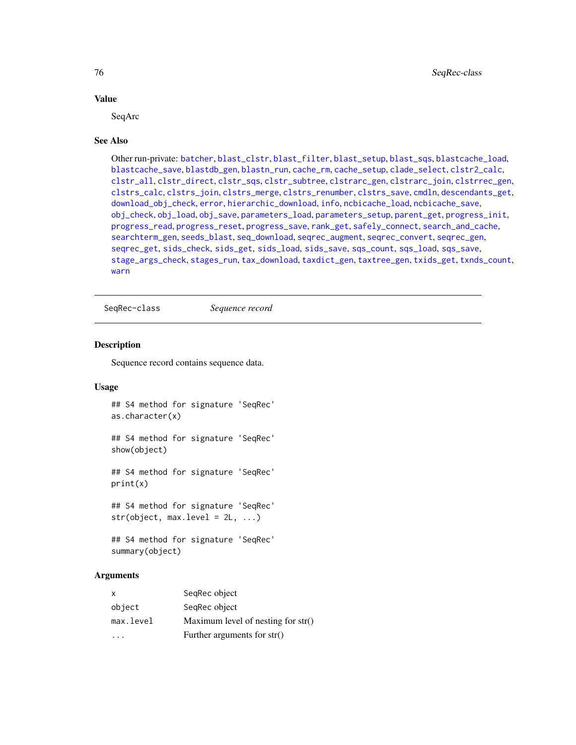### Value

SeqArc

### See Also

Other run-private: batcher, blast_clstr, blast_filter, blast_setup, blast_sqs, blastcache_load, blastcache_save, blastdb_gen, blastn_run, cache_rm, cache_setup, clade_select, clstr2_calc, clstr_all, clstr_direct, clstr_sqs, clstr_subtree, clstrarc_gen, clstrarc_join, clstrrec_gen, clstrs_calc, clstrs_join, clstrs_merge, clstrs_renumber, clstrs_save, cmdln, descendants_get, download_obj_check, error, hierarchic_download, info, ncbicache_load, ncbicache_save, obj_check, obj_load, obj_save, parameters_load, parameters_setup, parent_get, progress_init, progress_read, progress_reset, progress_save, rank_get, safely_connect, search_and_cache, searchterm_gen, seeds_blast, seq_download, seqrec_augment, seqrec_convert, seqrec_gen, seqrec_get, sids_check, sids_get, sids_load, sids_save, sqs_count, sqs_load, sqs_save, stage_args_check, stages_run, tax_download, taxdict_gen, taxtree_gen, txids_get, txnds_count, warn

---

## SeqRec-class *Sequence record*

### Description

Sequence record contains sequence data.

### Usage

```
## S4 method for signature 'SeqRec'
as.character(x)

## S4 method for signature 'SeqRec'
show(object)

## S4 method for signature 'SeqRec'
print(x)

## S4 method for signature 'SeqRec'
str(object, max.level = 2L, ...)

## S4 method for signature 'SeqRec'
summary(object)
```

### Arguments

| | |
|---|---|
| x | SeqRec object |
| object | SeqRec object |
| max.level | Maximum level of nesting for str() |
| ... | Further arguments for str() |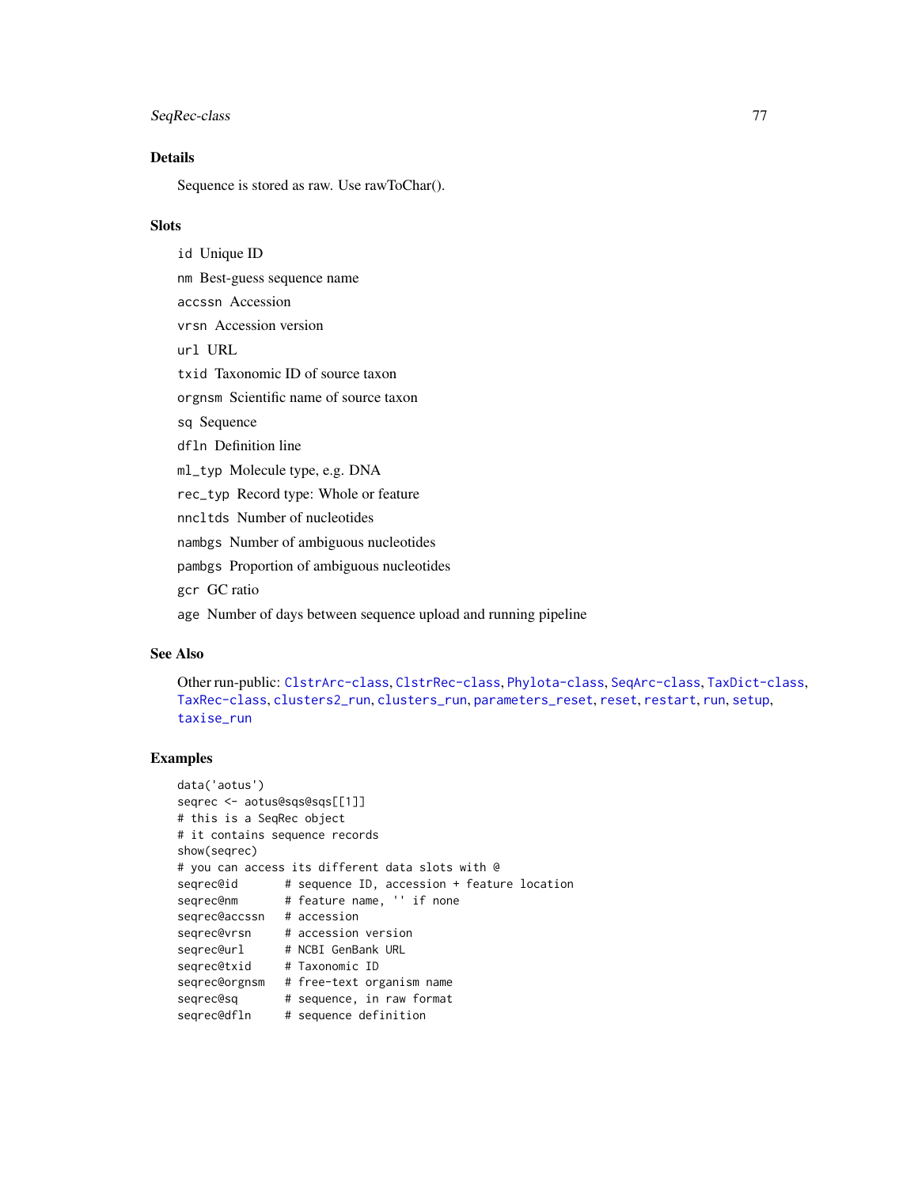## Details

Sequence is stored as raw. Use rawToChar().

## Slots

`id` Unique ID

`nm` Best-guess sequence name

`accssn` Accession

`vrsn` Accession version

`url` URL

`txid` Taxonomic ID of source taxon

`orgnsm` Scientific name of source taxon

`sq` Sequence

`dfln` Definition line

`ml_typ` Molecule type, e.g. DNA

`rec_typ` Record type: Whole or feature

`nncltds` Number of nucleotides

`nambgs` Number of ambiguous nucleotides

`pambgs` Proportion of ambiguous nucleotides

`gcr` GC ratio

`age` Number of days between sequence upload and running pipeline

## See Also

Other run-public: ClstrArc-class, ClstrRec-class, Phylota-class, SeqArc-class, TaxDict-class, TaxRec-class, clusters2_run, clusters_run, parameters_reset, reset, restart, run, setup, taxise_run

## Examples

```
data('aotus')
seqrec <- aotus@sqs@sqs[[1]]
# this is a SeqRec object
# it contains sequence records
show(seqrec)
# you can access its different data slots with @
seqrec@id       # sequence ID, accession + feature location
seqrec@nm       # feature name, '' if none
seqrec@accssn   # accession
seqrec@vrsn     # accession version
seqrec@url      # NCBI GenBank URL
seqrec@txid     # Taxonomic ID
seqrec@orgnsm   # free-text organism name
seqrec@sq       # sequence, in raw format
seqrec@dfln     # sequence definition
```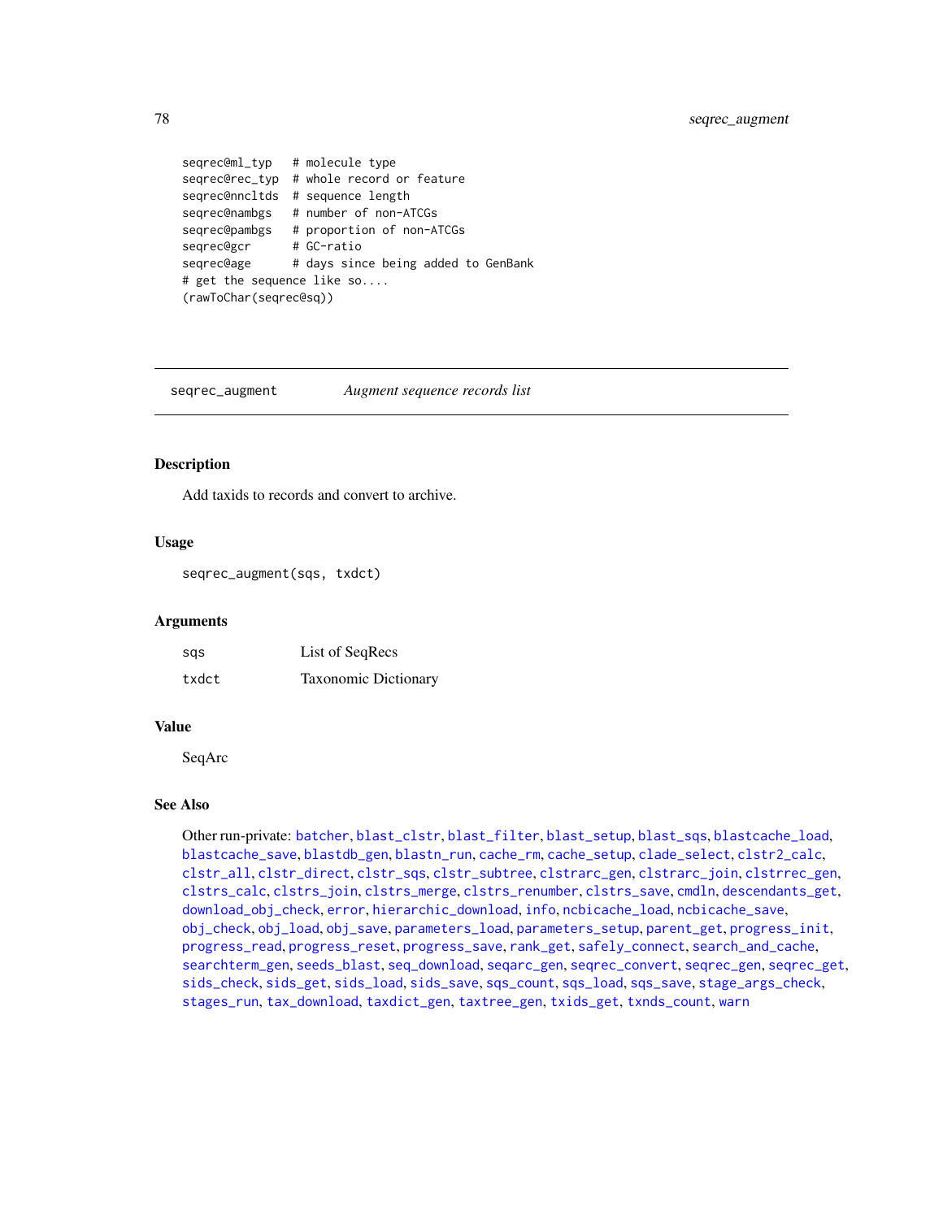```
seqrec@ml_typ   # molecule type
seqrec@rec_typ  # whole record or feature
seqrec@nncltds  # sequence length
seqrec@nambgs   # number of non-ATCGs
seqrec@pambgs   # proportion of non-ATCGs
seqrec@gcr      # GC-ratio
seqrec@age      # days since being added to GenBank
# get the sequence like so....
(rawToChar(seqrec@sq))
```

---

## seqrec_augment — *Augment sequence records list*

### Description

Add taxids to records and convert to archive.

### Usage

```
seqrec_augment(sqs, txdct)
```

### Arguments

| | |
|---|---|
| sqs | List of SeqRecs |
| txdct | Taxonomic Dictionary |

### Value

SeqArc

### See Also

Other run-private: batcher, blast_clstr, blast_filter, blast_setup, blast_sqs, blastcache_load, blastcache_save, blastdb_gen, blastn_run, cache_rm, cache_setup, clade_select, clstr2_calc, clstr_all, clstr_direct, clstr_sqs, clstr_subtree, clstrarc_gen, clstrarc_join, clstrrec_gen, clstrs_calc, clstrs_join, clstrs_merge, clstrs_renumber, clstrs_save, cmdln, descendants_get, download_obj_check, error, hierarchic_download, info, ncbicache_load, ncbicache_save, obj_check, obj_load, obj_save, parameters_load, parameters_setup, parent_get, progress_init, progress_read, progress_reset, progress_save, rank_get, safely_connect, search_and_cache, searchterm_gen, seeds_blast, seq_download, seqarc_gen, seqrec_convert, seqrec_gen, seqrec_get, sids_check, sids_get, sids_load, sids_save, sqs_count, sqs_load, sqs_save, stage_args_check, stages_run, tax_download, taxdict_gen, taxtree_gen, txids_get, txnds_count, warn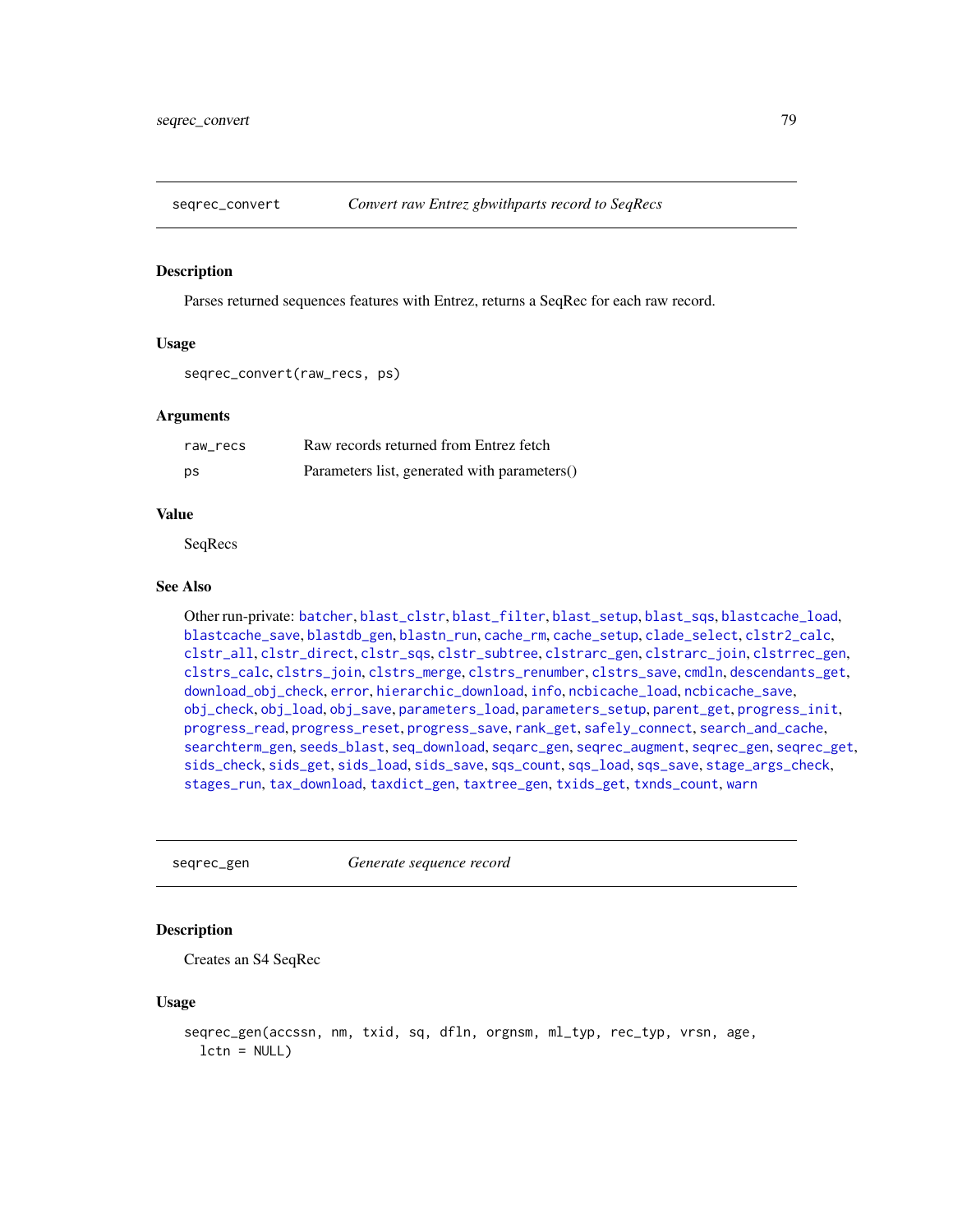## seqrec_convert *Convert raw Entrez gbwithparts record to SeqRecs*

### Description

Parses returned sequences features with Entrez, returns a SeqRec for each raw record.

### Usage

```
seqrec_convert(raw_recs, ps)
```

### Arguments

| | |
|---|---|
| raw_recs | Raw records returned from Entrez fetch |
| ps | Parameters list, generated with parameters() |

### Value

SeqRecs

### See Also

Other run-private: batcher, blast_clstr, blast_filter, blast_setup, blast_sqs, blastcache_load, blastcache_save, blastdb_gen, blastn_run, cache_rm, cache_setup, clade_select, clstr2_calc, clstr_all, clstr_direct, clstr_sqs, clstr_subtree, clstrarc_gen, clstrarc_join, clstrrec_gen, clstrs_calc, clstrs_join, clstrs_merge, clstrs_renumber, clstrs_save, cmdln, descendants_get, download_obj_check, error, hierarchic_download, info, ncbicache_load, ncbicache_save, obj_check, obj_load, obj_save, parameters_load, parameters_setup, parent_get, progress_init, progress_read, progress_reset, progress_save, rank_get, safely_connect, search_and_cache, searchterm_gen, seeds_blast, seq_download, seqarc_gen, seqrec_augment, seqrec_gen, seqrec_get, sids_check, sids_get, sids_load, sids_save, sqs_count, sqs_load, sqs_save, stage_args_check, stages_run, tax_download, taxdict_gen, taxtree_gen, txids_get, txnds_count, warn

## seqrec_gen *Generate sequence record*

### Description

Creates an S4 SeqRec

### Usage

```
seqrec_gen(accssn, nm, txid, sq, dfln, orgnsm, ml_typ, rec_typ, vrsn, age,
  lctn = NULL)
```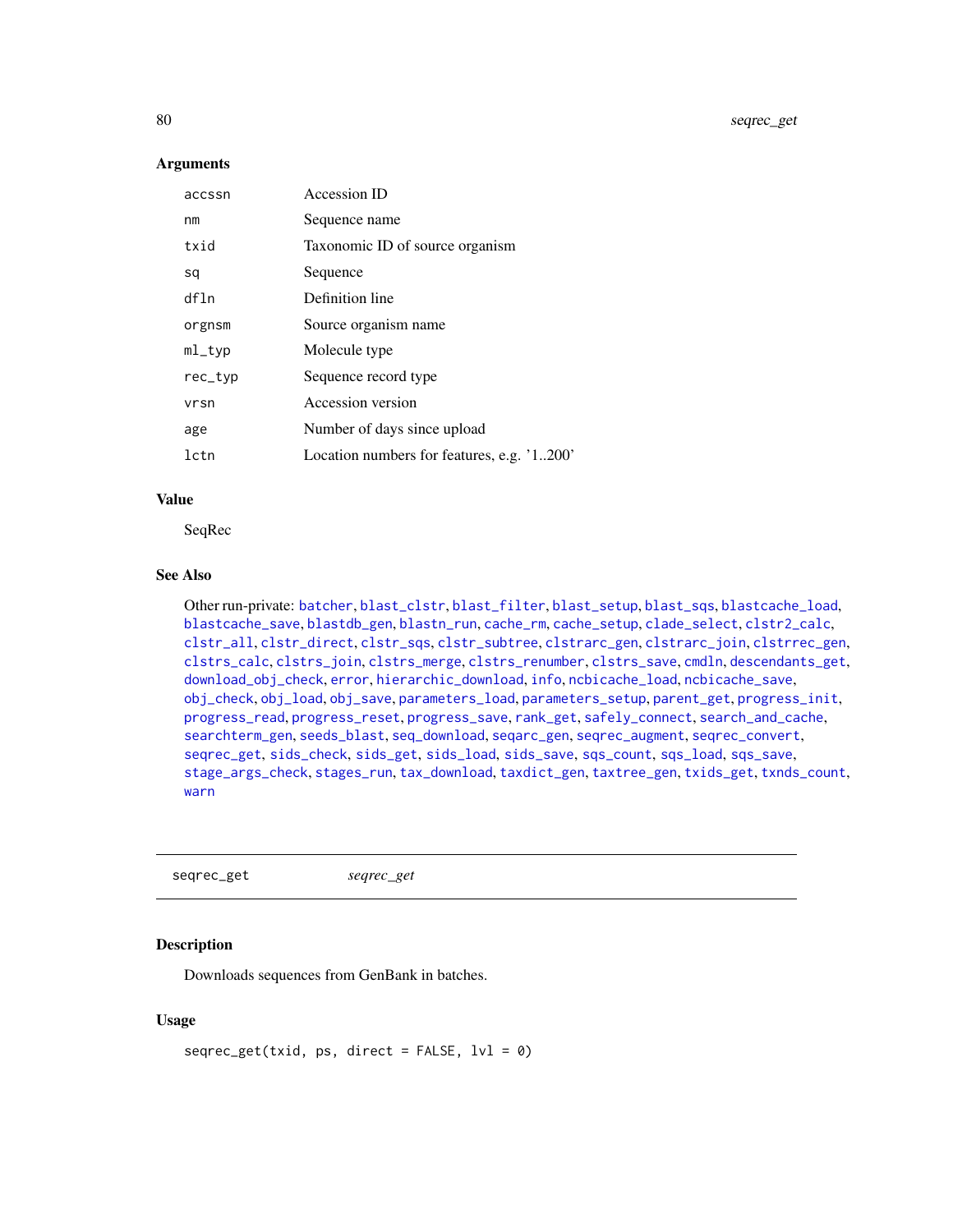### Arguments

| | |
|---|---|
| accssn | Accession ID |
| nm | Sequence name |
| txid | Taxonomic ID of source organism |
| sq | Sequence |
| dfln | Definition line |
| orgnsm | Source organism name |
| ml_typ | Molecule type |
| rec_typ | Sequence record type |
| vrsn | Accession version |
| age | Number of days since upload |
| lctn | Location numbers for features, e.g. '1..200' |

### Value

SeqRec

### See Also

Other run-private: batcher, blast_clstr, blast_filter, blast_setup, blast_sqs, blastcache_load, blastcache_save, blastdb_gen, blastn_run, cache_rm, cache_setup, clade_select, clstr2_calc, clstr_all, clstr_direct, clstr_sqs, clstr_subtree, clstrarc_gen, clstrarc_join, clstrrec_gen, clstrs_calc, clstrs_join, clstrs_merge, clstrs_renumber, clstrs_save, cmdln, descendants_get, download_obj_check, error, hierarchic_download, info, ncbicache_load, ncbicache_save, obj_check, obj_load, obj_save, parameters_load, parameters_setup, parent_get, progress_init, progress_read, progress_reset, progress_save, rank_get, safely_connect, search_and_cache, searchterm_gen, seeds_blast, seq_download, seqarc_gen, seqrec_augment, seqrec_convert, seqrec_get, sids_check, sids_get, sids_load, sids_save, sqs_count, sqs_load, sqs_save, stage_args_check, stages_run, tax_download, taxdict_gen, taxtree_gen, txids_get, txnds_count, warn

---

## seqrec_get &nbsp;&nbsp;&nbsp;&nbsp; *seqrec_get*

### Description

Downloads sequences from GenBank in batches.

### Usage

```
seqrec_get(txid, ps, direct = FALSE, lvl = 0)
```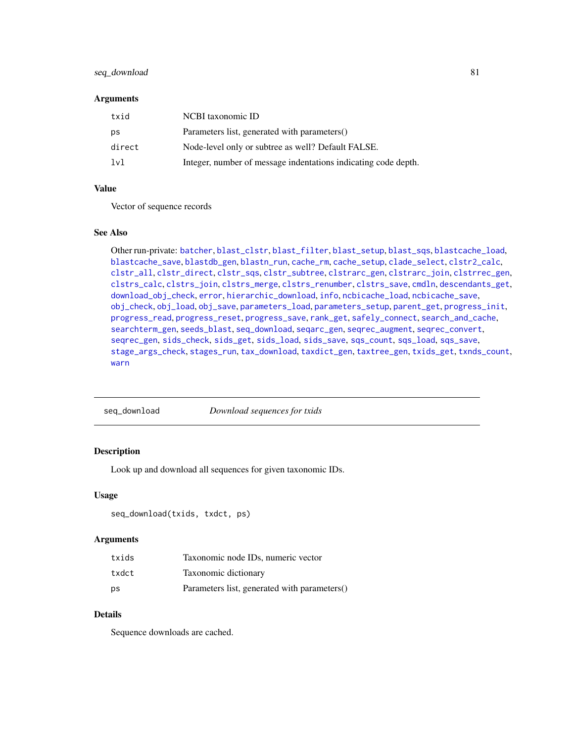### Arguments

| | |
|---|---|
| txid | NCBI taxonomic ID |
| ps | Parameters list, generated with parameters() |
| direct | Node-level only or subtree as well? Default FALSE. |
| lvl | Integer, number of message indentations indicating code depth. |

### Value

Vector of sequence records

### See Also

Other run-private: batcher, blast_clstr, blast_filter, blast_setup, blast_sqs, blastcache_load, blastcache_save, blastdb_gen, blastn_run, cache_rm, cache_setup, clade_select, clstr2_calc, clstr_all, clstr_direct, clstr_sqs, clstr_subtree, clstrarc_gen, clstrarc_join, clstrrec_gen, clstrs_calc, clstrs_join, clstrs_merge, clstrs_renumber, clstrs_save, cmdln, descendants_get, download_obj_check, error, hierarchic_download, info, ncbicache_load, ncbicache_save, obj_check, obj_load, obj_save, parameters_load, parameters_setup, parent_get, progress_init, progress_read, progress_reset, progress_save, rank_get, safely_connect, search_and_cache, searchterm_gen, seeds_blast, seq_download, seqarc_gen, seqrec_augment, seqrec_convert, seqrec_gen, sids_check, sids_get, sids_load, sids_save, sqs_count, sqs_load, sqs_save, stage_args_check, stages_run, tax_download, taxdict_gen, taxtree_gen, txids_get, txnds_count, warn

---

## seq_download — *Download sequences for txids*

### Description

Look up and download all sequences for given taxonomic IDs.

### Usage

```
seq_download(txids, txdct, ps)
```

### Arguments

| | |
|---|---|
| txids | Taxonomic node IDs, numeric vector |
| txdct | Taxonomic dictionary |
| ps | Parameters list, generated with parameters() |

### Details

Sequence downloads are cached.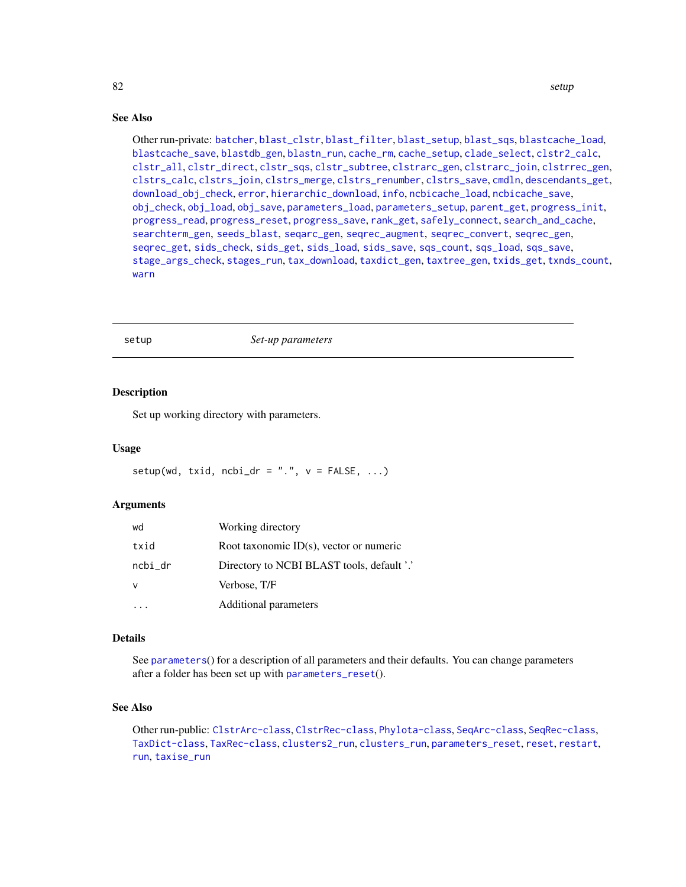### See Also

Other run-private: batcher, blast_clstr, blast_filter, blast_setup, blast_sqs, blastcache_load, blastcache_save, blastdb_gen, blastn_run, cache_rm, cache_setup, clade_select, clstr2_calc, clstr_all, clstr_direct, clstr_sqs, clstr_subtree, clstrarc_gen, clstrarc_join, clstrrec_gen, clstrs_calc, clstrs_join, clstrs_merge, clstrs_renumber, clstrs_save, cmdln, descendants_get, download_obj_check, error, hierarchic_download, info, ncbicache_load, ncbicache_save, obj_check, obj_load, obj_save, parameters_load, parameters_setup, parent_get, progress_init, progress_read, progress_reset, progress_save, rank_get, safely_connect, search_and_cache, searchterm_gen, seeds_blast, seqarc_gen, seqrec_augment, seqrec_convert, seqrec_gen, seqrec_get, sids_check, sids_get, sids_load, sids_save, sqs_count, sqs_load, sqs_save, stage_args_check, stages_run, tax_download, taxdict_gen, taxtree_gen, txids_get, txnds_count, warn

---

## setup — *Set-up parameters*

### Description

Set up working directory with parameters.

### Usage

```
setup(wd, txid, ncbi_dr = ".", v = FALSE, ...)
```

### Arguments

| | |
|---|---|
| wd | Working directory |
| txid | Root taxonomic ID(s), vector or numeric |
| ncbi_dr | Directory to NCBI BLAST tools, default '.' |
| v | Verbose, T/F |
| ... | Additional parameters |

### Details

See parameters() for a description of all parameters and their defaults. You can change parameters after a folder has been set up with parameters_reset().

### See Also

Other run-public: ClstrArc-class, ClstrRec-class, Phylota-class, SeqArc-class, SeqRec-class, TaxDict-class, TaxRec-class, clusters2_run, clusters_run, parameters_reset, reset, restart, run, taxise_run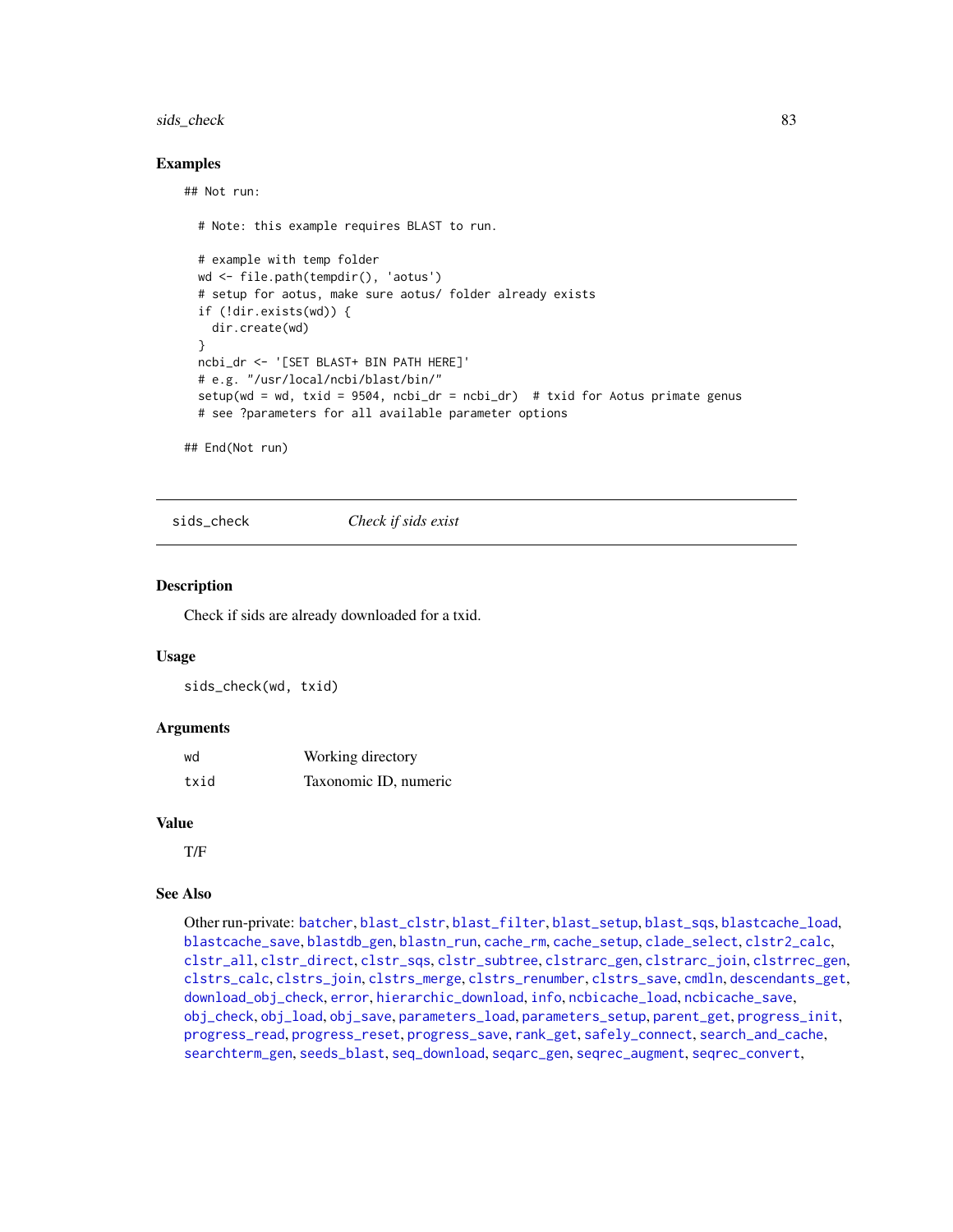## Examples

```
## Not run:

  # Note: this example requires BLAST to run.

  # example with temp folder
  wd <- file.path(tempdir(), 'aotus')
  # setup for aotus, make sure aotus/ folder already exists
  if (!dir.exists(wd)) {
    dir.create(wd)
  }
  ncbi_dr <- '[SET BLAST+ BIN PATH HERE]'
  # e.g. "/usr/local/ncbi/blast/bin/"
  setup(wd = wd, txid = 9504, ncbi_dr = ncbi_dr)  # txid for Aotus primate genus
  # see ?parameters for all available parameter options

## End(Not run)
```

---

# sids_check *Check if sids exist*

## Description

Check if sids are already downloaded for a txid.

## Usage

```
sids_check(wd, txid)
```

## Arguments

| | |
|---|---|
| wd | Working directory |
| txid | Taxonomic ID, numeric |

## Value

T/F

## See Also

Other run-private: batcher, blast_clstr, blast_filter, blast_setup, blast_sqs, blastcache_load, blastcache_save, blastdb_gen, blastn_run, cache_rm, cache_setup, clade_select, clstr2_calc, clstr_all, clstr_direct, clstr_sqs, clstr_subtree, clstrarc_gen, clstrarc_join, clstrrec_gen, clstrs_calc, clstrs_join, clstrs_merge, clstrs_renumber, clstrs_save, cmdln, descendants_get, download_obj_check, error, hierarchic_download, info, ncbicache_load, ncbicache_save, obj_check, obj_load, obj_save, parameters_load, parameters_setup, parent_get, progress_init, progress_read, progress_reset, progress_save, rank_get, safely_connect, search_and_cache, searchterm_gen, seeds_blast, seq_download, seqarc_gen, seqrec_augment, seqrec_convert,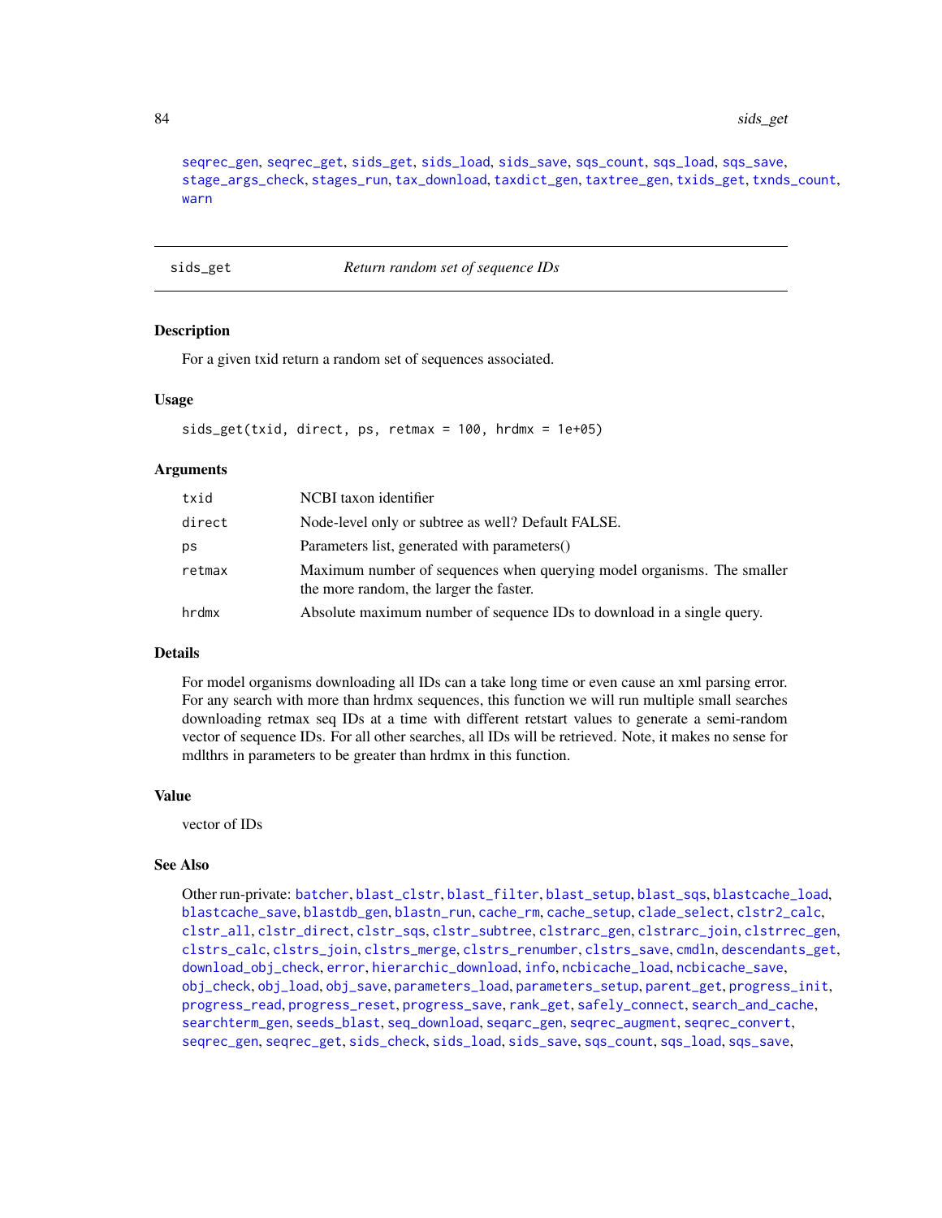seqrec_gen, seqrec_get, sids_get, sids_load, sids_save, sqs_count, sqs_load, sqs_save, stage_args_check, stages_run, tax_download, taxdict_gen, taxtree_gen, txids_get, txnds_count, warn

---

## sids_get — *Return random set of sequence IDs*

### Description

For a given txid return a random set of sequences associated.

### Usage

```
sids_get(txid, direct, ps, retmax = 100, hrdmx = 1e+05)
```

### Arguments

| | |
|---|---|
| txid | NCBI taxon identifier |
| direct | Node-level only or subtree as well? Default FALSE. |
| ps | Parameters list, generated with parameters() |
| retmax | Maximum number of sequences when querying model organisms. The smaller the more random, the larger the faster. |
| hrdmx | Absolute maximum number of sequence IDs to download in a single query. |

### Details

For model organisms downloading all IDs can a take long time or even cause an xml parsing error. For any search with more than hrdmx sequences, this function we will run multiple small searches downloading retmax seq IDs at a time with different retstart values to generate a semi-random vector of sequence IDs. For all other searches, all IDs will be retrieved. Note, it makes no sense for mdlthrs in parameters to be greater than hrdmx in this function.

### Value

vector of IDs

### See Also

Other run-private: batcher, blast_clstr, blast_filter, blast_setup, blast_sqs, blastcache_load, blastcache_save, blastdb_gen, blastn_run, cache_rm, cache_setup, clade_select, clstr2_calc, clstr_all, clstr_direct, clstr_sqs, clstr_subtree, clstrarc_gen, clstrarc_join, clstrrec_gen, clstrs_calc, clstrs_join, clstrs_merge, clstrs_renumber, clstrs_save, cmdln, descendants_get, download_obj_check, error, hierarchic_download, info, ncbicache_load, ncbicache_save, obj_check, obj_load, obj_save, parameters_load, parameters_setup, parent_get, progress_init, progress_read, progress_reset, progress_save, rank_get, safely_connect, search_and_cache, searchterm_gen, seeds_blast, seq_download, seqarc_gen, seqrec_augment, seqrec_convert, seqrec_gen, seqrec_get, sids_check, sids_load, sids_save, sqs_count, sqs_load, sqs_save,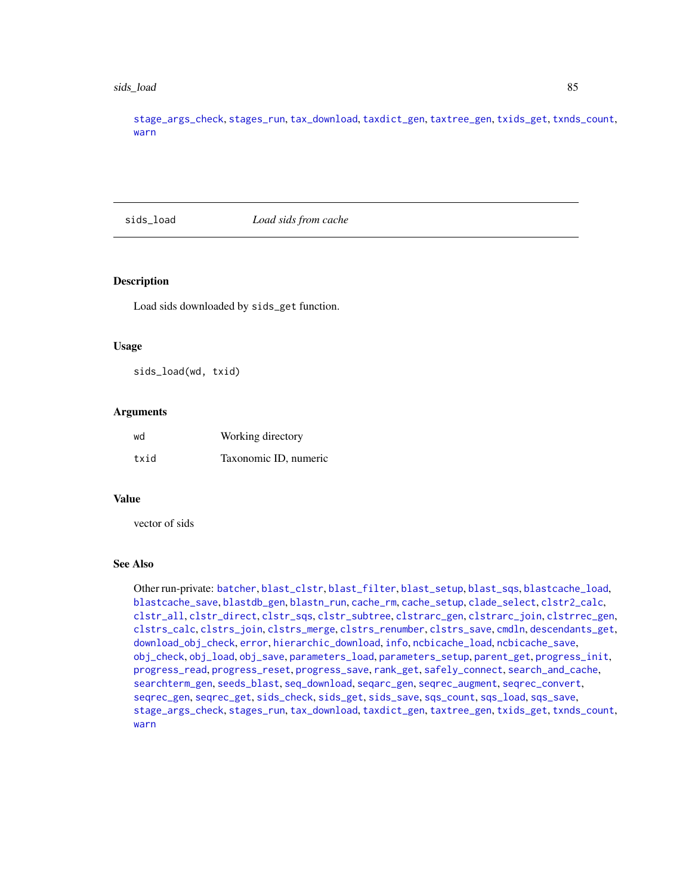stage_args_check, stages_run, tax_download, taxdict_gen, taxtree_gen, txids_get, txnds_count, warn

---

## sids_load    *Load sids from cache*

### Description

Load sids downloaded by `sids_get` function.

### Usage

```
sids_load(wd, txid)
```

### Arguments

| | |
|---|---|
| wd | Working directory |
| txid | Taxonomic ID, numeric |

### Value

vector of sids

### See Also

Other run-private: batcher, blast_clstr, blast_filter, blast_setup, blast_sqs, blastcache_load, blastcache_save, blastdb_gen, blastn_run, cache_rm, cache_setup, clade_select, clstr2_calc, clstr_all, clstr_direct, clstr_sqs, clstr_subtree, clstrarc_gen, clstrarc_join, clstrrec_gen, clstrs_calc, clstrs_join, clstrs_merge, clstrs_renumber, clstrs_save, cmdln, descendants_get, download_obj_check, error, hierarchic_download, info, ncbicache_load, ncbicache_save, obj_check, obj_load, obj_save, parameters_load, parameters_setup, parent_get, progress_init, progress_read, progress_reset, progress_save, rank_get, safely_connect, search_and_cache, searchterm_gen, seeds_blast, seq_download, seqarc_gen, seqrec_augment, seqrec_convert, seqrec_gen, seqrec_get, sids_check, sids_get, sids_save, sqs_count, sqs_load, sqs_save, stage_args_check, stages_run, tax_download, taxdict_gen, taxtree_gen, txids_get, txnds_count, warn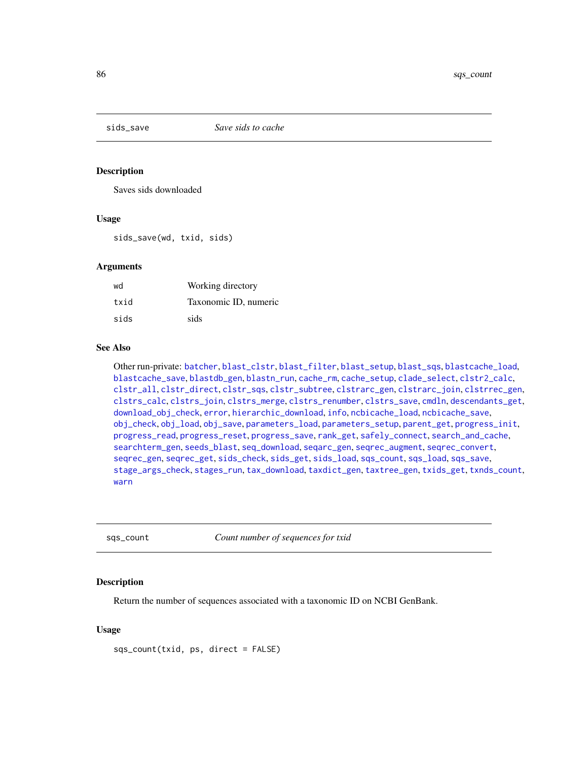## sids_save — *Save sids to cache*

### Description

Saves sids downloaded

### Usage

```
sids_save(wd, txid, sids)
```

### Arguments

| | |
|---|---|
| wd | Working directory |
| txid | Taxonomic ID, numeric |
| sids | sids |

### See Also

Other run-private: batcher, blast_clstr, blast_filter, blast_setup, blast_sqs, blastcache_load, blastcache_save, blastdb_gen, blastn_run, cache_rm, cache_setup, clade_select, clstr2_calc, clstr_all, clstr_direct, clstr_sqs, clstr_subtree, clstrarc_gen, clstrarc_join, clstrrec_gen, clstrs_calc, clstrs_join, clstrs_merge, clstrs_renumber, clstrs_save, cmdln, descendants_get, download_obj_check, error, hierarchic_download, info, ncbicache_load, ncbicache_save, obj_check, obj_load, obj_save, parameters_load, parameters_setup, parent_get, progress_init, progress_read, progress_reset, progress_save, rank_get, safely_connect, search_and_cache, searchterm_gen, seeds_blast, seq_download, seqarc_gen, seqrec_augment, seqrec_convert, seqrec_gen, seqrec_get, sids_check, sids_get, sids_load, sqs_count, sqs_load, sqs_save, stage_args_check, stages_run, tax_download, taxdict_gen, taxtree_gen, txids_get, txnds_count, warn

## sqs_count — *Count number of sequences for txid*

### Description

Return the number of sequences associated with a taxonomic ID on NCBI GenBank.

### Usage

```
sqs_count(txid, ps, direct = FALSE)
```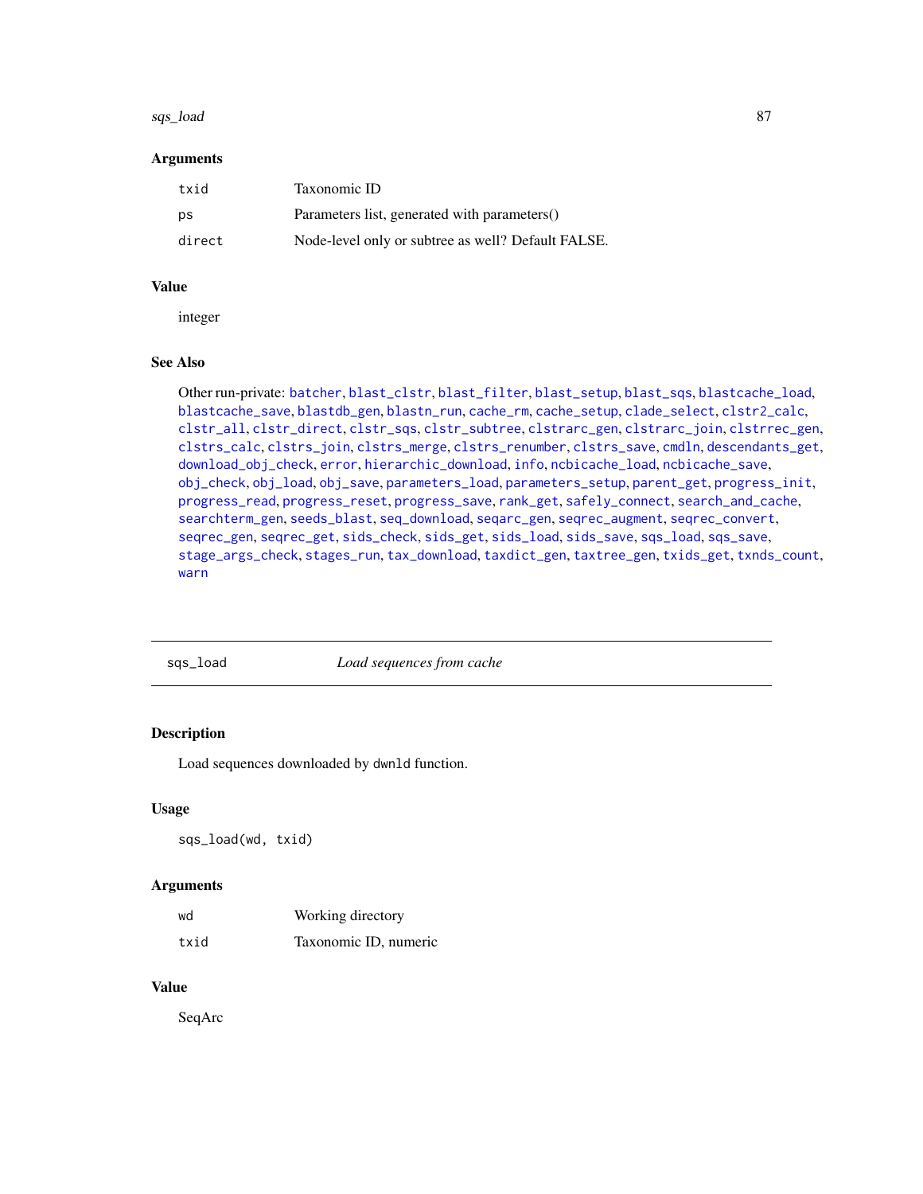### Arguments

| | |
|---|---|
| `txid` | Taxonomic ID |
| `ps` | Parameters list, generated with parameters() |
| `direct` | Node-level only or subtree as well? Default FALSE. |

### Value

integer

### See Also

Other run-private: `batcher`, `blast_clstr`, `blast_filter`, `blast_setup`, `blast_sqs`, `blastcache_load`, `blastcache_save`, `blastdb_gen`, `blastn_run`, `cache_rm`, `cache_setup`, `clade_select`, `clstr2_calc`, `clstr_all`, `clstr_direct`, `clstr_sqs`, `clstr_subtree`, `clstrarc_gen`, `clstrarc_join`, `clstrrec_gen`, `clstrs_calc`, `clstrs_join`, `clstrs_merge`, `clstrs_renumber`, `clstrs_save`, `cmdln`, `descendants_get`, `download_obj_check`, `error`, `hierarchic_download`, `info`, `ncbicache_load`, `ncbicache_save`, `obj_check`, `obj_load`, `obj_save`, `parameters_load`, `parameters_setup`, `parent_get`, `progress_init`, `progress_read`, `progress_reset`, `progress_save`, `rank_get`, `safely_connect`, `search_and_cache`, `searchterm_gen`, `seeds_blast`, `seq_download`, `seqarc_gen`, `seqrec_augment`, `seqrec_convert`, `seqrec_gen`, `seqrec_get`, `sids_check`, `sids_get`, `sids_load`, `sids_save`, `sqs_load`, `sqs_save`, `stage_args_check`, `stages_run`, `tax_download`, `taxdict_gen`, `taxtree_gen`, `txids_get`, `txnds_count`, `warn`

---

## sqs_load — *Load sequences from cache*

### Description

Load sequences downloaded by `dwnld` function.

### Usage

```
sqs_load(wd, txid)
```

### Arguments

| | |
|---|---|
| `wd` | Working directory |
| `txid` | Taxonomic ID, numeric |

### Value

SeqArc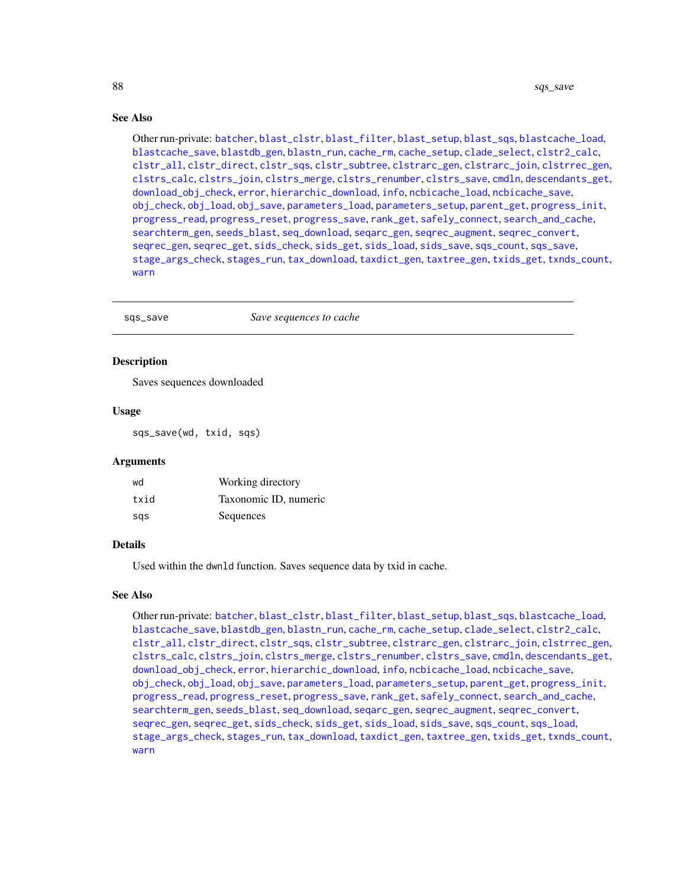## See Also

Other run-private: batcher, blast_clstr, blast_filter, blast_setup, blast_sqs, blastcache_load, blastcache_save, blastdb_gen, blastn_run, cache_rm, cache_setup, clade_select, clstr2_calc, clstr_all, clstr_direct, clstr_sqs, clstr_subtree, clstrarc_gen, clstrarc_join, clstrrec_gen, clstrs_calc, clstrs_join, clstrs_merge, clstrs_renumber, clstrs_save, cmdln, descendants_get, download_obj_check, error, hierarchic_download, info, ncbicache_load, ncbicache_save, obj_check, obj_load, obj_save, parameters_load, parameters_setup, parent_get, progress_init, progress_read, progress_reset, progress_save, rank_get, safely_connect, search_and_cache, searchterm_gen, seeds_blast, seq_download, seqarc_gen, seqrec_augment, seqrec_convert, seqrec_gen, seqrec_get, sids_check, sids_get, sids_load, sids_save, sqs_count, sqs_save, stage_args_check, stages_run, tax_download, taxdict_gen, taxtree_gen, txids_get, txnds_count, warn

---

# sqs_save — *Save sequences to cache*

## Description

Saves sequences downloaded

## Usage

```
sqs_save(wd, txid, sqs)
```

## Arguments

| | |
|---|---|
| wd | Working directory |
| txid | Taxonomic ID, numeric |
| sqs | Sequences |

## Details

Used within the `dwnld` function. Saves sequence data by txid in cache.

## See Also

Other run-private: batcher, blast_clstr, blast_filter, blast_setup, blast_sqs, blastcache_load, blastcache_save, blastdb_gen, blastn_run, cache_rm, cache_setup, clade_select, clstr2_calc, clstr_all, clstr_direct, clstr_sqs, clstr_subtree, clstrarc_gen, clstrarc_join, clstrrec_gen, clstrs_calc, clstrs_join, clstrs_merge, clstrs_renumber, clstrs_save, cmdln, descendants_get, download_obj_check, error, hierarchic_download, info, ncbicache_load, ncbicache_save, obj_check, obj_load, obj_save, parameters_load, parameters_setup, parent_get, progress_init, progress_read, progress_reset, progress_save, rank_get, safely_connect, search_and_cache, searchterm_gen, seeds_blast, seq_download, seqarc_gen, seqrec_augment, seqrec_convert, seqrec_gen, seqrec_get, sids_check, sids_get, sids_load, sids_save, sqs_count, sqs_load, stage_args_check, stages_run, tax_download, taxdict_gen, taxtree_gen, txids_get, txnds_count, warn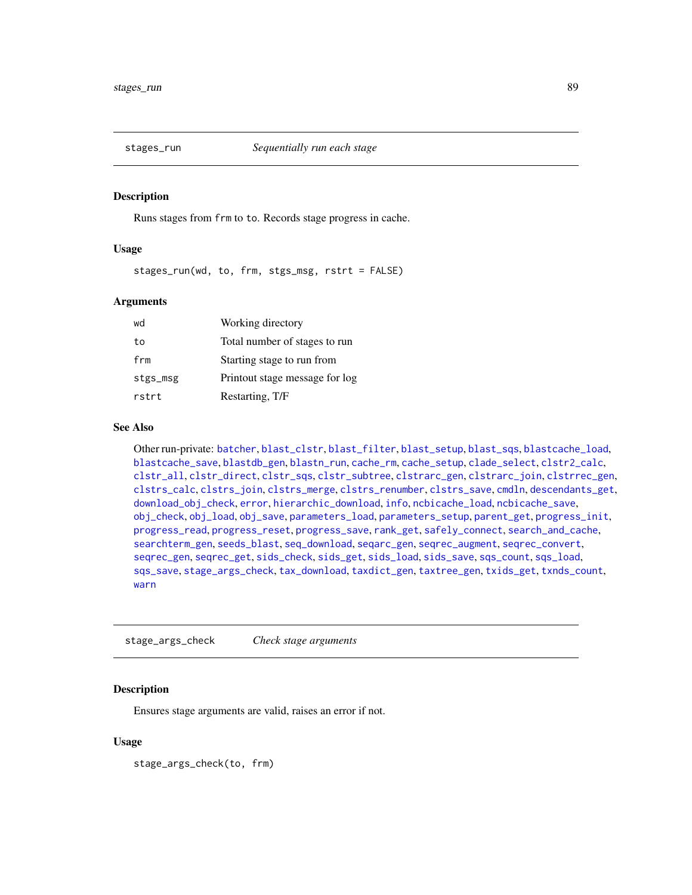## stages_run — *Sequentially run each stage*

### Description

Runs stages from `frm` to `to`. Records stage progress in cache.

### Usage

```
stages_run(wd, to, frm, stgs_msg, rstrt = FALSE)
```

### Arguments

| | |
|---|---|
| `wd` | Working directory |
| `to` | Total number of stages to run |
| `frm` | Starting stage to run from |
| `stgs_msg` | Printout stage message for log |
| `rstrt` | Restarting, T/F |

### See Also

Other run-private: `batcher`, `blast_clstr`, `blast_filter`, `blast_setup`, `blast_sqs`, `blastcache_load`, `blastcache_save`, `blastdb_gen`, `blastn_run`, `cache_rm`, `cache_setup`, `clade_select`, `clstr2_calc`, `clstr_all`, `clstr_direct`, `clstr_sqs`, `clstr_subtree`, `clstrarc_gen`, `clstrarc_join`, `clstrrec_gen`, `clstrs_calc`, `clstrs_join`, `clstrs_merge`, `clstrs_renumber`, `clstrs_save`, `cmdln`, `descendants_get`, `download_obj_check`, `error`, `hierarchic_download`, `info`, `ncbicache_load`, `ncbicache_save`, `obj_check`, `obj_load`, `obj_save`, `parameters_load`, `parameters_setup`, `parent_get`, `progress_init`, `progress_read`, `progress_reset`, `progress_save`, `rank_get`, `safely_connect`, `search_and_cache`, `searchterm_gen`, `seeds_blast`, `seq_download`, `seqarc_gen`, `seqrec_augment`, `seqrec_convert`, `seqrec_gen`, `seqrec_get`, `sids_check`, `sids_get`, `sids_load`, `sids_save`, `sqs_count`, `sqs_load`, `sqs_save`, `stage_args_check`, `tax_download`, `taxdict_gen`, `taxtree_gen`, `txids_get`, `txnds_count`, `warn`

## stage_args_check — *Check stage arguments*

### Description

Ensures stage arguments are valid, raises an error if not.

### Usage

```
stage_args_check(to, frm)
```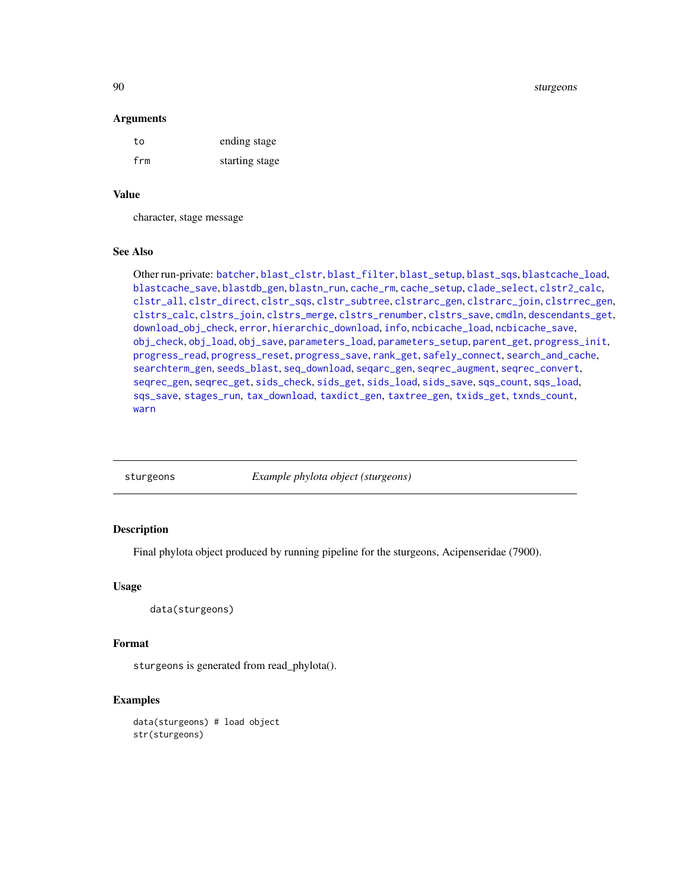### Arguments

| | |
|---|---|
| `to` | ending stage |
| `frm` | starting stage |

### Value

character, stage message

### See Also

Other run-private: `batcher`, `blast_clstr`, `blast_filter`, `blast_setup`, `blast_sqs`, `blastcache_load`, `blastcache_save`, `blastdb_gen`, `blastn_run`, `cache_rm`, `cache_setup`, `clade_select`, `clstr2_calc`, `clstr_all`, `clstr_direct`, `clstr_sqs`, `clstr_subtree`, `clstrarc_gen`, `clstrarc_join`, `clstrrec_gen`, `clstrs_calc`, `clstrs_join`, `clstrs_merge`, `clstrs_renumber`, `clstrs_save`, `cmdln`, `descendants_get`, `download_obj_check`, `error`, `hierarchic_download`, `info`, `ncbicache_load`, `ncbicache_save`, `obj_check`, `obj_load`, `obj_save`, `parameters_load`, `parameters_setup`, `parent_get`, `progress_init`, `progress_read`, `progress_reset`, `progress_save`, `rank_get`, `safely_connect`, `search_and_cache`, `searchterm_gen`, `seeds_blast`, `seq_download`, `seqarc_gen`, `seqrec_augment`, `seqrec_convert`, `seqrec_gen`, `seqrec_get`, `sids_check`, `sids_get`, `sids_load`, `sids_save`, `sqs_count`, `sqs_load`, `sqs_save`, `stages_run`, `tax_download`, `taxdict_gen`, `taxtree_gen`, `txids_get`, `txnds_count`, `warn`

---

## sturgeons — *Example phylota object (sturgeons)*

### Description

Final phylota object produced by running pipeline for the sturgeons, Acipenseridae (7900).

### Usage

```
data(sturgeons)
```

### Format

`sturgeons` is generated from read_phylota().

### Examples

```
data(sturgeons) # load object
str(sturgeons)
```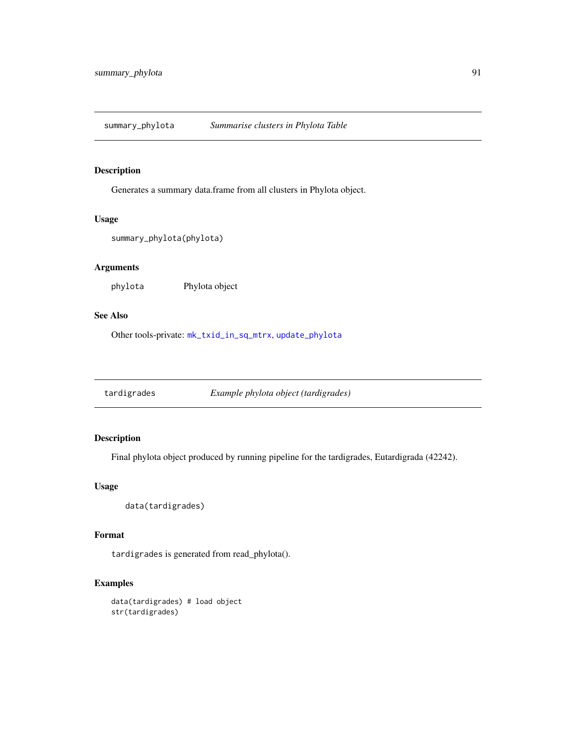## summary_phylota — *Summarise clusters in Phylota Table*

### Description

Generates a summary data.frame from all clusters in Phylota object.

### Usage

```
summary_phylota(phylota)
```

### Arguments

| | |
|---|---|
| phylota | Phylota object |

### See Also

Other tools-private: mk_txid_in_sq_mtrx, update_phylota

## tardigrades — *Example phylota object (tardigrades)*

### Description

Final phylota object produced by running pipeline for the tardigrades, Eutardigrada (42242).

### Usage

```
data(tardigrades)
```

### Format

`tardigrades` is generated from read_phylota().

### Examples

```
data(tardigrades) # load object
str(tardigrades)
```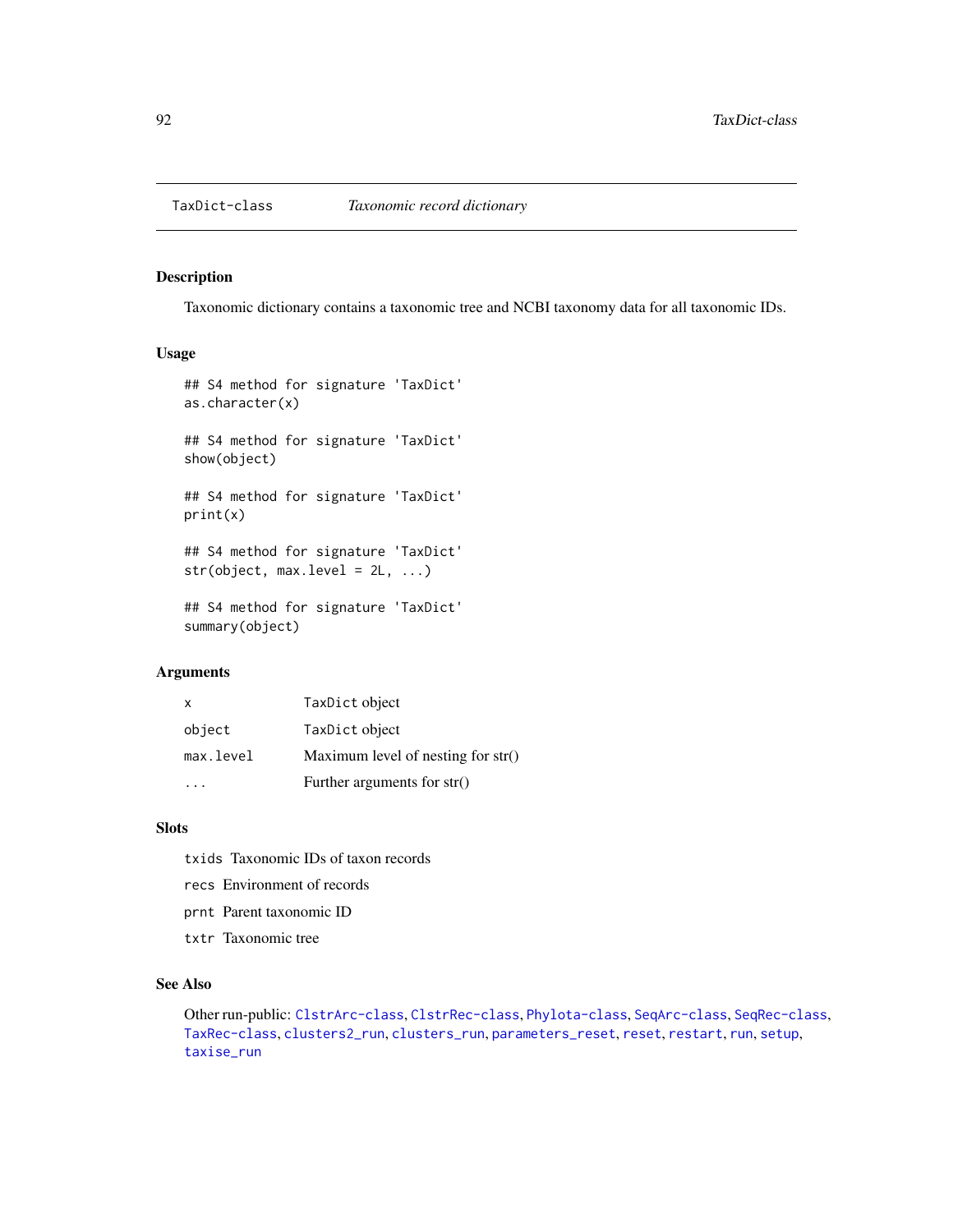## TaxDict-class *Taxonomic record dictionary*

### Description

Taxonomic dictionary contains a taxonomic tree and NCBI taxonomy data for all taxonomic IDs.

### Usage

```
## S4 method for signature 'TaxDict'
as.character(x)

## S4 method for signature 'TaxDict'
show(object)

## S4 method for signature 'TaxDict'
print(x)

## S4 method for signature 'TaxDict'
str(object, max.level = 2L, ...)

## S4 method for signature 'TaxDict'
summary(object)
```

### Arguments

| | |
|---|---|
| `x` | `TaxDict` object |
| `object` | `TaxDict` object |
| `max.level` | Maximum level of nesting for str() |
| `...` | Further arguments for str() |

### Slots

`txids` Taxonomic IDs of taxon records

`recs` Environment of records

`prnt` Parent taxonomic ID

`txtr` Taxonomic tree

### See Also

Other run-public: `ClstrArc-class`, `ClstrRec-class`, `Phylota-class`, `SeqArc-class`, `SeqRec-class`, `TaxRec-class`, `clusters2_run`, `clusters_run`, `parameters_reset`, `reset`, `restart`, `run`, `setup`, `taxise_run`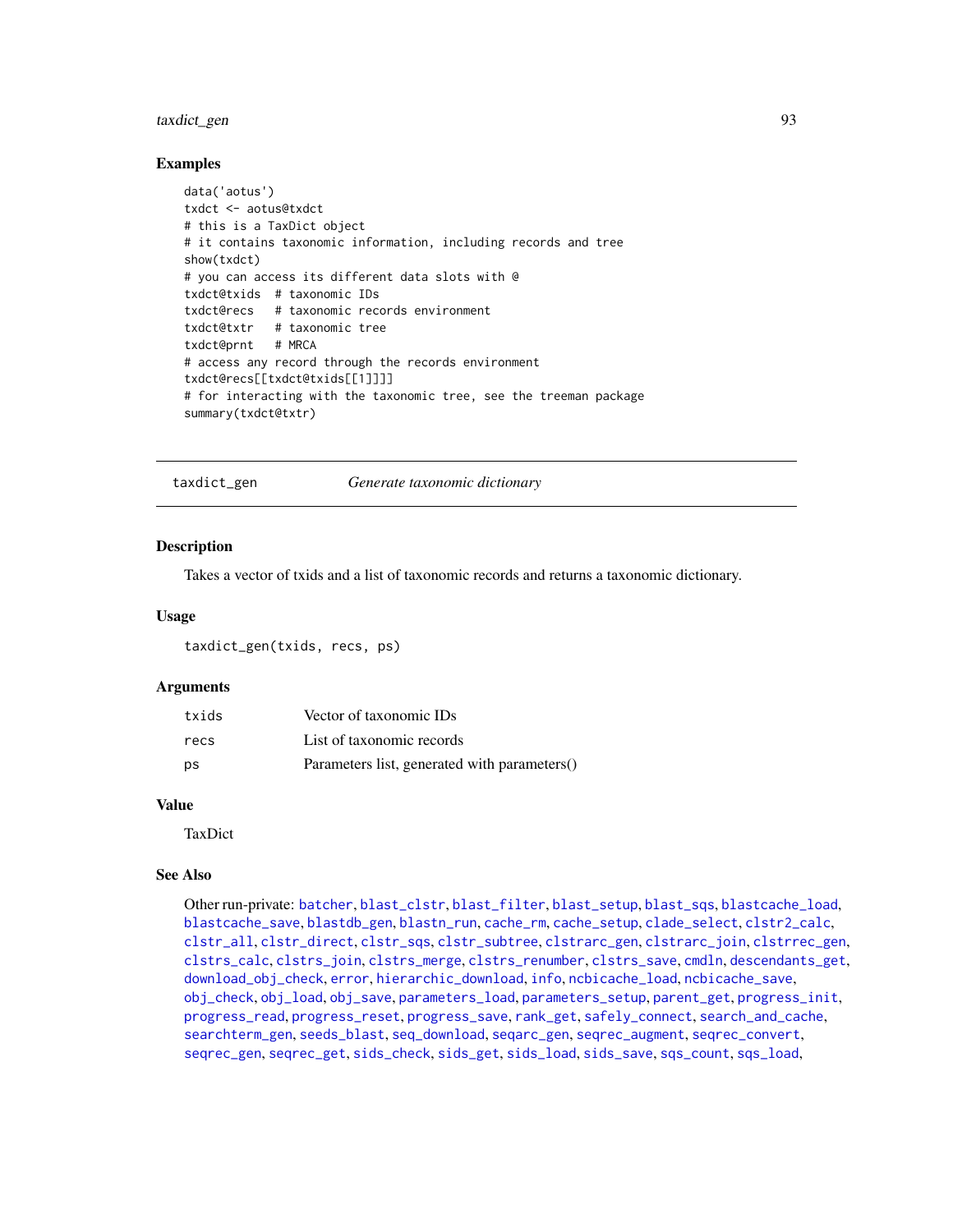### Examples

```
data('aotus')
txdct <- aotus@txdct
# this is a TaxDict object
# it contains taxonomic information, including records and tree
show(txdct)
# you can access its different data slots with @
txdct@txids  # taxonomic IDs
txdct@recs   # taxonomic records environment
txdct@txtr   # taxonomic tree
txdct@prnt   # MRCA
# access any record through the records environment
txdct@recs[[txdct@txids[[1]]]]
# for interacting with the taxonomic tree, see the treeman package
summary(txdct@txtr)
```

---

## taxdict_gen *Generate taxonomic dictionary*

---

### Description

Takes a vector of txids and a list of taxonomic records and returns a taxonomic dictionary.

### Usage

```
taxdict_gen(txids, recs, ps)
```

### Arguments

| | |
|---|---|
| txids | Vector of taxonomic IDs |
| recs | List of taxonomic records |
| ps | Parameters list, generated with parameters() |

### Value

TaxDict

### See Also

Other run-private: batcher, blast_clstr, blast_filter, blast_setup, blast_sqs, blastcache_load, blastcache_save, blastdb_gen, blastn_run, cache_rm, cache_setup, clade_select, clstr2_calc, clstr_all, clstr_direct, clstr_sqs, clstr_subtree, clstrarc_gen, clstrarc_join, clstrrec_gen, clstrs_calc, clstrs_join, clstrs_merge, clstrs_renumber, clstrs_save, cmdln, descendants_get, download_obj_check, error, hierarchic_download, info, ncbicache_load, ncbicache_save, obj_check, obj_load, obj_save, parameters_load, parameters_setup, parent_get, progress_init, progress_read, progress_reset, progress_save, rank_get, safely_connect, search_and_cache, searchterm_gen, seeds_blast, seq_download, seqarc_gen, seqrec_augment, seqrec_convert, seqrec_gen, seqrec_get, sids_check, sids_get, sids_load, sids_save, sqs_count, sqs_load,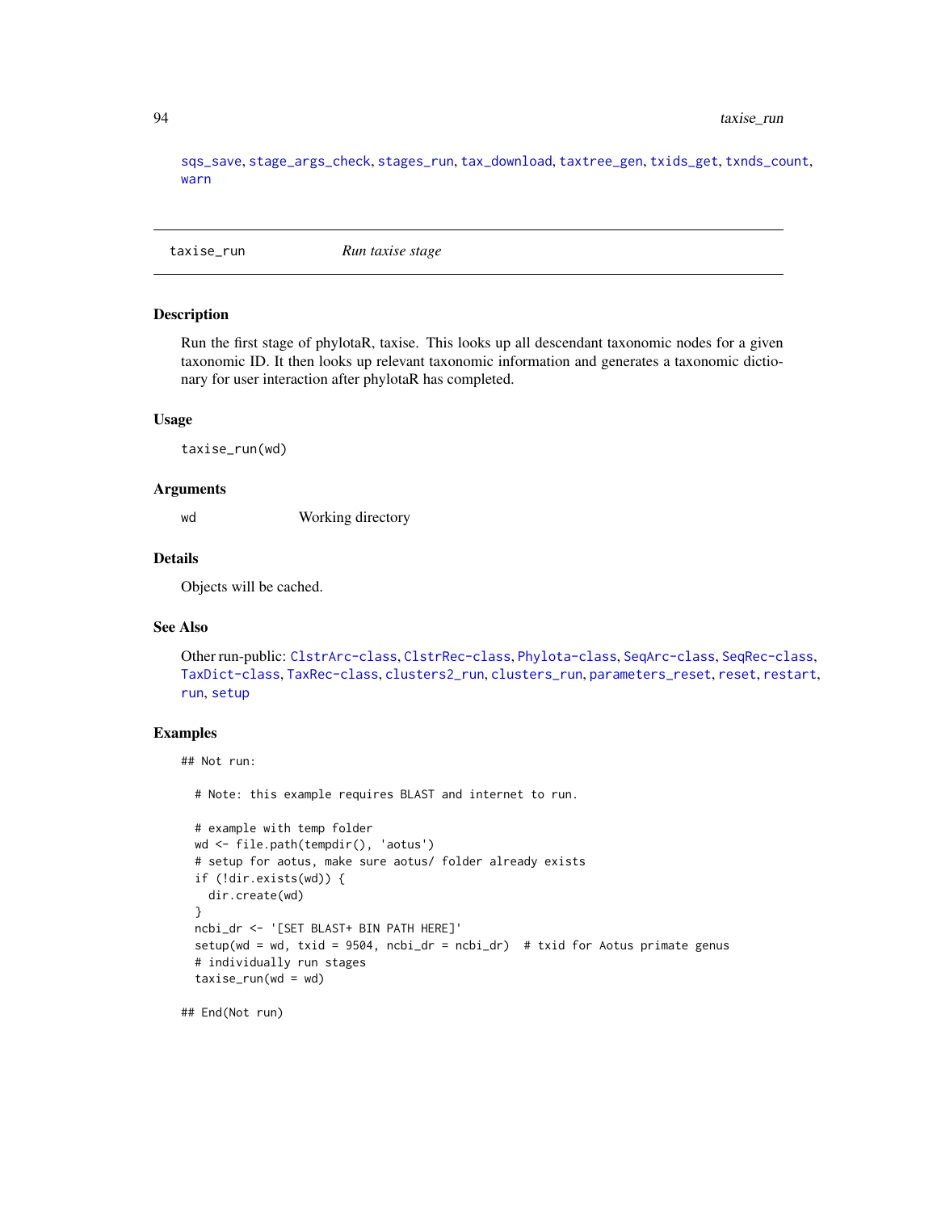sqs_save, stage_args_check, stages_run, tax_download, taxtree_gen, txids_get, txnds_count, warn

---

## taxise_run *Run taxise stage*

### Description

Run the first stage of phylotaR, taxise. This looks up all descendant taxonomic nodes for a given taxonomic ID. It then looks up relevant taxonomic information and generates a taxonomic dictionary for user interaction after phylotaR has completed.

### Usage

```
taxise_run(wd)
```

### Arguments

| | |
|---|---|
| wd | Working directory |

### Details

Objects will be cached.

### See Also

Other run-public: ClstrArc-class, ClstrRec-class, Phylota-class, SeqArc-class, SeqRec-class, TaxDict-class, TaxRec-class, clusters2_run, clusters_run, parameters_reset, reset, restart, run, setup

### Examples

```
## Not run:

  # Note: this example requires BLAST and internet to run.

  # example with temp folder
  wd <- file.path(tempdir(), 'aotus')
  # setup for aotus, make sure aotus/ folder already exists
  if (!dir.exists(wd)) {
    dir.create(wd)
  }
  ncbi_dr <- '[SET BLAST+ BIN PATH HERE]'
  setup(wd = wd, txid = 9504, ncbi_dr = ncbi_dr)  # txid for Aotus primate genus
  # individually run stages
  taxise_run(wd = wd)

## End(Not run)
```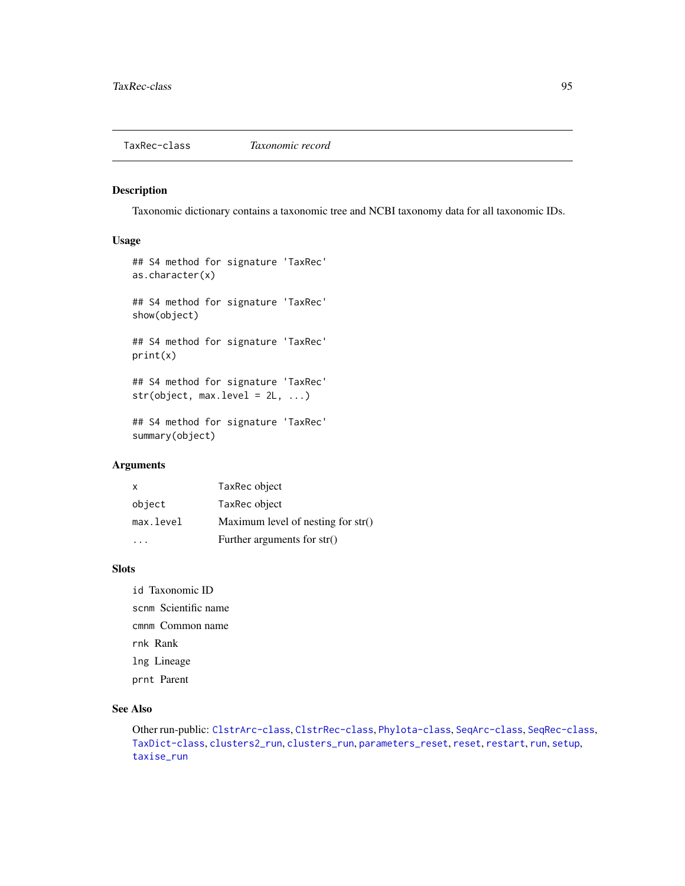## TaxRec-class *Taxonomic record*

### Description

Taxonomic dictionary contains a taxonomic tree and NCBI taxonomy data for all taxonomic IDs.

### Usage

```
## S4 method for signature 'TaxRec'
as.character(x)

## S4 method for signature 'TaxRec'
show(object)

## S4 method for signature 'TaxRec'
print(x)

## S4 method for signature 'TaxRec'
str(object, max.level = 2L, ...)

## S4 method for signature 'TaxRec'
summary(object)
```

### Arguments

| | |
|---|---|
| `x` | TaxRec object |
| `object` | TaxRec object |
| `max.level` | Maximum level of nesting for str() |
| `...` | Further arguments for str() |

### Slots

- `id` Taxonomic ID
- `scnm` Scientific name
- `cmnm` Common name
- `rnk` Rank
- `lng` Lineage
- `prnt` Parent

### See Also

Other run-public: `ClstrArc-class`, `ClstrRec-class`, `Phylota-class`, `SeqArc-class`, `SeqRec-class`, `TaxDict-class`, `clusters2_run`, `clusters_run`, `parameters_reset`, `reset`, `restart`, `run`, `setup`, `taxise_run`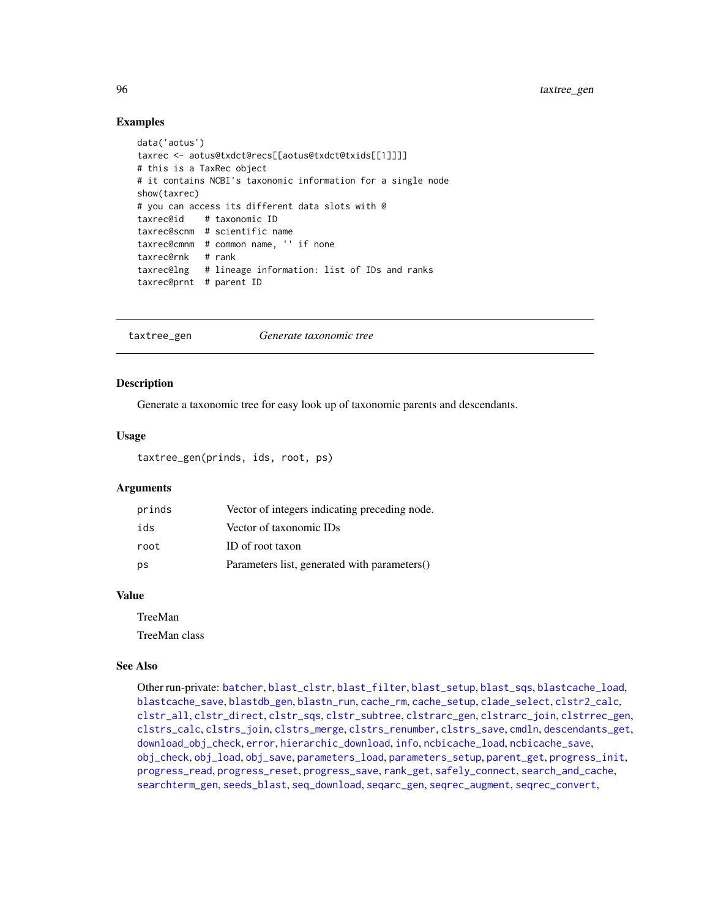## Examples

```
data('aotus')
taxrec <- aotus@txdct@recs[[aotus@txdct@txids[[1]]]]
# this is a TaxRec object
# it contains NCBI's taxonomic information for a single node
show(taxrec)
# you can access its different data slots with @
taxrec@id    # taxonomic ID
taxrec@scnm  # scientific name
taxrec@cmnm  # common name, '' if none
taxrec@rnk   # rank
taxrec@lng   # lineage information: list of IDs and ranks
taxrec@prnt  # parent ID
```

---

# taxtree_gen    *Generate taxonomic tree*

---

## Description

Generate a taxonomic tree for easy look up of taxonomic parents and descendants.

## Usage

```
taxtree_gen(prinds, ids, root, ps)
```

## Arguments

| | |
|---|---|
| prinds | Vector of integers indicating preceding node. |
| ids | Vector of taxonomic IDs |
| root | ID of root taxon |
| ps | Parameters list, generated with parameters() |

## Value

TreeMan

TreeMan class

## See Also

Other run-private: batcher, blast_clstr, blast_filter, blast_setup, blast_sqs, blastcache_load, blastcache_save, blastdb_gen, blastn_run, cache_rm, cache_setup, clade_select, clstr2_calc, clstr_all, clstr_direct, clstr_sqs, clstr_subtree, clstrarc_gen, clstrarc_join, clstrrec_gen, clstrs_calc, clstrs_join, clstrs_merge, clstrs_renumber, clstrs_save, cmdln, descendants_get, download_obj_check, error, hierarchic_download, info, ncbicache_load, ncbicache_save, obj_check, obj_load, obj_save, parameters_load, parameters_setup, parent_get, progress_init, progress_read, progress_reset, progress_save, rank_get, safely_connect, search_and_cache, searchterm_gen, seeds_blast, seq_download, seqarc_gen, seqrec_augment, seqrec_convert,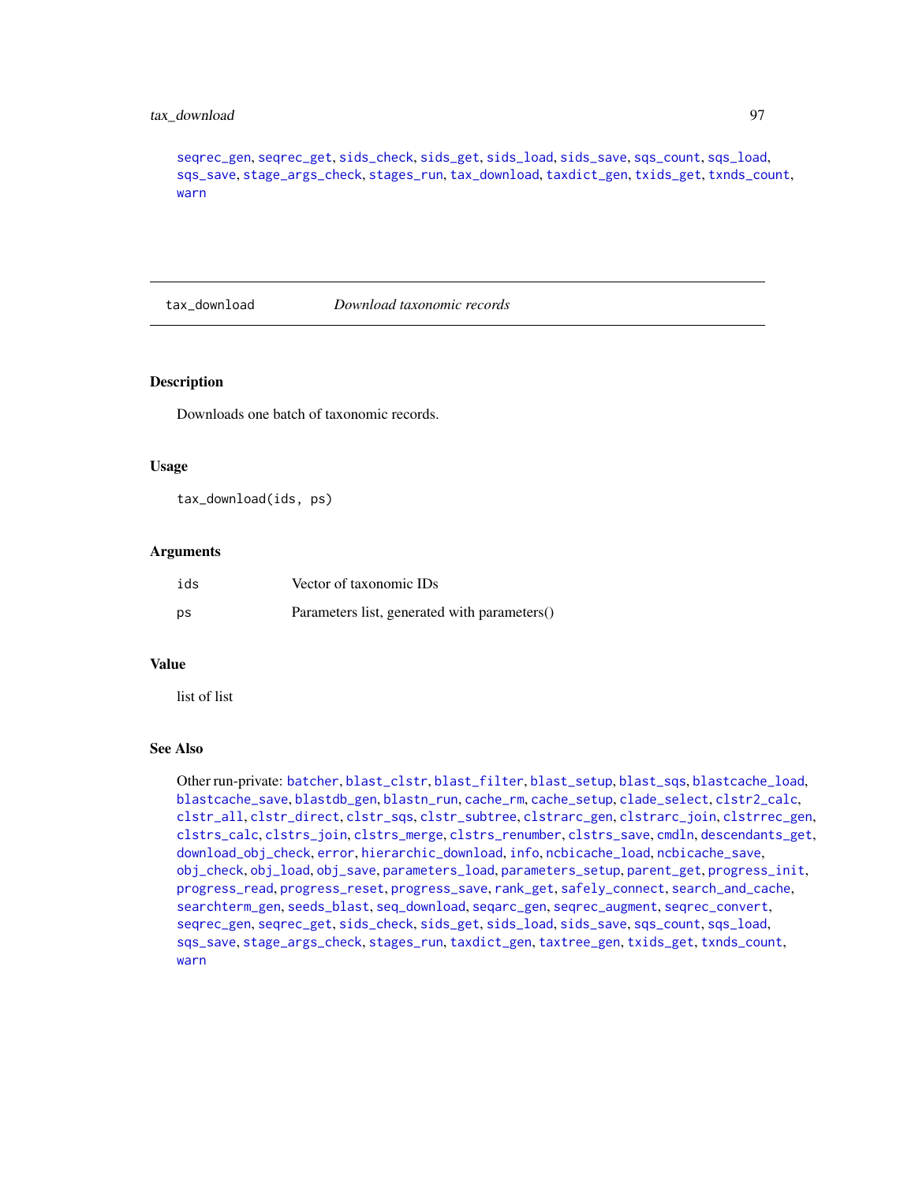seqrec_gen, seqrec_get, sids_check, sids_get, sids_load, sids_save, sqs_count, sqs_load, sqs_save, stage_args_check, stages_run, tax_download, taxdict_gen, txids_get, txnds_count, warn

---

## tax_download    *Download taxonomic records*

### Description

Downloads one batch of taxonomic records.

### Usage

```
tax_download(ids, ps)
```

### Arguments

| | |
|---|---|
| ids | Vector of taxonomic IDs |
| ps | Parameters list, generated with parameters() |

### Value

list of list

### See Also

Other run-private: batcher, blast_clstr, blast_filter, blast_setup, blast_sqs, blastcache_load, blastcache_save, blastdb_gen, blastn_run, cache_rm, cache_setup, clade_select, clstr2_calc, clstr_all, clstr_direct, clstr_sqs, clstr_subtree, clstrarc_gen, clstrarc_join, clstrrec_gen, clstrs_calc, clstrs_join, clstrs_merge, clstrs_renumber, clstrs_save, cmdln, descendants_get, download_obj_check, error, hierarchic_download, info, ncbicache_load, ncbicache_save, obj_check, obj_load, obj_save, parameters_load, parameters_setup, parent_get, progress_init, progress_read, progress_reset, progress_save, rank_get, safely_connect, search_and_cache, searchterm_gen, seeds_blast, seq_download, seqarc_gen, seqrec_augment, seqrec_convert, seqrec_gen, seqrec_get, sids_check, sids_get, sids_load, sids_save, sqs_count, sqs_load, sqs_save, stage_args_check, stages_run, taxdict_gen, taxtree_gen, txids_get, txnds_count, warn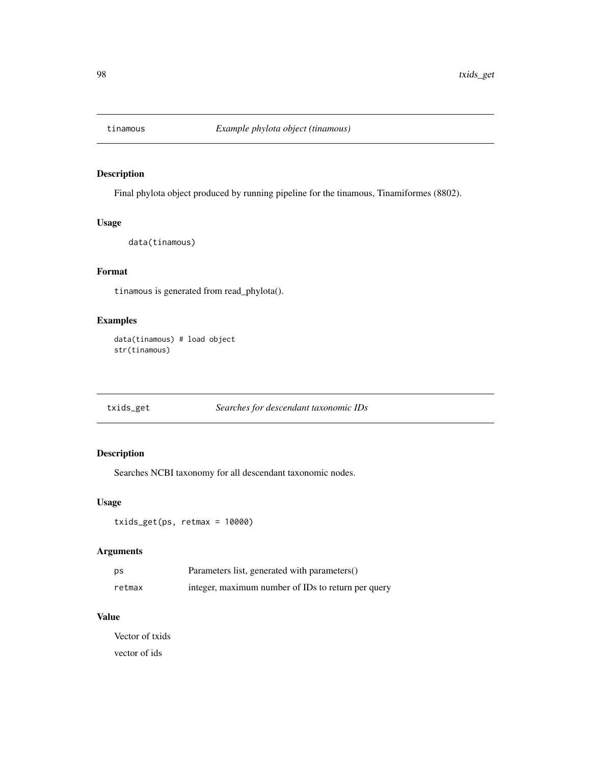## tinamous *Example phylota object (tinamous)*

### Description

Final phylota object produced by running pipeline for the tinamous, Tinamiformes (8802).

### Usage

```
data(tinamous)
```

### Format

tinamous is generated from read_phylota().

### Examples

```
data(tinamous) # load object
str(tinamous)
```

## txids_get *Searches for descendant taxonomic IDs*

### Description

Searches NCBI taxonomy for all descendant taxonomic nodes.

### Usage

```
txids_get(ps, retmax = 10000)
```

### Arguments

| | |
|---|---|
| ps | Parameters list, generated with parameters() |
| retmax | integer, maximum number of IDs to return per query |

### Value

Vector of txids

vector of ids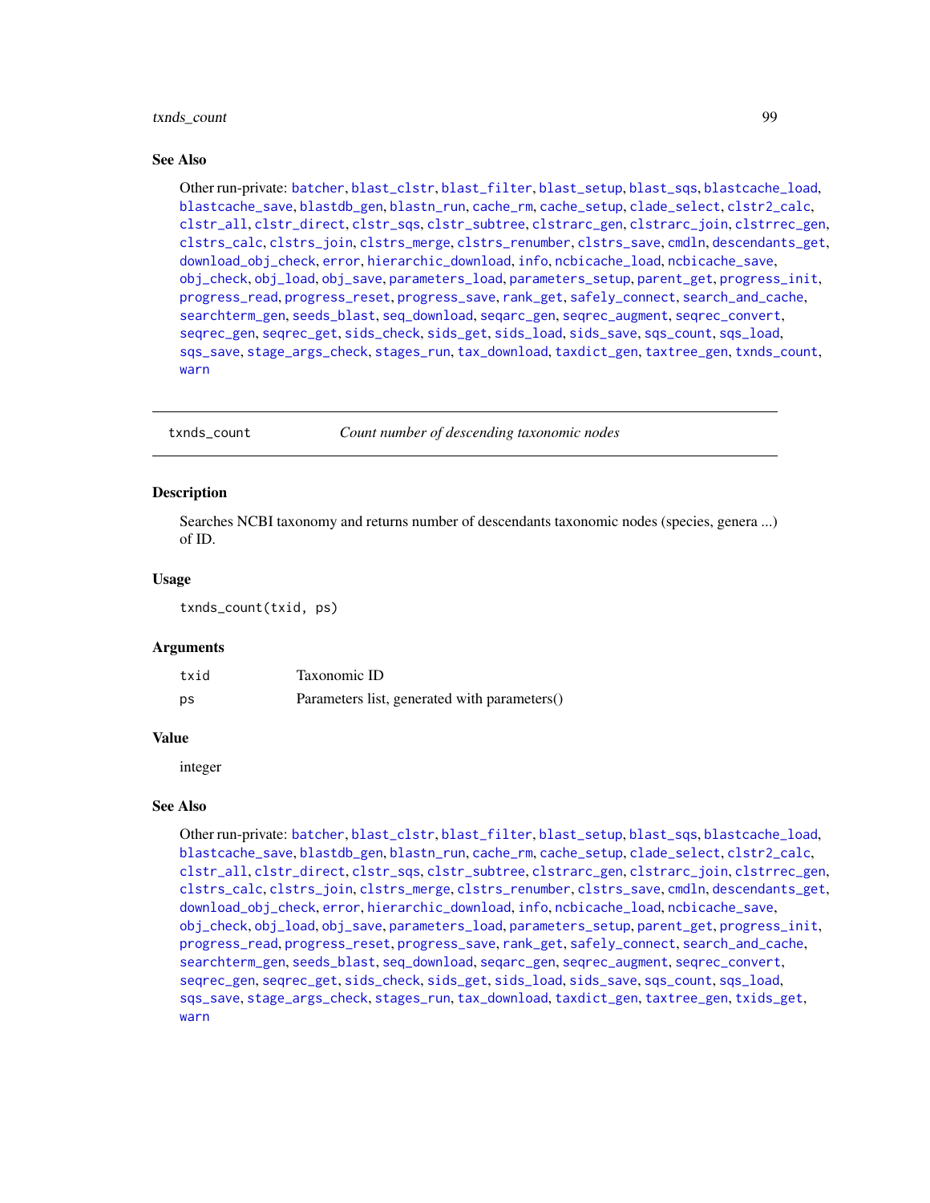### See Also

Other run-private: batcher, blast_clstr, blast_filter, blast_setup, blast_sqs, blastcache_load, blastcache_save, blastdb_gen, blastn_run, cache_rm, cache_setup, clade_select, clstr2_calc, clstr_all, clstr_direct, clstr_sqs, clstr_subtree, clstrarc_gen, clstrarc_join, clstrrec_gen, clstrs_calc, clstrs_join, clstrs_merge, clstrs_renumber, clstrs_save, cmdln, descendants_get, download_obj_check, error, hierarchic_download, info, ncbicache_load, ncbicache_save, obj_check, obj_load, obj_save, parameters_load, parameters_setup, parent_get, progress_init, progress_read, progress_reset, progress_save, rank_get, safely_connect, search_and_cache, searchterm_gen, seeds_blast, seq_download, seqarc_gen, seqrec_augment, seqrec_convert, seqrec_gen, seqrec_get, sids_check, sids_get, sids_load, sids_save, sqs_count, sqs_load, sqs_save, stage_args_check, stages_run, tax_download, taxdict_gen, taxtree_gen, txnds_count, warn

---

## txnds_count — *Count number of descending taxonomic nodes*

### Description

Searches NCBI taxonomy and returns number of descendants taxonomic nodes (species, genera ...) of ID.

### Usage

```
txnds_count(txid, ps)
```

### Arguments

| | |
|---|---|
| txid | Taxonomic ID |
| ps | Parameters list, generated with parameters() |

### Value

integer

### See Also

Other run-private: batcher, blast_clstr, blast_filter, blast_setup, blast_sqs, blastcache_load, blastcache_save, blastdb_gen, blastn_run, cache_rm, cache_setup, clade_select, clstr2_calc, clstr_all, clstr_direct, clstr_sqs, clstr_subtree, clstrarc_gen, clstrarc_join, clstrrec_gen, clstrs_calc, clstrs_join, clstrs_merge, clstrs_renumber, clstrs_save, cmdln, descendants_get, download_obj_check, error, hierarchic_download, info, ncbicache_load, ncbicache_save, obj_check, obj_load, obj_save, parameters_load, parameters_setup, parent_get, progress_init, progress_read, progress_reset, progress_save, rank_get, safely_connect, search_and_cache, searchterm_gen, seeds_blast, seq_download, seqarc_gen, seqrec_augment, seqrec_convert, seqrec_gen, seqrec_get, sids_check, sids_get, sids_load, sids_save, sqs_count, sqs_load, sqs_save, stage_args_check, stages_run, tax_download, taxdict_gen, taxtree_gen, txids_get, warn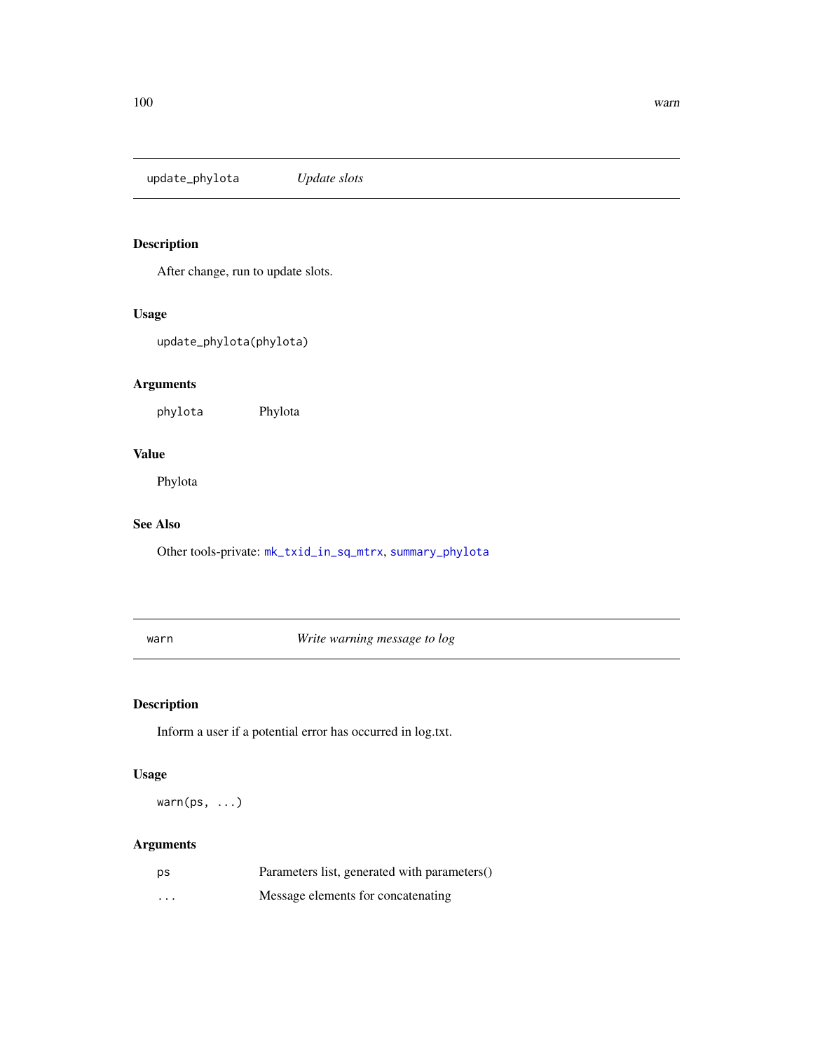## update_phylota — *Update slots*

### Description

After change, run to update slots.

### Usage

```
update_phylota(phylota)
```

### Arguments

| | |
|---|---|
| phylota | Phylota |

### Value

Phylota

### See Also

Other tools-private: mk_txid_in_sq_mtrx, summary_phylota

## warn — *Write warning message to log*

### Description

Inform a user if a potential error has occurred in log.txt.

### Usage

```
warn(ps, ...)
```

### Arguments

| | |
|---|---|
| ps | Parameters list, generated with parameters() |
| ... | Message elements for concatenating |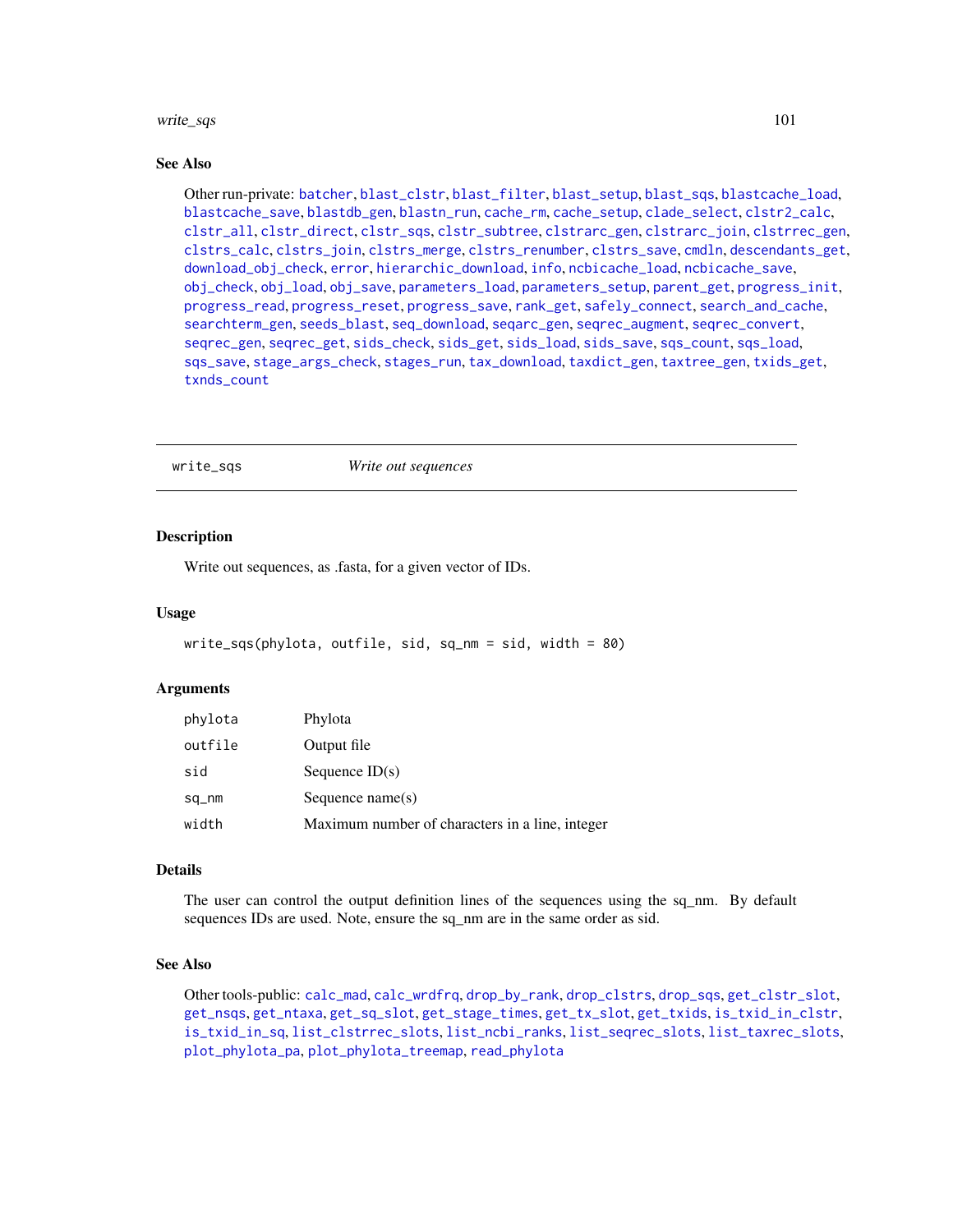### See Also

Other run-private: batcher, blast_clstr, blast_filter, blast_setup, blast_sqs, blastcache_load, blastcache_save, blastdb_gen, blastn_run, cache_rm, cache_setup, clade_select, clstr2_calc, clstr_all, clstr_direct, clstr_sqs, clstr_subtree, clstrarc_gen, clstrarc_join, clstrrec_gen, clstrs_calc, clstrs_join, clstrs_merge, clstrs_renumber, clstrs_save, cmdln, descendants_get, download_obj_check, error, hierarchic_download, info, ncbicache_load, ncbicache_save, obj_check, obj_load, obj_save, parameters_load, parameters_setup, parent_get, progress_init, progress_read, progress_reset, progress_save, rank_get, safely_connect, search_and_cache, searchterm_gen, seeds_blast, seq_download, seqarc_gen, seqrec_augment, seqrec_convert, seqrec_gen, seqrec_get, sids_check, sids_get, sids_load, sids_save, sqs_count, sqs_load, sqs_save, stage_args_check, stages_run, tax_download, taxdict_gen, taxtree_gen, txids_get, txnds_count

---

## write_sqs *Write out sequences*

### Description

Write out sequences, as .fasta, for a given vector of IDs.

### Usage

```
write_sqs(phylota, outfile, sid, sq_nm = sid, width = 80)
```

### Arguments

| | |
|---|---|
| phylota | Phylota |
| outfile | Output file |
| sid | Sequence ID(s) |
| sq_nm | Sequence name(s) |
| width | Maximum number of characters in a line, integer |

### Details

The user can control the output definition lines of the sequences using the sq_nm. By default sequences IDs are used. Note, ensure the sq_nm are in the same order as sid.

### See Also

Other tools-public: calc_mad, calc_wrdfrq, drop_by_rank, drop_clstrs, drop_sqs, get_clstr_slot, get_nsqs, get_ntaxa, get_sq_slot, get_stage_times, get_tx_slot, get_txids, is_txid_in_clstr, is_txid_in_sq, list_clstrrec_slots, list_ncbi_ranks, list_seqrec_slots, list_taxrec_slots, plot_phylota_pa, plot_phylota_treemap, read_phylota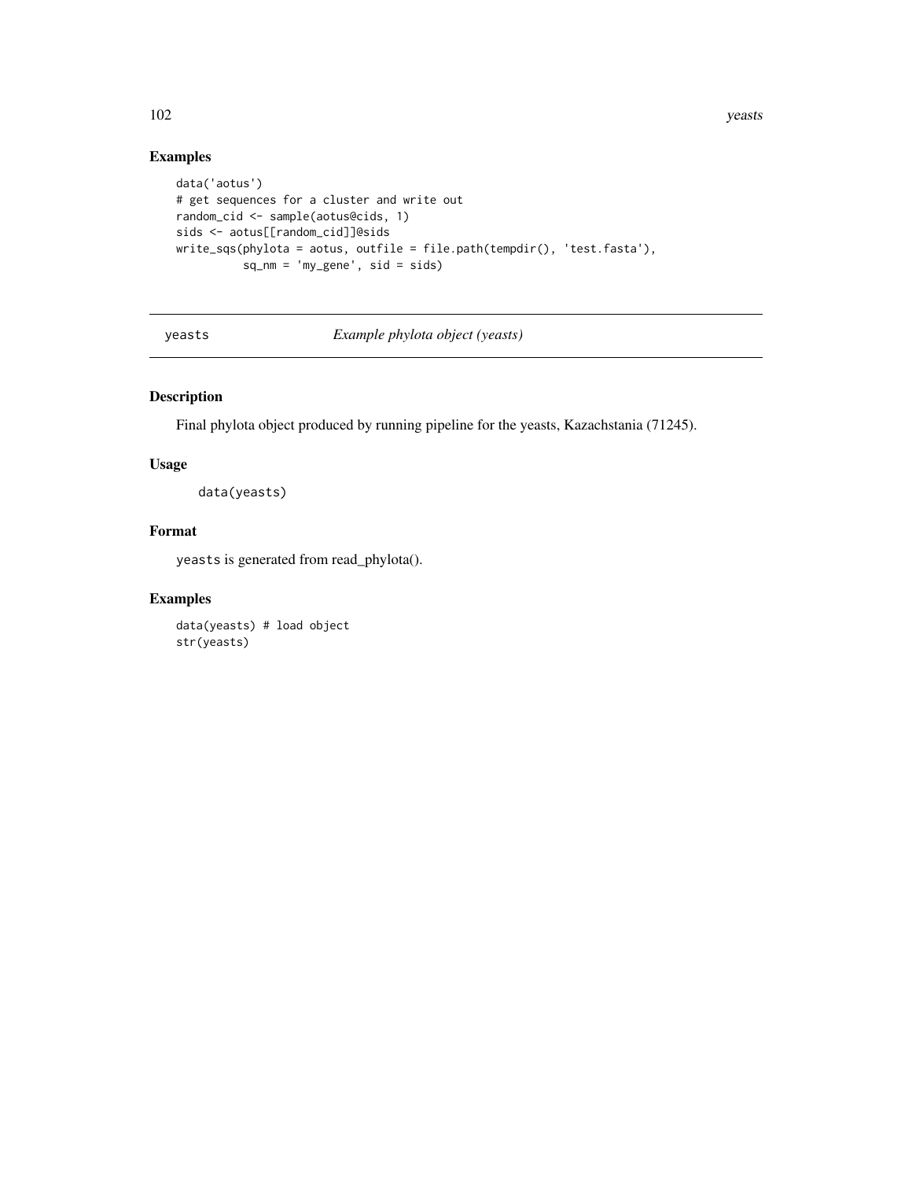## Examples

```
data('aotus')
# get sequences for a cluster and write out
random_cid <- sample(aotus@cids, 1)
sids <- aotus[[random_cid]]@sids
write_sqs(phylota = aotus, outfile = file.path(tempdir(), 'test.fasta'),
          sq_nm = 'my_gene', sid = sids)
```

---

# yeasts *Example phylota object (yeasts)*

---

## Description

Final phylota object produced by running pipeline for the yeasts, Kazachstania (71245).

## Usage

```
data(yeasts)
```

## Format

`yeasts` is generated from read_phylota().

## Examples

```
data(yeasts) # load object
str(yeasts)
```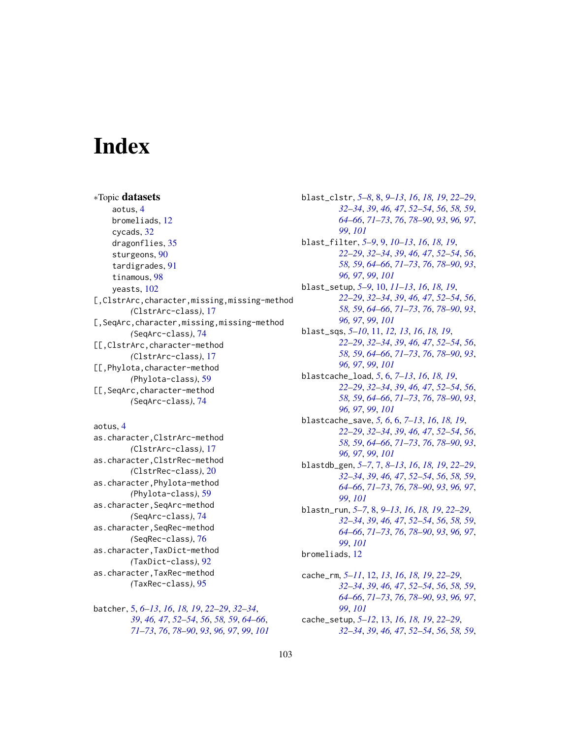# Index

*Topic **datasets**
- aotus, 4
- bromeliads, 12
- cycads, 32
- dragonflies, 35
- sturgeons, 90
- tardigrades, 91
- tinamous, 98
- yeasts, 102

[,ClstrArc,character,missing,missing-method *(*ClstrArc-class*)*, 17
[,SeqArc,character,missing,missing-method *(*SeqArc-class*)*, 74
[[,ClstrArc,character-method *(*ClstrArc-class*)*, 17
[[,Phylota,character-method *(*Phylota-class*)*, 59
[[,SeqArc,character-method *(*SeqArc-class*)*, 74

aotus, 4
as.character,ClstrArc-method *(*ClstrArc-class*)*, 17
as.character,ClstrRec-method *(*ClstrRec-class*)*, 20
as.character,Phylota-method *(*Phylota-class*)*, 59
as.character,SeqArc-method *(*SeqArc-class*)*, 74
as.character,SeqRec-method *(*SeqRec-class*)*, 76
as.character,TaxDict-method *(*TaxDict-class*)*, 92
as.character,TaxRec-method *(*TaxRec-class*)*, 95

batcher, 5, *6–13*, *16*, *18, 19*, *22–29*, *32–34*, *39*, *46, 47*, *52–54*, *56*, *58, 59*, *64–66*, *71–73*, *76*, *78–90*, *93*, *96, 97*, *99*, *101*

blast_clstr, *5–8*, 8, *9–13*, *16*, *18, 19*, *22–29*, *32–34*, *39*, *46, 47*, *52–54*, *56*, *58, 59*, *64–66*, *71–73*, *76*, *78–90*, *93*, *96, 97*, *99*, *101*

blast_filter, *5–9*, 9, *10–13*, *16*, *18, 19*, *22–29*, *32–34*, *39*, *46, 47*, *52–54*, *56*, *58, 59*, *64–66*, *71–73*, *76*, *78–90*, *93*, *96, 97*, *99*, *101*

blast_setup, *5–9*, 10, *11–13*, *16*, *18, 19*, *22–29*, *32–34*, *39*, *46, 47*, *52–54*, *56*, *58, 59*, *64–66*, *71–73*, *76*, *78–90*, *93*, *96, 97*, *99*, *101*

blast_sqs, *5–10*, 11, *12, 13*, *16*, *18, 19*, *22–29*, *32–34*, *39*, *46, 47*, *52–54*, *56*, *58, 59*, *64–66*, *71–73*, *76*, *78–90*, *93*, *96, 97*, *99*, *101*

blastcache_load, *5*, 6, *7–13*, *16*, *18, 19*, *22–29*, *32–34*, *39*, *46, 47*, *52–54*, *56*, *58, 59*, *64–66*, *71–73*, *76*, *78–90*, *93*, *96, 97*, *99*, *101*

blastcache_save, *5, 6*, 6, *7–13*, *16*, *18, 19*, *22–29*, *32–34*, *39*, *46, 47*, *52–54*, *56*, *58, 59*, *64–66*, *71–73*, *76*, *78–90*, *93*, *96, 97*, *99*, *101*

blastdb_gen, *5–7*, 7, *8–13*, *16*, *18, 19*, *22–29*, *32–34*, *39*, *46, 47*, *52–54*, *56*, *58, 59*, *64–66*, *71–73*, *76*, *78–90*, *93*, *96, 97*, *99*, *101*

blastn_run, *5–7*, 8, *9–13*, *16*, *18, 19*, *22–29*, *32–34*, *39*, *46, 47*, *52–54*, *56*, *58, 59*, *64–66*, *71–73*, *76*, *78–90*, *93*, *96, 97*, *99*, *101*

bromeliads, 12

cache_rm, *5–11*, 12, *13*, *16*, *18, 19*, *22–29*, *32–34*, *39*, *46, 47*, *52–54*, *56*, *58, 59*, *64–66*, *71–73*, *76*, *78–90*, *93*, *96, 97*, *99*, *101*

cache_setup, *5–12*, 13, *16*, *18, 19*, *22–29*, *32–34*, *39*, *46, 47*, *52–54*, *56*, *58, 59*,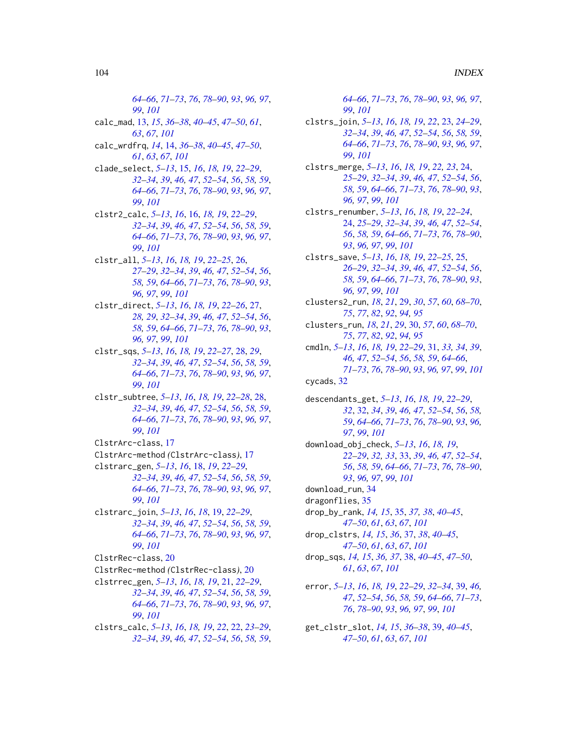64–66, 71–73, 76, 78–90, 93, 96, 97, 99, 101

calc_mad, 13, 15, 36–38, 40–45, 47–50, 61, 63, 67, 101

calc_wrdfrq, 14, 14, 36–38, 40–45, 47–50, 61, 63, 67, 101

clade_select, 5–13, 15, 16, 18, 19, 22–29, 32–34, 39, 46, 47, 52–54, 56, 58, 59, 64–66, 71–73, 76, 78–90, 93, 96, 97, 99, 101

clstr2_calc, 5–13, 16, 16, 18, 19, 22–29, 32–34, 39, 46, 47, 52–54, 56, 58, 59, 64–66, 71–73, 76, 78–90, 93, 96, 97, 99, 101

clstr_all, 5–13, 16, 18, 19, 22–25, 26, 27–29, 32–34, 39, 46, 47, 52–54, 56, 58, 59, 64–66, 71–73, 76, 78–90, 93, 96, 97, 99, 101

clstr_direct, 5–13, 16, 18, 19, 22–26, 27, 28, 29, 32–34, 39, 46, 47, 52–54, 56, 58, 59, 64–66, 71–73, 76, 78–90, 93, 96, 97, 99, 101

clstr_sqs, 5–13, 16, 18, 19, 22–27, 28, 29, 32–34, 39, 46, 47, 52–54, 56, 58, 59, 64–66, 71–73, 76, 78–90, 93, 96, 97, 99, 101

clstr_subtree, 5–13, 16, 18, 19, 22–28, 28, 32–34, 39, 46, 47, 52–54, 56, 58, 59, 64–66, 71–73, 76, 78–90, 93, 96, 97, 99, 101

ClstrArc-class, 17

ClstrArc-method (ClstrArc-class), 17

clstrarc_gen, 5–13, 16, 18, 19, 22–29, 32–34, 39, 46, 47, 52–54, 56, 58, 59, 64–66, 71–73, 76, 78–90, 93, 96, 97, 99, 101

clstrarc_join, 5–13, 16, 18, 19, 22–29, 32–34, 39, 46, 47, 52–54, 56, 58, 59, 64–66, 71–73, 76, 78–90, 93, 96, 97, 99, 101

ClstrRec-class, 20

ClstrRec-method (ClstrRec-class), 20

clstrrec_gen, 5–13, 16, 18, 19, 21, 22–29, 32–34, 39, 46, 47, 52–54, 56, 58, 59, 64–66, 71–73, 76, 78–90, 93, 96, 97, 99, 101

clstrs_calc, 5–13, 16, 18, 19, 22, 22, 23–29, 32–34, 39, 46, 47, 52–54, 56, 58, 59, 64–66, 71–73, 76, 78–90, 93, 96, 97, 99, 101

clstrs_join, 5–13, 16, 18, 19, 22, 23, 24–29, 32–34, 39, 46, 47, 52–54, 56, 58, 59, 64–66, 71–73, 76, 78–90, 93, 96, 97, 99, 101

clstrs_merge, 5–13, 16, 18, 19, 22, 23, 24, 25–29, 32–34, 39, 46, 47, 52–54, 56, 58, 59, 64–66, 71–73, 76, 78–90, 93, 96, 97, 99, 101

clstrs_renumber, 5–13, 16, 18, 19, 22–24, 24, 25–29, 32–34, 39, 46, 47, 52–54, 56, 58, 59, 64–66, 71–73, 76, 78–90, 93, 96, 97, 99, 101

clstrs_save, 5–13, 16, 18, 19, 22–25, 25, 26–29, 32–34, 39, 46, 47, 52–54, 56, 58, 59, 64–66, 71–73, 76, 78–90, 93, 96, 97, 99, 101

clusters2_run, 18, 21, 29, 30, 57, 60, 68–70, 75, 77, 82, 92, 94, 95

clusters_run, 18, 21, 29, 30, 57, 60, 68–70, 75, 77, 82, 92, 94, 95

cmdln, 5–13, 16, 18, 19, 22–29, 31, 33, 34, 39, 46, 47, 52–54, 56, 58, 59, 64–66, 71–73, 76, 78–90, 93, 96, 97, 99, 101

cycads, 32

descendants_get, 5–13, 16, 18, 19, 22–29, 32, 32, 34, 39, 46, 47, 52–54, 56, 58, 59, 64–66, 71–73, 76, 78–90, 93, 96, 97, 99, 101

download_obj_check, 5–13, 16, 18, 19, 22–29, 32, 33, 33, 39, 46, 47, 52–54, 56, 58, 59, 64–66, 71–73, 76, 78–90, 93, 96, 97, 99, 101

download_run, 34

dragonflies, 35

drop_by_rank, 14, 15, 35, 37, 38, 40–45, 47–50, 61, 63, 67, 101

drop_clstrs, 14, 15, 36, 37, 38, 40–45, 47–50, 61, 63, 67, 101

drop_sqs, 14, 15, 36, 37, 38, 40–45, 47–50, 61, 63, 67, 101

error, 5–13, 16, 18, 19, 22–29, 32–34, 39, 46, 47, 52–54, 56, 58, 59, 64–66, 71–73, 76, 78–90, 93, 96, 97, 99, 101

get_clstr_slot, 14, 15, 36–38, 39, 40–45, 47–50, 61, 63, 67, 101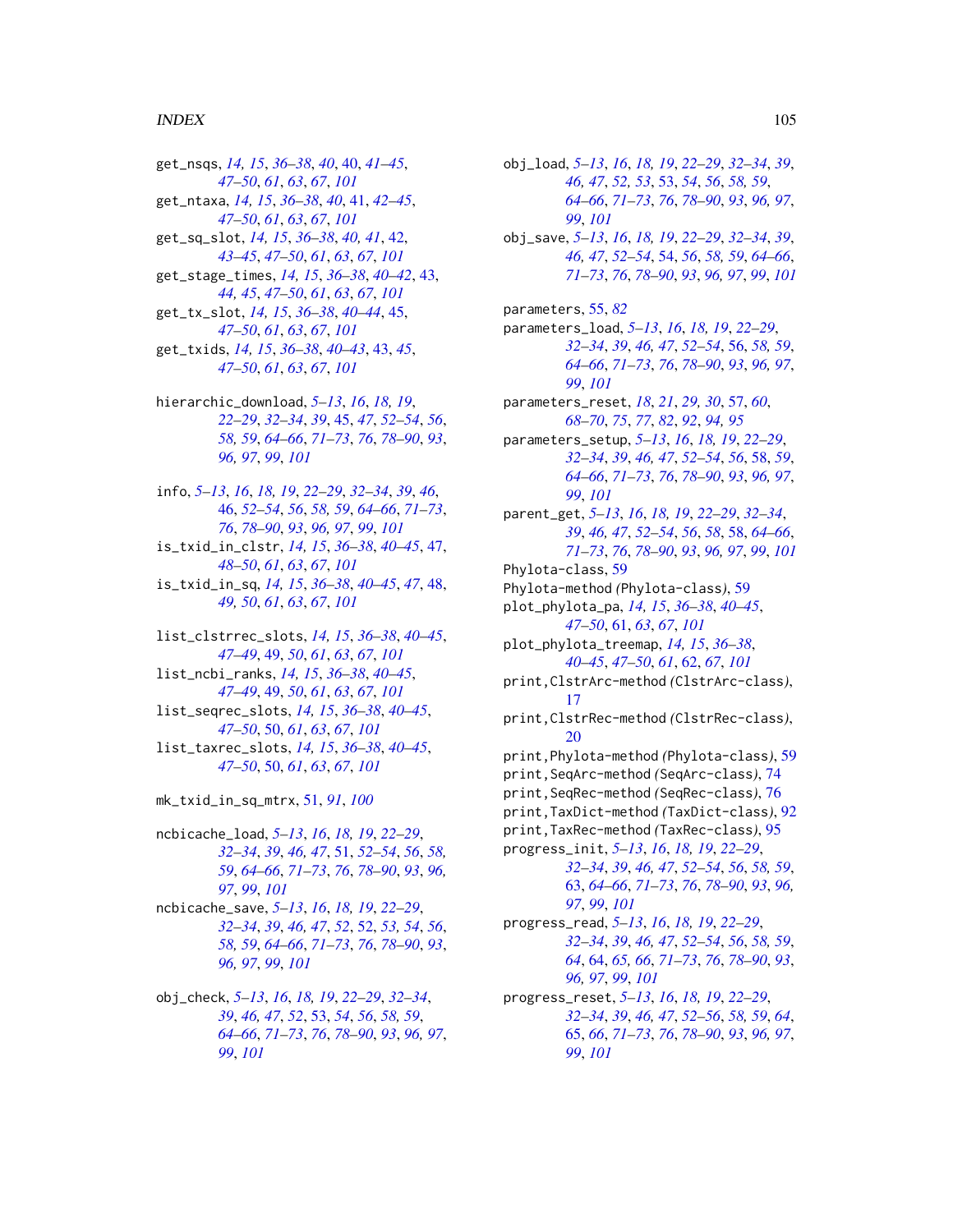get_nsqs, *14, 15*, *36–38*, *40*, 40, *41–45*, *47–50*, *61*, *63*, *67*, *101*
get_ntaxa, *14, 15*, *36–38*, *40*, 41, *42–45*, *47–50*, *61*, *63*, *67*, *101*
get_sq_slot, *14, 15*, *36–38*, *40, 41*, 42, *43–45*, *47–50*, *61*, *63*, *67*, *101*
get_stage_times, *14, 15*, *36–38*, *40–42*, 43, *44, 45*, *47–50*, *61*, *63*, *67*, *101*
get_tx_slot, *14, 15*, *36–38*, *40–44*, 45, *47–50*, *61*, *63*, *67*, *101*
get_txids, *14, 15*, *36–38*, *40–43*, 43, *45*, *47–50*, *61*, *63*, *67*, *101*

hierarchic_download, *5–13*, *16*, *18, 19*, *22–29*, *32–34*, *39*, 45, *47*, *52–54*, *56*, *58, 59*, *64–66*, *71–73*, *76*, *78–90*, *93*, *96, 97*, *99*, *101*

info, *5–13*, *16*, *18, 19*, *22–29*, *32–34*, *39*, *46*, 46, *52–54*, *56*, *58, 59*, *64–66*, *71–73*, *76*, *78–90*, *93*, *96, 97*, *99*, *101*
is_txid_in_clstr, *14, 15*, *36–38*, *40–45*, 47, *48–50*, *61*, *63*, *67*, *101*
is_txid_in_sq, *14, 15*, *36–38*, *40–45*, *47*, 48, *49, 50*, *61*, *63*, *67*, *101*

list_clstrrec_slots, *14, 15*, *36–38*, *40–45*, *47–49*, 49, *50*, *61*, *63*, *67*, *101*
list_ncbi_ranks, *14, 15*, *36–38*, *40–45*, *47–49*, 49, *50*, *61*, *63*, *67*, *101*
list_seqrec_slots, *14, 15*, *36–38*, *40–45*, *47–50*, 50, *61*, *63*, *67*, *101*
list_taxrec_slots, *14, 15*, *36–38*, *40–45*, *47–50*, 50, *61*, *63*, *67*, *101*

mk_txid_in_sq_mtrx, 51, *91*, *100*

ncbicache_load, *5–13*, *16*, *18, 19*, *22–29*, *32–34*, *39*, *46, 47*, 51, *52–54*, *56*, *58, 59*, *64–66*, *71–73*, *76*, *78–90*, *93*, *96, 97*, *99*, *101*
ncbicache_save, *5–13*, *16*, *18, 19*, *22–29*, *32–34*, *39*, *46, 47*, *52*, 52, *53, 54*, *56*, *58, 59*, *64–66*, *71–73*, *76*, *78–90*, *93*, *96, 97*, *99*, *101*

obj_check, *5–13*, *16*, *18, 19*, *22–29*, *32–34*, *39*, *46, 47*, *52*, 53, *54*, *56*, *58, 59*, *64–66*, *71–73*, *76*, *78–90*, *93*, *96, 97*, *99*, *101*
obj_load, *5–13*, *16*, *18, 19*, *22–29*, *32–34*, *39*, *46, 47*, *52, 53*, 53, *54*, *56*, *58, 59*, *64–66*, *71–73*, *76*, *78–90*, *93*, *96, 97*, *99*, *101*
obj_save, *5–13*, *16*, *18, 19*, *22–29*, *32–34*, *39*, *46, 47*, *52–54*, 54, *56*, *58, 59*, *64–66*, *71–73*, *76*, *78–90*, *93*, *96, 97*, *99*, *101*

parameters, 55, *82*
parameters_load, *5–13*, *16*, *18, 19*, *22–29*, *32–34*, *39*, *46, 47*, *52–54*, 56, *58, 59*, *64–66*, *71–73*, *76*, *78–90*, *93*, *96, 97*, *99*, *101*
parameters_reset, *18*, *21*, *29, 30*, 57, *60*, *68–70*, *75*, *77*, *82*, *92*, *94, 95*
parameters_setup, *5–13*, *16*, *18, 19*, *22–29*, *32–34*, *39*, *46, 47*, *52–54*, *56*, 58, *59*, *64–66*, *71–73*, *76*, *78–90*, *93*, *96, 97*, *99*, *101*
parent_get, *5–13*, *16*, *18, 19*, *22–29*, *32–34*, *39*, *46, 47*, *52–54*, *56*, *58*, 58, *64–66*, *71–73*, *76*, *78–90*, *93*, *96, 97*, *99*, *101*
Phylota-class, 59
Phylota-method *(Phylota-class)*, 59
plot_phylota_pa, *14, 15*, *36–38*, *40–45*, *47–50*, 61, *63*, *67*, *101*
plot_phylota_treemap, *14, 15*, *36–38*, *40–45*, *47–50*, *61*, 62, *67*, *101*
print,ClstrArc-method *(ClstrArc-class)*, 17
print,ClstrRec-method *(ClstrRec-class)*, 20
print,Phylota-method *(Phylota-class)*, 59
print,SeqArc-method *(SeqArc-class)*, 74
print,SeqRec-method *(SeqRec-class)*, 76
print,TaxDict-method *(TaxDict-class)*, 92
print,TaxRec-method *(TaxRec-class)*, 95
progress_init, *5–13*, *16*, *18, 19*, *22–29*, *32–34*, *39*, *46, 47*, *52–54*, *56*, *58, 59*, 63, *64–66*, *71–73*, *76*, *78–90*, *93*, *96, 97*, *99*, *101*
progress_read, *5–13*, *16*, *18, 19*, *22–29*, *32–34*, *39*, *46, 47*, *52–54*, *56*, *58, 59*, *64*, 64, *65, 66*, *71–73*, *76*, *78–90*, *93*, *96, 97*, *99*, *101*
progress_reset, *5–13*, *16*, *18, 19*, *22–29*, *32–34*, *39*, *46, 47*, *52–56*, *58, 59*, *64*, 65, *66*, *71–73*, *76*, *78–90*, *93*, *96, 97*, *99*, *101*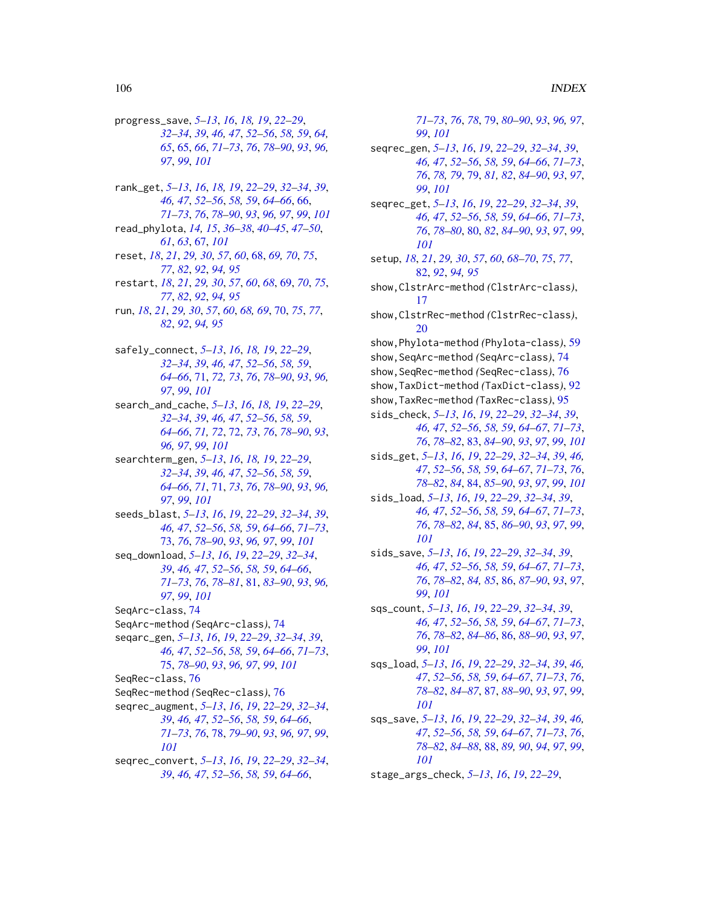progress_save, *5–13*, *16*, *18, 19*, *22–29*, *32–34*, *39*, *46, 47*, *52–56*, *58, 59*, *64, 65*, 65, *66*, *71–73*, *76*, *78–90*, *93*, *96, 97*, *99*, *101*

rank_get, *5–13*, *16*, *18, 19*, *22–29*, *32–34*, *39*, *46, 47*, *52–56*, *58, 59*, *64–66*, 66, *71–73*, *76*, *78–90*, *93*, *96, 97*, *99*, *101*
read_phylota, *14, 15*, *36–38*, *40–45*, *47–50*, *61*, *63*, 67, *101*
reset, *18*, *21*, *29, 30*, *57*, *60*, 68, *69, 70*, *75*, *77*, *82*, *92*, *94, 95*
restart, *18*, *21*, *29, 30*, *57*, *60*, *68*, 69, *70*, *75*, *77*, *82*, *92*, *94, 95*
run, *18*, *21*, *29, 30*, *57*, *60*, *68, 69*, 70, *75*, *77*, *82*, *92*, *94, 95*

safely_connect, *5–13*, *16*, *18, 19*, *22–29*, *32–34*, *39*, *46, 47*, *52–56*, *58, 59*, *64–66*, 71, *72, 73*, *76*, *78–90*, *93*, *96, 97*, *99*, *101*
search_and_cache, *5–13*, *16*, *18, 19*, *22–29*, *32–34*, *39*, *46, 47*, *52–56*, *58, 59*, *64–66*, *71, 72*, 72, *73*, *76*, *78–90*, *93*, *96, 97*, *99*, *101*
searchterm_gen, *5–13*, *16*, *18, 19*, *22–29*, *32–34*, *39*, *46, 47*, *52–56*, *58, 59*, *64–66*, *71*, 71, *73*, *76*, *78–90*, *93*, *96, 97*, *99*, *101*
seeds_blast, *5–13*, *16*, *19*, *22–29*, *32–34*, *39*, *46, 47*, *52–56*, *58, 59*, *64–66*, *71–73*, 73, *76*, *78–90*, *93*, *96, 97*, *99*, *101*
seq_download, *5–13*, *16*, *19*, *22–29*, *32–34*, *39*, *46, 47*, *52–56*, *58, 59*, *64–66*, *71–73*, *76*, *78–81*, 81, *83–90*, *93*, *96, 97*, *99*, *101*
SeqArc-class, 74
SeqArc-method *(SeqArc-class)*, 74
seqarc_gen, *5–13*, *16*, *19*, *22–29*, *32–34*, *39*, *46, 47*, *52–56*, *58, 59*, *64–66*, *71–73*, 75, *78–90*, *93*, *96, 97*, *99*, *101*
SeqRec-class, 76
SeqRec-method *(SeqRec-class)*, 76
seqrec_augment, *5–13*, *16*, *19*, *22–29*, *32–34*, *39*, *46, 47*, *52–56*, *58, 59*, *64–66*, *71–73*, *76*, 78, *79–90*, *93*, *96, 97*, *99*, *101*
seqrec_convert, *5–13*, *16*, *19*, *22–29*, *32–34*, *39*, *46, 47*, *52–56*, *58, 59*, *64–66*, *71–73*, *76*, *78*, 79, *80–90*, *93*, *96, 97*, *99*, *101*
seqrec_gen, *5–13*, *16*, *19*, *22–29*, *32–34*, *39*, *46, 47*, *52–56*, *58, 59*, *64–66*, *71–73*, *76*, *78, 79*, 79, *81, 82*, *84–90*, *93*, *97*, *99*, *101*
seqrec_get, *5–13*, *16*, *19*, *22–29*, *32–34*, *39*, *46, 47*, *52–56*, *58, 59*, *64–66*, *71–73*, *76*, *78–80*, 80, *82*, *84–90*, *93*, *97*, *99*, *101*
setup, *18*, *21*, *29, 30*, *57*, *60*, *68–70*, *75*, *77*, 82, *92*, *94, 95*
show,ClstrArc-method *(ClstrArc-class)*, 17
show,ClstrRec-method *(ClstrRec-class)*, 20
show,Phylota-method *(Phylota-class)*, 59
show,SeqArc-method *(SeqArc-class)*, 74
show,SeqRec-method *(SeqRec-class)*, 76
show,TaxDict-method *(TaxDict-class)*, 92
show,TaxRec-method *(TaxRec-class)*, 95
sids_check, *5–13*, *16*, *19*, *22–29*, *32–34*, *39*, *46, 47*, *52–56*, *58, 59*, *64–67*, *71–73*, *76*, *78–82*, 83, *84–90*, *93*, *97*, *99*, *101*
sids_get, *5–13*, *16*, *19*, *22–29*, *32–34*, *39*, *46, 47*, *52–56*, *58, 59*, *64–67*, *71–73*, *76*, *78–82*, *84*, 84, *85–90*, *93*, *97*, *99*, *101*
sids_load, *5–13*, *16*, *19*, *22–29*, *32–34*, *39*, *46, 47*, *52–56*, *58, 59*, *64–67*, *71–73*, *76*, *78–82*, *84*, 85, *86–90*, *93*, *97*, *99*, *101*
sids_save, *5–13*, *16*, *19*, *22–29*, *32–34*, *39*, *46, 47*, *52–56*, *58, 59*, *64–67*, *71–73*, *76*, *78–82*, *84, 85*, 86, *87–90*, *93*, *97*, *99*, *101*
sqs_count, *5–13*, *16*, *19*, *22–29*, *32–34*, *39*, *46, 47*, *52–56*, *58, 59*, *64–67*, *71–73*, *76*, *78–82*, *84–86*, 86, *88–90*, *93*, *97*, *99*, *101*
sqs_load, *5–13*, *16*, *19*, *22–29*, *32–34*, *39*, *46, 47*, *52–56*, *58, 59*, *64–67*, *71–73*, *76*, *78–82*, *84–87*, 87, *88–90*, *93*, *97*, *99*, *101*
sqs_save, *5–13*, *16*, *19*, *22–29*, *32–34*, *39*, *46, 47*, *52–56*, *58, 59*, *64–67*, *71–73*, *76*, *78–82*, *84–88*, 88, *89, 90*, *94*, *97*, *99*, *101*
stage_args_check, *5–13*, *16*, *19*, *22–29*,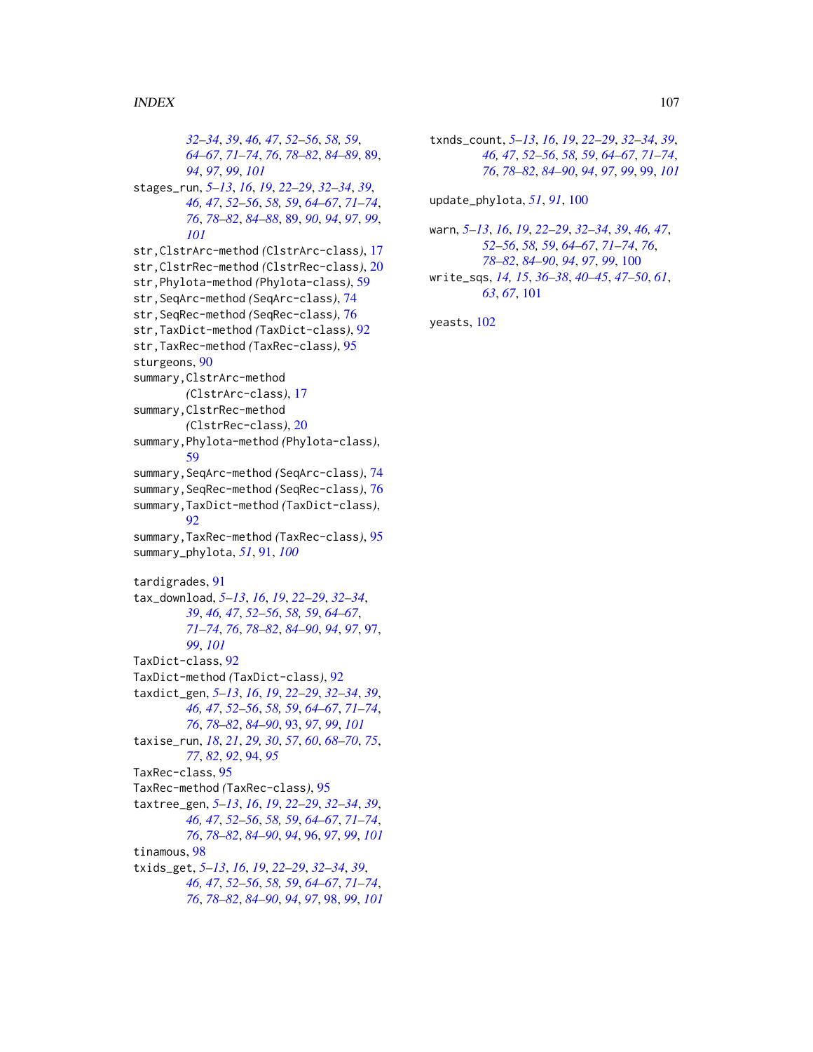*32–34*, *39*, *46, 47*, *52–56*, *58, 59*, *64–67*, *71–74*, *76*, *78–82*, *84–89*, 89, *94*, *97*, *99*, *101*

stages_run, *5–13*, *16*, *19*, *22–29*, *32–34*, *39*, *46, 47*, *52–56*, *58, 59*, *64–67*, *71–74*, *76*, *78–82*, *84–88*, 89, *90*, *94*, *97*, *99*, *101*

str,ClstrArc-method *(*ClstrArc-class*)*, 17

str,ClstrRec-method *(*ClstrRec-class*)*, 20

str,Phylota-method *(*Phylota-class*)*, 59

str,SeqArc-method *(*SeqArc-class*)*, 74

str,SeqRec-method *(*SeqRec-class*)*, 76

str,TaxDict-method *(*TaxDict-class*)*, 92

str,TaxRec-method *(*TaxRec-class*)*, 95

sturgeons, 90

summary,ClstrArc-method *(*ClstrArc-class*)*, 17

summary,ClstrRec-method *(*ClstrRec-class*)*, 20

summary,Phylota-method *(*Phylota-class*)*, 59

summary,SeqArc-method *(*SeqArc-class*)*, 74

summary,SeqRec-method *(*SeqRec-class*)*, 76

summary,TaxDict-method *(*TaxDict-class*)*, 92

summary,TaxRec-method *(*TaxRec-class*)*, 95

summary_phylota, *51*, 91, *100*

tardigrades, 91

tax_download, *5–13*, *16*, *19*, *22–29*, *32–34*, *39*, *46, 47*, *52–56*, *58, 59*, *64–67*, *71–74*, *76*, *78–82*, *84–90*, *94*, *97*, 97, *99*, *101*

TaxDict-class, 92

TaxDict-method *(*TaxDict-class*)*, 92

taxdict_gen, *5–13*, *16*, *19*, *22–29*, *32–34*, *39*, *46, 47*, *52–56*, *58, 59*, *64–67*, *71–74*, *76*, *78–82*, *84–90*, 93, *97*, *99*, *101*

taxise_run, *18*, *21*, *29, 30*, *57*, *60*, *68–70*, *75*, *77*, *82*, *92*, 94, *95*

TaxRec-class, 95

TaxRec-method *(*TaxRec-class*)*, 95

taxtree_gen, *5–13*, *16*, *19*, *22–29*, *32–34*, *39*, *46, 47*, *52–56*, *58, 59*, *64–67*, *71–74*, *76*, *78–82*, *84–90*, *94*, 96, *97*, *99*, *101*

tinamous, 98

txids_get, *5–13*, *16*, *19*, *22–29*, *32–34*, *39*, *46, 47*, *52–56*, *58, 59*, *64–67*, *71–74*, *76*, *78–82*, *84–90*, *94*, *97*, 98, *99*, *101*

txnds_count, *5–13*, *16*, *19*, *22–29*, *32–34*, *39*, *46, 47*, *52–56*, *58, 59*, *64–67*, *71–74*, *76*, *78–82*, *84–90*, *94*, *97*, *99*, 99, *101*

update_phylota, *51*, *91*, 100

warn, *5–13*, *16*, *19*, *22–29*, *32–34*, *39*, *46, 47*, *52–56*, *58, 59*, *64–67*, *71–74*, *76*, *78–82*, *84–90*, *94*, *97*, *99*, 100

write_sqs, *14, 15*, *36–38*, *40–45*, *47–50*, *61*, *63*, *67*, 101

yeasts, 102